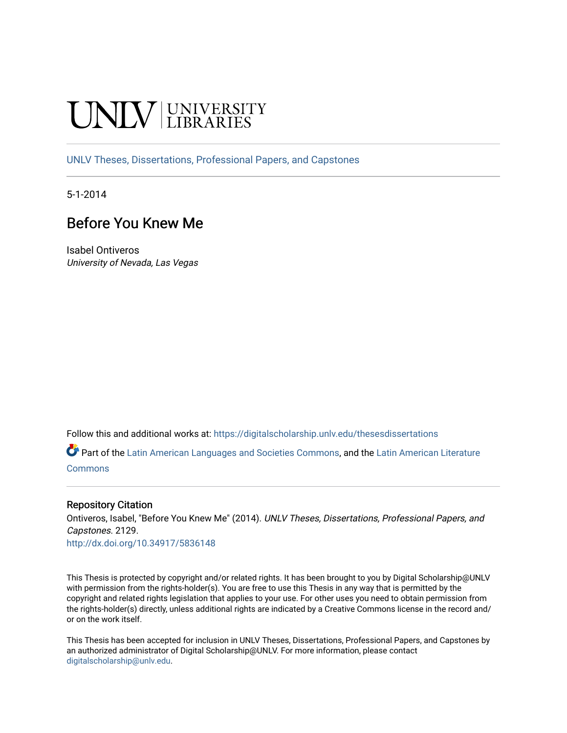UNLV | UNIVERSITY LIBRARIES

UNLV Theses, Dissertations, Professional Papers, and Capstones

5-1-2014

# Before You Knew Me

Isabel Ontiveros
*University of Nevada, Las Vegas*

Follow this and additional works at: https://digitalscholarship.unlv.edu/thesesdissertations

Part of the Latin American Languages and Societies Commons, and the Latin American Literature Commons

## Repository Citation

Ontiveros, Isabel, "Before You Knew Me" (2014). *UNLV Theses, Dissertations, Professional Papers, and Capstones*. 2129.
http://dx.doi.org/10.34917/5836148

This Thesis is protected by copyright and/or related rights. It has been brought to you by Digital Scholarship@UNLV with permission from the rights-holder(s). You are free to use this Thesis in any way that is permitted by the copyright and related rights legislation that applies to your use. For other uses you need to obtain permission from the rights-holder(s) directly, unless additional rights are indicated by a Creative Commons license in the record and/or on the work itself.

This Thesis has been accepted for inclusion in UNLV Theses, Dissertations, Professional Papers, and Capstones by an authorized administrator of Digital Scholarship@UNLV. For more information, please contact digitalscholarship@unlv.edu.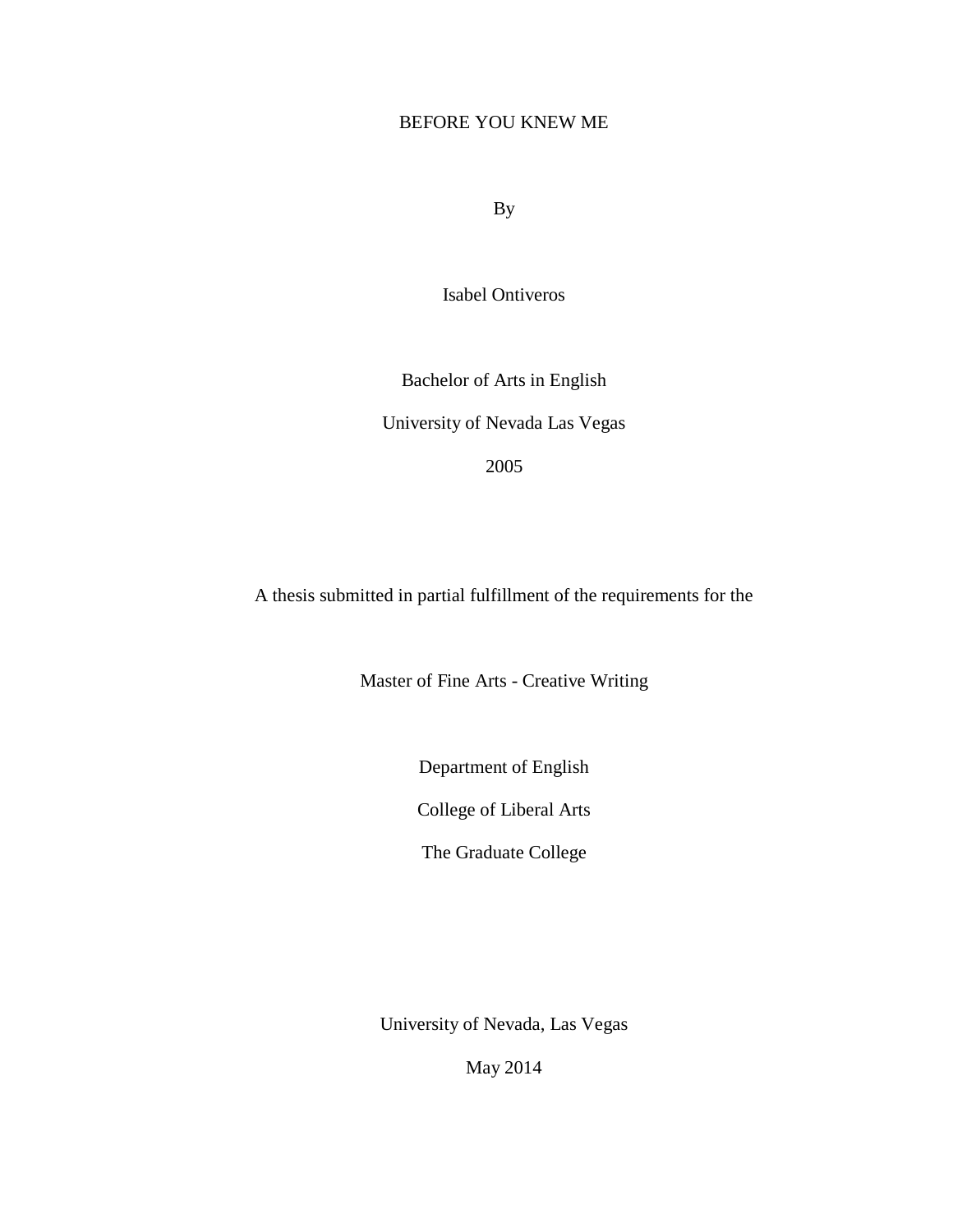# BEFORE YOU KNEW ME

By

Isabel Ontiveros

Bachelor of Arts in English

University of Nevada Las Vegas

2005

A thesis submitted in partial fulfillment of the requirements for the

Master of Fine Arts - Creative Writing

Department of English

College of Liberal Arts

The Graduate College

University of Nevada, Las Vegas

May 2014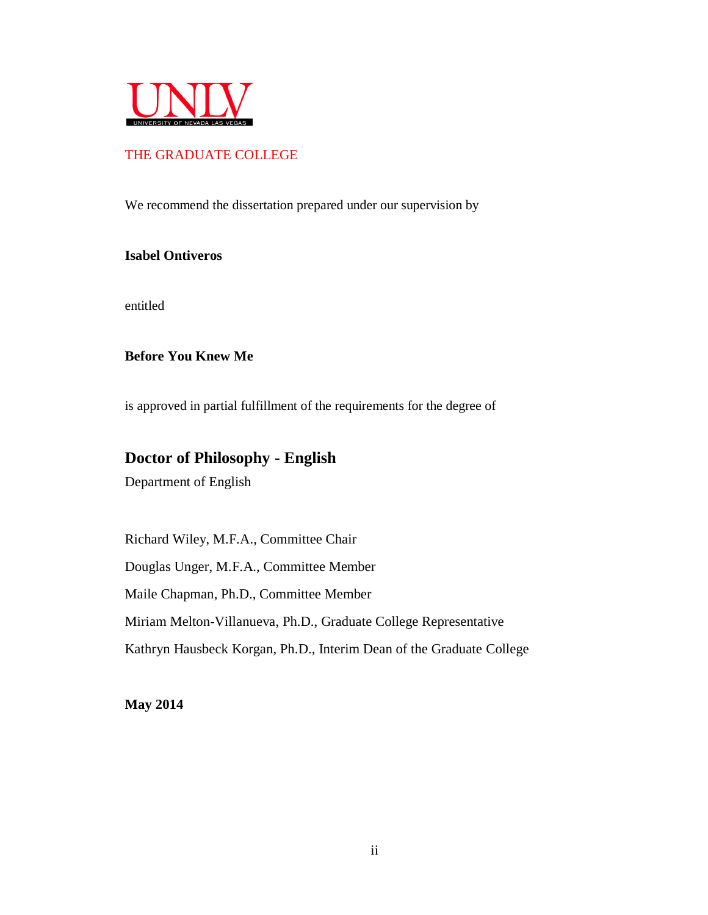UNLV

UNIVERSITY OF NEVADA LAS VEGAS

THE GRADUATE COLLEGE

We recommend the dissertation prepared under our supervision by

**Isabel Ontiveros**

entitled

**Before You Knew Me**

is approved in partial fulfillment of the requirements for the degree of

## Doctor of Philosophy - English

Department of English

Richard Wiley, M.F.A., Committee Chair

Douglas Unger, M.F.A., Committee Member

Maile Chapman, Ph.D., Committee Member

Miriam Melton-Villanueva, Ph.D., Graduate College Representative

Kathryn Hausbeck Korgan, Ph.D., Interim Dean of the Graduate College

**May 2014**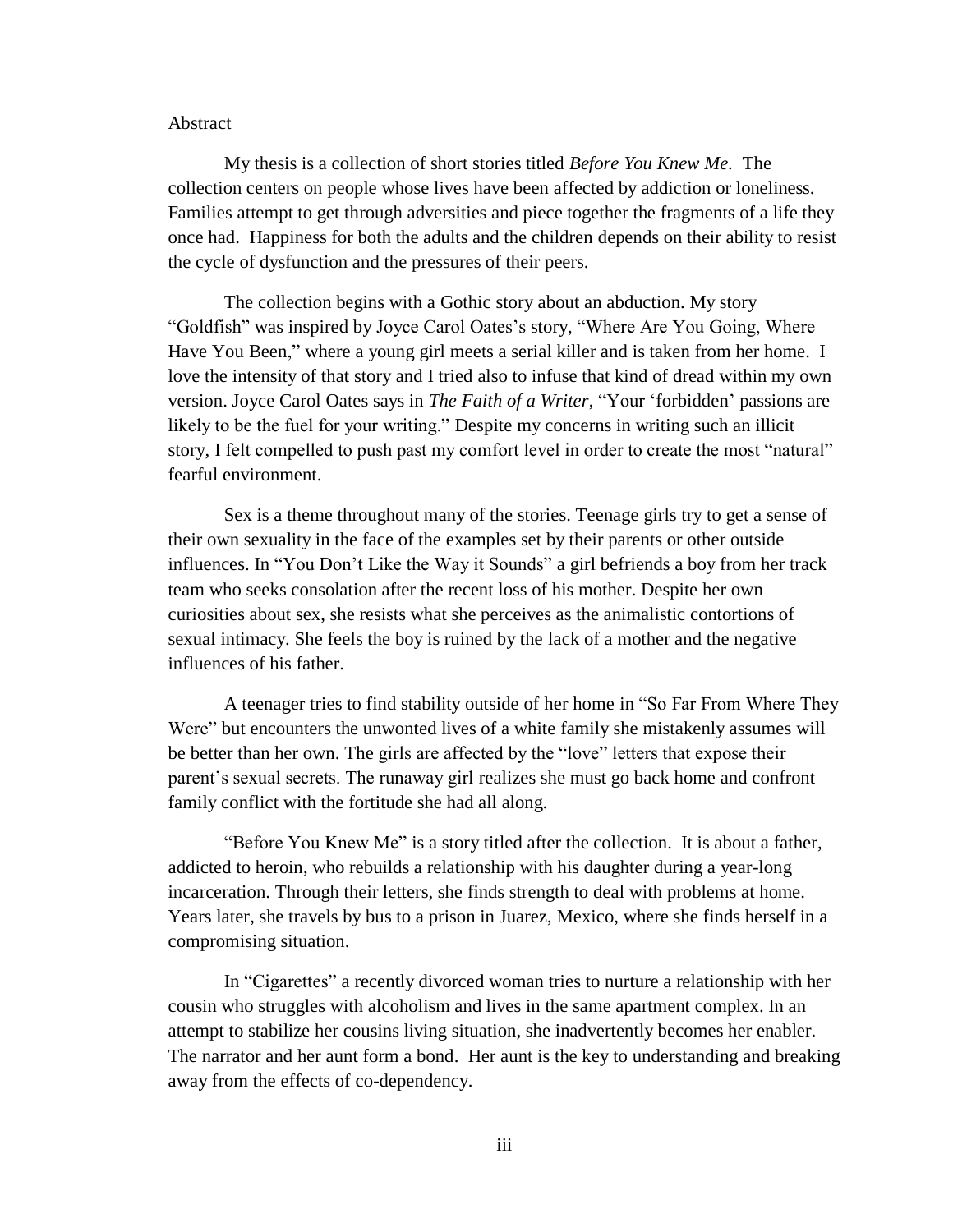Abstract

My thesis is a collection of short stories titled *Before You Knew Me.* The collection centers on people whose lives have been affected by addiction or loneliness. Families attempt to get through adversities and piece together the fragments of a life they once had. Happiness for both the adults and the children depends on their ability to resist the cycle of dysfunction and the pressures of their peers.

The collection begins with a Gothic story about an abduction. My story "Goldfish" was inspired by Joyce Carol Oates's story, "Where Are You Going, Where Have You Been," where a young girl meets a serial killer and is taken from her home. I love the intensity of that story and I tried also to infuse that kind of dread within my own version. Joyce Carol Oates says in *The Faith of a Writer*, "Your 'forbidden' passions are likely to be the fuel for your writing." Despite my concerns in writing such an illicit story, I felt compelled to push past my comfort level in order to create the most "natural" fearful environment.

Sex is a theme throughout many of the stories. Teenage girls try to get a sense of their own sexuality in the face of the examples set by their parents or other outside influences. In "You Don't Like the Way it Sounds" a girl befriends a boy from her track team who seeks consolation after the recent loss of his mother. Despite her own curiosities about sex, she resists what she perceives as the animalistic contortions of sexual intimacy. She feels the boy is ruined by the lack of a mother and the negative influences of his father.

A teenager tries to find stability outside of her home in "So Far From Where They Were" but encounters the unwonted lives of a white family she mistakenly assumes will be better than her own. The girls are affected by the "love" letters that expose their parent's sexual secrets. The runaway girl realizes she must go back home and confront family conflict with the fortitude she had all along.

"Before You Knew Me" is a story titled after the collection. It is about a father, addicted to heroin, who rebuilds a relationship with his daughter during a year-long incarceration. Through their letters, she finds strength to deal with problems at home. Years later, she travels by bus to a prison in Juarez, Mexico, where she finds herself in a compromising situation.

In "Cigarettes" a recently divorced woman tries to nurture a relationship with her cousin who struggles with alcoholism and lives in the same apartment complex. In an attempt to stabilize her cousins living situation, she inadvertently becomes her enabler. The narrator and her aunt form a bond. Her aunt is the key to understanding and breaking away from the effects of co-dependency.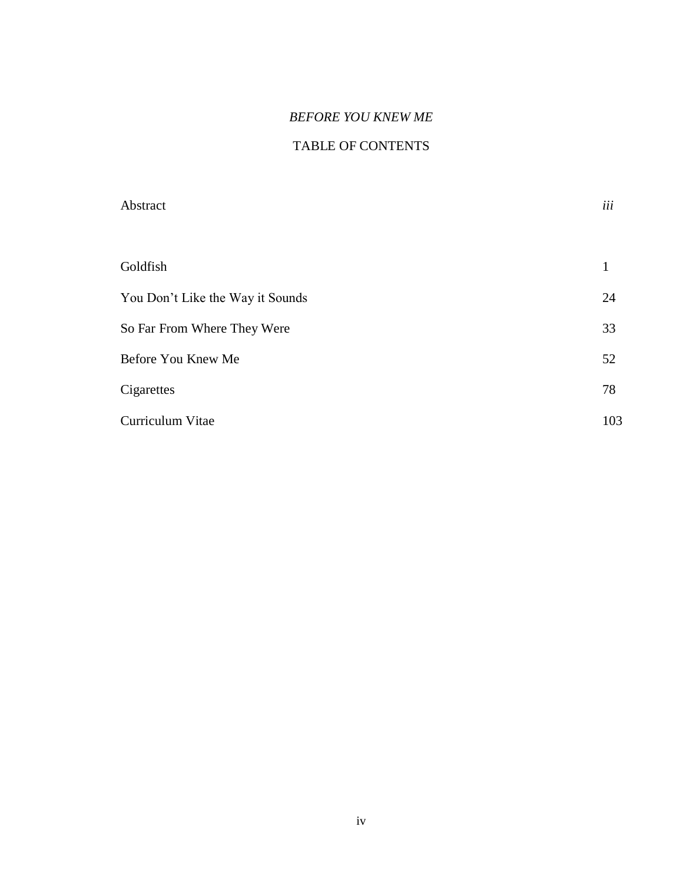*BEFORE YOU KNEW ME*

TABLE OF CONTENTS

| | |
|---|---|
| Abstract | *iii* |
| Goldfish | 1 |
| You Don't Like the Way it Sounds | 24 |
| So Far From Where They Were | 33 |
| Before You Knew Me | 52 |
| Cigarettes | 78 |
| Curriculum Vitae | 103 |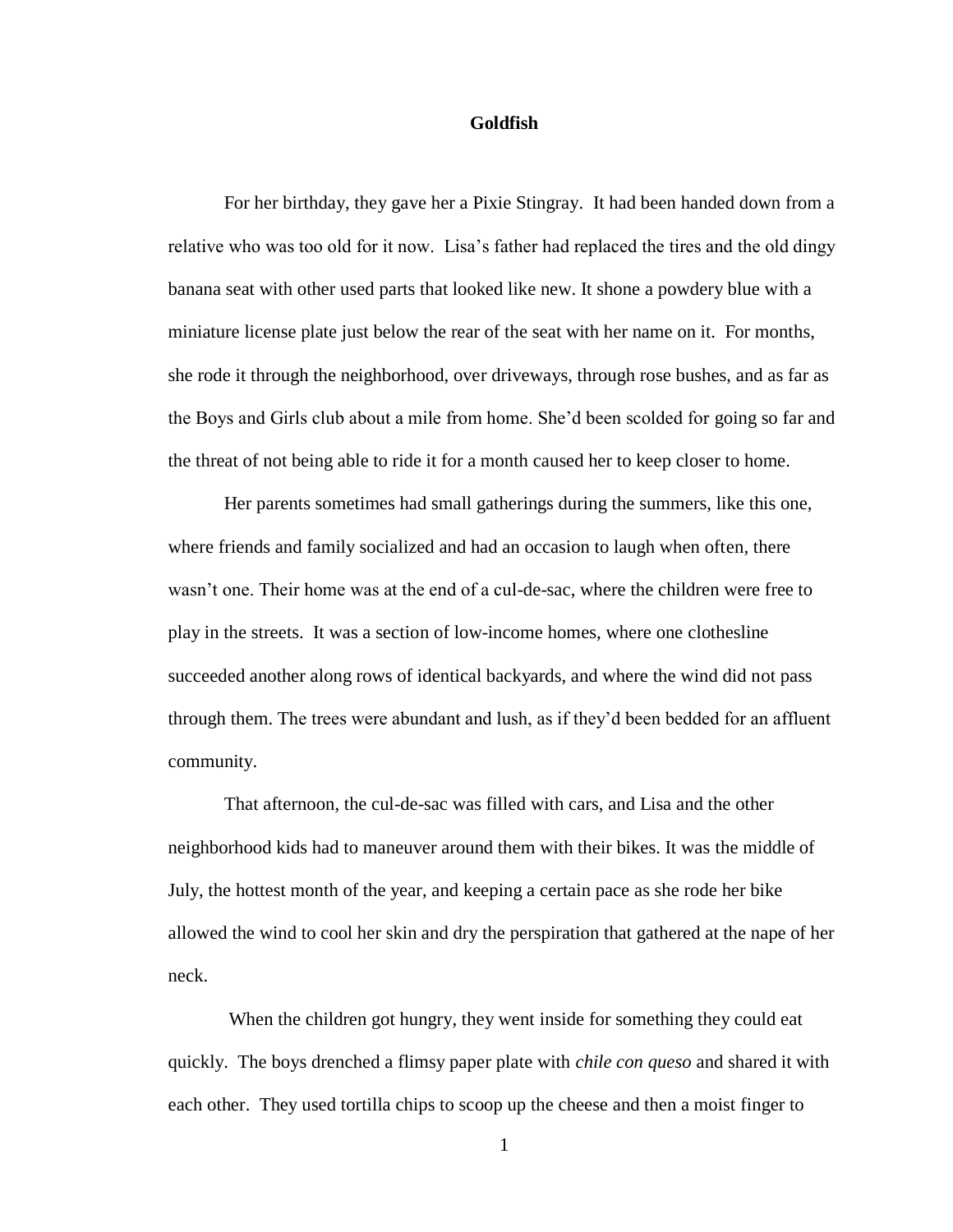**Goldfish**

For her birthday, they gave her a Pixie Stingray. It had been handed down from a relative who was too old for it now. Lisa's father had replaced the tires and the old dingy banana seat with other used parts that looked like new. It shone a powdery blue with a miniature license plate just below the rear of the seat with her name on it. For months, she rode it through the neighborhood, over driveways, through rose bushes, and as far as the Boys and Girls club about a mile from home. She'd been scolded for going so far and the threat of not being able to ride it for a month caused her to keep closer to home.

Her parents sometimes had small gatherings during the summers, like this one, where friends and family socialized and had an occasion to laugh when often, there wasn't one. Their home was at the end of a cul-de-sac, where the children were free to play in the streets. It was a section of low-income homes, where one clothesline succeeded another along rows of identical backyards, and where the wind did not pass through them. The trees were abundant and lush, as if they'd been bedded for an affluent community.

That afternoon, the cul-de-sac was filled with cars, and Lisa and the other neighborhood kids had to maneuver around them with their bikes. It was the middle of July, the hottest month of the year, and keeping a certain pace as she rode her bike allowed the wind to cool her skin and dry the perspiration that gathered at the nape of her neck.

When the children got hungry, they went inside for something they could eat quickly. The boys drenched a flimsy paper plate with *chile con queso* and shared it with each other. They used tortilla chips to scoop up the cheese and then a moist finger to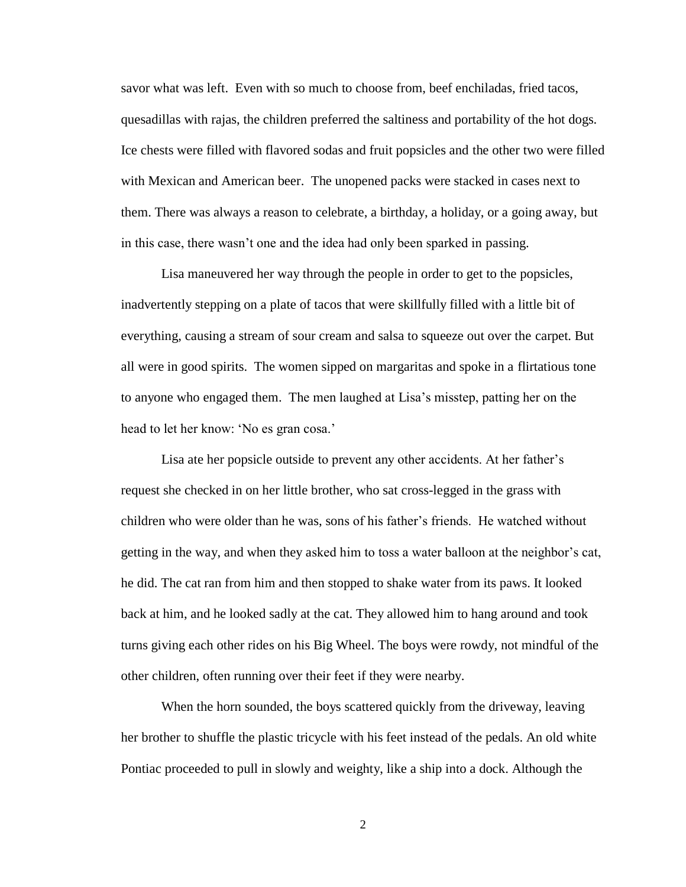savor what was left. Even with so much to choose from, beef enchiladas, fried tacos, quesadillas with rajas, the children preferred the saltiness and portability of the hot dogs. Ice chests were filled with flavored sodas and fruit popsicles and the other two were filled with Mexican and American beer. The unopened packs were stacked in cases next to them. There was always a reason to celebrate, a birthday, a holiday, or a going away, but in this case, there wasn't one and the idea had only been sparked in passing.

Lisa maneuvered her way through the people in order to get to the popsicles, inadvertently stepping on a plate of tacos that were skillfully filled with a little bit of everything, causing a stream of sour cream and salsa to squeeze out over the carpet. But all were in good spirits. The women sipped on margaritas and spoke in a flirtatious tone to anyone who engaged them. The men laughed at Lisa's misstep, patting her on the head to let her know: 'No es gran cosa.'

Lisa ate her popsicle outside to prevent any other accidents. At her father's request she checked in on her little brother, who sat cross-legged in the grass with children who were older than he was, sons of his father's friends. He watched without getting in the way, and when they asked him to toss a water balloon at the neighbor's cat, he did. The cat ran from him and then stopped to shake water from its paws. It looked back at him, and he looked sadly at the cat. They allowed him to hang around and took turns giving each other rides on his Big Wheel. The boys were rowdy, not mindful of the other children, often running over their feet if they were nearby.

When the horn sounded, the boys scattered quickly from the driveway, leaving her brother to shuffle the plastic tricycle with his feet instead of the pedals. An old white Pontiac proceeded to pull in slowly and weighty, like a ship into a dock. Although the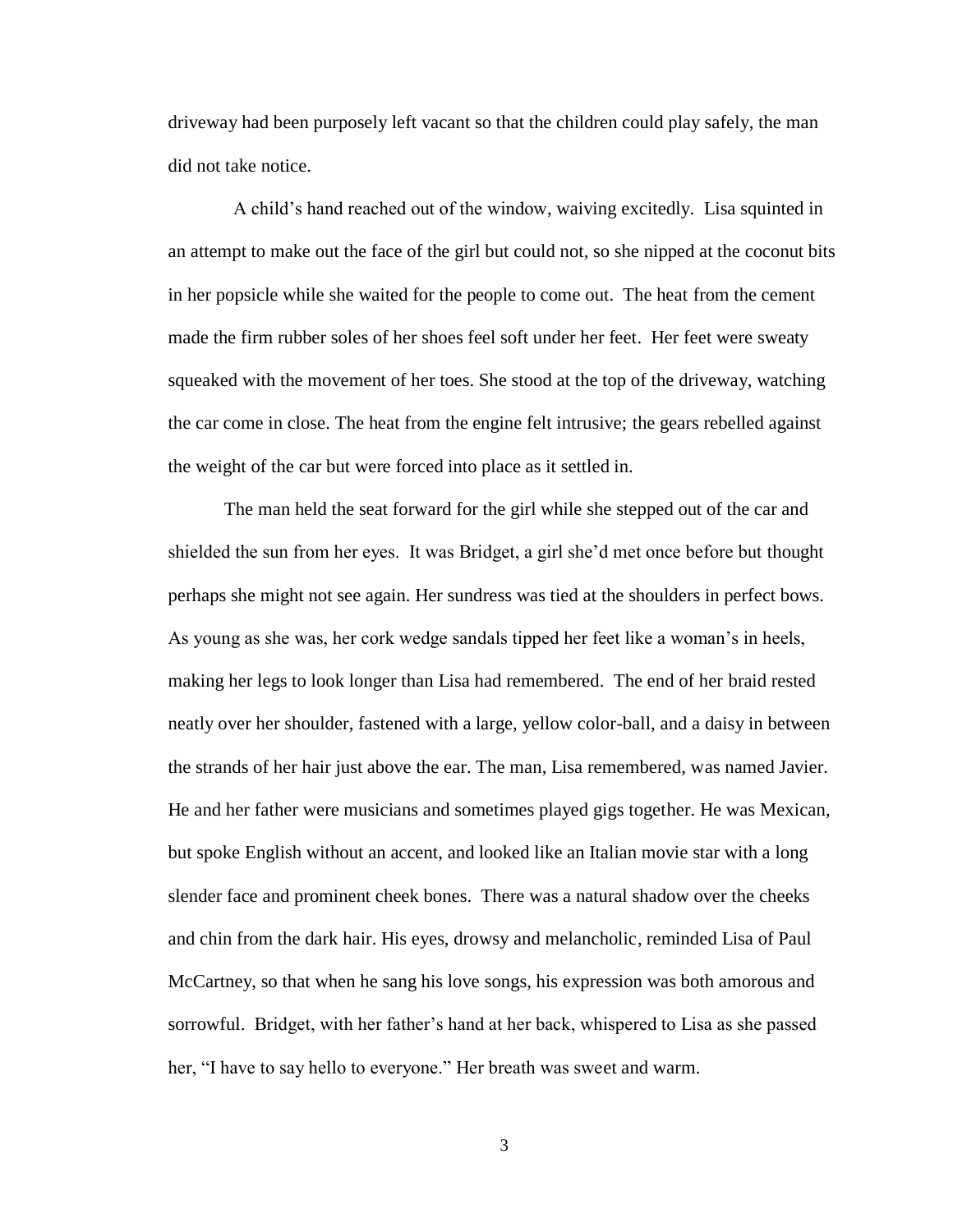driveway had been purposely left vacant so that the children could play safely, the man did not take notice.

A child's hand reached out of the window, waiving excitedly. Lisa squinted in an attempt to make out the face of the girl but could not, so she nipped at the coconut bits in her popsicle while she waited for the people to come out. The heat from the cement made the firm rubber soles of her shoes feel soft under her feet. Her feet were sweaty squeaked with the movement of her toes. She stood at the top of the driveway, watching the car come in close. The heat from the engine felt intrusive; the gears rebelled against the weight of the car but were forced into place as it settled in.

The man held the seat forward for the girl while she stepped out of the car and shielded the sun from her eyes. It was Bridget, a girl she'd met once before but thought perhaps she might not see again. Her sundress was tied at the shoulders in perfect bows. As young as she was, her cork wedge sandals tipped her feet like a woman's in heels, making her legs to look longer than Lisa had remembered. The end of her braid rested neatly over her shoulder, fastened with a large, yellow color-ball, and a daisy in between the strands of her hair just above the ear. The man, Lisa remembered, was named Javier. He and her father were musicians and sometimes played gigs together. He was Mexican, but spoke English without an accent, and looked like an Italian movie star with a long slender face and prominent cheek bones. There was a natural shadow over the cheeks and chin from the dark hair. His eyes, drowsy and melancholic, reminded Lisa of Paul McCartney, so that when he sang his love songs, his expression was both amorous and sorrowful. Bridget, with her father's hand at her back, whispered to Lisa as she passed her, "I have to say hello to everyone." Her breath was sweet and warm.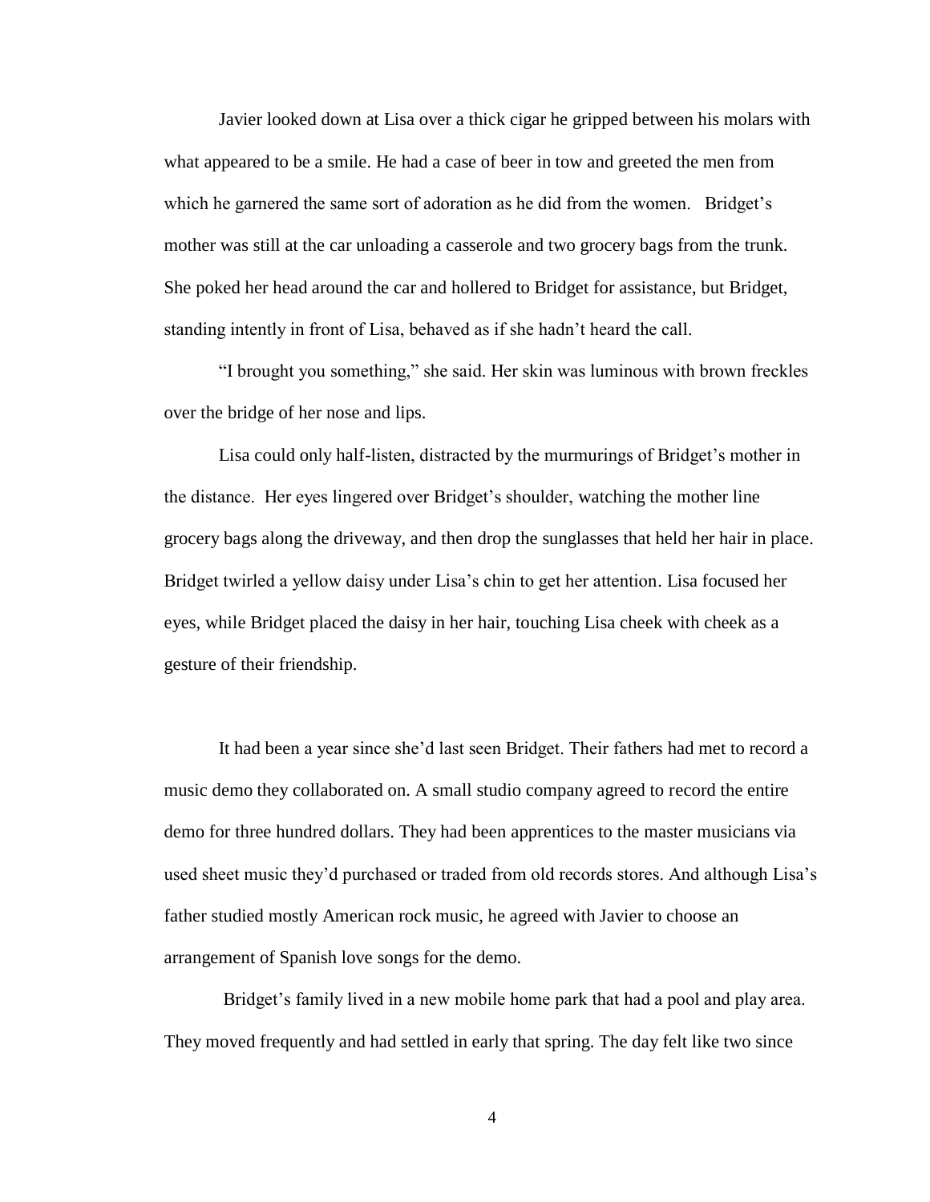Javier looked down at Lisa over a thick cigar he gripped between his molars with what appeared to be a smile. He had a case of beer in tow and greeted the men from which he garnered the same sort of adoration as he did from the women. Bridget's mother was still at the car unloading a casserole and two grocery bags from the trunk. She poked her head around the car and hollered to Bridget for assistance, but Bridget, standing intently in front of Lisa, behaved as if she hadn't heard the call.

"I brought you something," she said. Her skin was luminous with brown freckles over the bridge of her nose and lips.

Lisa could only half-listen, distracted by the murmurings of Bridget's mother in the distance. Her eyes lingered over Bridget's shoulder, watching the mother line grocery bags along the driveway, and then drop the sunglasses that held her hair in place. Bridget twirled a yellow daisy under Lisa's chin to get her attention. Lisa focused her eyes, while Bridget placed the daisy in her hair, touching Lisa cheek with cheek as a gesture of their friendship.

It had been a year since she'd last seen Bridget. Their fathers had met to record a music demo they collaborated on. A small studio company agreed to record the entire demo for three hundred dollars. They had been apprentices to the master musicians via used sheet music they'd purchased or traded from old records stores. And although Lisa's father studied mostly American rock music, he agreed with Javier to choose an arrangement of Spanish love songs for the demo.

Bridget's family lived in a new mobile home park that had a pool and play area. They moved frequently and had settled in early that spring. The day felt like two since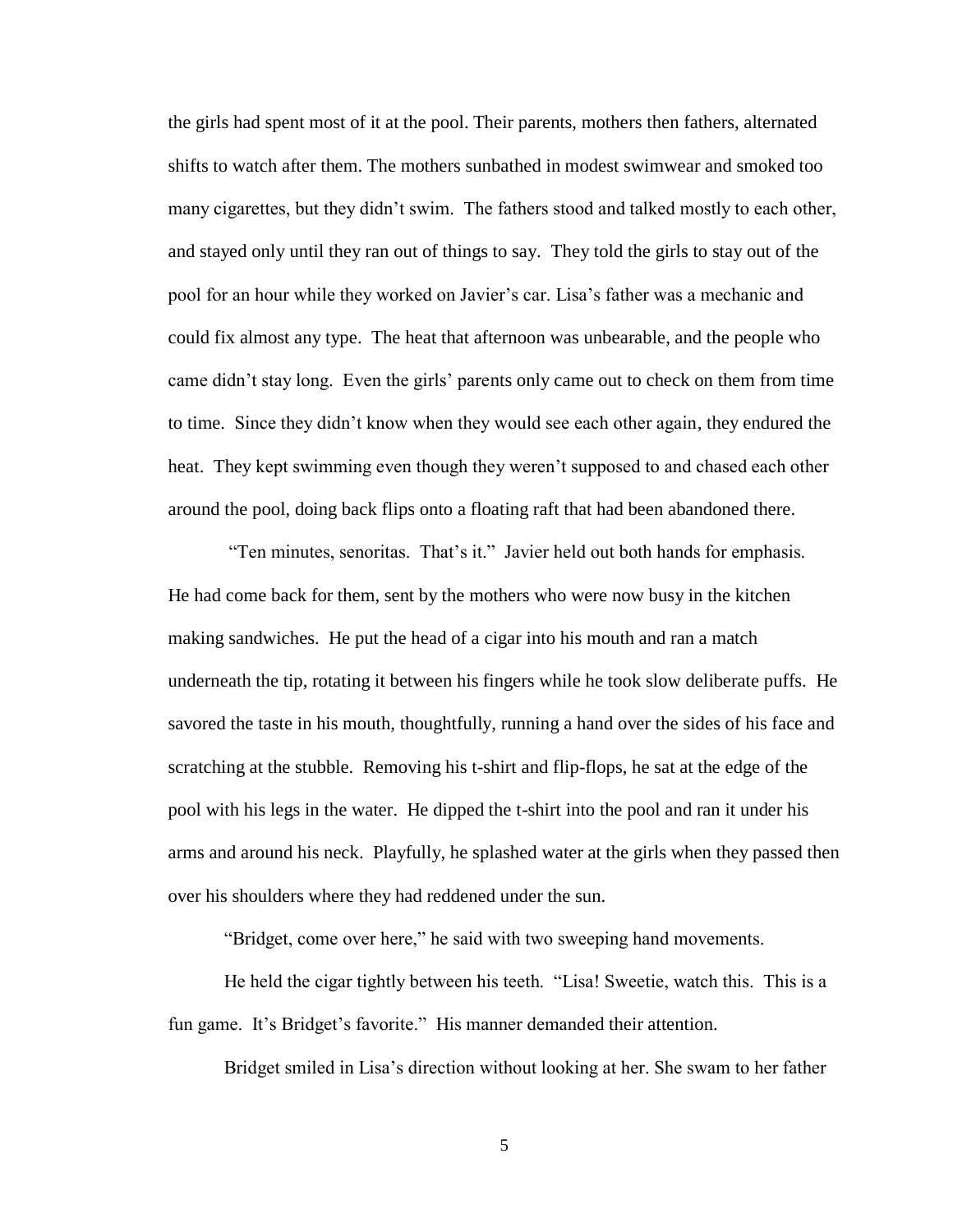the girls had spent most of it at the pool. Their parents, mothers then fathers, alternated shifts to watch after them. The mothers sunbathed in modest swimwear and smoked too many cigarettes, but they didn't swim. The fathers stood and talked mostly to each other, and stayed only until they ran out of things to say. They told the girls to stay out of the pool for an hour while they worked on Javier's car. Lisa's father was a mechanic and could fix almost any type. The heat that afternoon was unbearable, and the people who came didn't stay long. Even the girls' parents only came out to check on them from time to time. Since they didn't know when they would see each other again, they endured the heat. They kept swimming even though they weren't supposed to and chased each other around the pool, doing back flips onto a floating raft that had been abandoned there.

"Ten minutes, senoritas. That's it." Javier held out both hands for emphasis. He had come back for them, sent by the mothers who were now busy in the kitchen making sandwiches. He put the head of a cigar into his mouth and ran a match underneath the tip, rotating it between his fingers while he took slow deliberate puffs. He savored the taste in his mouth, thoughtfully, running a hand over the sides of his face and scratching at the stubble. Removing his t-shirt and flip-flops, he sat at the edge of the pool with his legs in the water. He dipped the t-shirt into the pool and ran it under his arms and around his neck. Playfully, he splashed water at the girls when they passed then over his shoulders where they had reddened under the sun.

"Bridget, come over here," he said with two sweeping hand movements.

He held the cigar tightly between his teeth. "Lisa! Sweetie, watch this. This is a fun game. It's Bridget's favorite." His manner demanded their attention.

Bridget smiled in Lisa's direction without looking at her. She swam to her father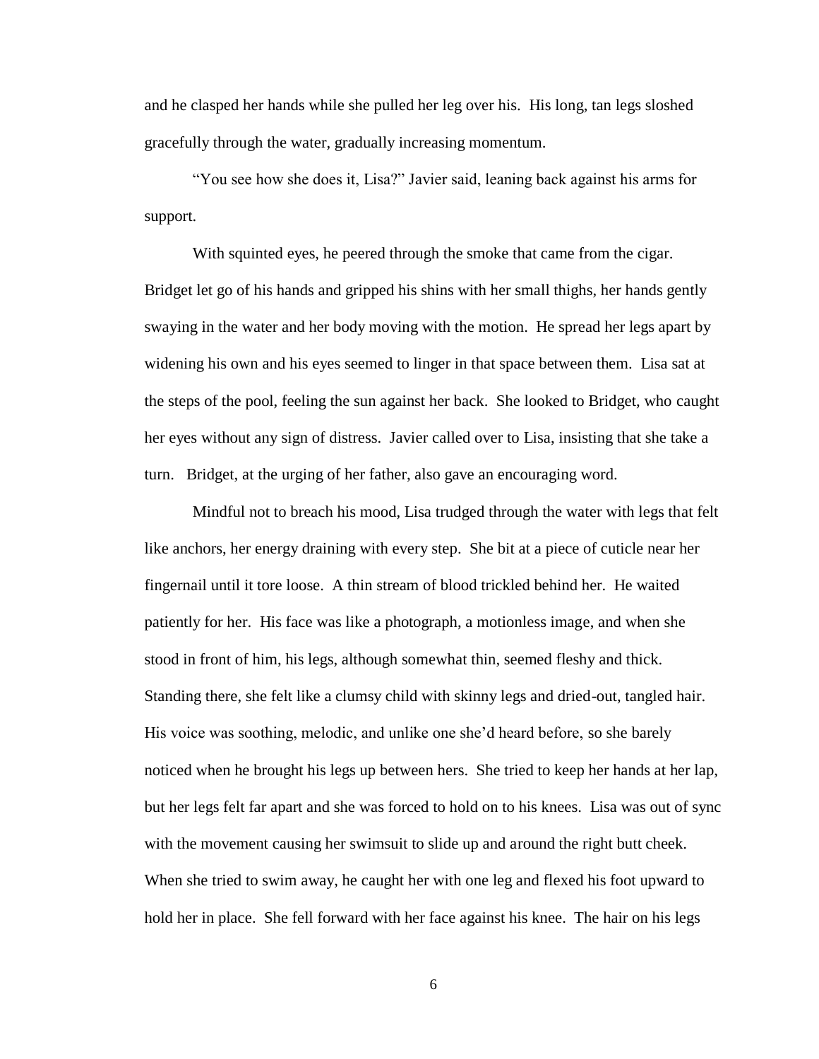and he clasped her hands while she pulled her leg over his. His long, tan legs sloshed gracefully through the water, gradually increasing momentum.

"You see how she does it, Lisa?" Javier said, leaning back against his arms for support.

With squinted eyes, he peered through the smoke that came from the cigar. Bridget let go of his hands and gripped his shins with her small thighs, her hands gently swaying in the water and her body moving with the motion. He spread her legs apart by widening his own and his eyes seemed to linger in that space between them. Lisa sat at the steps of the pool, feeling the sun against her back. She looked to Bridget, who caught her eyes without any sign of distress. Javier called over to Lisa, insisting that she take a turn. Bridget, at the urging of her father, also gave an encouraging word.

Mindful not to breach his mood, Lisa trudged through the water with legs that felt like anchors, her energy draining with every step. She bit at a piece of cuticle near her fingernail until it tore loose. A thin stream of blood trickled behind her. He waited patiently for her. His face was like a photograph, a motionless image, and when she stood in front of him, his legs, although somewhat thin, seemed fleshy and thick. Standing there, she felt like a clumsy child with skinny legs and dried-out, tangled hair. His voice was soothing, melodic, and unlike one she'd heard before, so she barely noticed when he brought his legs up between hers. She tried to keep her hands at her lap, but her legs felt far apart and she was forced to hold on to his knees. Lisa was out of sync with the movement causing her swimsuit to slide up and around the right butt cheek. When she tried to swim away, he caught her with one leg and flexed his foot upward to hold her in place. She fell forward with her face against his knee. The hair on his legs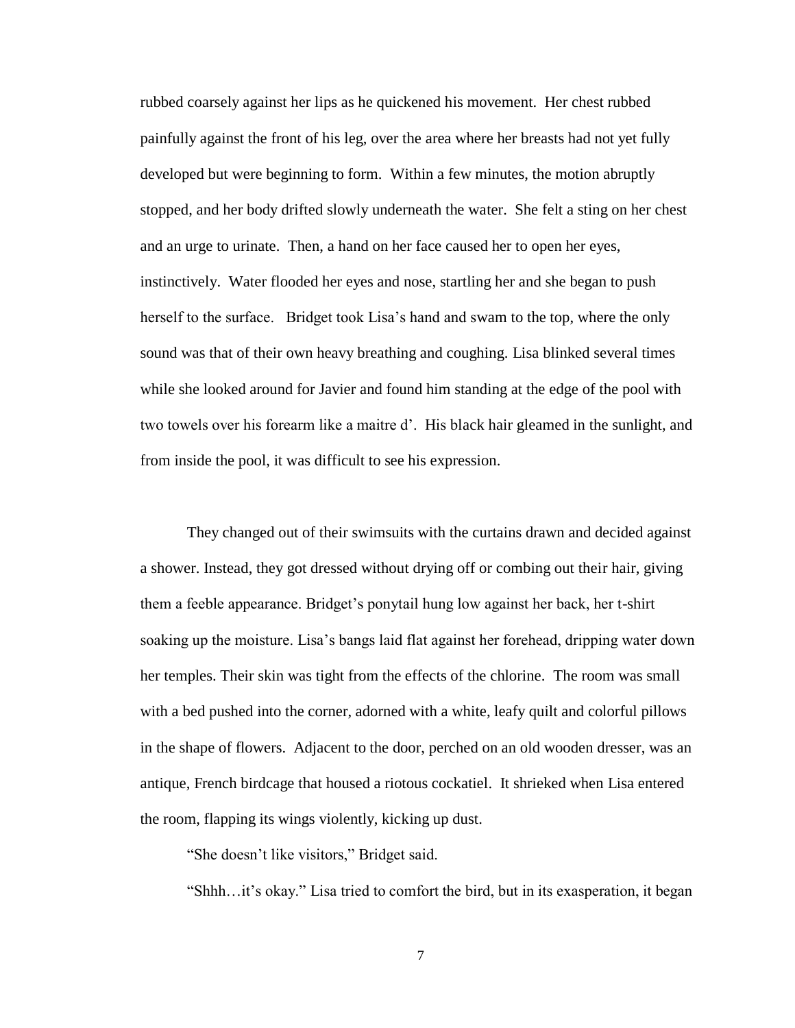rubbed coarsely against her lips as he quickened his movement. Her chest rubbed painfully against the front of his leg, over the area where her breasts had not yet fully developed but were beginning to form. Within a few minutes, the motion abruptly stopped, and her body drifted slowly underneath the water. She felt a sting on her chest and an urge to urinate. Then, a hand on her face caused her to open her eyes, instinctively. Water flooded her eyes and nose, startling her and she began to push herself to the surface. Bridget took Lisa's hand and swam to the top, where the only sound was that of their own heavy breathing and coughing. Lisa blinked several times while she looked around for Javier and found him standing at the edge of the pool with two towels over his forearm like a maitre d'. His black hair gleamed in the sunlight, and from inside the pool, it was difficult to see his expression.

They changed out of their swimsuits with the curtains drawn and decided against a shower. Instead, they got dressed without drying off or combing out their hair, giving them a feeble appearance. Bridget's ponytail hung low against her back, her t-shirt soaking up the moisture. Lisa's bangs laid flat against her forehead, dripping water down her temples. Their skin was tight from the effects of the chlorine. The room was small with a bed pushed into the corner, adorned with a white, leafy quilt and colorful pillows in the shape of flowers. Adjacent to the door, perched on an old wooden dresser, was an antique, French birdcage that housed a riotous cockatiel. It shrieked when Lisa entered the room, flapping its wings violently, kicking up dust.

"She doesn't like visitors," Bridget said.

"Shhh…it's okay." Lisa tried to comfort the bird, but in its exasperation, it began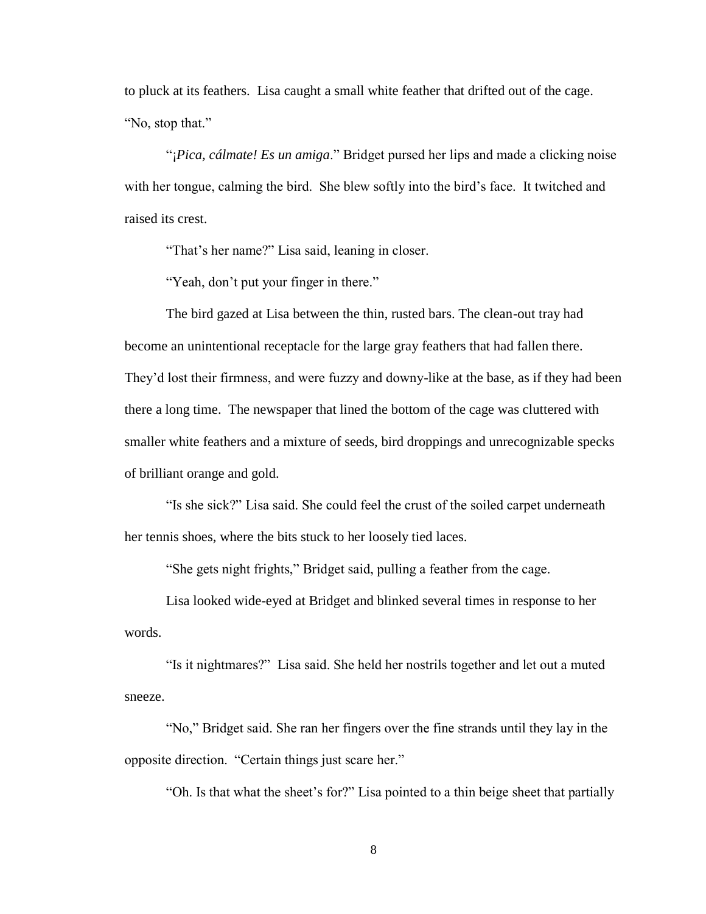to pluck at its feathers. Lisa caught a small white feather that drifted out of the cage. "No, stop that."

"*¡Pica, cálmate! Es un amiga*." Bridget pursed her lips and made a clicking noise with her tongue, calming the bird. She blew softly into the bird's face. It twitched and raised its crest.

"That's her name?" Lisa said, leaning in closer.

"Yeah, don't put your finger in there."

The bird gazed at Lisa between the thin, rusted bars. The clean-out tray had become an unintentional receptacle for the large gray feathers that had fallen there. They'd lost their firmness, and were fuzzy and downy-like at the base, as if they had been there a long time. The newspaper that lined the bottom of the cage was cluttered with smaller white feathers and a mixture of seeds, bird droppings and unrecognizable specks of brilliant orange and gold.

"Is she sick?" Lisa said. She could feel the crust of the soiled carpet underneath her tennis shoes, where the bits stuck to her loosely tied laces.

"She gets night frights," Bridget said, pulling a feather from the cage.

Lisa looked wide-eyed at Bridget and blinked several times in response to her words.

"Is it nightmares?" Lisa said. She held her nostrils together and let out a muted sneeze.

"No," Bridget said. She ran her fingers over the fine strands until they lay in the opposite direction. "Certain things just scare her."

"Oh. Is that what the sheet's for?" Lisa pointed to a thin beige sheet that partially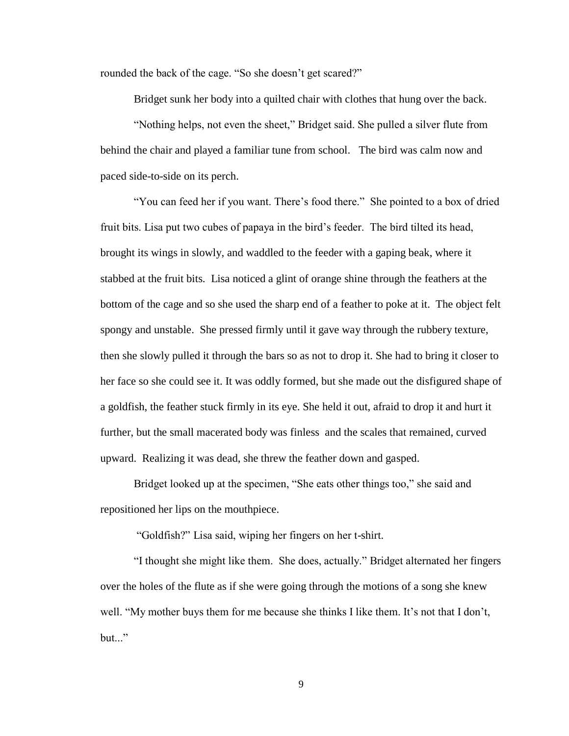rounded the back of the cage. "So she doesn't get scared?"

Bridget sunk her body into a quilted chair with clothes that hung over the back.

"Nothing helps, not even the sheet," Bridget said. She pulled a silver flute from behind the chair and played a familiar tune from school. The bird was calm now and paced side-to-side on its perch.

"You can feed her if you want. There's food there." She pointed to a box of dried fruit bits. Lisa put two cubes of papaya in the bird's feeder. The bird tilted its head, brought its wings in slowly, and waddled to the feeder with a gaping beak, where it stabbed at the fruit bits. Lisa noticed a glint of orange shine through the feathers at the bottom of the cage and so she used the sharp end of a feather to poke at it. The object felt spongy and unstable. She pressed firmly until it gave way through the rubbery texture, then she slowly pulled it through the bars so as not to drop it. She had to bring it closer to her face so she could see it. It was oddly formed, but she made out the disfigured shape of a goldfish, the feather stuck firmly in its eye. She held it out, afraid to drop it and hurt it further, but the small macerated body was finless and the scales that remained, curved upward. Realizing it was dead, she threw the feather down and gasped.

Bridget looked up at the specimen, "She eats other things too," she said and repositioned her lips on the mouthpiece.

"Goldfish?" Lisa said, wiping her fingers on her t-shirt.

"I thought she might like them. She does, actually." Bridget alternated her fingers over the holes of the flute as if she were going through the motions of a song she knew well. "My mother buys them for me because she thinks I like them. It's not that I don't, but..."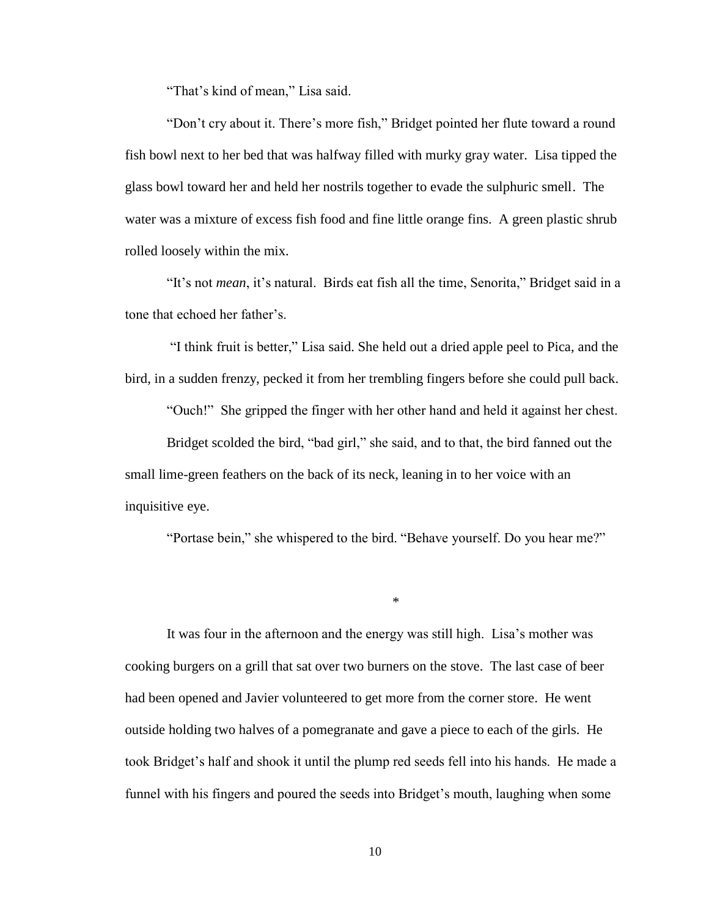"That's kind of mean," Lisa said.

"Don't cry about it. There's more fish," Bridget pointed her flute toward a round fish bowl next to her bed that was halfway filled with murky gray water. Lisa tipped the glass bowl toward her and held her nostrils together to evade the sulphuric smell. The water was a mixture of excess fish food and fine little orange fins. A green plastic shrub rolled loosely within the mix.

"It's not *mean*, it's natural. Birds eat fish all the time, Senorita," Bridget said in a tone that echoed her father's.

"I think fruit is better," Lisa said. She held out a dried apple peel to Pica, and the bird, in a sudden frenzy, pecked it from her trembling fingers before she could pull back.

"Ouch!" She gripped the finger with her other hand and held it against her chest.

Bridget scolded the bird, "bad girl," she said, and to that, the bird fanned out the small lime-green feathers on the back of its neck, leaning in to her voice with an inquisitive eye.

"Portase bein," she whispered to the bird. "Behave yourself. Do you hear me?"

*

It was four in the afternoon and the energy was still high. Lisa's mother was cooking burgers on a grill that sat over two burners on the stove. The last case of beer had been opened and Javier volunteered to get more from the corner store. He went outside holding two halves of a pomegranate and gave a piece to each of the girls. He took Bridget's half and shook it until the plump red seeds fell into his hands. He made a funnel with his fingers and poured the seeds into Bridget's mouth, laughing when some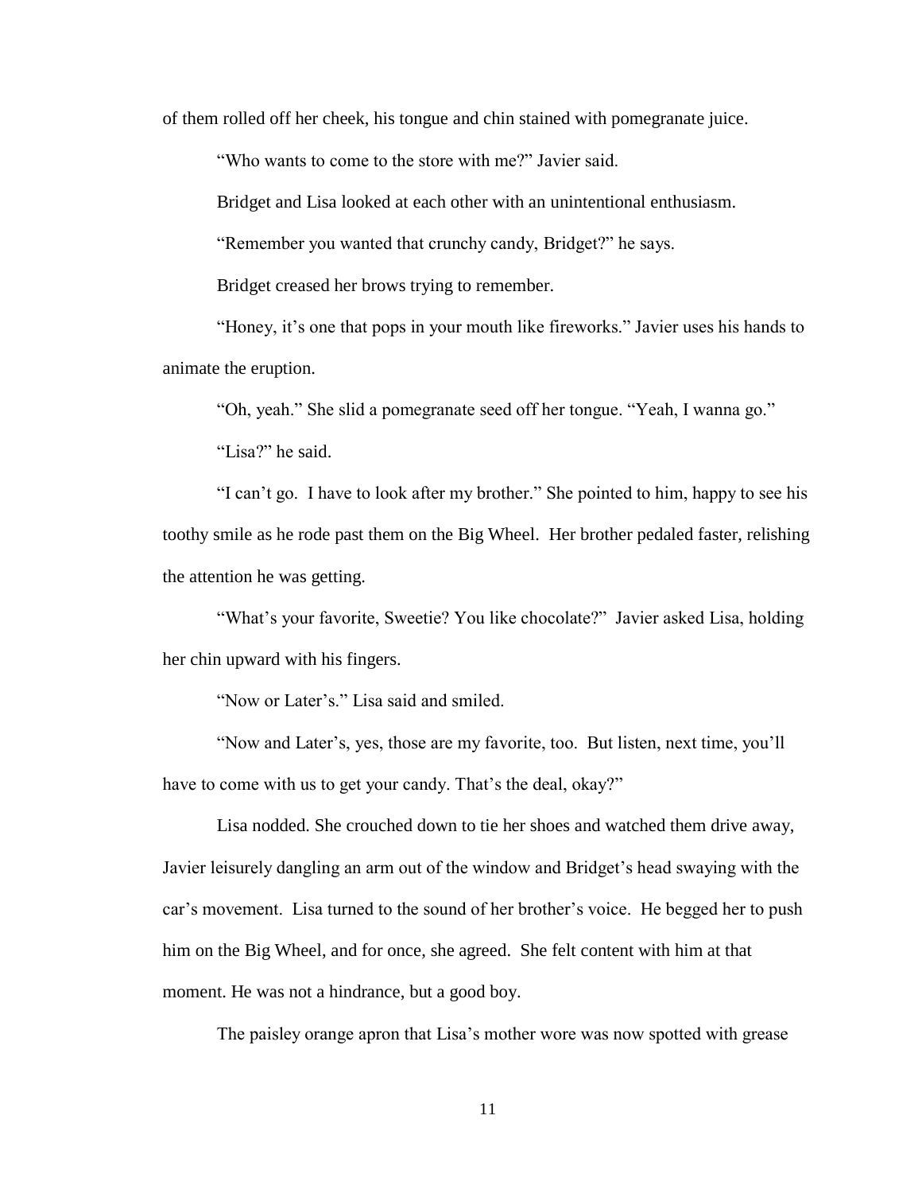of them rolled off her cheek, his tongue and chin stained with pomegranate juice.

"Who wants to come to the store with me?" Javier said.

Bridget and Lisa looked at each other with an unintentional enthusiasm.

"Remember you wanted that crunchy candy, Bridget?" he says.

Bridget creased her brows trying to remember.

"Honey, it's one that pops in your mouth like fireworks." Javier uses his hands to animate the eruption.

"Oh, yeah." She slid a pomegranate seed off her tongue. "Yeah, I wanna go."

"Lisa?" he said.

"I can't go. I have to look after my brother." She pointed to him, happy to see his toothy smile as he rode past them on the Big Wheel. Her brother pedaled faster, relishing the attention he was getting.

"What's your favorite, Sweetie? You like chocolate?" Javier asked Lisa, holding her chin upward with his fingers.

"Now or Later's." Lisa said and smiled.

"Now and Later's, yes, those are my favorite, too. But listen, next time, you'll have to come with us to get your candy. That's the deal, okay?"

Lisa nodded. She crouched down to tie her shoes and watched them drive away, Javier leisurely dangling an arm out of the window and Bridget's head swaying with the car's movement. Lisa turned to the sound of her brother's voice. He begged her to push him on the Big Wheel, and for once, she agreed. She felt content with him at that moment. He was not a hindrance, but a good boy.

The paisley orange apron that Lisa's mother wore was now spotted with grease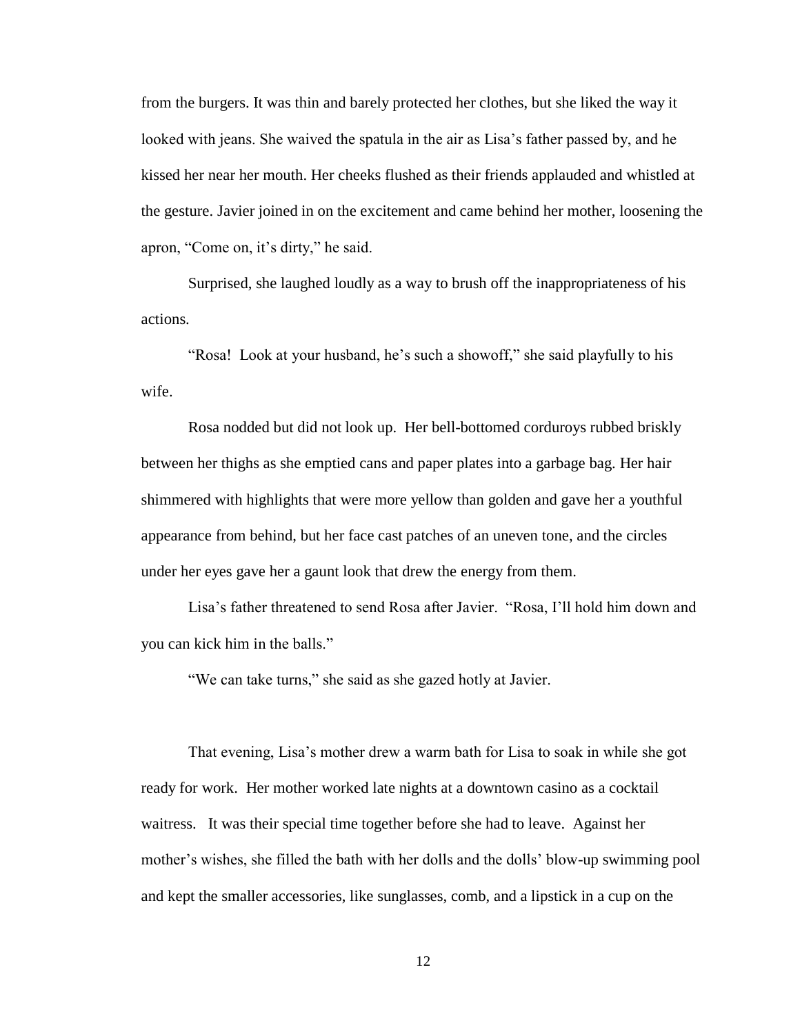from the burgers. It was thin and barely protected her clothes, but she liked the way it looked with jeans. She waived the spatula in the air as Lisa's father passed by, and he kissed her near her mouth. Her cheeks flushed as their friends applauded and whistled at the gesture. Javier joined in on the excitement and came behind her mother, loosening the apron, "Come on, it's dirty," he said.

Surprised, she laughed loudly as a way to brush off the inappropriateness of his actions.

"Rosa! Look at your husband, he's such a showoff," she said playfully to his wife.

Rosa nodded but did not look up. Her bell-bottomed corduroys rubbed briskly between her thighs as she emptied cans and paper plates into a garbage bag. Her hair shimmered with highlights that were more yellow than golden and gave her a youthful appearance from behind, but her face cast patches of an uneven tone, and the circles under her eyes gave her a gaunt look that drew the energy from them.

Lisa's father threatened to send Rosa after Javier. "Rosa, I'll hold him down and you can kick him in the balls."

"We can take turns," she said as she gazed hotly at Javier.

That evening, Lisa's mother drew a warm bath for Lisa to soak in while she got ready for work. Her mother worked late nights at a downtown casino as a cocktail waitress. It was their special time together before she had to leave. Against her mother's wishes, she filled the bath with her dolls and the dolls' blow-up swimming pool and kept the smaller accessories, like sunglasses, comb, and a lipstick in a cup on the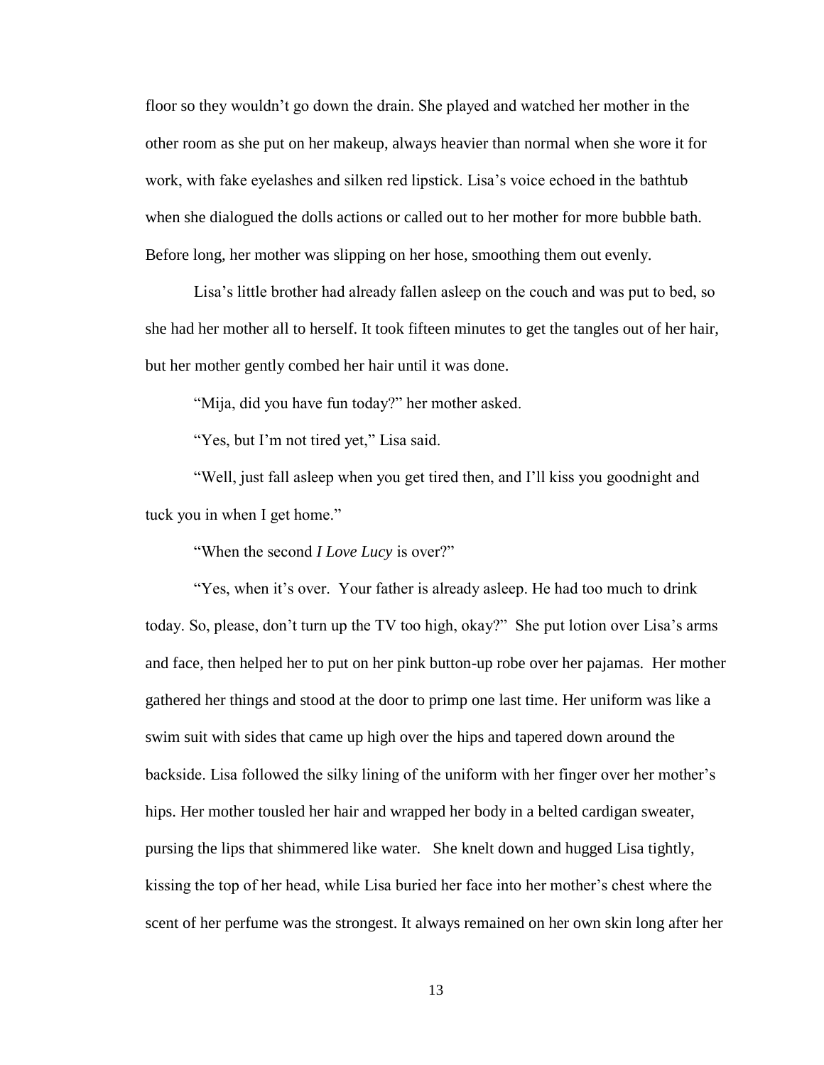floor so they wouldn't go down the drain. She played and watched her mother in the other room as she put on her makeup, always heavier than normal when she wore it for work, with fake eyelashes and silken red lipstick. Lisa's voice echoed in the bathtub when she dialogued the dolls actions or called out to her mother for more bubble bath. Before long, her mother was slipping on her hose, smoothing them out evenly.

Lisa's little brother had already fallen asleep on the couch and was put to bed, so she had her mother all to herself. It took fifteen minutes to get the tangles out of her hair, but her mother gently combed her hair until it was done.

"Mija, did you have fun today?" her mother asked.

"Yes, but I'm not tired yet," Lisa said.

"Well, just fall asleep when you get tired then, and I'll kiss you goodnight and tuck you in when I get home."

"When the second *I Love Lucy* is over?"

"Yes, when it's over. Your father is already asleep. He had too much to drink today. So, please, don't turn up the TV too high, okay?" She put lotion over Lisa's arms and face, then helped her to put on her pink button-up robe over her pajamas. Her mother gathered her things and stood at the door to primp one last time. Her uniform was like a swim suit with sides that came up high over the hips and tapered down around the backside. Lisa followed the silky lining of the uniform with her finger over her mother's hips. Her mother tousled her hair and wrapped her body in a belted cardigan sweater, pursing the lips that shimmered like water. She knelt down and hugged Lisa tightly, kissing the top of her head, while Lisa buried her face into her mother's chest where the scent of her perfume was the strongest. It always remained on her own skin long after her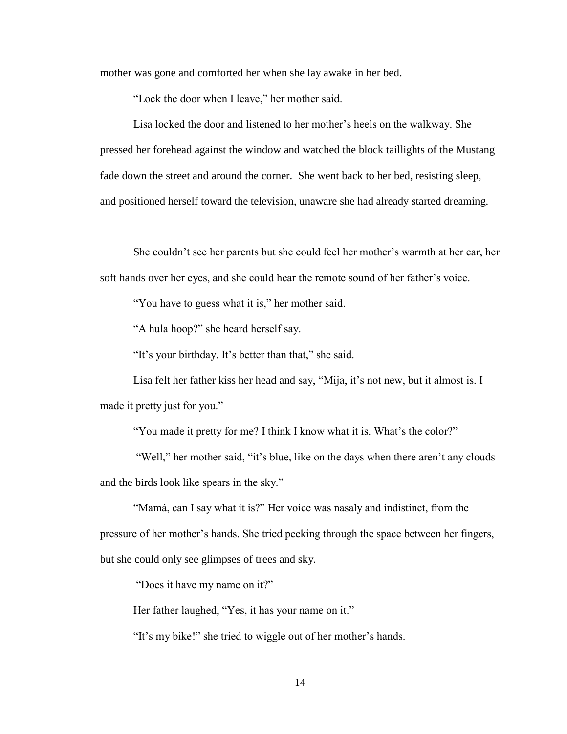mother was gone and comforted her when she lay awake in her bed.

"Lock the door when I leave," her mother said.

Lisa locked the door and listened to her mother's heels on the walkway. She pressed her forehead against the window and watched the block taillights of the Mustang fade down the street and around the corner. She went back to her bed, resisting sleep, and positioned herself toward the television, unaware she had already started dreaming.

She couldn't see her parents but she could feel her mother's warmth at her ear, her soft hands over her eyes, and she could hear the remote sound of her father's voice.

"You have to guess what it is," her mother said.

"A hula hoop?" she heard herself say.

"It's your birthday. It's better than that," she said.

Lisa felt her father kiss her head and say, "Mija, it's not new, but it almost is. I made it pretty just for you."

"You made it pretty for me? I think I know what it is. What's the color?"

"Well," her mother said, "it's blue, like on the days when there aren't any clouds and the birds look like spears in the sky."

"Mamá, can I say what it is?" Her voice was nasaly and indistinct, from the pressure of her mother's hands. She tried peeking through the space between her fingers, but she could only see glimpses of trees and sky.

"Does it have my name on it?"

Her father laughed, "Yes, it has your name on it."

"It's my bike!" she tried to wiggle out of her mother's hands.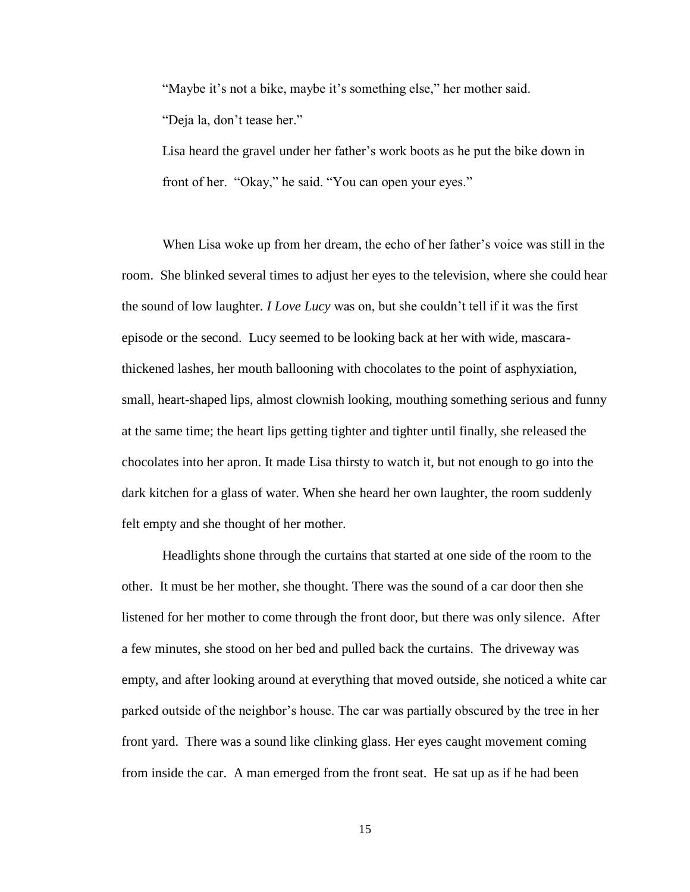"Maybe it's not a bike, maybe it's something else," her mother said.

"Deja la, don't tease her."

Lisa heard the gravel under her father's work boots as he put the bike down in front of her. "Okay," he said. "You can open your eyes."

When Lisa woke up from her dream, the echo of her father's voice was still in the room. She blinked several times to adjust her eyes to the television, where she could hear the sound of low laughter. *I Love Lucy* was on, but she couldn't tell if it was the first episode or the second. Lucy seemed to be looking back at her with wide, mascara-thickened lashes, her mouth ballooning with chocolates to the point of asphyxiation, small, heart-shaped lips, almost clownish looking, mouthing something serious and funny at the same time; the heart lips getting tighter and tighter until finally, she released the chocolates into her apron. It made Lisa thirsty to watch it, but not enough to go into the dark kitchen for a glass of water. When she heard her own laughter, the room suddenly felt empty and she thought of her mother.

Headlights shone through the curtains that started at one side of the room to the other. It must be her mother, she thought. There was the sound of a car door then she listened for her mother to come through the front door, but there was only silence. After a few minutes, she stood on her bed and pulled back the curtains. The driveway was empty, and after looking around at everything that moved outside, she noticed a white car parked outside of the neighbor's house. The car was partially obscured by the tree in her front yard. There was a sound like clinking glass. Her eyes caught movement coming from inside the car. A man emerged from the front seat. He sat up as if he had been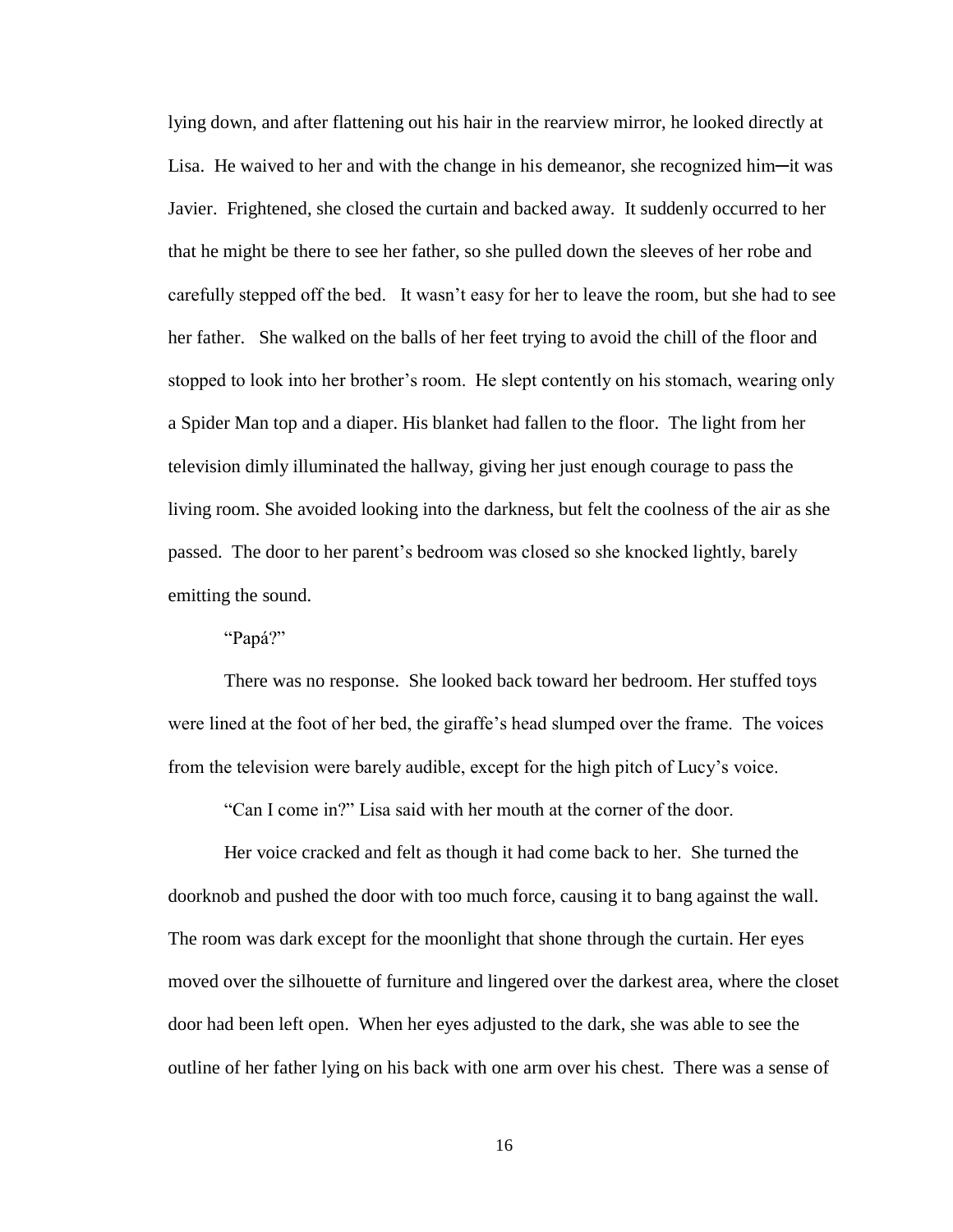lying down, and after flattening out his hair in the rearview mirror, he looked directly at Lisa. He waived to her and with the change in his demeanor, she recognized him─it was Javier. Frightened, she closed the curtain and backed away. It suddenly occurred to her that he might be there to see her father, so she pulled down the sleeves of her robe and carefully stepped off the bed. It wasn't easy for her to leave the room, but she had to see her father. She walked on the balls of her feet trying to avoid the chill of the floor and stopped to look into her brother's room. He slept contently on his stomach, wearing only a Spider Man top and a diaper. His blanket had fallen to the floor. The light from her television dimly illuminated the hallway, giving her just enough courage to pass the living room. She avoided looking into the darkness, but felt the coolness of the air as she passed. The door to her parent's bedroom was closed so she knocked lightly, barely emitting the sound.

"Papá?"

There was no response. She looked back toward her bedroom. Her stuffed toys were lined at the foot of her bed, the giraffe's head slumped over the frame. The voices from the television were barely audible, except for the high pitch of Lucy's voice.

"Can I come in?" Lisa said with her mouth at the corner of the door.

Her voice cracked and felt as though it had come back to her. She turned the doorknob and pushed the door with too much force, causing it to bang against the wall. The room was dark except for the moonlight that shone through the curtain. Her eyes moved over the silhouette of furniture and lingered over the darkest area, where the closet door had been left open. When her eyes adjusted to the dark, she was able to see the outline of her father lying on his back with one arm over his chest. There was a sense of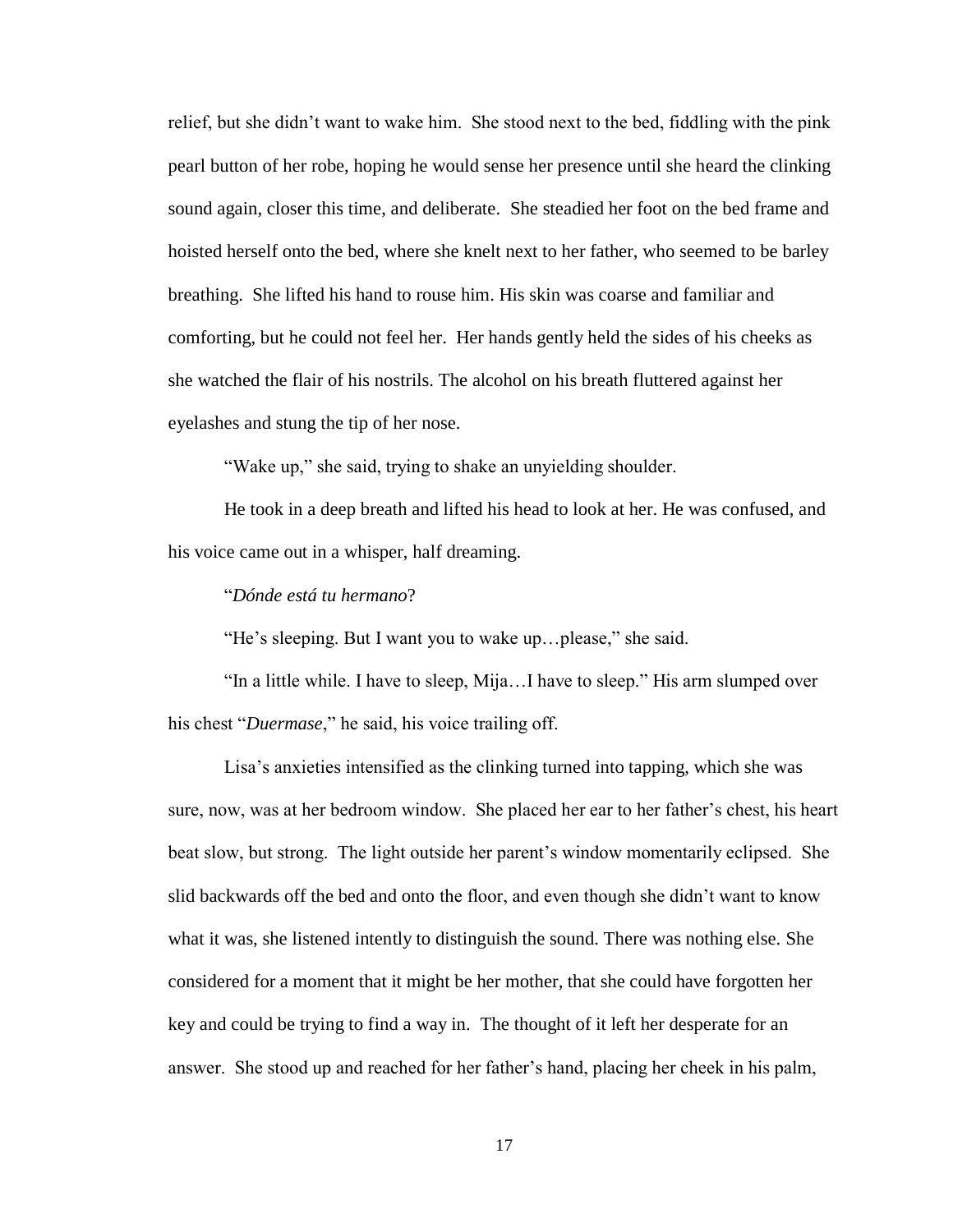relief, but she didn’t want to wake him. She stood next to the bed, fiddling with the pink pearl button of her robe, hoping he would sense her presence until she heard the clinking sound again, closer this time, and deliberate. She steadied her foot on the bed frame and hoisted herself onto the bed, where she knelt next to her father, who seemed to be barley breathing. She lifted his hand to rouse him. His skin was coarse and familiar and comforting, but he could not feel her. Her hands gently held the sides of his cheeks as she watched the flair of his nostrils. The alcohol on his breath fluttered against her eyelashes and stung the tip of her nose.

“Wake up,” she said, trying to shake an unyielding shoulder.

He took in a deep breath and lifted his head to look at her. He was confused, and his voice came out in a whisper, half dreaming.

“*Dónde está tu hermano*?

“He’s sleeping. But I want you to wake up…please,” she said.

“In a little while. I have to sleep, Mija…I have to sleep.” His arm slumped over his chest “*Duermase*,” he said, his voice trailing off.

Lisa’s anxieties intensified as the clinking turned into tapping, which she was sure, now, was at her bedroom window. She placed her ear to her father’s chest, his heart beat slow, but strong. The light outside her parent’s window momentarily eclipsed. She slid backwards off the bed and onto the floor, and even though she didn’t want to know what it was, she listened intently to distinguish the sound. There was nothing else. She considered for a moment that it might be her mother, that she could have forgotten her key and could be trying to find a way in. The thought of it left her desperate for an answer. She stood up and reached for her father’s hand, placing her cheek in his palm,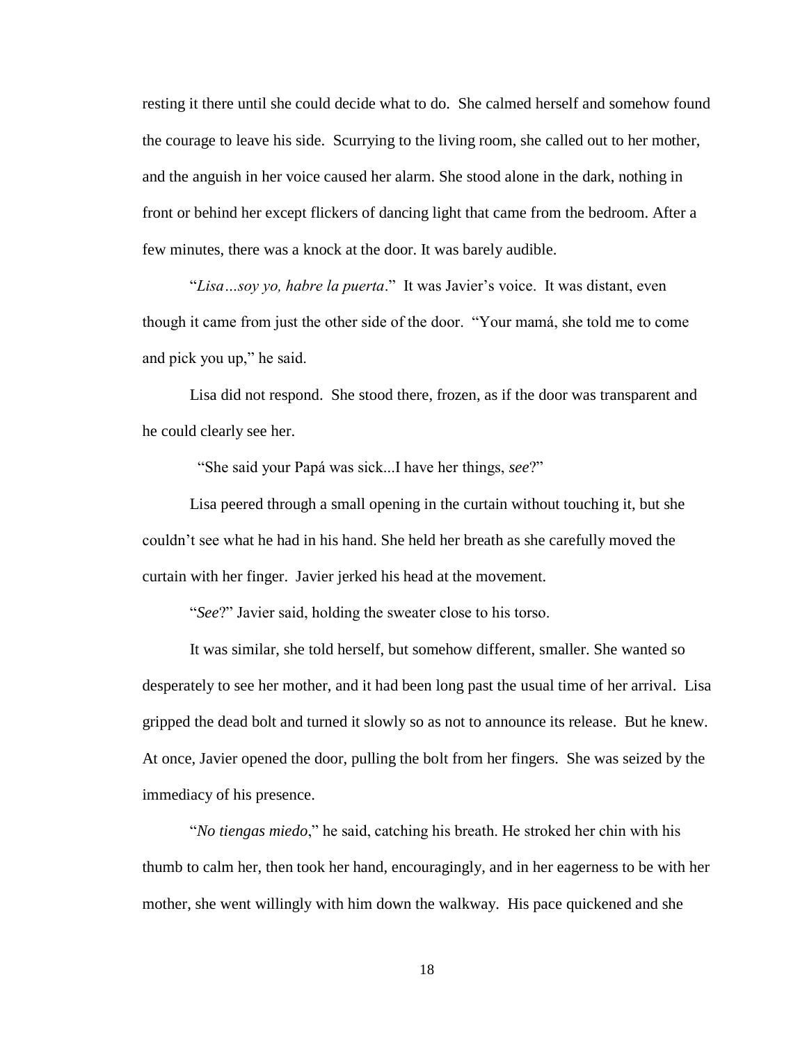resting it there until she could decide what to do. She calmed herself and somehow found the courage to leave his side. Scurrying to the living room, she called out to her mother, and the anguish in her voice caused her alarm. She stood alone in the dark, nothing in front or behind her except flickers of dancing light that came from the bedroom. After a few minutes, there was a knock at the door. It was barely audible.

"*Lisa…soy yo, habre la puerta*." It was Javier's voice. It was distant, even though it came from just the other side of the door. "Your mamá, she told me to come and pick you up," he said.

Lisa did not respond. She stood there, frozen, as if the door was transparent and he could clearly see her.

"She said your Papá was sick...I have her things, *see*?"

Lisa peered through a small opening in the curtain without touching it, but she couldn't see what he had in his hand. She held her breath as she carefully moved the curtain with her finger. Javier jerked his head at the movement.

"*See*?" Javier said, holding the sweater close to his torso.

It was similar, she told herself, but somehow different, smaller. She wanted so desperately to see her mother, and it had been long past the usual time of her arrival. Lisa gripped the dead bolt and turned it slowly so as not to announce its release. But he knew. At once, Javier opened the door, pulling the bolt from her fingers. She was seized by the immediacy of his presence.

"*No tiengas miedo*," he said, catching his breath. He stroked her chin with his thumb to calm her, then took her hand, encouragingly, and in her eagerness to be with her mother, she went willingly with him down the walkway. His pace quickened and she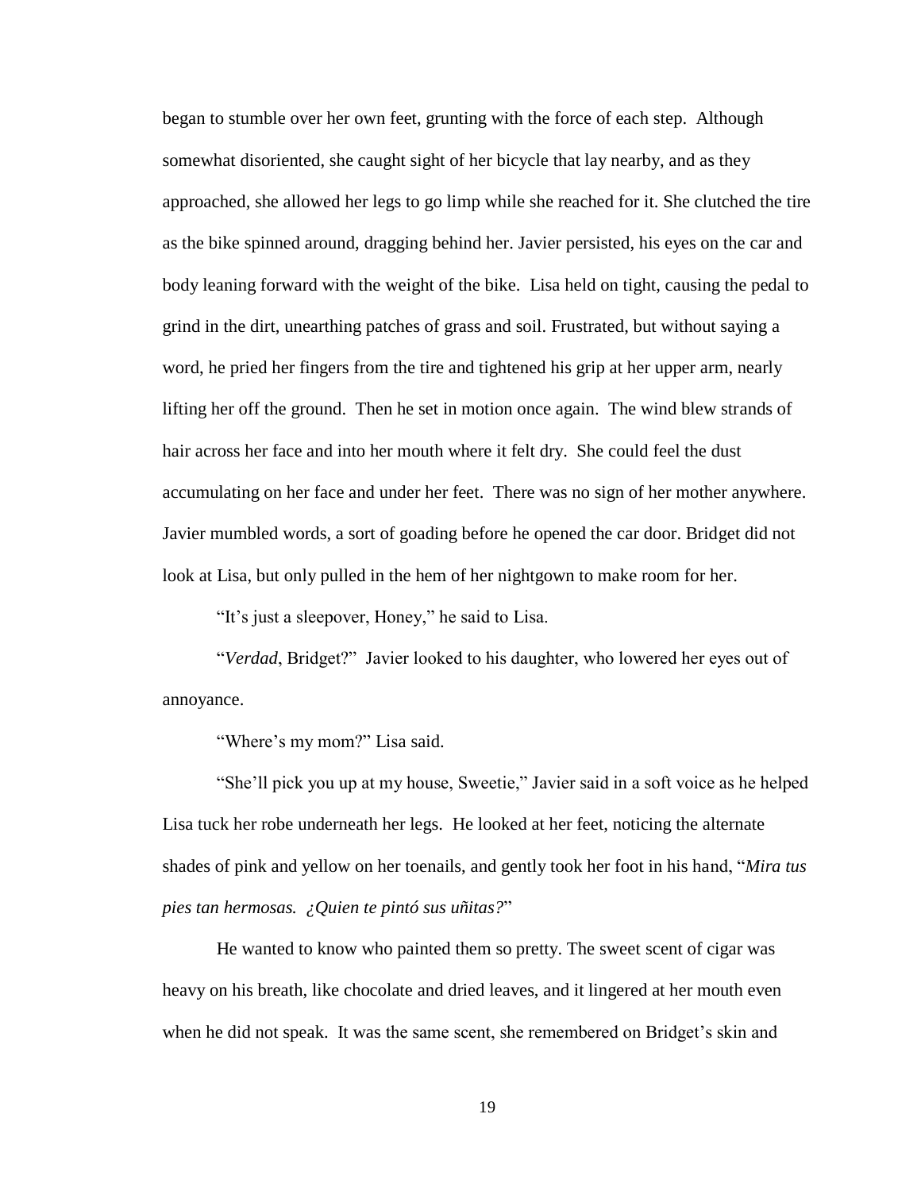began to stumble over her own feet, grunting with the force of each step. Although somewhat disoriented, she caught sight of her bicycle that lay nearby, and as they approached, she allowed her legs to go limp while she reached for it. She clutched the tire as the bike spinned around, dragging behind her. Javier persisted, his eyes on the car and body leaning forward with the weight of the bike. Lisa held on tight, causing the pedal to grind in the dirt, unearthing patches of grass and soil. Frustrated, but without saying a word, he pried her fingers from the tire and tightened his grip at her upper arm, nearly lifting her off the ground. Then he set in motion once again. The wind blew strands of hair across her face and into her mouth where it felt dry. She could feel the dust accumulating on her face and under her feet. There was no sign of her mother anywhere. Javier mumbled words, a sort of goading before he opened the car door. Bridget did not look at Lisa, but only pulled in the hem of her nightgown to make room for her.

"It's just a sleepover, Honey," he said to Lisa.

"*Verdad*, Bridget?" Javier looked to his daughter, who lowered her eyes out of annoyance.

"Where's my mom?" Lisa said.

"She'll pick you up at my house, Sweetie," Javier said in a soft voice as he helped Lisa tuck her robe underneath her legs. He looked at her feet, noticing the alternate shades of pink and yellow on her toenails, and gently took her foot in his hand, "*Mira tus pies tan hermosas. ¿Quien te pintó sus uñitas?*"

He wanted to know who painted them so pretty. The sweet scent of cigar was heavy on his breath, like chocolate and dried leaves, and it lingered at her mouth even when he did not speak. It was the same scent, she remembered on Bridget's skin and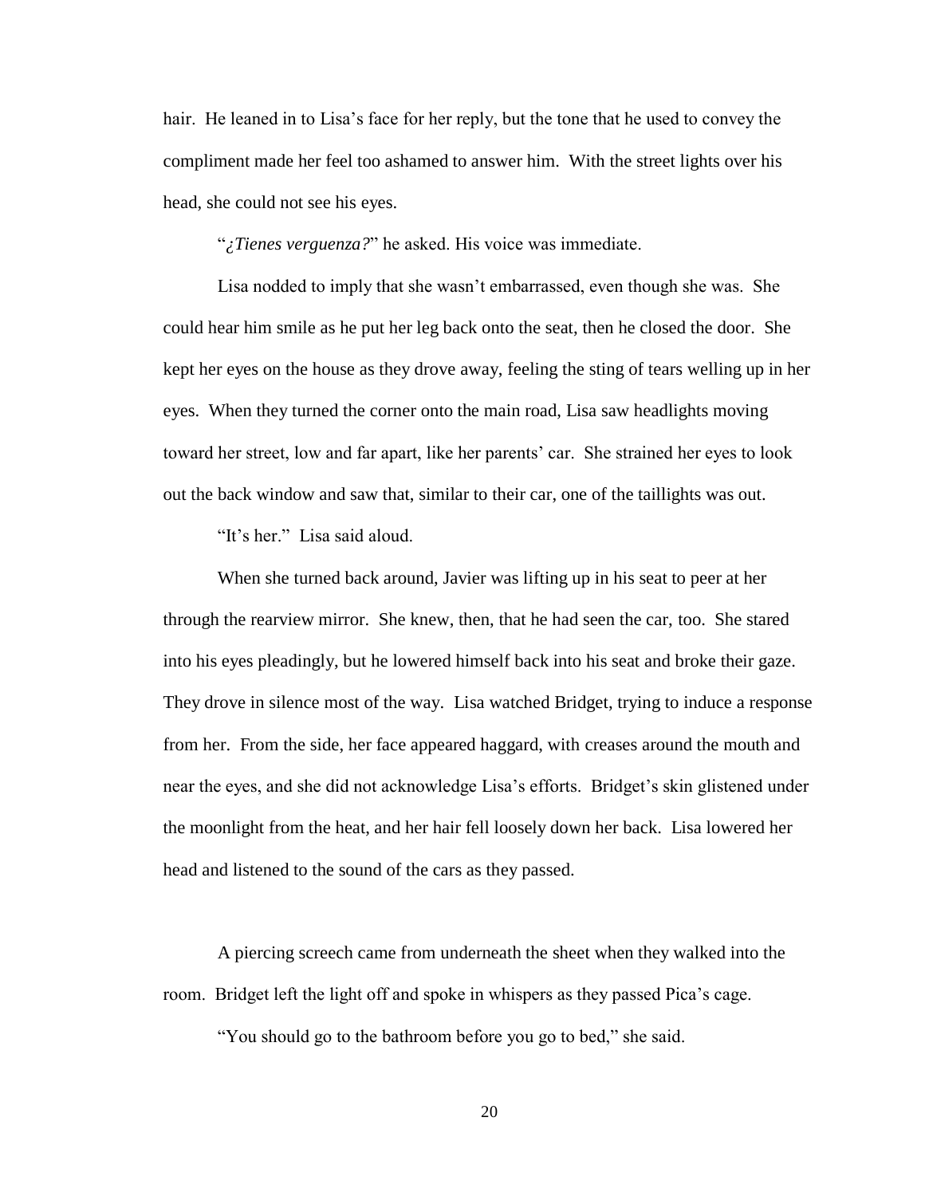hair. He leaned in to Lisa's face for her reply, but the tone that he used to convey the compliment made her feel too ashamed to answer him. With the street lights over his head, she could not see his eyes.

"*¿Tienes verguenza?*" he asked. His voice was immediate.

Lisa nodded to imply that she wasn't embarrassed, even though she was. She could hear him smile as he put her leg back onto the seat, then he closed the door. She kept her eyes on the house as they drove away, feeling the sting of tears welling up in her eyes. When they turned the corner onto the main road, Lisa saw headlights moving toward her street, low and far apart, like her parents' car. She strained her eyes to look out the back window and saw that, similar to their car, one of the taillights was out.

"It's her." Lisa said aloud.

When she turned back around, Javier was lifting up in his seat to peer at her through the rearview mirror. She knew, then, that he had seen the car, too. She stared into his eyes pleadingly, but he lowered himself back into his seat and broke their gaze. They drove in silence most of the way. Lisa watched Bridget, trying to induce a response from her. From the side, her face appeared haggard, with creases around the mouth and near the eyes, and she did not acknowledge Lisa's efforts. Bridget's skin glistened under the moonlight from the heat, and her hair fell loosely down her back. Lisa lowered her head and listened to the sound of the cars as they passed.

A piercing screech came from underneath the sheet when they walked into the room. Bridget left the light off and spoke in whispers as they passed Pica's cage.

"You should go to the bathroom before you go to bed," she said.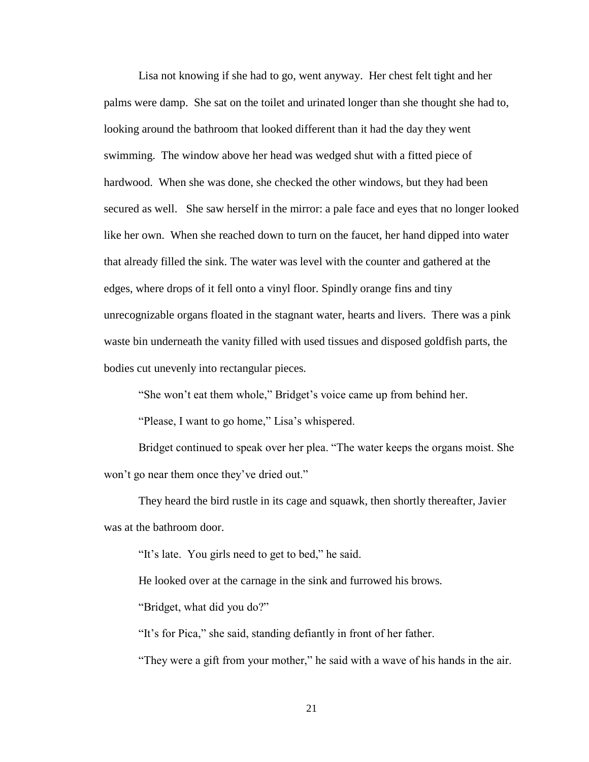Lisa not knowing if she had to go, went anyway. Her chest felt tight and her palms were damp. She sat on the toilet and urinated longer than she thought she had to, looking around the bathroom that looked different than it had the day they went swimming. The window above her head was wedged shut with a fitted piece of hardwood. When she was done, she checked the other windows, but they had been secured as well. She saw herself in the mirror: a pale face and eyes that no longer looked like her own. When she reached down to turn on the faucet, her hand dipped into water that already filled the sink. The water was level with the counter and gathered at the edges, where drops of it fell onto a vinyl floor. Spindly orange fins and tiny unrecognizable organs floated in the stagnant water, hearts and livers. There was a pink waste bin underneath the vanity filled with used tissues and disposed goldfish parts, the bodies cut unevenly into rectangular pieces.

"She won't eat them whole," Bridget's voice came up from behind her.

"Please, I want to go home," Lisa's whispered.

Bridget continued to speak over her plea. "The water keeps the organs moist. She won't go near them once they've dried out."

They heard the bird rustle in its cage and squawk, then shortly thereafter, Javier was at the bathroom door.

"It's late. You girls need to get to bed," he said.

He looked over at the carnage in the sink and furrowed his brows.

"Bridget, what did you do?"

"It's for Pica," she said, standing defiantly in front of her father.

"They were a gift from your mother," he said with a wave of his hands in the air.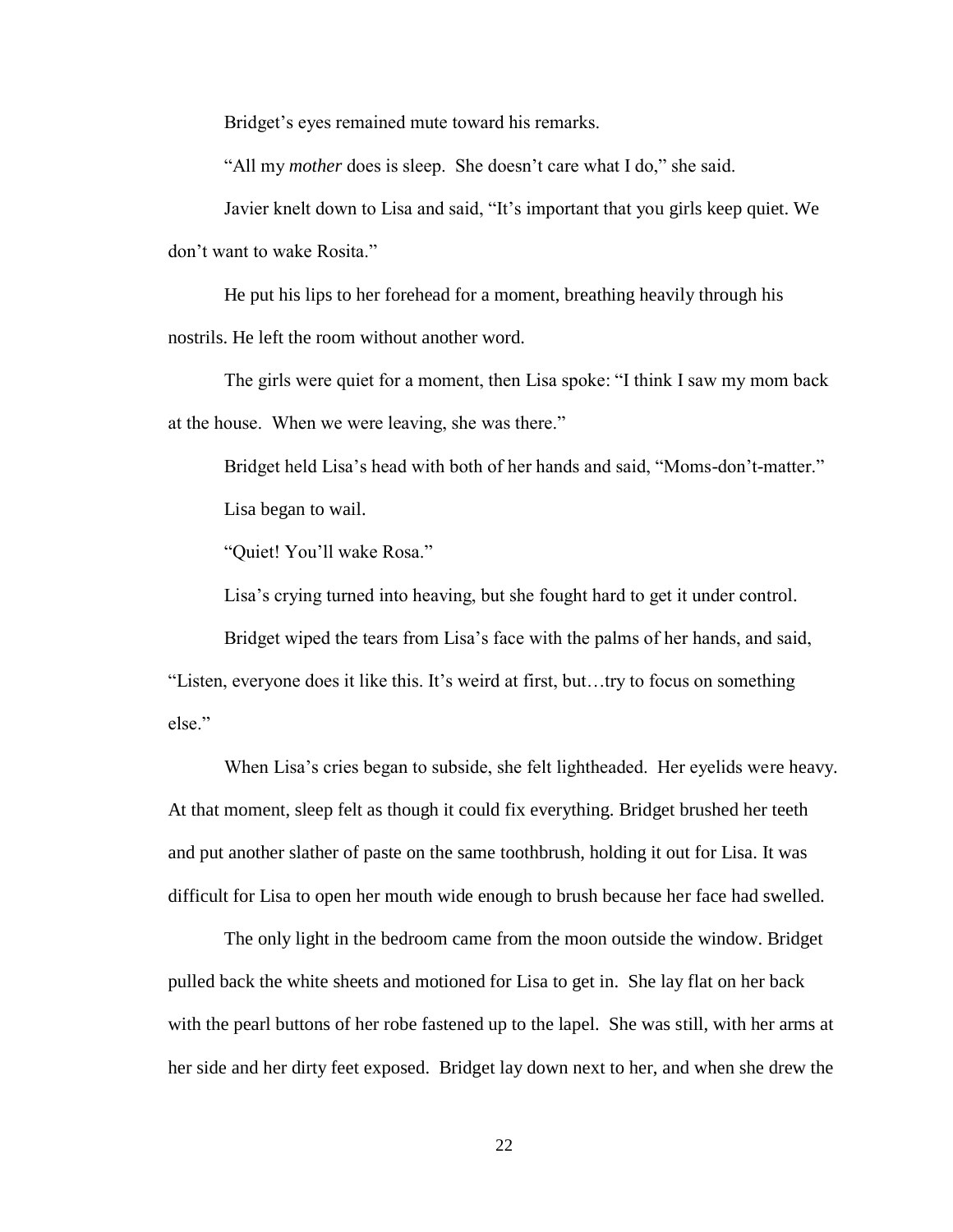Bridget's eyes remained mute toward his remarks.

"All my *mother* does is sleep. She doesn't care what I do," she said.

Javier knelt down to Lisa and said, "It's important that you girls keep quiet. We don't want to wake Rosita."

He put his lips to her forehead for a moment, breathing heavily through his nostrils. He left the room without another word.

The girls were quiet for a moment, then Lisa spoke: "I think I saw my mom back at the house. When we were leaving, she was there."

Bridget held Lisa's head with both of her hands and said, "Moms-don't-matter."

Lisa began to wail.

"Quiet! You'll wake Rosa."

Lisa's crying turned into heaving, but she fought hard to get it under control.

Bridget wiped the tears from Lisa's face with the palms of her hands, and said, "Listen, everyone does it like this. It's weird at first, but…try to focus on something else."

When Lisa's cries began to subside, she felt lightheaded. Her eyelids were heavy. At that moment, sleep felt as though it could fix everything. Bridget brushed her teeth and put another slather of paste on the same toothbrush, holding it out for Lisa. It was difficult for Lisa to open her mouth wide enough to brush because her face had swelled.

The only light in the bedroom came from the moon outside the window. Bridget pulled back the white sheets and motioned for Lisa to get in. She lay flat on her back with the pearl buttons of her robe fastened up to the lapel. She was still, with her arms at her side and her dirty feet exposed. Bridget lay down next to her, and when she drew the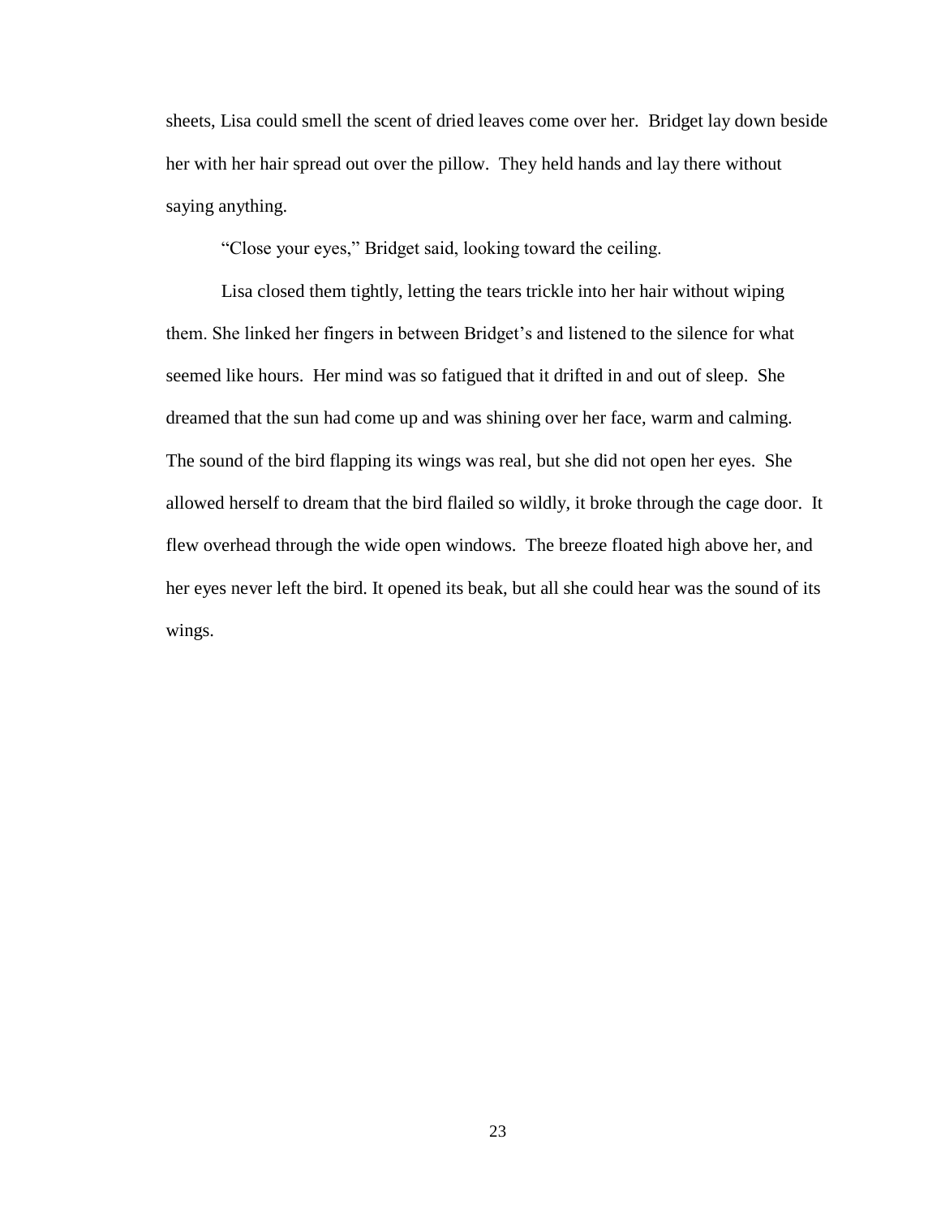sheets, Lisa could smell the scent of dried leaves come over her. Bridget lay down beside her with her hair spread out over the pillow. They held hands and lay there without saying anything.

"Close your eyes," Bridget said, looking toward the ceiling.

Lisa closed them tightly, letting the tears trickle into her hair without wiping them. She linked her fingers in between Bridget's and listened to the silence for what seemed like hours. Her mind was so fatigued that it drifted in and out of sleep. She dreamed that the sun had come up and was shining over her face, warm and calming. The sound of the bird flapping its wings was real, but she did not open her eyes. She allowed herself to dream that the bird flailed so wildly, it broke through the cage door. It flew overhead through the wide open windows. The breeze floated high above her, and her eyes never left the bird. It opened its beak, but all she could hear was the sound of its wings.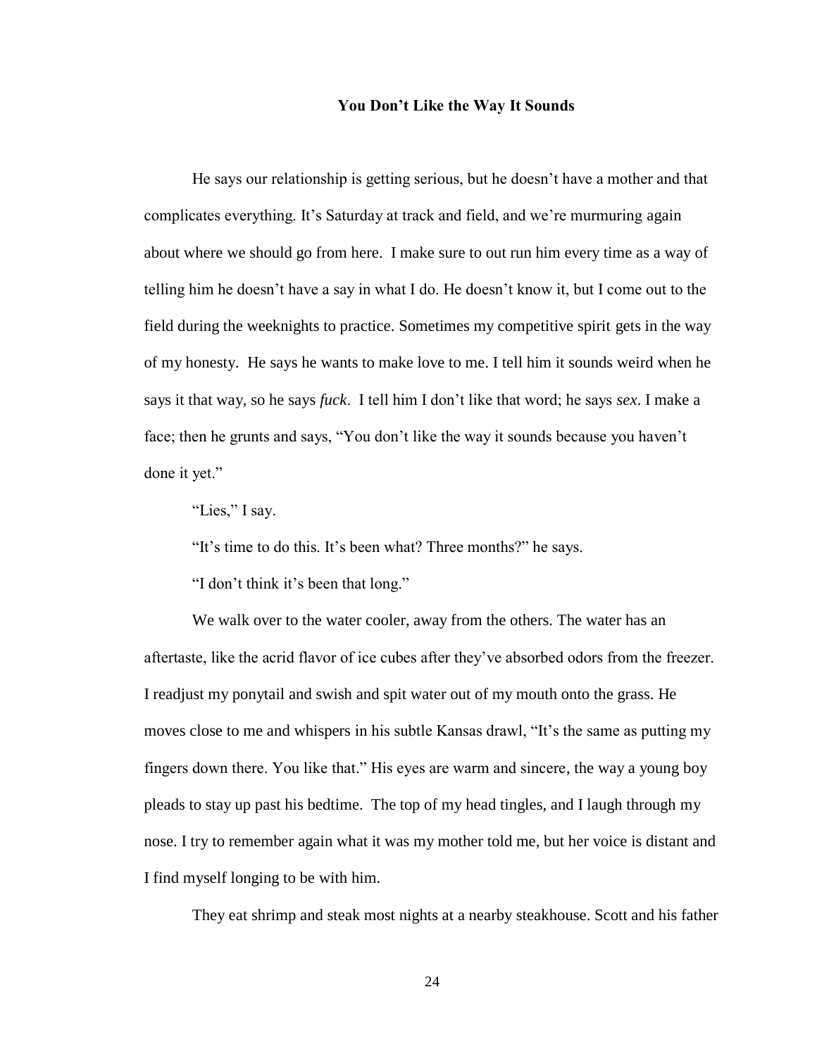### You Don't Like the Way It Sounds

He says our relationship is getting serious, but he doesn't have a mother and that complicates everything. It's Saturday at track and field, and we're murmuring again about where we should go from here. I make sure to out run him every time as a way of telling him he doesn't have a say in what I do. He doesn't know it, but I come out to the field during the weeknights to practice. Sometimes my competitive spirit gets in the way of my honesty. He says he wants to make love to me. I tell him it sounds weird when he says it that way, so he says *fuck*. I tell him I don't like that word; he says *sex*. I make a face; then he grunts and says, "You don't like the way it sounds because you haven't done it yet."

"Lies," I say.

"It's time to do this. It's been what? Three months?" he says.

"I don't think it's been that long."

We walk over to the water cooler, away from the others. The water has an aftertaste, like the acrid flavor of ice cubes after they've absorbed odors from the freezer. I readjust my ponytail and swish and spit water out of my mouth onto the grass. He moves close to me and whispers in his subtle Kansas drawl, "It's the same as putting my fingers down there. You like that." His eyes are warm and sincere, the way a young boy pleads to stay up past his bedtime. The top of my head tingles, and I laugh through my nose. I try to remember again what it was my mother told me, but her voice is distant and I find myself longing to be with him.

They eat shrimp and steak most nights at a nearby steakhouse. Scott and his father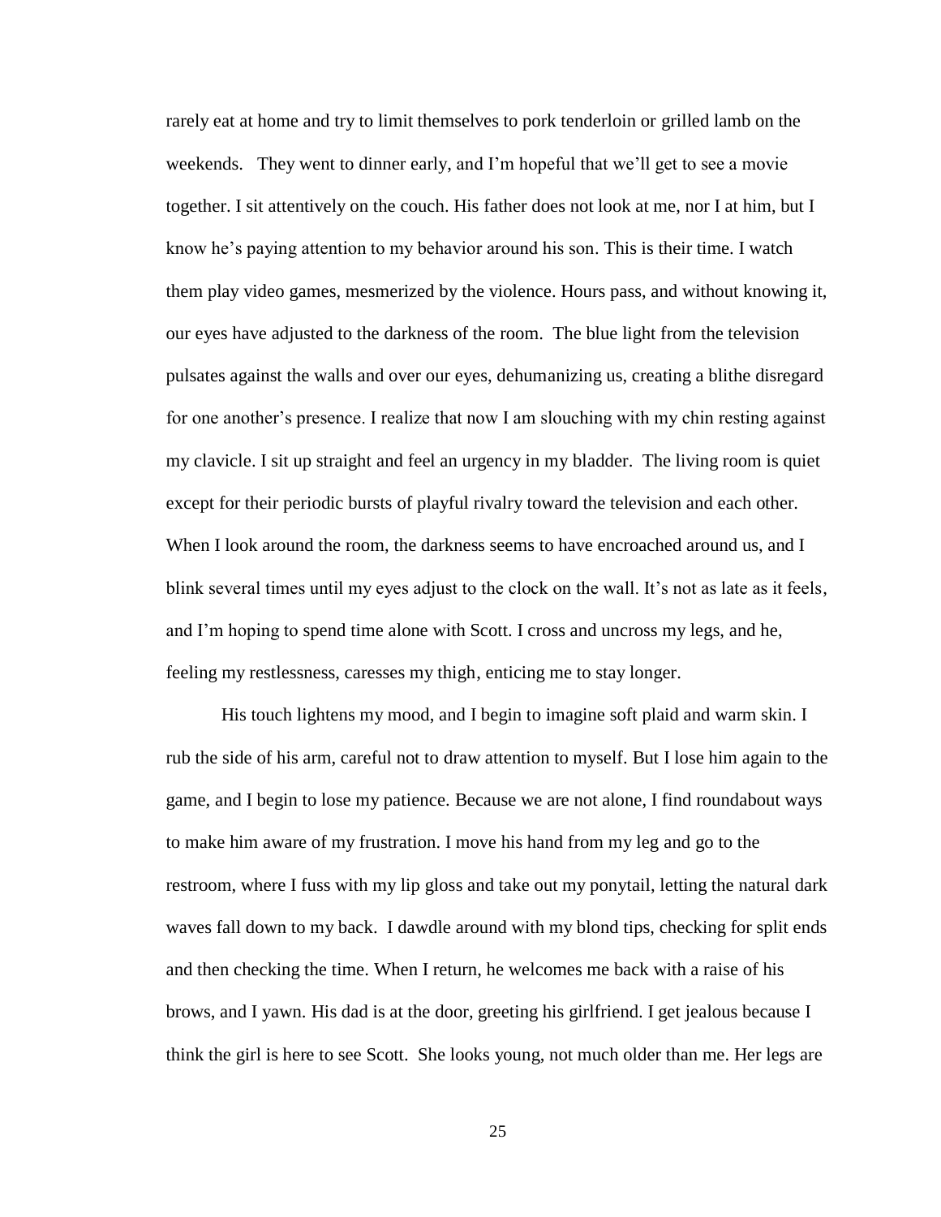rarely eat at home and try to limit themselves to pork tenderloin or grilled lamb on the weekends. They went to dinner early, and I'm hopeful that we'll get to see a movie together. I sit attentively on the couch. His father does not look at me, nor I at him, but I know he's paying attention to my behavior around his son. This is their time. I watch them play video games, mesmerized by the violence. Hours pass, and without knowing it, our eyes have adjusted to the darkness of the room. The blue light from the television pulsates against the walls and over our eyes, dehumanizing us, creating a blithe disregard for one another's presence. I realize that now I am slouching with my chin resting against my clavicle. I sit up straight and feel an urgency in my bladder. The living room is quiet except for their periodic bursts of playful rivalry toward the television and each other. When I look around the room, the darkness seems to have encroached around us, and I blink several times until my eyes adjust to the clock on the wall. It's not as late as it feels, and I'm hoping to spend time alone with Scott. I cross and uncross my legs, and he, feeling my restlessness, caresses my thigh, enticing me to stay longer.

His touch lightens my mood, and I begin to imagine soft plaid and warm skin. I rub the side of his arm, careful not to draw attention to myself. But I lose him again to the game, and I begin to lose my patience. Because we are not alone, I find roundabout ways to make him aware of my frustration. I move his hand from my leg and go to the restroom, where I fuss with my lip gloss and take out my ponytail, letting the natural dark waves fall down to my back. I dawdle around with my blond tips, checking for split ends and then checking the time. When I return, he welcomes me back with a raise of his brows, and I yawn. His dad is at the door, greeting his girlfriend. I get jealous because I think the girl is here to see Scott. She looks young, not much older than me. Her legs are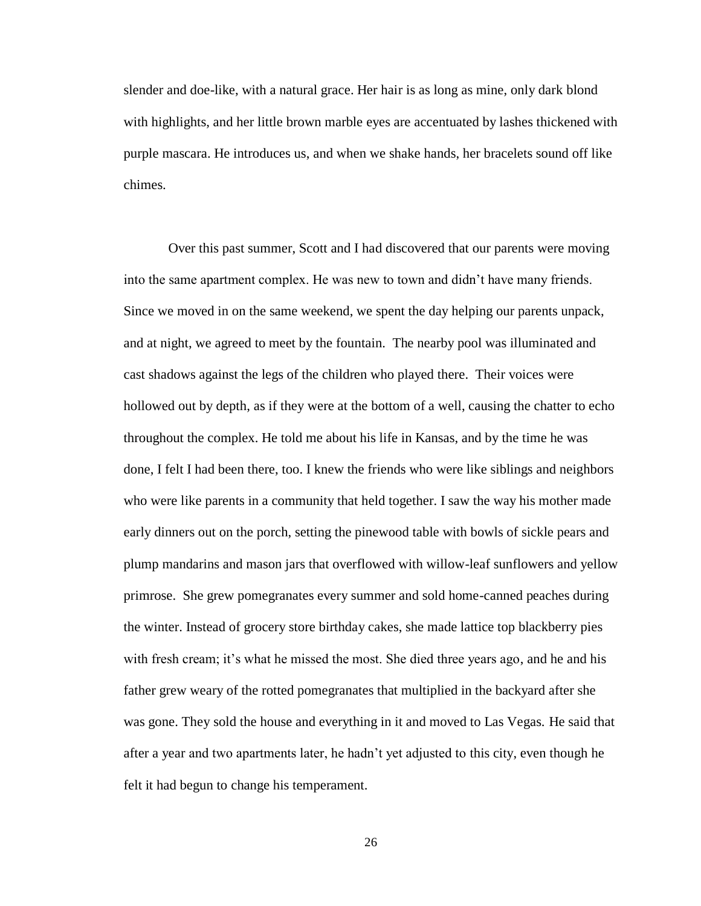slender and doe-like, with a natural grace. Her hair is as long as mine, only dark blond with highlights, and her little brown marble eyes are accentuated by lashes thickened with purple mascara. He introduces us, and when we shake hands, her bracelets sound off like chimes.

Over this past summer, Scott and I had discovered that our parents were moving into the same apartment complex. He was new to town and didn't have many friends. Since we moved in on the same weekend, we spent the day helping our parents unpack, and at night, we agreed to meet by the fountain. The nearby pool was illuminated and cast shadows against the legs of the children who played there. Their voices were hollowed out by depth, as if they were at the bottom of a well, causing the chatter to echo throughout the complex. He told me about his life in Kansas, and by the time he was done, I felt I had been there, too. I knew the friends who were like siblings and neighbors who were like parents in a community that held together. I saw the way his mother made early dinners out on the porch, setting the pinewood table with bowls of sickle pears and plump mandarins and mason jars that overflowed with willow-leaf sunflowers and yellow primrose. She grew pomegranates every summer and sold home-canned peaches during the winter. Instead of grocery store birthday cakes, she made lattice top blackberry pies with fresh cream; it's what he missed the most. She died three years ago, and he and his father grew weary of the rotted pomegranates that multiplied in the backyard after she was gone. They sold the house and everything in it and moved to Las Vegas. He said that after a year and two apartments later, he hadn't yet adjusted to this city, even though he felt it had begun to change his temperament.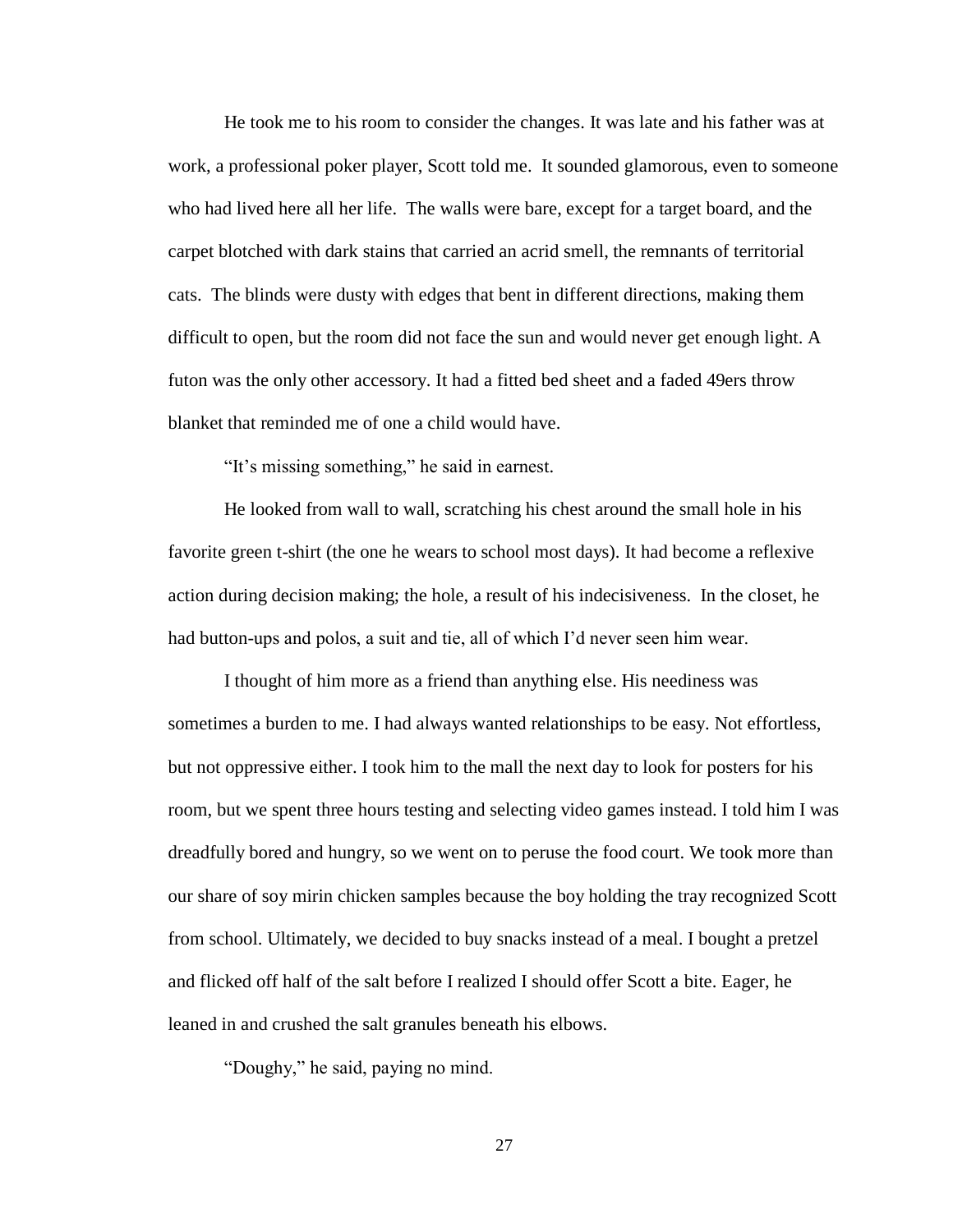He took me to his room to consider the changes. It was late and his father was at work, a professional poker player, Scott told me. It sounded glamorous, even to someone who had lived here all her life. The walls were bare, except for a target board, and the carpet blotched with dark stains that carried an acrid smell, the remnants of territorial cats. The blinds were dusty with edges that bent in different directions, making them difficult to open, but the room did not face the sun and would never get enough light. A futon was the only other accessory. It had a fitted bed sheet and a faded 49ers throw blanket that reminded me of one a child would have.

"It's missing something," he said in earnest.

He looked from wall to wall, scratching his chest around the small hole in his favorite green t-shirt (the one he wears to school most days). It had become a reflexive action during decision making; the hole, a result of his indecisiveness. In the closet, he had button-ups and polos, a suit and tie, all of which I'd never seen him wear.

I thought of him more as a friend than anything else. His neediness was sometimes a burden to me. I had always wanted relationships to be easy. Not effortless, but not oppressive either. I took him to the mall the next day to look for posters for his room, but we spent three hours testing and selecting video games instead. I told him I was dreadfully bored and hungry, so we went on to peruse the food court. We took more than our share of soy mirin chicken samples because the boy holding the tray recognized Scott from school. Ultimately, we decided to buy snacks instead of a meal. I bought a pretzel and flicked off half of the salt before I realized I should offer Scott a bite. Eager, he leaned in and crushed the salt granules beneath his elbows.

"Doughy," he said, paying no mind.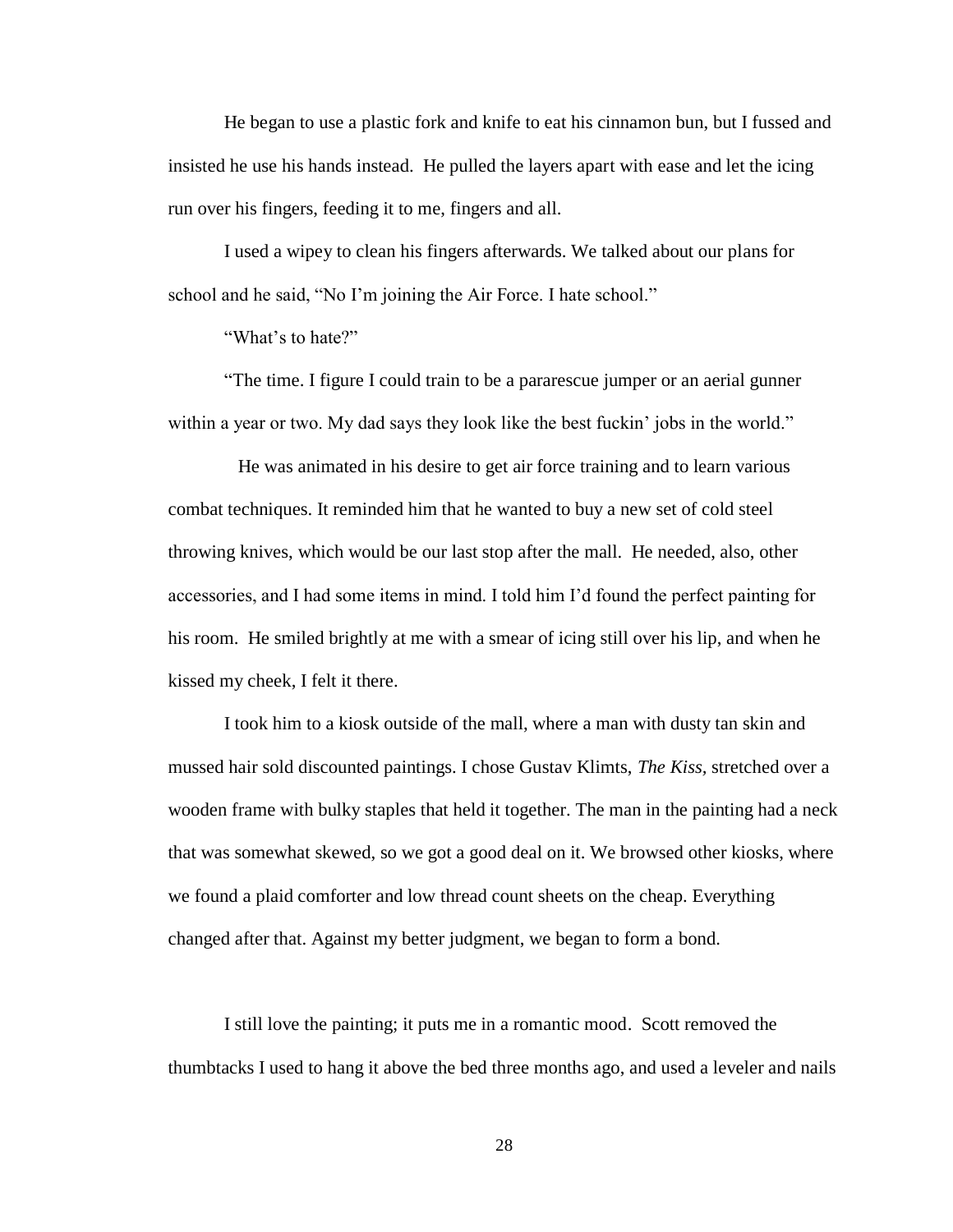He began to use a plastic fork and knife to eat his cinnamon bun, but I fussed and insisted he use his hands instead. He pulled the layers apart with ease and let the icing run over his fingers, feeding it to me, fingers and all.

I used a wipey to clean his fingers afterwards. We talked about our plans for school and he said, "No I'm joining the Air Force. I hate school."

"What's to hate?"

"The time. I figure I could train to be a pararescue jumper or an aerial gunner within a year or two. My dad says they look like the best fuckin' jobs in the world."

He was animated in his desire to get air force training and to learn various combat techniques. It reminded him that he wanted to buy a new set of cold steel throwing knives, which would be our last stop after the mall. He needed, also, other accessories, and I had some items in mind. I told him I'd found the perfect painting for his room. He smiled brightly at me with a smear of icing still over his lip, and when he kissed my cheek, I felt it there.

I took him to a kiosk outside of the mall, where a man with dusty tan skin and mussed hair sold discounted paintings. I chose Gustav Klimts, *The Kiss,* stretched over a wooden frame with bulky staples that held it together. The man in the painting had a neck that was somewhat skewed, so we got a good deal on it. We browsed other kiosks, where we found a plaid comforter and low thread count sheets on the cheap. Everything changed after that. Against my better judgment, we began to form a bond.

I still love the painting; it puts me in a romantic mood. Scott removed the thumbtacks I used to hang it above the bed three months ago, and used a leveler and nails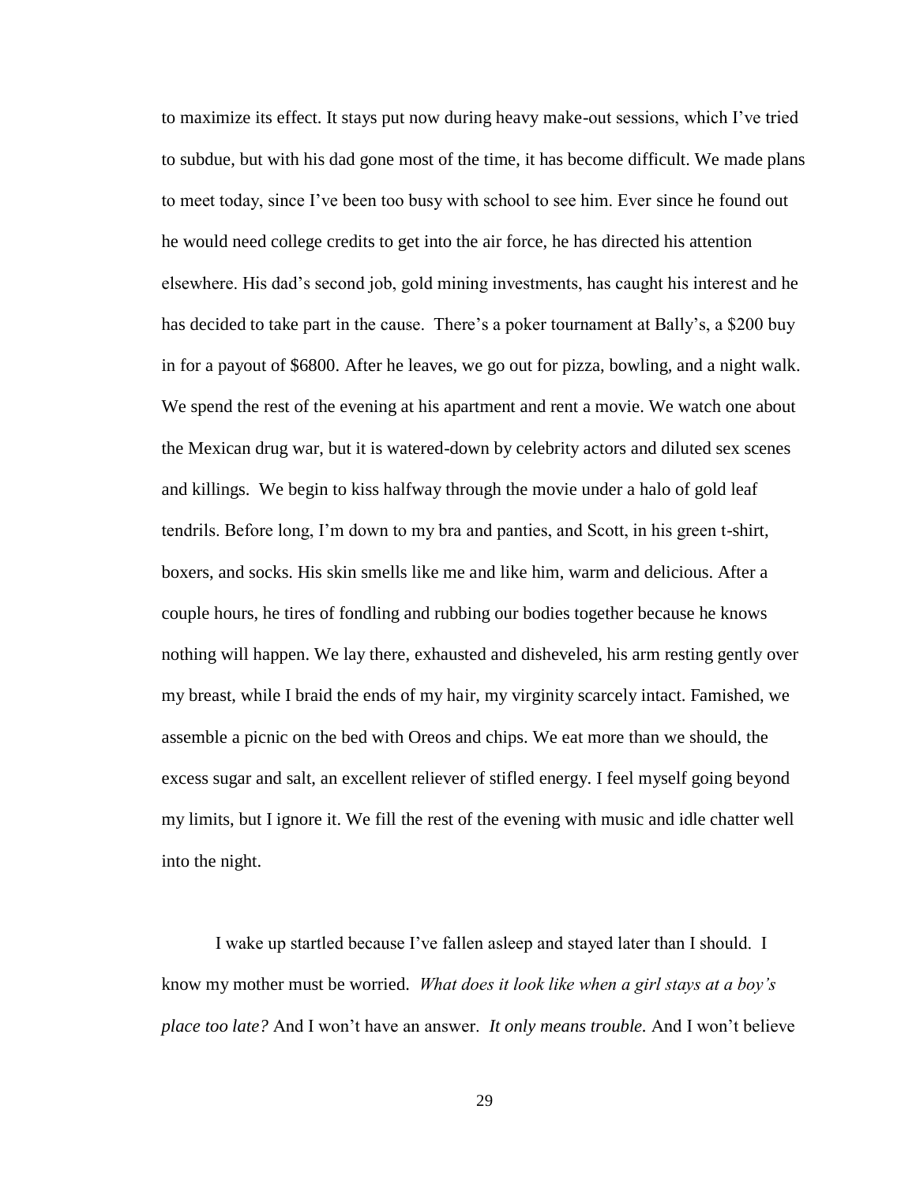to maximize its effect. It stays put now during heavy make-out sessions, which I've tried to subdue, but with his dad gone most of the time, it has become difficult. We made plans to meet today, since I've been too busy with school to see him. Ever since he found out he would need college credits to get into the air force, he has directed his attention elsewhere. His dad's second job, gold mining investments, has caught his interest and he has decided to take part in the cause. There's a poker tournament at Bally's, a $200 buy in for a payout of $6800. After he leaves, we go out for pizza, bowling, and a night walk. We spend the rest of the evening at his apartment and rent a movie. We watch one about the Mexican drug war, but it is watered-down by celebrity actors and diluted sex scenes and killings. We begin to kiss halfway through the movie under a halo of gold leaf tendrils. Before long, I'm down to my bra and panties, and Scott, in his green t-shirt, boxers, and socks. His skin smells like me and like him, warm and delicious. After a couple hours, he tires of fondling and rubbing our bodies together because he knows nothing will happen. We lay there, exhausted and disheveled, his arm resting gently over my breast, while I braid the ends of my hair, my virginity scarcely intact. Famished, we assemble a picnic on the bed with Oreos and chips. We eat more than we should, the excess sugar and salt, an excellent reliever of stifled energy. I feel myself going beyond my limits, but I ignore it. We fill the rest of the evening with music and idle chatter well into the night.

I wake up startled because I've fallen asleep and stayed later than I should. I know my mother must be worried. *What does it look like when a girl stays at a boy's place too late?* And I won't have an answer. *It only means trouble.* And I won't believe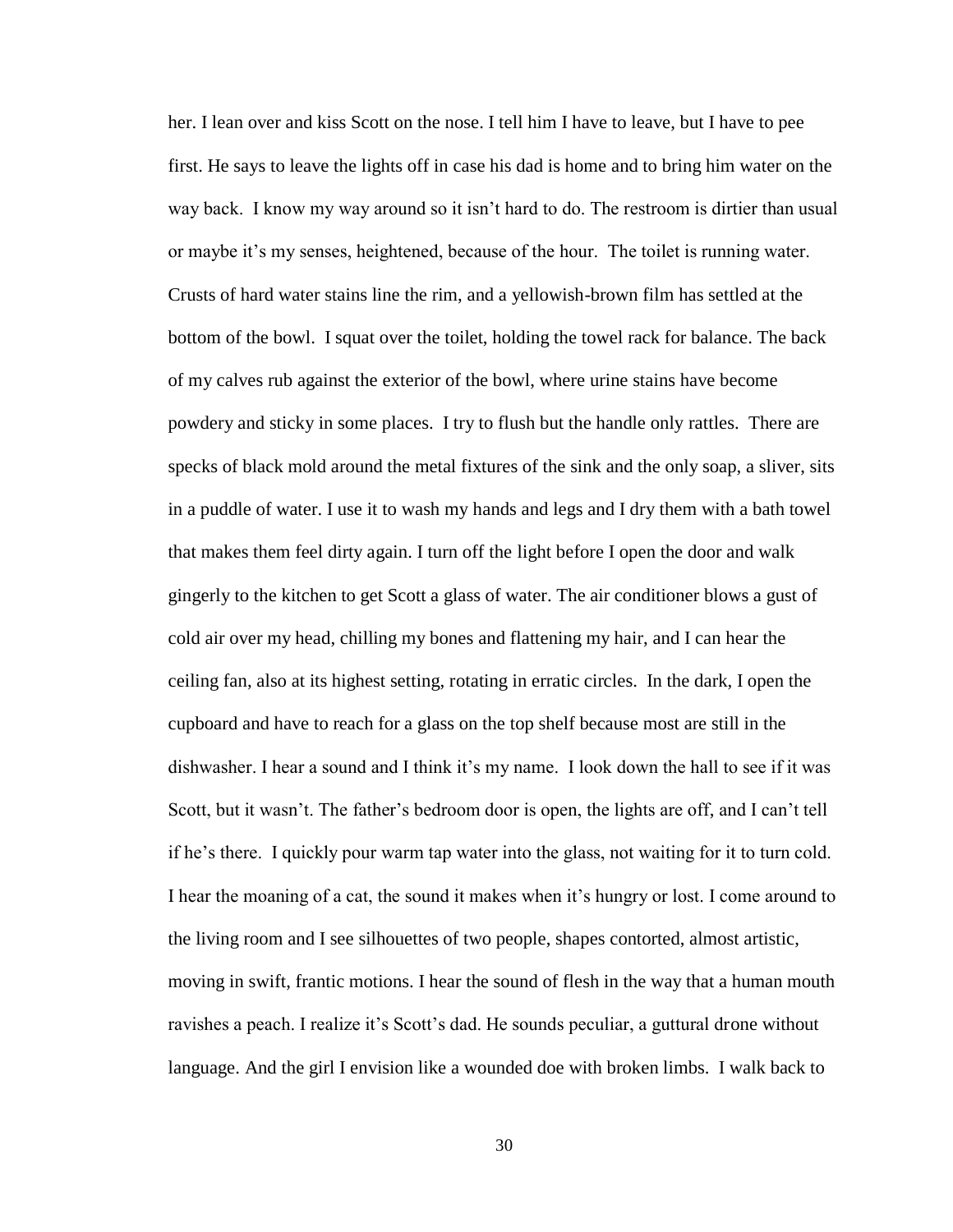her. I lean over and kiss Scott on the nose. I tell him I have to leave, but I have to pee first. He says to leave the lights off in case his dad is home and to bring him water on the way back. I know my way around so it isn't hard to do. The restroom is dirtier than usual or maybe it's my senses, heightened, because of the hour. The toilet is running water. Crusts of hard water stains line the rim, and a yellowish-brown film has settled at the bottom of the bowl. I squat over the toilet, holding the towel rack for balance. The back of my calves rub against the exterior of the bowl, where urine stains have become powdery and sticky in some places. I try to flush but the handle only rattles. There are specks of black mold around the metal fixtures of the sink and the only soap, a sliver, sits in a puddle of water. I use it to wash my hands and legs and I dry them with a bath towel that makes them feel dirty again. I turn off the light before I open the door and walk gingerly to the kitchen to get Scott a glass of water. The air conditioner blows a gust of cold air over my head, chilling my bones and flattening my hair, and I can hear the ceiling fan, also at its highest setting, rotating in erratic circles. In the dark, I open the cupboard and have to reach for a glass on the top shelf because most are still in the dishwasher. I hear a sound and I think it's my name. I look down the hall to see if it was Scott, but it wasn't. The father's bedroom door is open, the lights are off, and I can't tell if he's there. I quickly pour warm tap water into the glass, not waiting for it to turn cold. I hear the moaning of a cat, the sound it makes when it's hungry or lost. I come around to the living room and I see silhouettes of two people, shapes contorted, almost artistic, moving in swift, frantic motions. I hear the sound of flesh in the way that a human mouth ravishes a peach. I realize it's Scott's dad. He sounds peculiar, a guttural drone without language. And the girl I envision like a wounded doe with broken limbs. I walk back to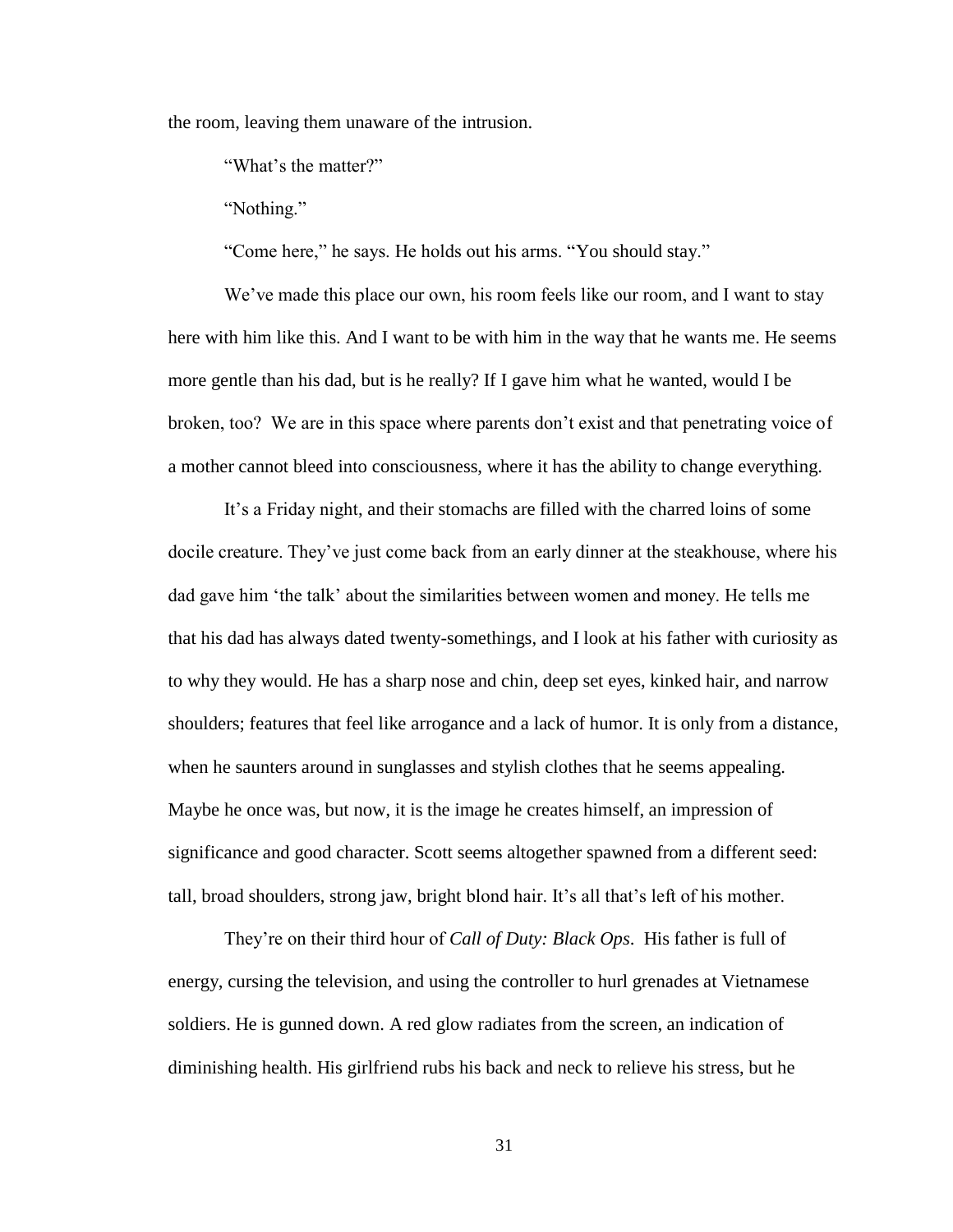the room, leaving them unaware of the intrusion.

"What's the matter?"

"Nothing."

"Come here," he says. He holds out his arms. "You should stay."

We've made this place our own, his room feels like our room, and I want to stay here with him like this. And I want to be with him in the way that he wants me. He seems more gentle than his dad, but is he really? If I gave him what he wanted, would I be broken, too? We are in this space where parents don't exist and that penetrating voice of a mother cannot bleed into consciousness, where it has the ability to change everything.

It's a Friday night, and their stomachs are filled with the charred loins of some docile creature. They've just come back from an early dinner at the steakhouse, where his dad gave him 'the talk' about the similarities between women and money. He tells me that his dad has always dated twenty-somethings, and I look at his father with curiosity as to why they would. He has a sharp nose and chin, deep set eyes, kinked hair, and narrow shoulders; features that feel like arrogance and a lack of humor. It is only from a distance, when he saunters around in sunglasses and stylish clothes that he seems appealing. Maybe he once was, but now, it is the image he creates himself, an impression of significance and good character. Scott seems altogether spawned from a different seed: tall, broad shoulders, strong jaw, bright blond hair. It's all that's left of his mother.

They're on their third hour of *Call of Duty: Black Ops*. His father is full of energy, cursing the television, and using the controller to hurl grenades at Vietnamese soldiers. He is gunned down. A red glow radiates from the screen, an indication of diminishing health. His girlfriend rubs his back and neck to relieve his stress, but he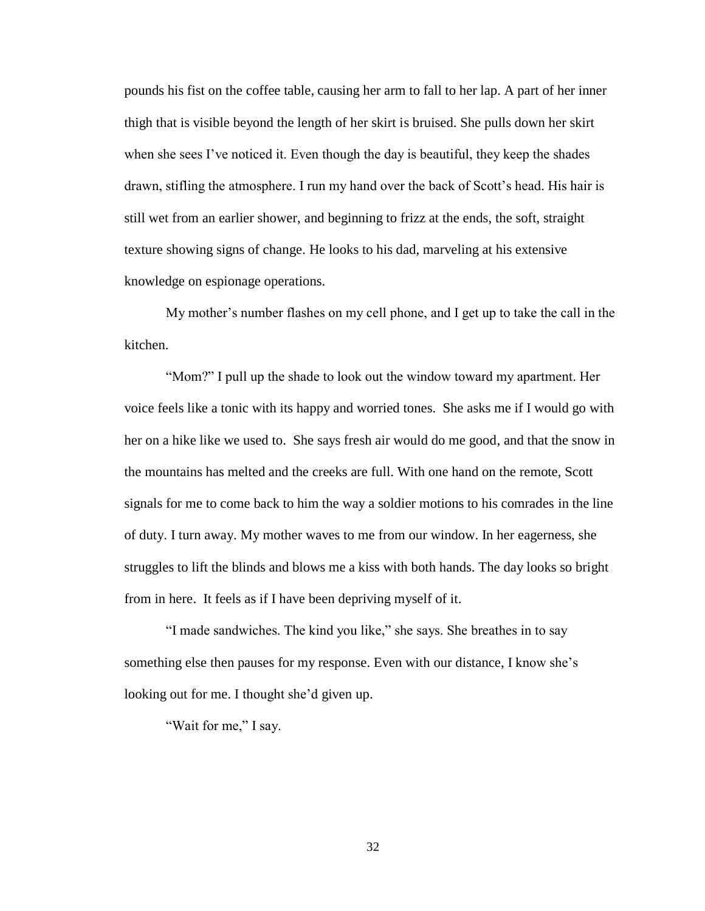pounds his fist on the coffee table, causing her arm to fall to her lap. A part of her inner thigh that is visible beyond the length of her skirt is bruised. She pulls down her skirt when she sees I've noticed it. Even though the day is beautiful, they keep the shades drawn, stifling the atmosphere. I run my hand over the back of Scott's head. His hair is still wet from an earlier shower, and beginning to frizz at the ends, the soft, straight texture showing signs of change. He looks to his dad, marveling at his extensive knowledge on espionage operations.

My mother's number flashes on my cell phone, and I get up to take the call in the kitchen.

"Mom?" I pull up the shade to look out the window toward my apartment. Her voice feels like a tonic with its happy and worried tones. She asks me if I would go with her on a hike like we used to. She says fresh air would do me good, and that the snow in the mountains has melted and the creeks are full. With one hand on the remote, Scott signals for me to come back to him the way a soldier motions to his comrades in the line of duty. I turn away. My mother waves to me from our window. In her eagerness, she struggles to lift the blinds and blows me a kiss with both hands. The day looks so bright from in here. It feels as if I have been depriving myself of it.

"I made sandwiches. The kind you like," she says. She breathes in to say something else then pauses for my response. Even with our distance, I know she's looking out for me. I thought she'd given up.

"Wait for me," I say.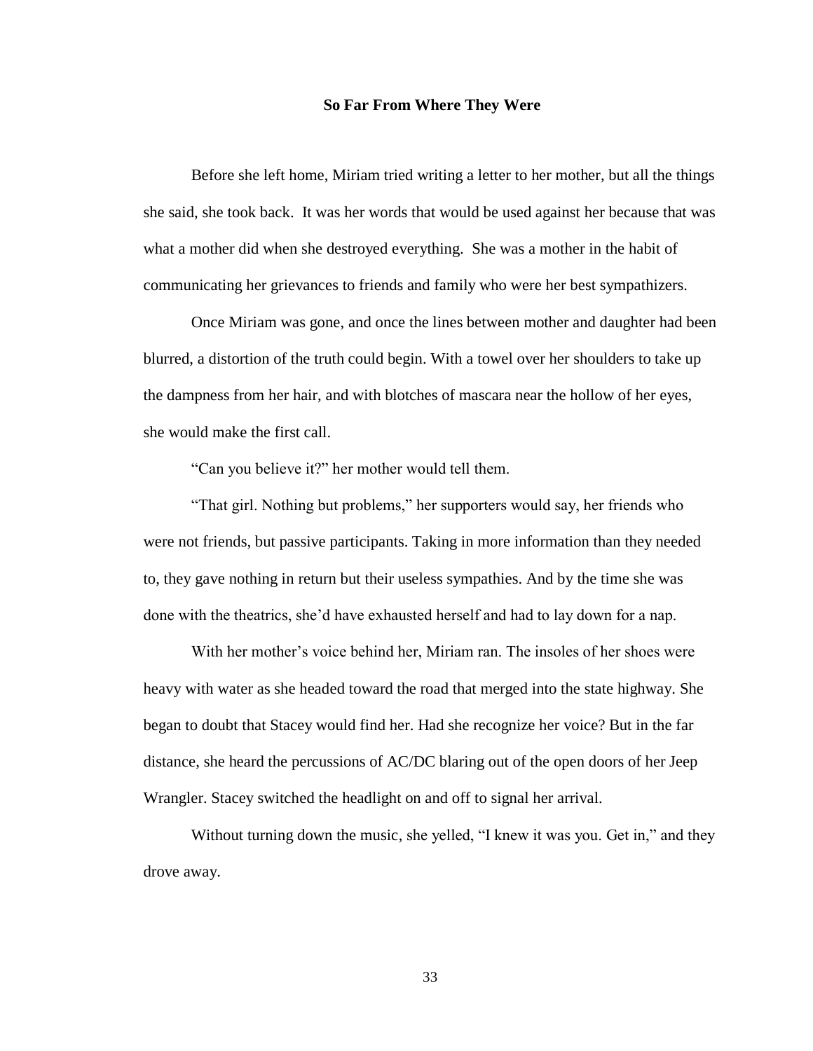**So Far From Where They Were**

Before she left home, Miriam tried writing a letter to her mother, but all the things she said, she took back. It was her words that would be used against her because that was what a mother did when she destroyed everything. She was a mother in the habit of communicating her grievances to friends and family who were her best sympathizers.

Once Miriam was gone, and once the lines between mother and daughter had been blurred, a distortion of the truth could begin. With a towel over her shoulders to take up the dampness from her hair, and with blotches of mascara near the hollow of her eyes, she would make the first call.

"Can you believe it?" her mother would tell them.

"That girl. Nothing but problems," her supporters would say, her friends who were not friends, but passive participants. Taking in more information than they needed to, they gave nothing in return but their useless sympathies. And by the time she was done with the theatrics, she'd have exhausted herself and had to lay down for a nap.

With her mother's voice behind her, Miriam ran. The insoles of her shoes were heavy with water as she headed toward the road that merged into the state highway. She began to doubt that Stacey would find her. Had she recognize her voice? But in the far distance, she heard the percussions of AC/DC blaring out of the open doors of her Jeep Wrangler. Stacey switched the headlight on and off to signal her arrival.

Without turning down the music, she yelled, "I knew it was you. Get in," and they drove away.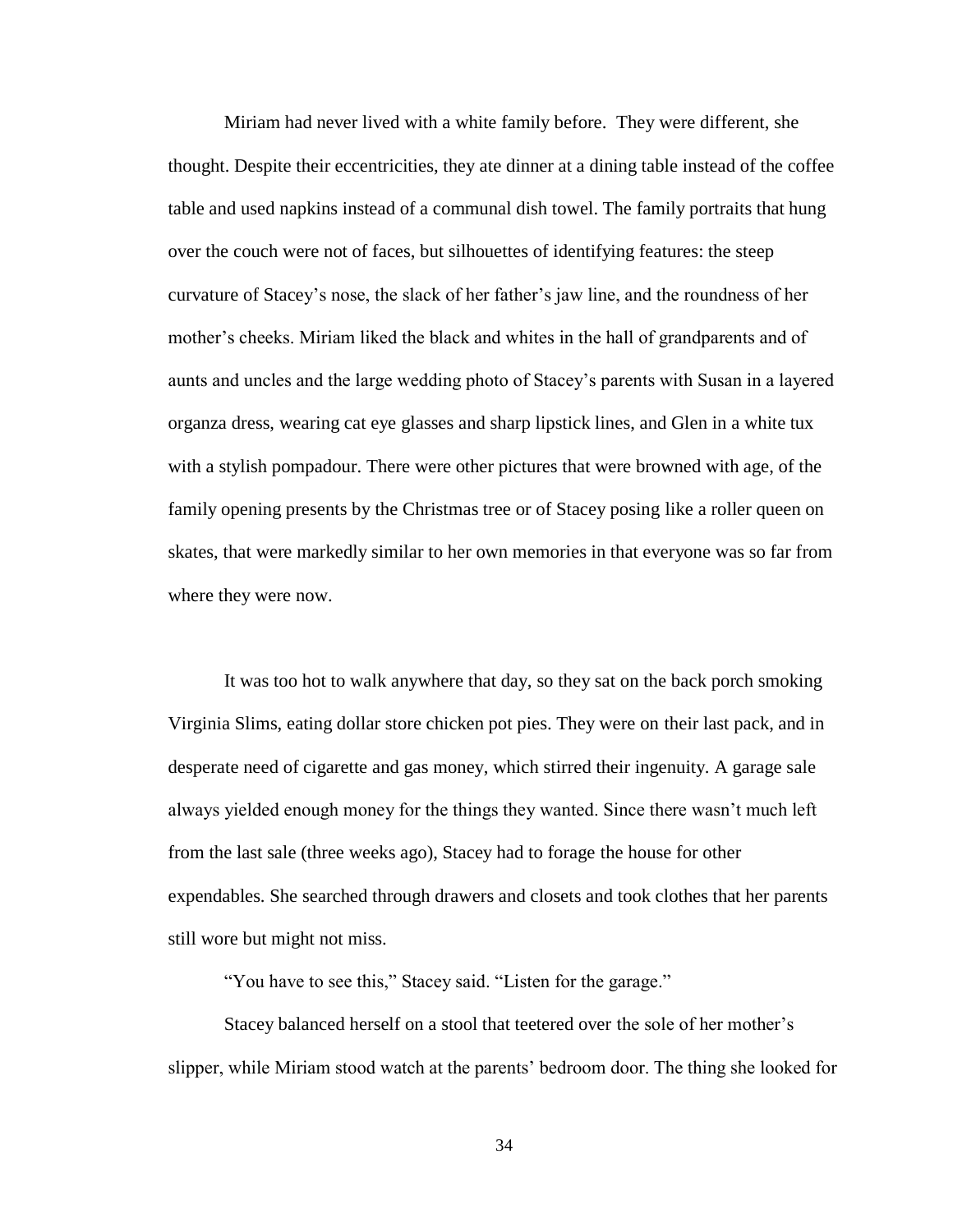Miriam had never lived with a white family before. They were different, she thought. Despite their eccentricities, they ate dinner at a dining table instead of the coffee table and used napkins instead of a communal dish towel. The family portraits that hung over the couch were not of faces, but silhouettes of identifying features: the steep curvature of Stacey's nose, the slack of her father's jaw line, and the roundness of her mother's cheeks. Miriam liked the black and whites in the hall of grandparents and of aunts and uncles and the large wedding photo of Stacey's parents with Susan in a layered organza dress, wearing cat eye glasses and sharp lipstick lines, and Glen in a white tux with a stylish pompadour. There were other pictures that were browned with age, of the family opening presents by the Christmas tree or of Stacey posing like a roller queen on skates, that were markedly similar to her own memories in that everyone was so far from where they were now.

It was too hot to walk anywhere that day, so they sat on the back porch smoking Virginia Slims, eating dollar store chicken pot pies. They were on their last pack, and in desperate need of cigarette and gas money, which stirred their ingenuity. A garage sale always yielded enough money for the things they wanted. Since there wasn't much left from the last sale (three weeks ago), Stacey had to forage the house for other expendables. She searched through drawers and closets and took clothes that her parents still wore but might not miss.

"You have to see this," Stacey said. "Listen for the garage."

Stacey balanced herself on a stool that teetered over the sole of her mother's slipper, while Miriam stood watch at the parents' bedroom door. The thing she looked for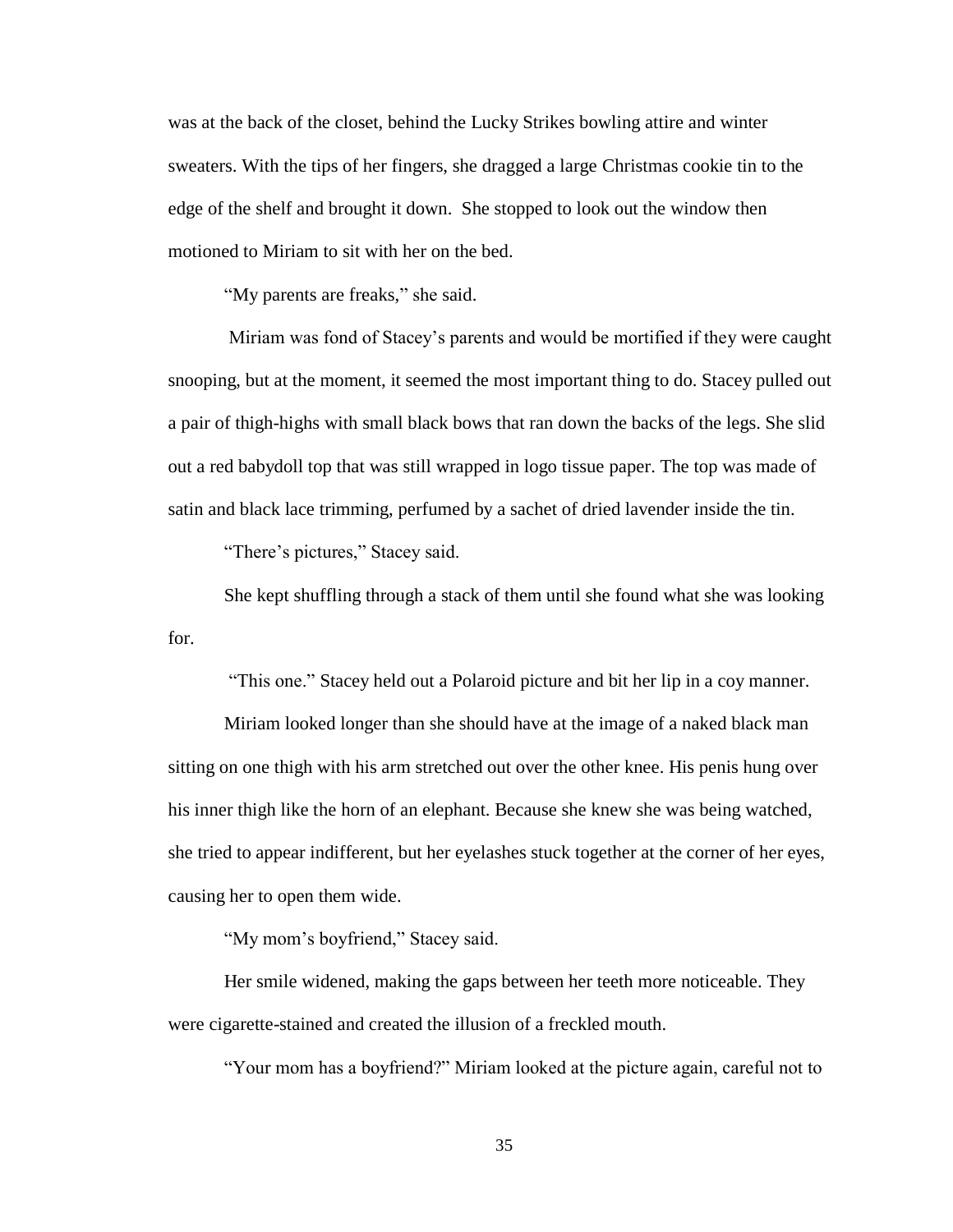was at the back of the closet, behind the Lucky Strikes bowling attire and winter sweaters. With the tips of her fingers, she dragged a large Christmas cookie tin to the edge of the shelf and brought it down. She stopped to look out the window then motioned to Miriam to sit with her on the bed.

"My parents are freaks," she said.

Miriam was fond of Stacey's parents and would be mortified if they were caught snooping, but at the moment, it seemed the most important thing to do. Stacey pulled out a pair of thigh-highs with small black bows that ran down the backs of the legs. She slid out a red babydoll top that was still wrapped in logo tissue paper. The top was made of satin and black lace trimming, perfumed by a sachet of dried lavender inside the tin.

"There's pictures," Stacey said.

She kept shuffling through a stack of them until she found what she was looking for.

"This one." Stacey held out a Polaroid picture and bit her lip in a coy manner.

Miriam looked longer than she should have at the image of a naked black man sitting on one thigh with his arm stretched out over the other knee. His penis hung over his inner thigh like the horn of an elephant. Because she knew she was being watched, she tried to appear indifferent, but her eyelashes stuck together at the corner of her eyes, causing her to open them wide.

"My mom's boyfriend," Stacey said.

Her smile widened, making the gaps between her teeth more noticeable. They were cigarette-stained and created the illusion of a freckled mouth.

"Your mom has a boyfriend?" Miriam looked at the picture again, careful not to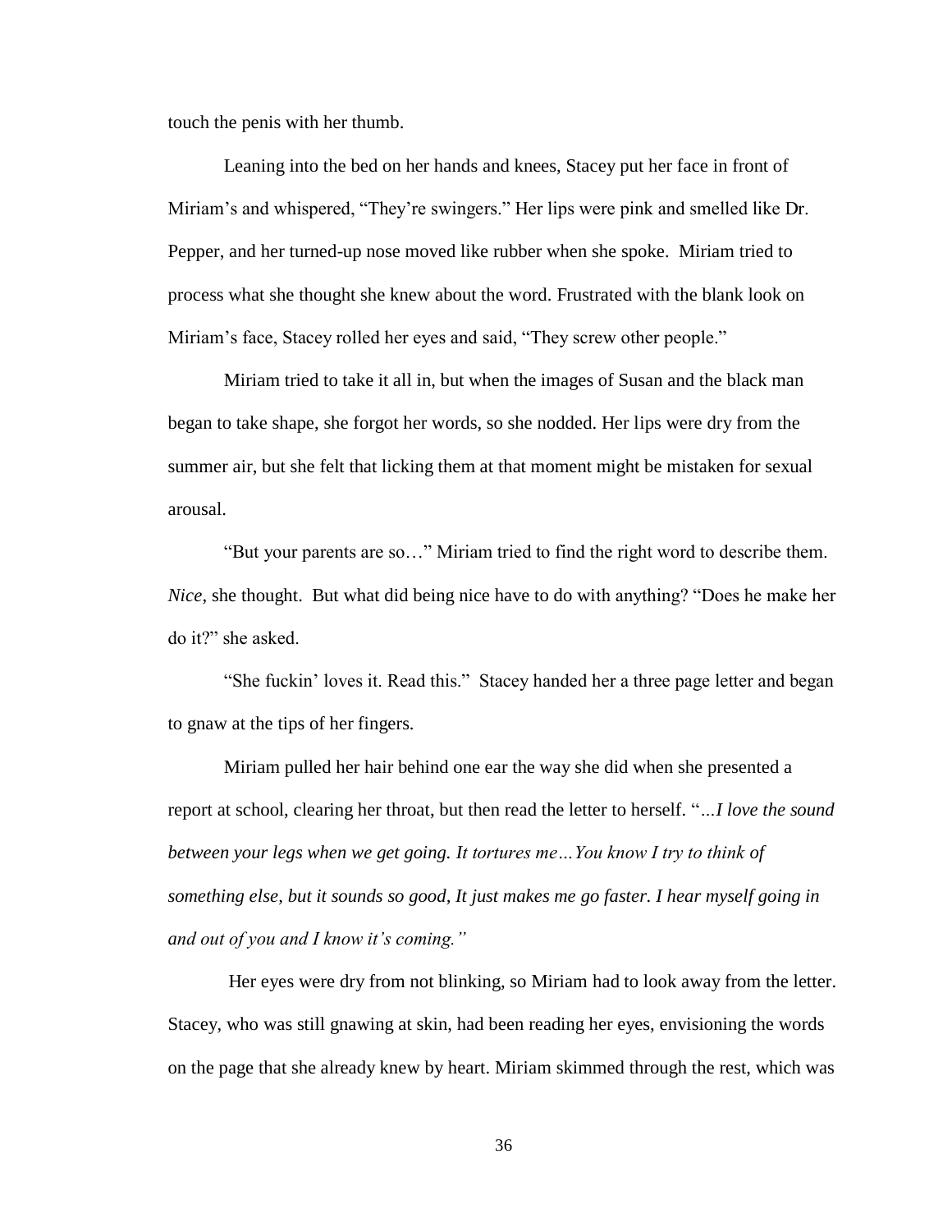touch the penis with her thumb.

Leaning into the bed on her hands and knees, Stacey put her face in front of Miriam's and whispered, "They're swingers." Her lips were pink and smelled like Dr. Pepper, and her turned-up nose moved like rubber when she spoke. Miriam tried to process what she thought she knew about the word. Frustrated with the blank look on Miriam's face, Stacey rolled her eyes and said, "They screw other people."

Miriam tried to take it all in, but when the images of Susan and the black man began to take shape, she forgot her words, so she nodded. Her lips were dry from the summer air, but she felt that licking them at that moment might be mistaken for sexual arousal.

"But your parents are so…" Miriam tried to find the right word to describe them. *Nice*, she thought. But what did being nice have to do with anything? "Does he make her do it?" she asked.

"She fuckin' loves it. Read this." Stacey handed her a three page letter and began to gnaw at the tips of her fingers.

Miriam pulled her hair behind one ear the way she did when she presented a report at school, clearing her throat, but then read the letter to herself. "*…I love the sound between your legs when we get going. It tortures me…You know I try to think of something else, but it sounds so good, It just makes me go faster. I hear myself going in and out of you and I know it's coming."*

Her eyes were dry from not blinking, so Miriam had to look away from the letter. Stacey, who was still gnawing at skin, had been reading her eyes, envisioning the words on the page that she already knew by heart. Miriam skimmed through the rest, which was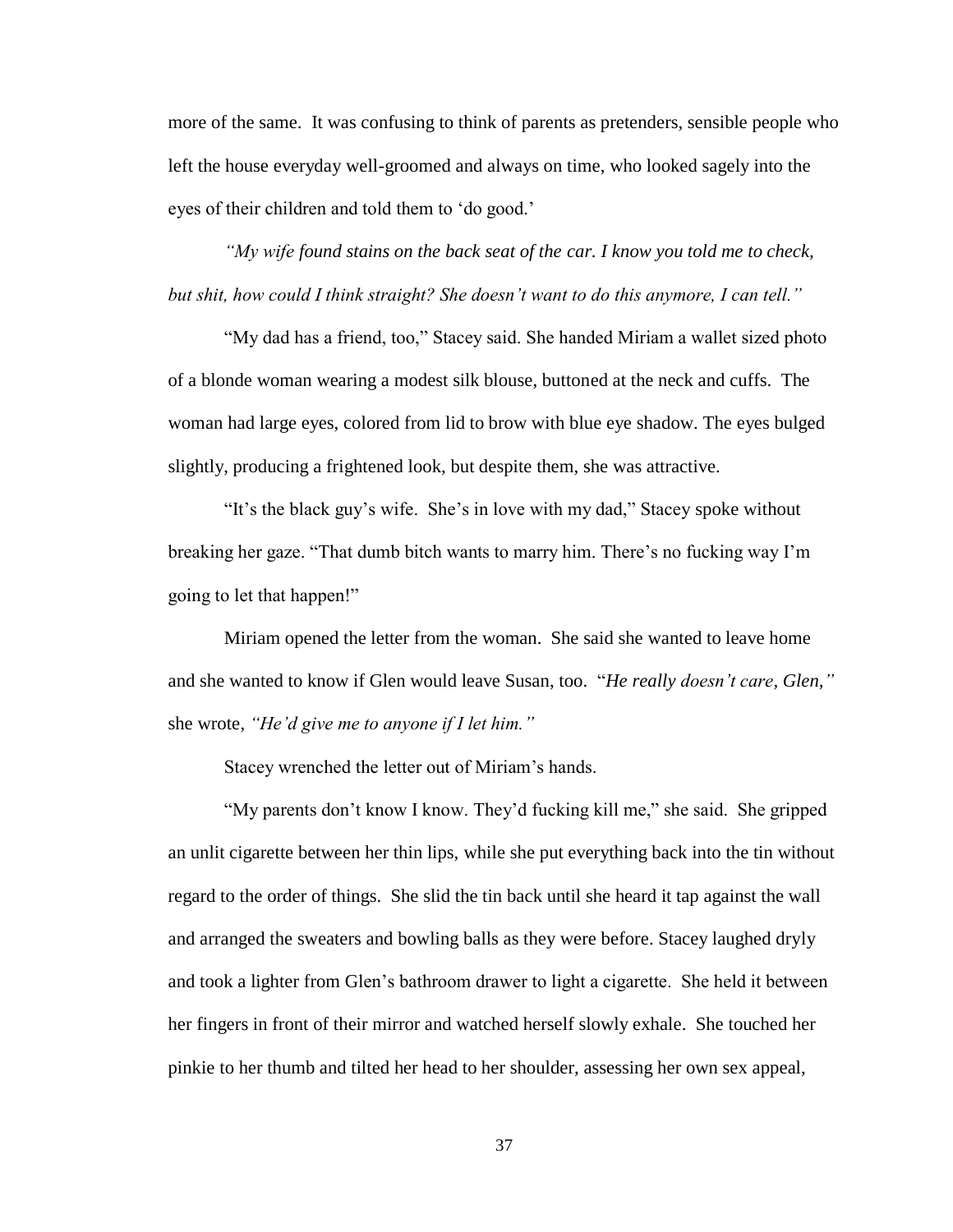more of the same. It was confusing to think of parents as pretenders, sensible people who left the house everyday well-groomed and always on time, who looked sagely into the eyes of their children and told them to 'do good.'

*"My wife found stains on the back seat of the car. I know you told me to check, but shit, how could I think straight? She doesn't want to do this anymore, I can tell."*

"My dad has a friend, too," Stacey said. She handed Miriam a wallet sized photo of a blonde woman wearing a modest silk blouse, buttoned at the neck and cuffs. The woman had large eyes, colored from lid to brow with blue eye shadow. The eyes bulged slightly, producing a frightened look, but despite them, she was attractive.

"It's the black guy's wife. She's in love with my dad," Stacey spoke without breaking her gaze. "That dumb bitch wants to marry him. There's no fucking way I'm going to let that happen!"

Miriam opened the letter from the woman. She said she wanted to leave home and she wanted to know if Glen would leave Susan, too. "*He really doesn't care, Glen,"* she wrote, *"He'd give me to anyone if I let him."*

Stacey wrenched the letter out of Miriam's hands.

"My parents don't know I know. They'd fucking kill me," she said. She gripped an unlit cigarette between her thin lips, while she put everything back into the tin without regard to the order of things. She slid the tin back until she heard it tap against the wall and arranged the sweaters and bowling balls as they were before. Stacey laughed dryly and took a lighter from Glen's bathroom drawer to light a cigarette. She held it between her fingers in front of their mirror and watched herself slowly exhale. She touched her pinkie to her thumb and tilted her head to her shoulder, assessing her own sex appeal,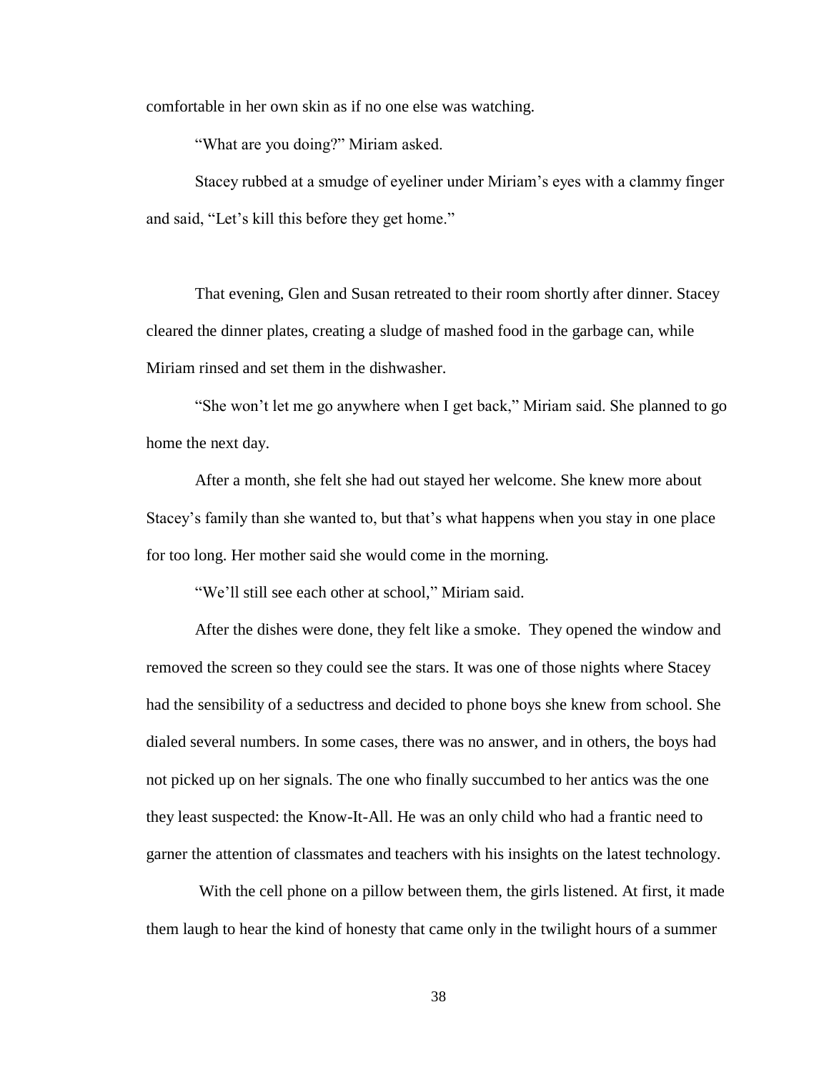comfortable in her own skin as if no one else was watching.

"What are you doing?" Miriam asked.

Stacey rubbed at a smudge of eyeliner under Miriam's eyes with a clammy finger and said, "Let's kill this before they get home."

That evening, Glen and Susan retreated to their room shortly after dinner. Stacey cleared the dinner plates, creating a sludge of mashed food in the garbage can, while Miriam rinsed and set them in the dishwasher.

"She won't let me go anywhere when I get back," Miriam said. She planned to go home the next day.

After a month, she felt she had out stayed her welcome. She knew more about Stacey's family than she wanted to, but that's what happens when you stay in one place for too long. Her mother said she would come in the morning.

"We'll still see each other at school," Miriam said.

After the dishes were done, they felt like a smoke. They opened the window and removed the screen so they could see the stars. It was one of those nights where Stacey had the sensibility of a seductress and decided to phone boys she knew from school. She dialed several numbers. In some cases, there was no answer, and in others, the boys had not picked up on her signals. The one who finally succumbed to her antics was the one they least suspected: the Know-It-All. He was an only child who had a frantic need to garner the attention of classmates and teachers with his insights on the latest technology.

With the cell phone on a pillow between them, the girls listened. At first, it made them laugh to hear the kind of honesty that came only in the twilight hours of a summer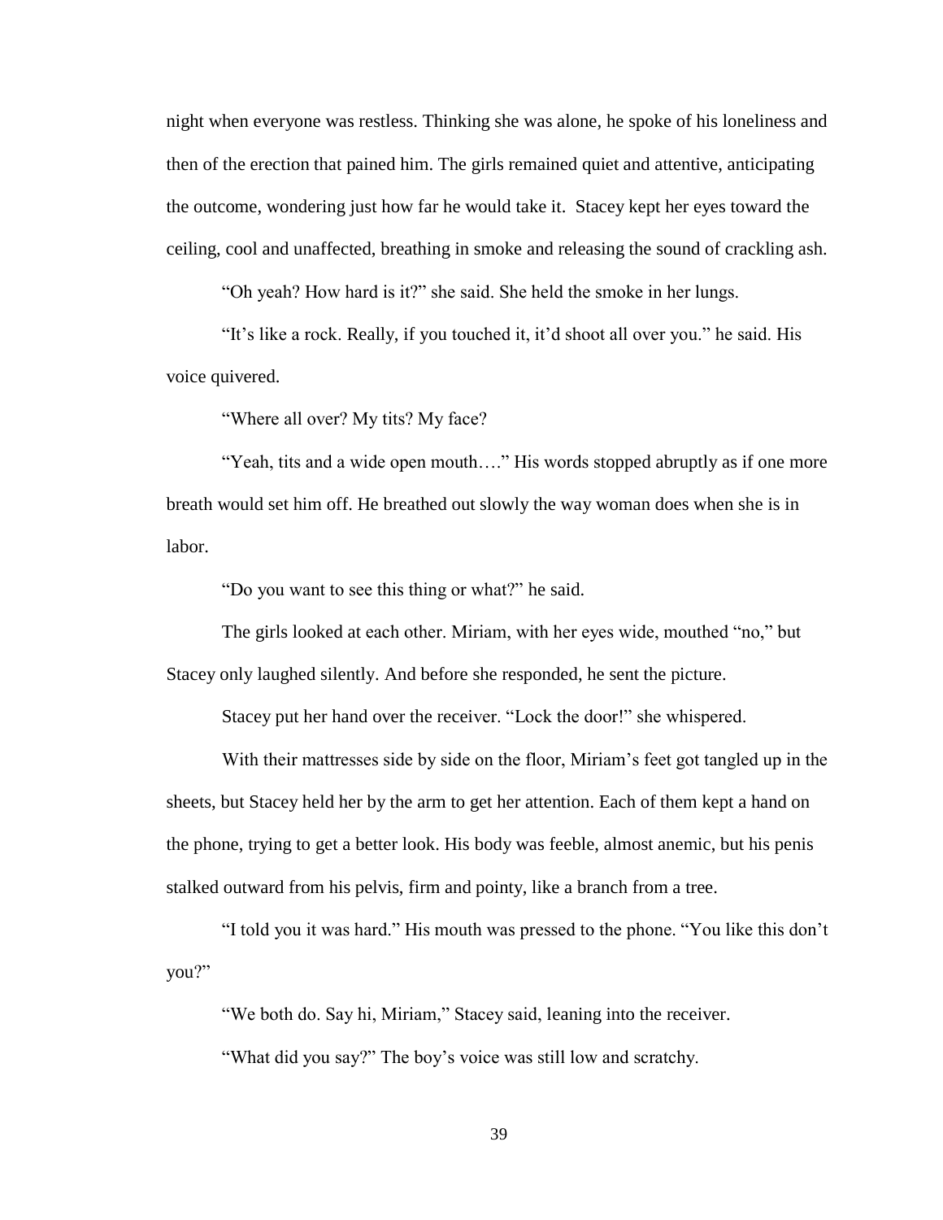night when everyone was restless. Thinking she was alone, he spoke of his loneliness and then of the erection that pained him. The girls remained quiet and attentive, anticipating the outcome, wondering just how far he would take it. Stacey kept her eyes toward the ceiling, cool and unaffected, breathing in smoke and releasing the sound of crackling ash.

"Oh yeah? How hard is it?" she said. She held the smoke in her lungs.

"It's like a rock. Really, if you touched it, it'd shoot all over you." he said. His voice quivered.

"Where all over? My tits? My face?

"Yeah, tits and a wide open mouth…." His words stopped abruptly as if one more breath would set him off. He breathed out slowly the way woman does when she is in labor.

"Do you want to see this thing or what?" he said.

The girls looked at each other. Miriam, with her eyes wide, mouthed "no," but Stacey only laughed silently. And before she responded, he sent the picture.

Stacey put her hand over the receiver. "Lock the door!" she whispered.

With their mattresses side by side on the floor, Miriam's feet got tangled up in the sheets, but Stacey held her by the arm to get her attention. Each of them kept a hand on the phone, trying to get a better look. His body was feeble, almost anemic, but his penis stalked outward from his pelvis, firm and pointy, like a branch from a tree.

"I told you it was hard." His mouth was pressed to the phone. "You like this don't you?"

"We both do. Say hi, Miriam," Stacey said, leaning into the receiver.

"What did you say?" The boy's voice was still low and scratchy.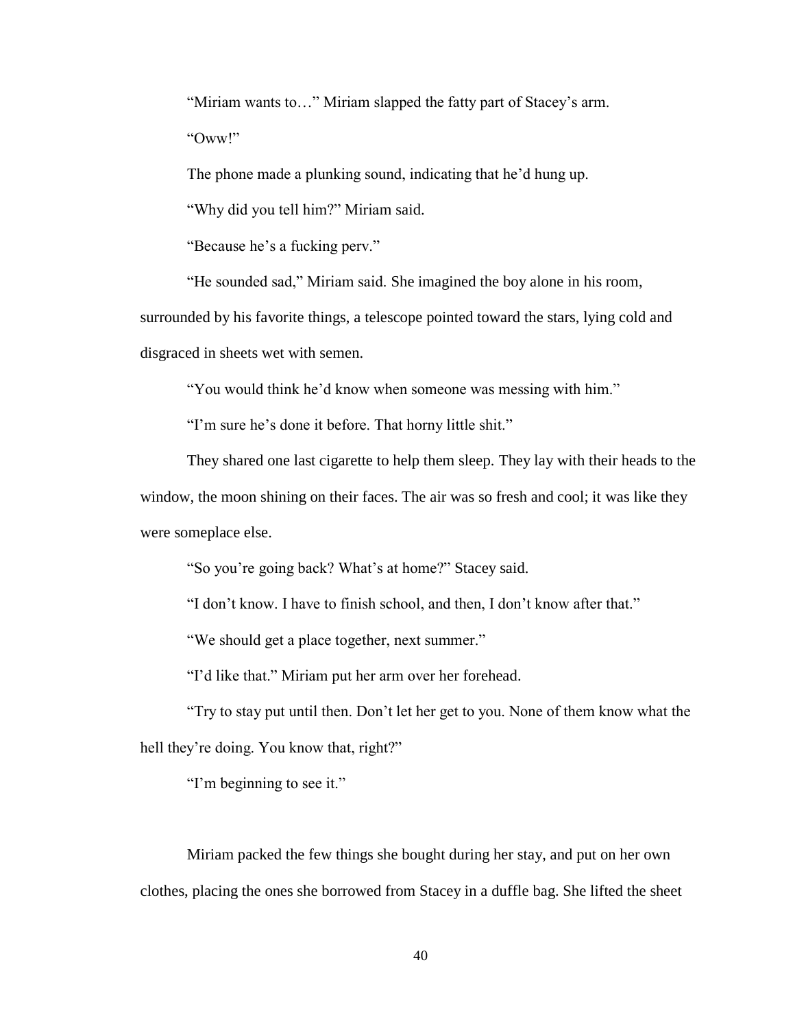"Miriam wants to…" Miriam slapped the fatty part of Stacey's arm.

"Oww!"

The phone made a plunking sound, indicating that he'd hung up.

"Why did you tell him?" Miriam said.

"Because he's a fucking perv."

"He sounded sad," Miriam said. She imagined the boy alone in his room, surrounded by his favorite things, a telescope pointed toward the stars, lying cold and disgraced in sheets wet with semen.

"You would think he'd know when someone was messing with him."

"I'm sure he's done it before. That horny little shit."

They shared one last cigarette to help them sleep. They lay with their heads to the window, the moon shining on their faces. The air was so fresh and cool; it was like they were someplace else.

"So you're going back? What's at home?" Stacey said.

"I don't know. I have to finish school, and then, I don't know after that."

"We should get a place together, next summer."

"I'd like that." Miriam put her arm over her forehead.

"Try to stay put until then. Don't let her get to you. None of them know what the hell they're doing. You know that, right?"

"I'm beginning to see it."

Miriam packed the few things she bought during her stay, and put on her own clothes, placing the ones she borrowed from Stacey in a duffle bag. She lifted the sheet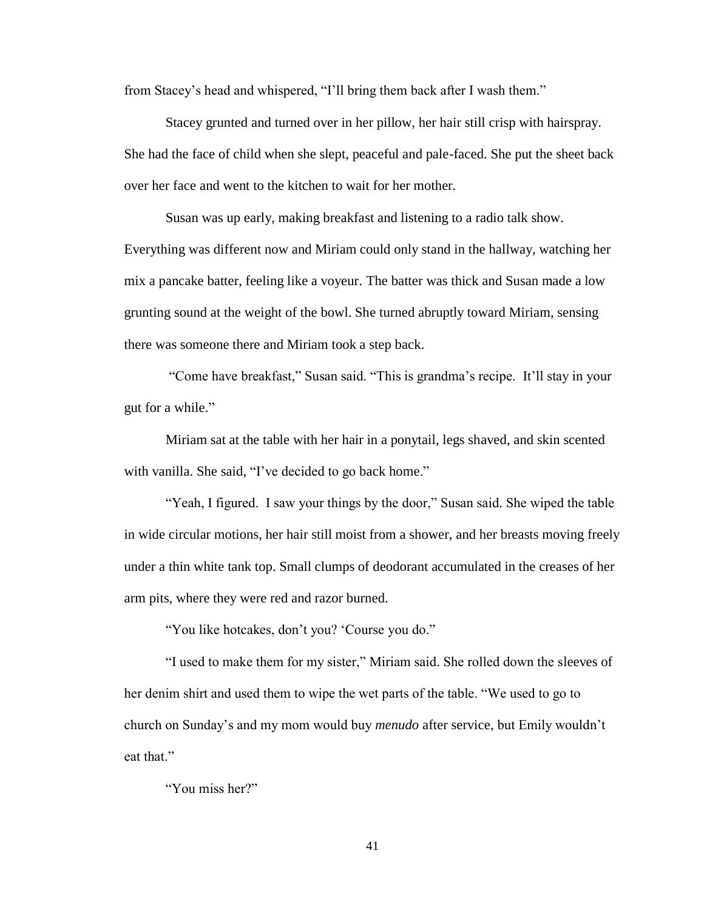from Stacey's head and whispered, "I'll bring them back after I wash them."

Stacey grunted and turned over in her pillow, her hair still crisp with hairspray. She had the face of child when she slept, peaceful and pale-faced. She put the sheet back over her face and went to the kitchen to wait for her mother.

Susan was up early, making breakfast and listening to a radio talk show. Everything was different now and Miriam could only stand in the hallway, watching her mix a pancake batter, feeling like a voyeur. The batter was thick and Susan made a low grunting sound at the weight of the bowl. She turned abruptly toward Miriam, sensing there was someone there and Miriam took a step back.

"Come have breakfast," Susan said. "This is grandma's recipe. It'll stay in your gut for a while."

Miriam sat at the table with her hair in a ponytail, legs shaved, and skin scented with vanilla. She said, "I've decided to go back home."

"Yeah, I figured. I saw your things by the door," Susan said. She wiped the table in wide circular motions, her hair still moist from a shower, and her breasts moving freely under a thin white tank top. Small clumps of deodorant accumulated in the creases of her arm pits, where they were red and razor burned.

"You like hotcakes, don't you? 'Course you do."

"I used to make them for my sister," Miriam said. She rolled down the sleeves of her denim shirt and used them to wipe the wet parts of the table. "We used to go to church on Sunday's and my mom would buy *menudo* after service, but Emily wouldn't eat that."

"You miss her?"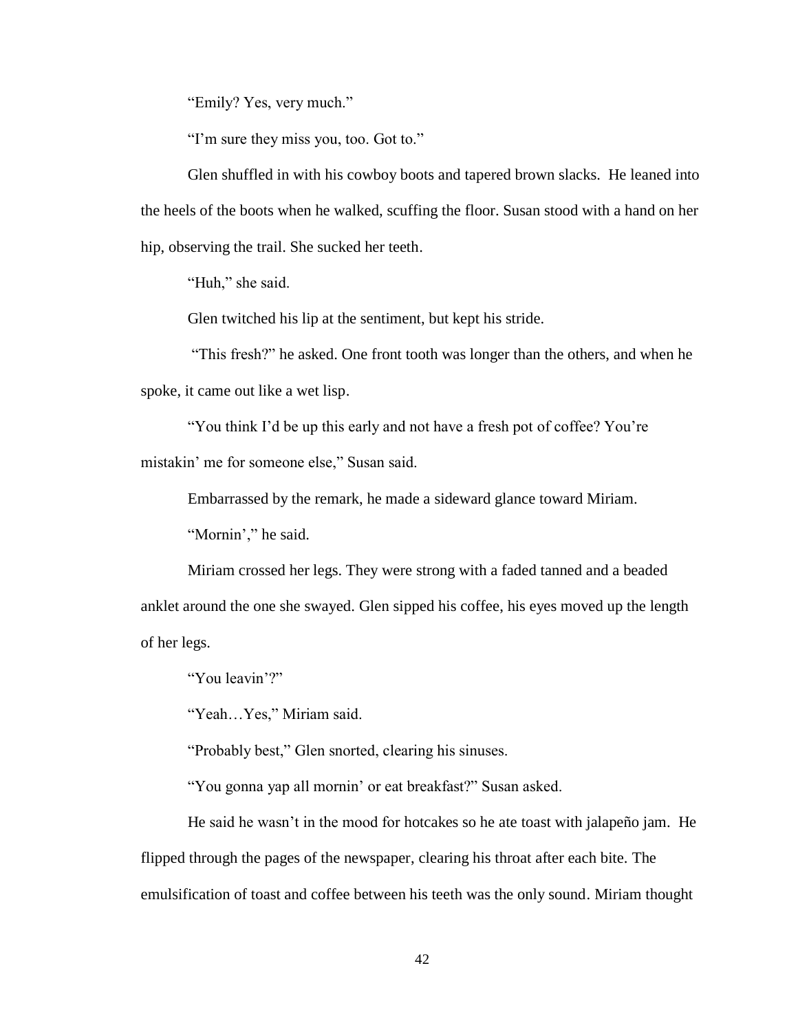"Emily? Yes, very much."

"I'm sure they miss you, too. Got to."

Glen shuffled in with his cowboy boots and tapered brown slacks. He leaned into the heels of the boots when he walked, scuffing the floor. Susan stood with a hand on her hip, observing the trail. She sucked her teeth.

"Huh," she said.

Glen twitched his lip at the sentiment, but kept his stride.

"This fresh?" he asked. One front tooth was longer than the others, and when he spoke, it came out like a wet lisp.

"You think I'd be up this early and not have a fresh pot of coffee? You're mistakin' me for someone else," Susan said.

Embarrassed by the remark, he made a sideward glance toward Miriam.

"Mornin'," he said.

Miriam crossed her legs. They were strong with a faded tanned and a beaded anklet around the one she swayed. Glen sipped his coffee, his eyes moved up the length of her legs.

"You leavin'?"

"Yeah…Yes," Miriam said.

"Probably best," Glen snorted, clearing his sinuses.

"You gonna yap all mornin' or eat breakfast?" Susan asked.

He said he wasn't in the mood for hotcakes so he ate toast with jalapeño jam. He flipped through the pages of the newspaper, clearing his throat after each bite. The emulsification of toast and coffee between his teeth was the only sound. Miriam thought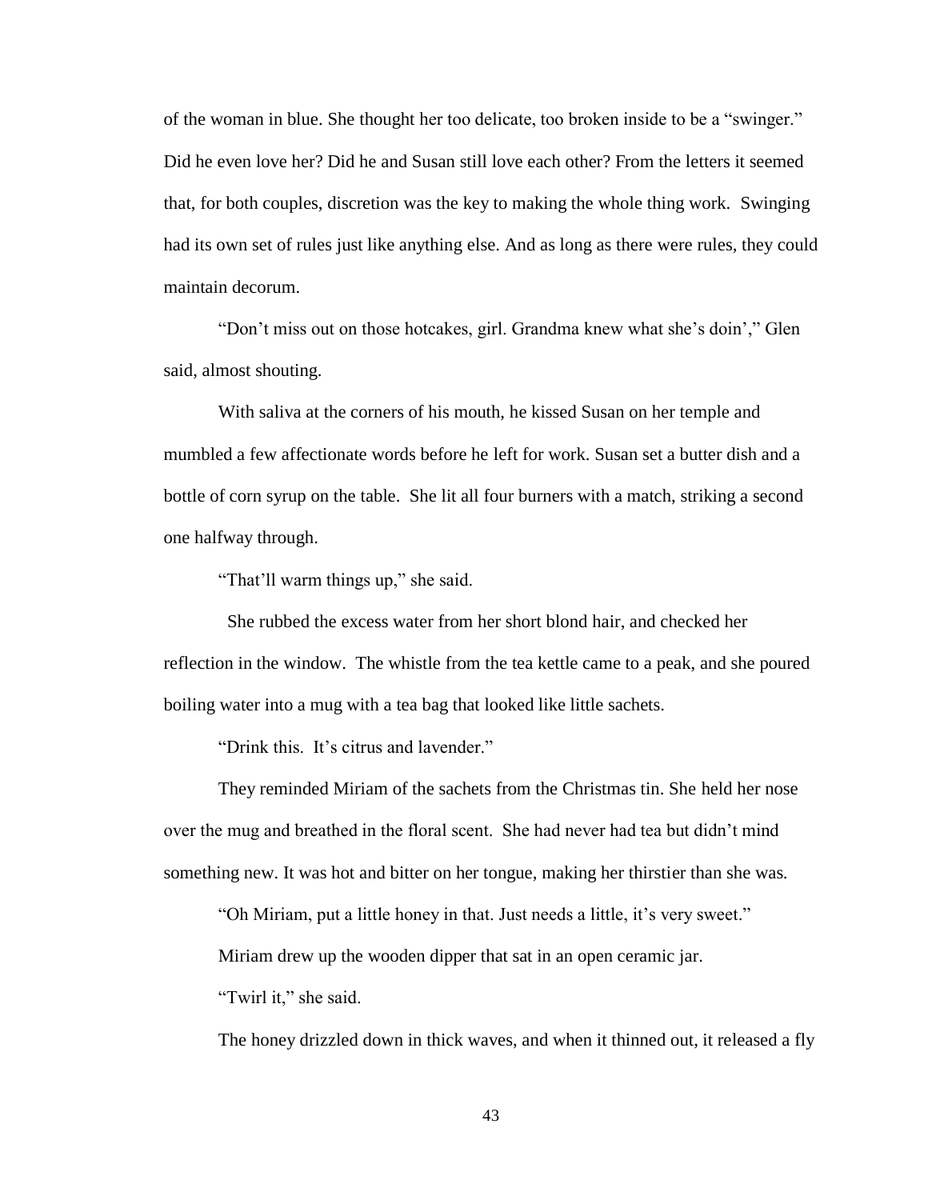of the woman in blue. She thought her too delicate, too broken inside to be a "swinger." Did he even love her? Did he and Susan still love each other? From the letters it seemed that, for both couples, discretion was the key to making the whole thing work. Swinging had its own set of rules just like anything else. And as long as there were rules, they could maintain decorum.

"Don't miss out on those hotcakes, girl. Grandma knew what she's doin'," Glen said, almost shouting.

With saliva at the corners of his mouth, he kissed Susan on her temple and mumbled a few affectionate words before he left for work. Susan set a butter dish and a bottle of corn syrup on the table. She lit all four burners with a match, striking a second one halfway through.

"That'll warm things up," she said.

She rubbed the excess water from her short blond hair, and checked her reflection in the window. The whistle from the tea kettle came to a peak, and she poured boiling water into a mug with a tea bag that looked like little sachets.

"Drink this. It's citrus and lavender."

They reminded Miriam of the sachets from the Christmas tin. She held her nose over the mug and breathed in the floral scent. She had never had tea but didn't mind something new. It was hot and bitter on her tongue, making her thirstier than she was.

"Oh Miriam, put a little honey in that. Just needs a little, it's very sweet."

Miriam drew up the wooden dipper that sat in an open ceramic jar.

"Twirl it," she said.

The honey drizzled down in thick waves, and when it thinned out, it released a fly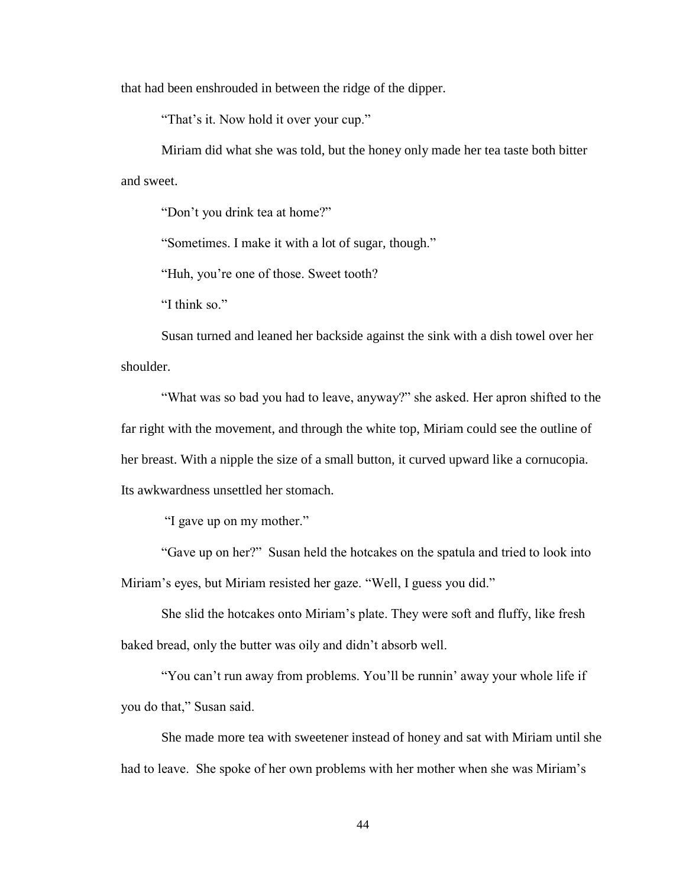that had been enshrouded in between the ridge of the dipper.

"That's it. Now hold it over your cup."

Miriam did what she was told, but the honey only made her tea taste both bitter and sweet.

"Don't you drink tea at home?"

"Sometimes. I make it with a lot of sugar, though."

"Huh, you're one of those. Sweet tooth?

"I think so."

Susan turned and leaned her backside against the sink with a dish towel over her shoulder.

"What was so bad you had to leave, anyway?" she asked. Her apron shifted to the far right with the movement, and through the white top, Miriam could see the outline of her breast. With a nipple the size of a small button, it curved upward like a cornucopia. Its awkwardness unsettled her stomach.

"I gave up on my mother."

"Gave up on her?" Susan held the hotcakes on the spatula and tried to look into Miriam's eyes, but Miriam resisted her gaze. "Well, I guess you did."

She slid the hotcakes onto Miriam's plate. They were soft and fluffy, like fresh baked bread, only the butter was oily and didn't absorb well.

"You can't run away from problems. You'll be runnin' away your whole life if you do that," Susan said.

She made more tea with sweetener instead of honey and sat with Miriam until she had to leave. She spoke of her own problems with her mother when she was Miriam's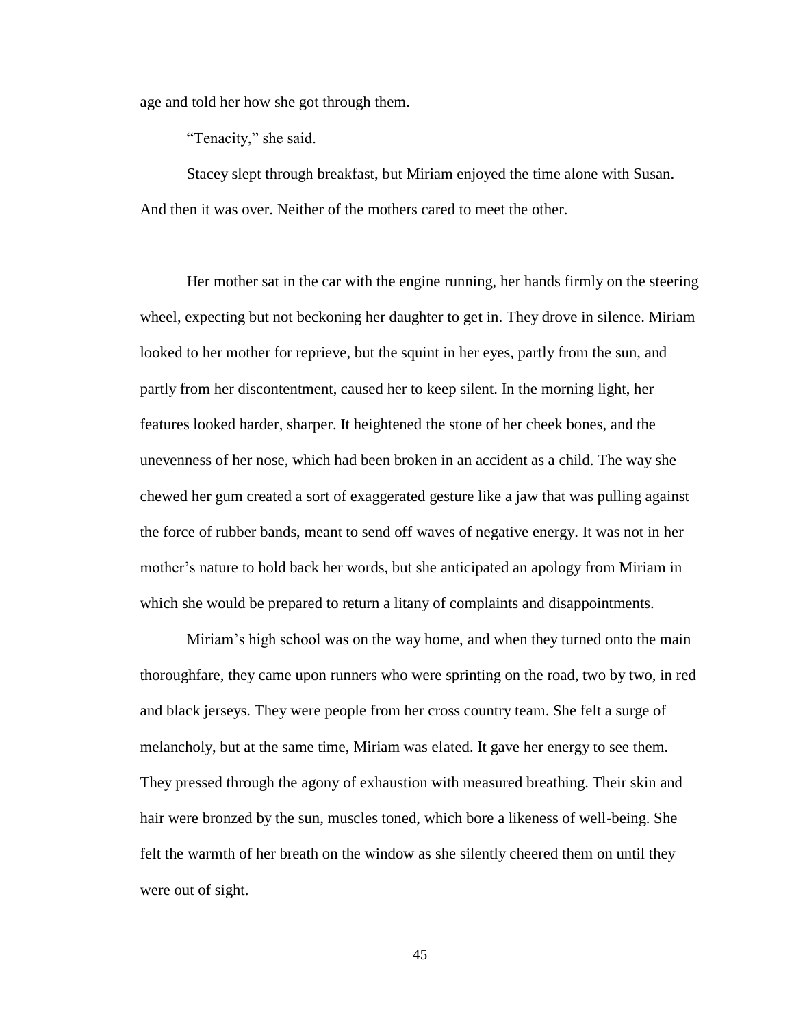age and told her how she got through them.

"Tenacity," she said.

Stacey slept through breakfast, but Miriam enjoyed the time alone with Susan. And then it was over. Neither of the mothers cared to meet the other.

Her mother sat in the car with the engine running, her hands firmly on the steering wheel, expecting but not beckoning her daughter to get in. They drove in silence. Miriam looked to her mother for reprieve, but the squint in her eyes, partly from the sun, and partly from her discontentment, caused her to keep silent. In the morning light, her features looked harder, sharper. It heightened the stone of her cheek bones, and the unevenness of her nose, which had been broken in an accident as a child. The way she chewed her gum created a sort of exaggerated gesture like a jaw that was pulling against the force of rubber bands, meant to send off waves of negative energy. It was not in her mother's nature to hold back her words, but she anticipated an apology from Miriam in which she would be prepared to return a litany of complaints and disappointments.

Miriam's high school was on the way home, and when they turned onto the main thoroughfare, they came upon runners who were sprinting on the road, two by two, in red and black jerseys. They were people from her cross country team. She felt a surge of melancholy, but at the same time, Miriam was elated. It gave her energy to see them. They pressed through the agony of exhaustion with measured breathing. Their skin and hair were bronzed by the sun, muscles toned, which bore a likeness of well-being. She felt the warmth of her breath on the window as she silently cheered them on until they were out of sight.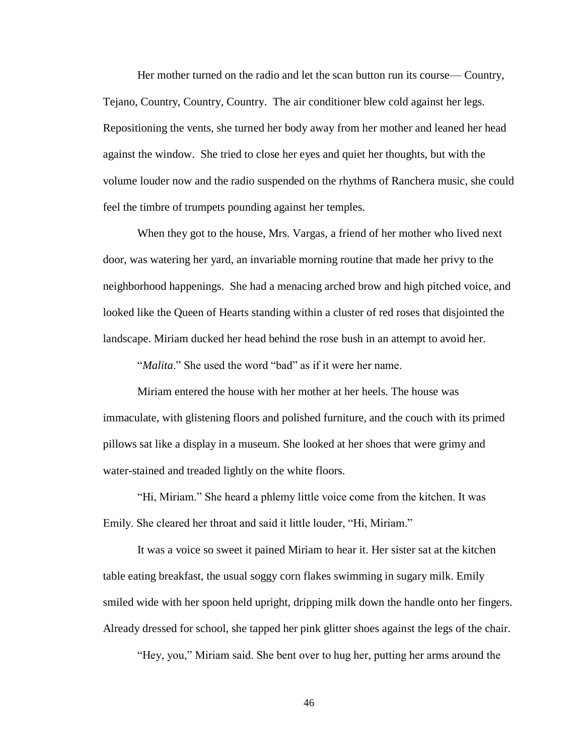Her mother turned on the radio and let the scan button run its course— Country, Tejano, Country, Country, Country. The air conditioner blew cold against her legs. Repositioning the vents, she turned her body away from her mother and leaned her head against the window. She tried to close her eyes and quiet her thoughts, but with the volume louder now and the radio suspended on the rhythms of Ranchera music, she could feel the timbre of trumpets pounding against her temples.

When they got to the house, Mrs. Vargas, a friend of her mother who lived next door, was watering her yard, an invariable morning routine that made her privy to the neighborhood happenings. She had a menacing arched brow and high pitched voice, and looked like the Queen of Hearts standing within a cluster of red roses that disjointed the landscape. Miriam ducked her head behind the rose bush in an attempt to avoid her.

"*Malita*." She used the word "bad" as if it were her name.

Miriam entered the house with her mother at her heels. The house was immaculate, with glistening floors and polished furniture, and the couch with its primed pillows sat like a display in a museum. She looked at her shoes that were grimy and water-stained and treaded lightly on the white floors.

"Hi, Miriam." She heard a phlemy little voice come from the kitchen. It was Emily. She cleared her throat and said it little louder, "Hi, Miriam."

It was a voice so sweet it pained Miriam to hear it. Her sister sat at the kitchen table eating breakfast, the usual soggy corn flakes swimming in sugary milk. Emily smiled wide with her spoon held upright, dripping milk down the handle onto her fingers. Already dressed for school, she tapped her pink glitter shoes against the legs of the chair.

"Hey, you," Miriam said. She bent over to hug her, putting her arms around the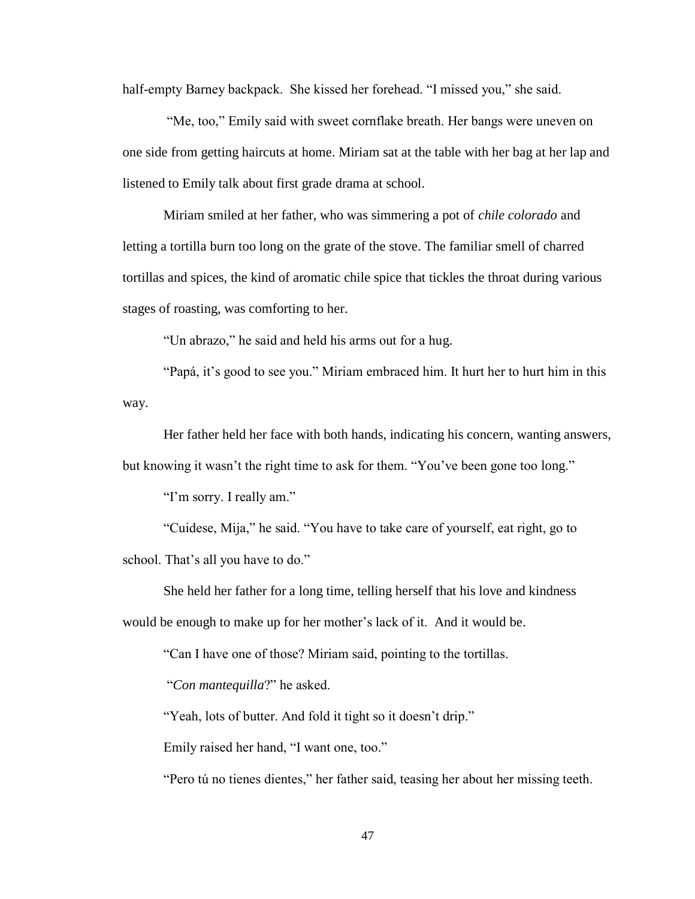half-empty Barney backpack. She kissed her forehead. "I missed you," she said.

"Me, too," Emily said with sweet cornflake breath. Her bangs were uneven on one side from getting haircuts at home. Miriam sat at the table with her bag at her lap and listened to Emily talk about first grade drama at school.

Miriam smiled at her father, who was simmering a pot of *chile colorado* and letting a tortilla burn too long on the grate of the stove. The familiar smell of charred tortillas and spices, the kind of aromatic chile spice that tickles the throat during various stages of roasting, was comforting to her.

"Un abrazo," he said and held his arms out for a hug.

"Papá, it's good to see you." Miriam embraced him. It hurt her to hurt him in this way.

Her father held her face with both hands, indicating his concern, wanting answers, but knowing it wasn't the right time to ask for them. "You've been gone too long."

"I'm sorry. I really am."

"Cuidese, Mija," he said. "You have to take care of yourself, eat right, go to school. That's all you have to do."

She held her father for a long time, telling herself that his love and kindness would be enough to make up for her mother's lack of it. And it would be.

"Can I have one of those? Miriam said, pointing to the tortillas.

"*Con mantequilla*?" he asked.

"Yeah, lots of butter. And fold it tight so it doesn't drip."

Emily raised her hand, "I want one, too."

"Pero tú no tienes dientes," her father said, teasing her about her missing teeth.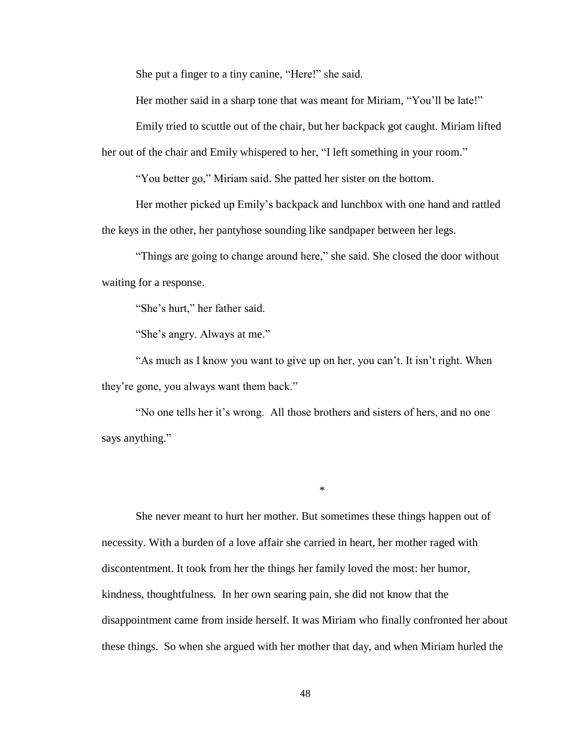She put a finger to a tiny canine, "Here!" she said.

Her mother said in a sharp tone that was meant for Miriam, "You'll be late!"

Emily tried to scuttle out of the chair, but her backpack got caught. Miriam lifted her out of the chair and Emily whispered to her, "I left something in your room."

"You better go," Miriam said. She patted her sister on the bottom.

Her mother picked up Emily's backpack and lunchbox with one hand and rattled the keys in the other, her pantyhose sounding like sandpaper between her legs.

"Things are going to change around here," she said. She closed the door without waiting for a response.

"She's hurt," her father said.

"She's angry. Always at me."

"As much as I know you want to give up on her, you can't. It isn't right. When they're gone, you always want them back."

"No one tells her it's wrong. All those brothers and sisters of hers, and no one says anything."

*

She never meant to hurt her mother. But sometimes these things happen out of necessity. With a burden of a love affair she carried in heart, her mother raged with discontentment. It took from her the things her family loved the most: her humor, kindness, thoughtfulness. In her own searing pain, she did not know that the disappointment came from inside herself. It was Miriam who finally confronted her about these things. So when she argued with her mother that day, and when Miriam hurled the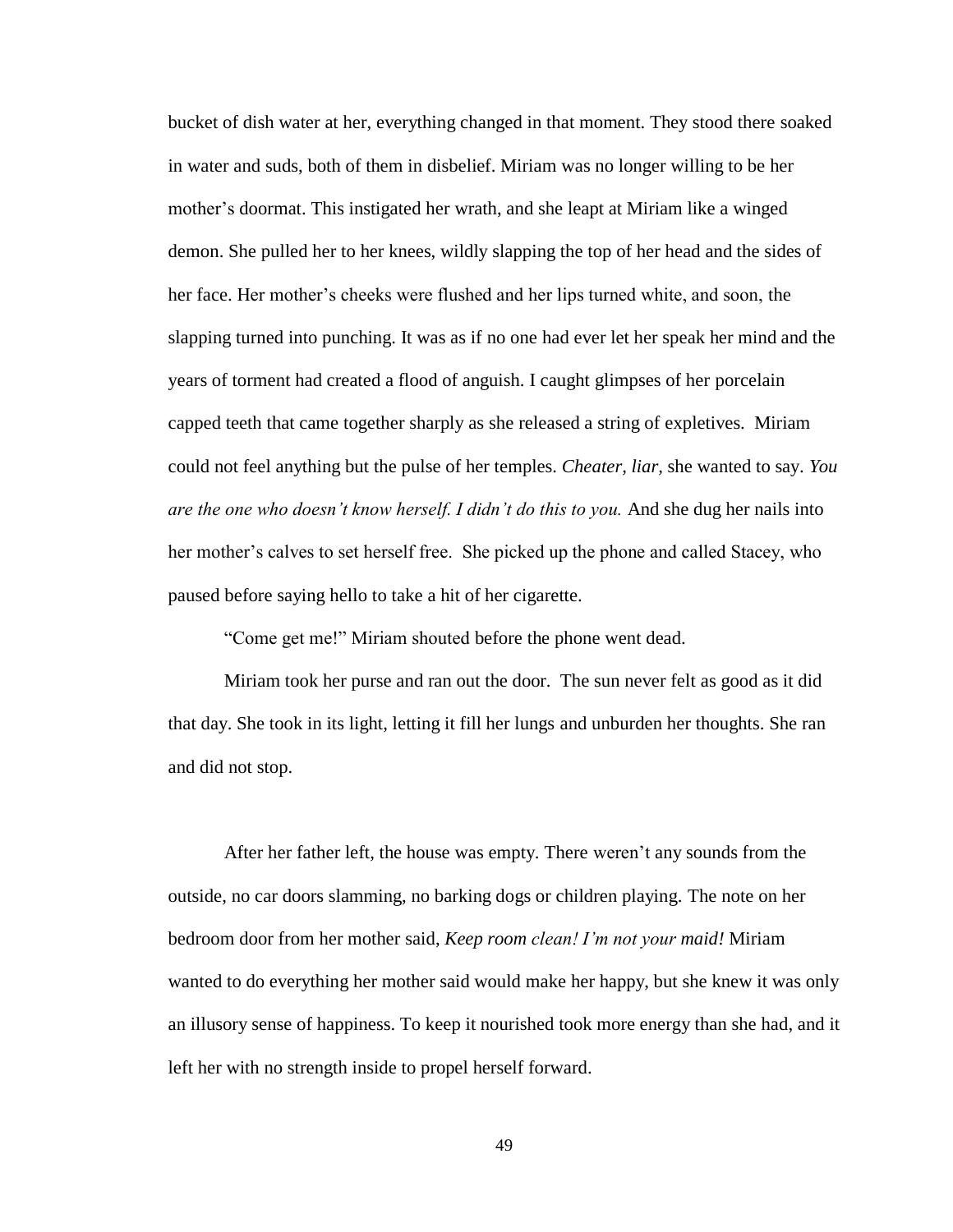bucket of dish water at her, everything changed in that moment. They stood there soaked in water and suds, both of them in disbelief. Miriam was no longer willing to be her mother's doormat. This instigated her wrath, and she leapt at Miriam like a winged demon. She pulled her to her knees, wildly slapping the top of her head and the sides of her face. Her mother's cheeks were flushed and her lips turned white, and soon, the slapping turned into punching. It was as if no one had ever let her speak her mind and the years of torment had created a flood of anguish. I caught glimpses of her porcelain capped teeth that came together sharply as she released a string of expletives. Miriam could not feel anything but the pulse of her temples. *Cheater, liar,* she wanted to say. *You are the one who doesn't know herself. I didn't do this to you.* And she dug her nails into her mother's calves to set herself free. She picked up the phone and called Stacey, who paused before saying hello to take a hit of her cigarette.

"Come get me!" Miriam shouted before the phone went dead.

Miriam took her purse and ran out the door. The sun never felt as good as it did that day. She took in its light, letting it fill her lungs and unburden her thoughts. She ran and did not stop.

After her father left, the house was empty. There weren't any sounds from the outside, no car doors slamming, no barking dogs or children playing. The note on her bedroom door from her mother said, *Keep room clean! I'm not your maid!* Miriam wanted to do everything her mother said would make her happy, but she knew it was only an illusory sense of happiness. To keep it nourished took more energy than she had, and it left her with no strength inside to propel herself forward.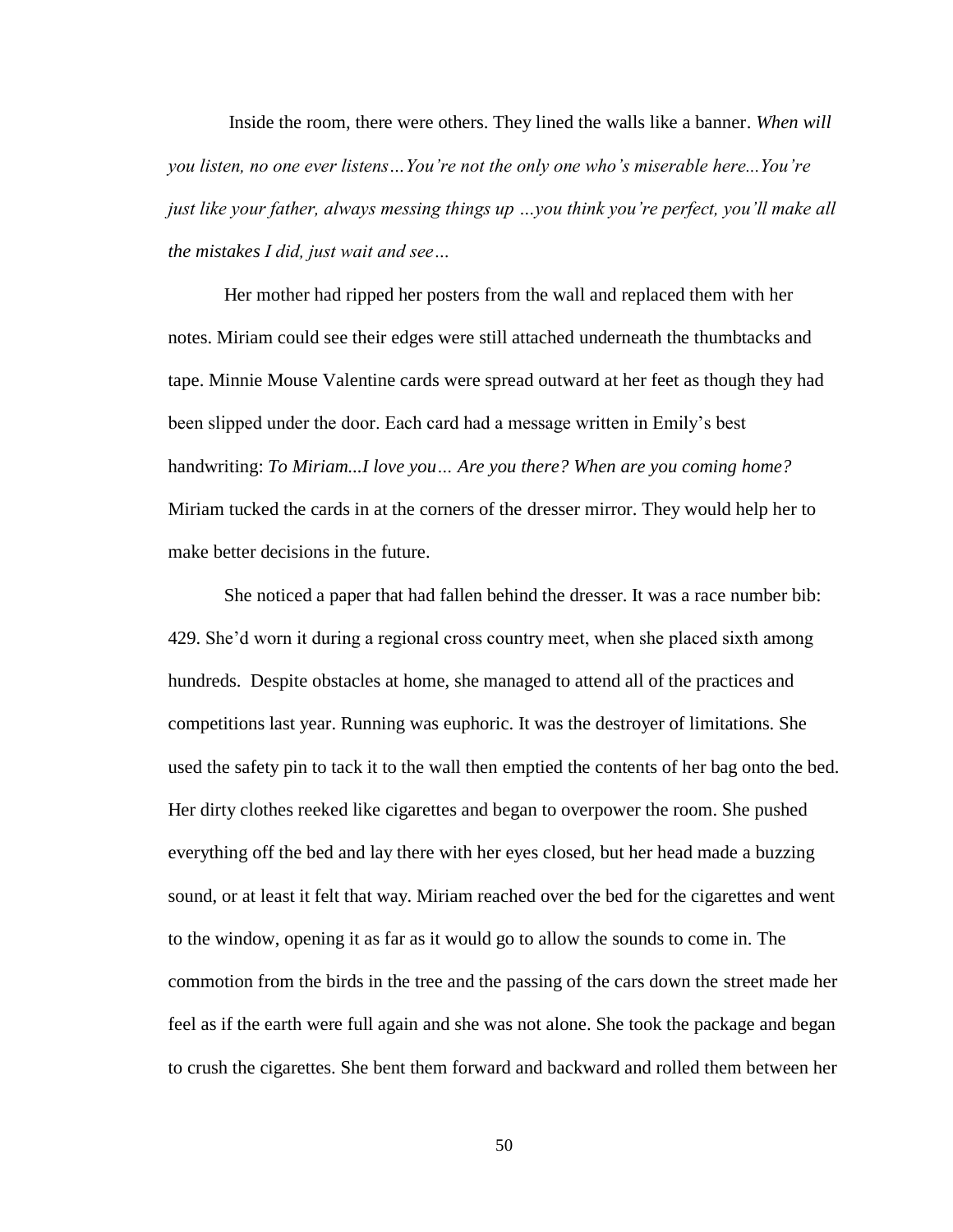Inside the room, there were others. They lined the walls like a banner. *When will you listen, no one ever listens…You're not the only one who's miserable here...You're just like your father, always messing things up …you think you're perfect, you'll make all the mistakes I did, just wait and see…*

Her mother had ripped her posters from the wall and replaced them with her notes. Miriam could see their edges were still attached underneath the thumbtacks and tape. Minnie Mouse Valentine cards were spread outward at her feet as though they had been slipped under the door. Each card had a message written in Emily's best handwriting: *To Miriam...I love you… Are you there? When are you coming home?* Miriam tucked the cards in at the corners of the dresser mirror. They would help her to make better decisions in the future.

She noticed a paper that had fallen behind the dresser. It was a race number bib: 429. She'd worn it during a regional cross country meet, when she placed sixth among hundreds. Despite obstacles at home, she managed to attend all of the practices and competitions last year. Running was euphoric. It was the destroyer of limitations. She used the safety pin to tack it to the wall then emptied the contents of her bag onto the bed. Her dirty clothes reeked like cigarettes and began to overpower the room. She pushed everything off the bed and lay there with her eyes closed, but her head made a buzzing sound, or at least it felt that way. Miriam reached over the bed for the cigarettes and went to the window, opening it as far as it would go to allow the sounds to come in. The commotion from the birds in the tree and the passing of the cars down the street made her feel as if the earth were full again and she was not alone. She took the package and began to crush the cigarettes. She bent them forward and backward and rolled them between her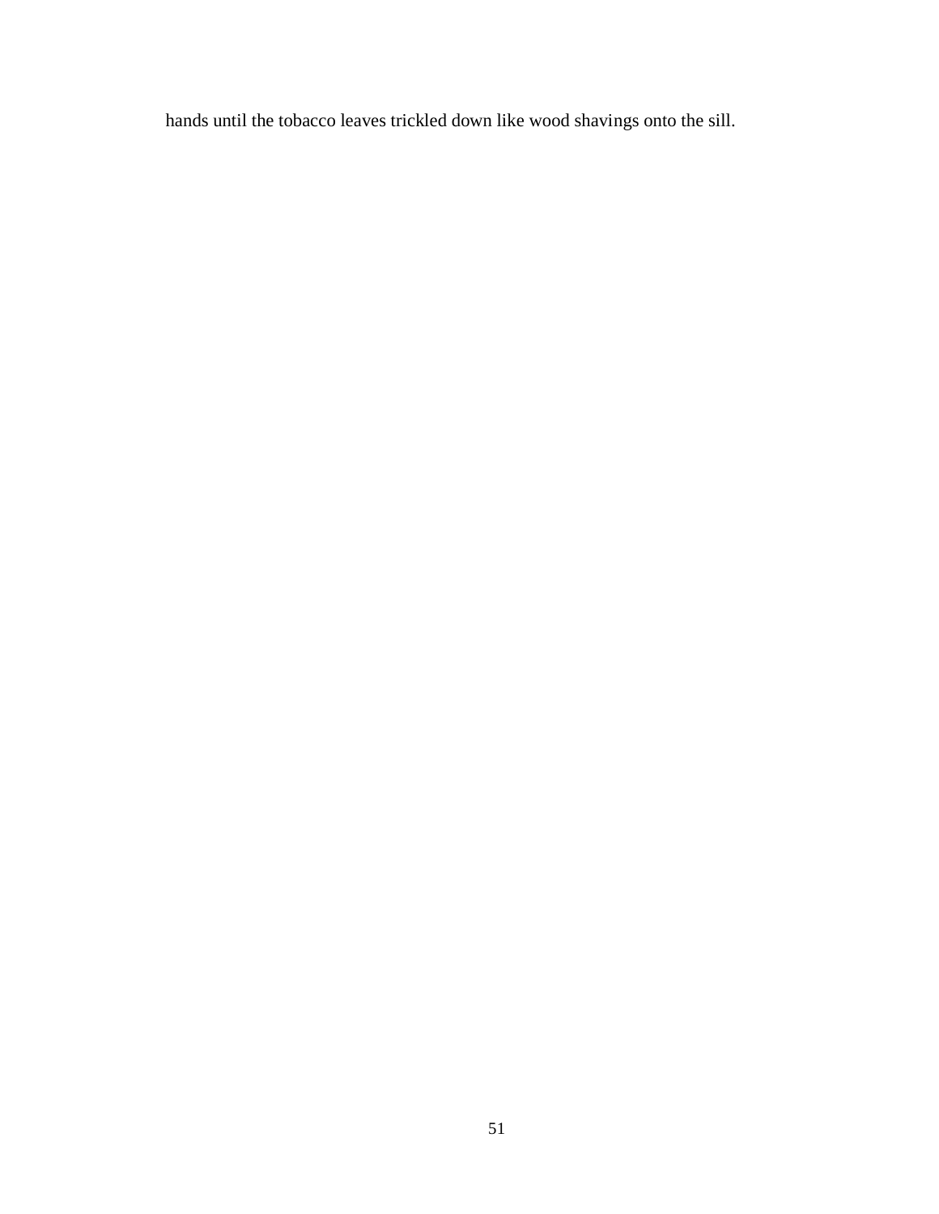hands until the tobacco leaves trickled down like wood shavings onto the sill.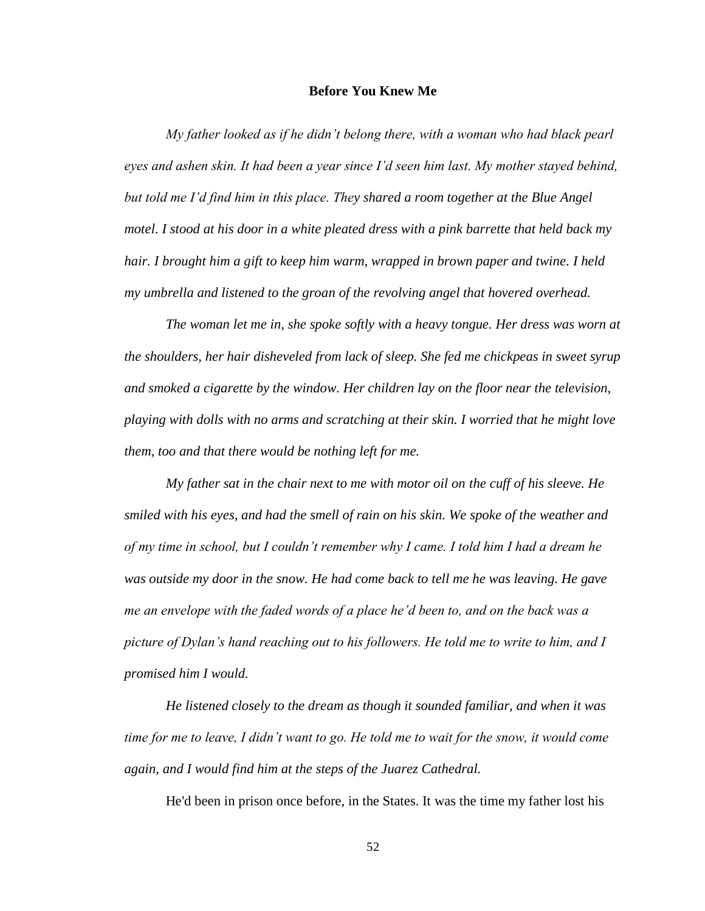**Before You Knew Me**

*My father looked as if he didn't belong there, with a woman who had black pearl eyes and ashen skin. It had been a year since I'd seen him last. My mother stayed behind, but told me I'd find him in this place. They shared a room together at the Blue Angel motel. I stood at his door in a white pleated dress with a pink barrette that held back my hair. I brought him a gift to keep him warm, wrapped in brown paper and twine. I held my umbrella and listened to the groan of the revolving angel that hovered overhead.*

*The woman let me in, she spoke softly with a heavy tongue. Her dress was worn at the shoulders, her hair disheveled from lack of sleep. She fed me chickpeas in sweet syrup and smoked a cigarette by the window. Her children lay on the floor near the television, playing with dolls with no arms and scratching at their skin. I worried that he might love them, too and that there would be nothing left for me.*

*My father sat in the chair next to me with motor oil on the cuff of his sleeve. He smiled with his eyes, and had the smell of rain on his skin. We spoke of the weather and of my time in school, but I couldn't remember why I came. I told him I had a dream he was outside my door in the snow. He had come back to tell me he was leaving. He gave me an envelope with the faded words of a place he'd been to, and on the back was a picture of Dylan's hand reaching out to his followers. He told me to write to him, and I promised him I would.*

*He listened closely to the dream as though it sounded familiar, and when it was time for me to leave, I didn't want to go. He told me to wait for the snow, it would come again, and I would find him at the steps of the Juarez Cathedral.*

He'd been in prison once before, in the States. It was the time my father lost his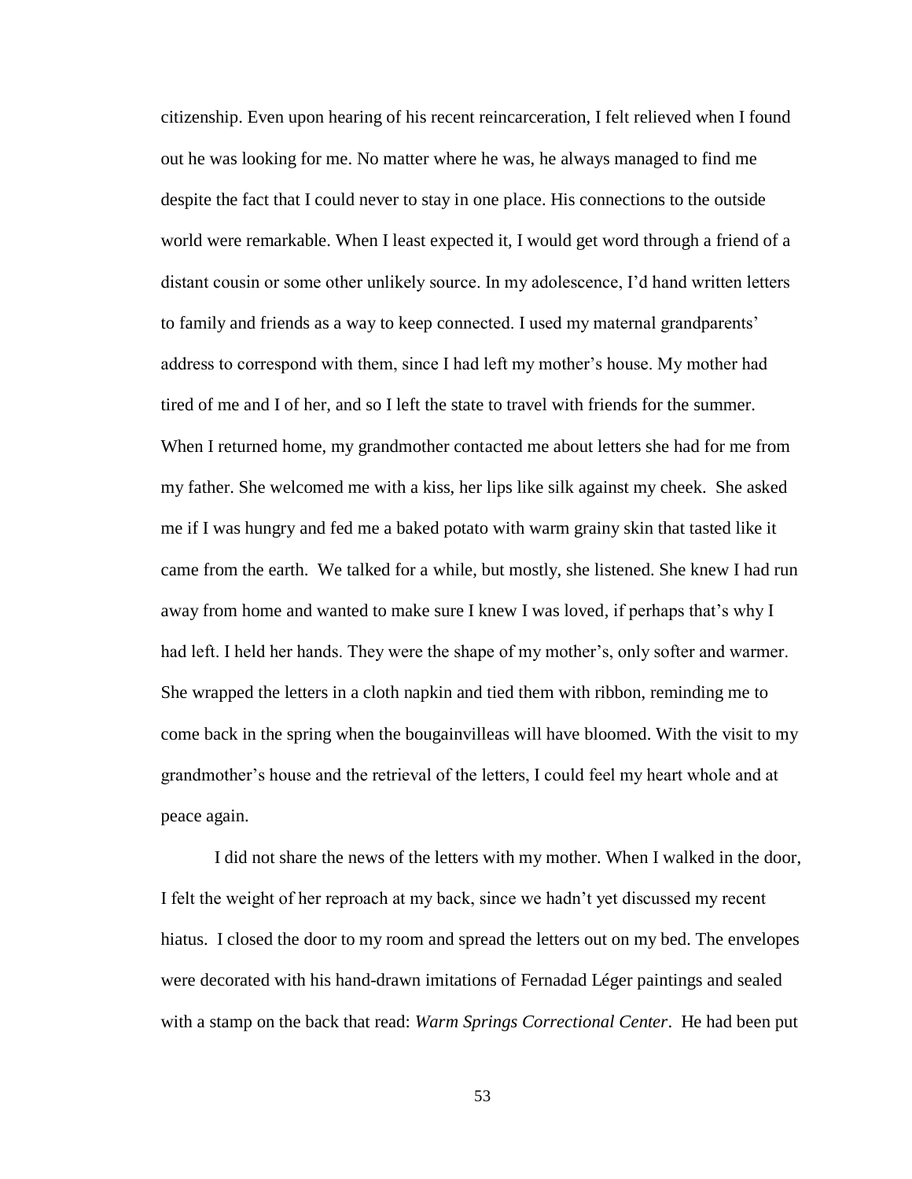citizenship. Even upon hearing of his recent reincarceration, I felt relieved when I found out he was looking for me. No matter where he was, he always managed to find me despite the fact that I could never to stay in one place. His connections to the outside world were remarkable. When I least expected it, I would get word through a friend of a distant cousin or some other unlikely source. In my adolescence, I'd hand written letters to family and friends as a way to keep connected. I used my maternal grandparents' address to correspond with them, since I had left my mother's house. My mother had tired of me and I of her, and so I left the state to travel with friends for the summer. When I returned home, my grandmother contacted me about letters she had for me from my father. She welcomed me with a kiss, her lips like silk against my cheek. She asked me if I was hungry and fed me a baked potato with warm grainy skin that tasted like it came from the earth. We talked for a while, but mostly, she listened. She knew I had run away from home and wanted to make sure I knew I was loved, if perhaps that's why I had left. I held her hands. They were the shape of my mother's, only softer and warmer. She wrapped the letters in a cloth napkin and tied them with ribbon, reminding me to come back in the spring when the bougainvilleas will have bloomed. With the visit to my grandmother's house and the retrieval of the letters, I could feel my heart whole and at peace again.

I did not share the news of the letters with my mother. When I walked in the door, I felt the weight of her reproach at my back, since we hadn't yet discussed my recent hiatus. I closed the door to my room and spread the letters out on my bed. The envelopes were decorated with his hand-drawn imitations of Fernadad Léger paintings and sealed with a stamp on the back that read: *Warm Springs Correctional Center*. He had been put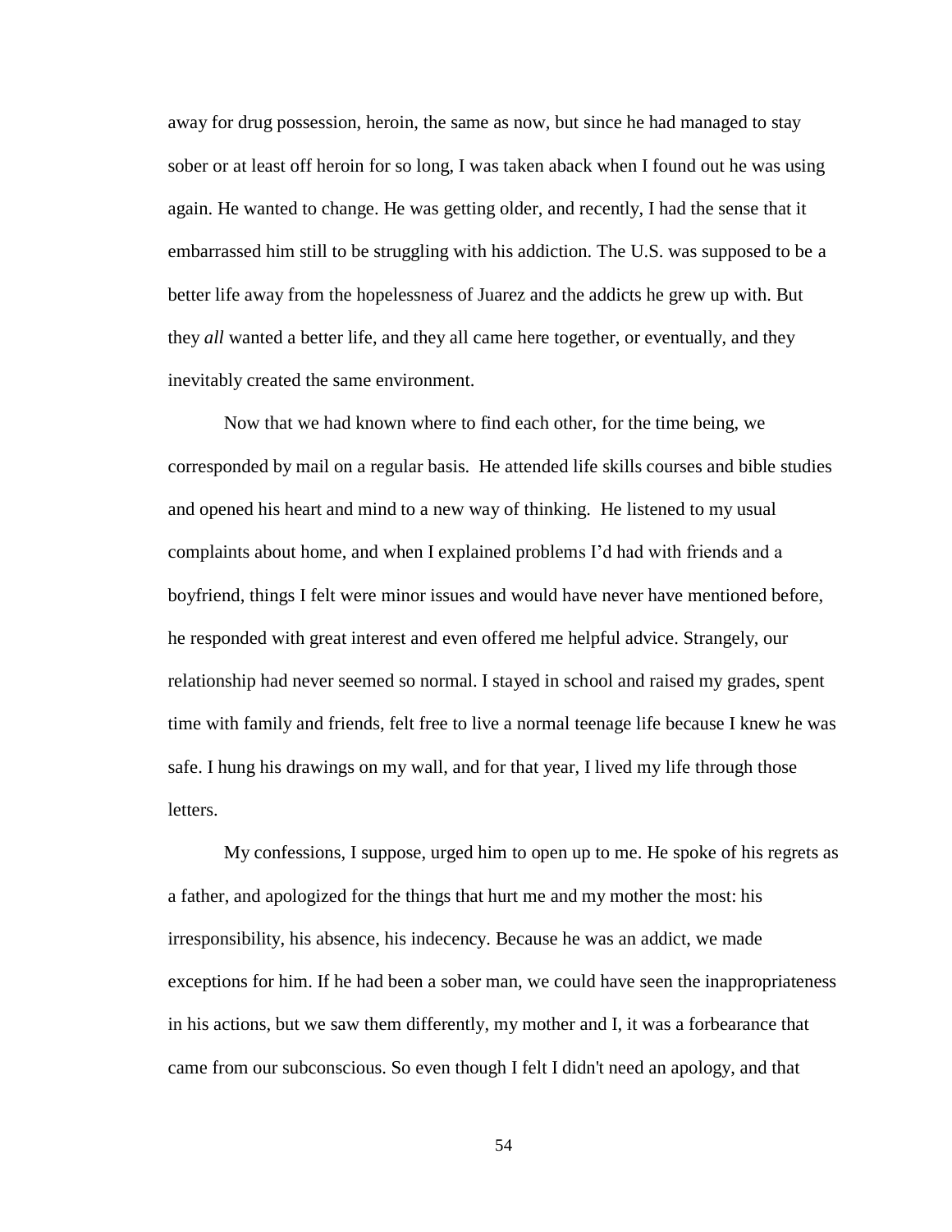away for drug possession, heroin, the same as now, but since he had managed to stay sober or at least off heroin for so long, I was taken aback when I found out he was using again. He wanted to change. He was getting older, and recently, I had the sense that it embarrassed him still to be struggling with his addiction. The U.S. was supposed to be a better life away from the hopelessness of Juarez and the addicts he grew up with. But they *all* wanted a better life, and they all came here together, or eventually, and they inevitably created the same environment.

Now that we had known where to find each other, for the time being, we corresponded by mail on a regular basis. He attended life skills courses and bible studies and opened his heart and mind to a new way of thinking. He listened to my usual complaints about home, and when I explained problems I'd had with friends and a boyfriend, things I felt were minor issues and would have never have mentioned before, he responded with great interest and even offered me helpful advice. Strangely, our relationship had never seemed so normal. I stayed in school and raised my grades, spent time with family and friends, felt free to live a normal teenage life because I knew he was safe. I hung his drawings on my wall, and for that year, I lived my life through those letters.

My confessions, I suppose, urged him to open up to me. He spoke of his regrets as a father, and apologized for the things that hurt me and my mother the most: his irresponsibility, his absence, his indecency. Because he was an addict, we made exceptions for him. If he had been a sober man, we could have seen the inappropriateness in his actions, but we saw them differently, my mother and I, it was a forbearance that came from our subconscious. So even though I felt I didn't need an apology, and that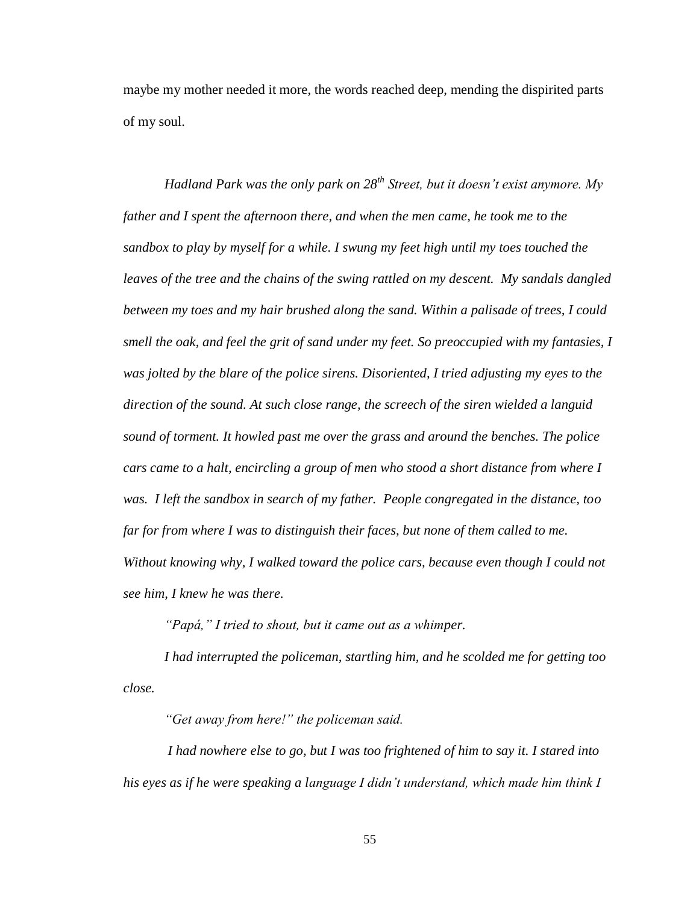maybe my mother needed it more, the words reached deep, mending the dispirited parts of my soul.

*Hadland Park was the only park on 28th Street, but it doesn't exist anymore. My father and I spent the afternoon there, and when the men came, he took me to the sandbox to play by myself for a while. I swung my feet high until my toes touched the leaves of the tree and the chains of the swing rattled on my descent. My sandals dangled between my toes and my hair brushed along the sand. Within a palisade of trees, I could smell the oak, and feel the grit of sand under my feet. So preoccupied with my fantasies, I was jolted by the blare of the police sirens. Disoriented, I tried adjusting my eyes to the direction of the sound. At such close range, the screech of the siren wielded a languid sound of torment. It howled past me over the grass and around the benches. The police cars came to a halt, encircling a group of men who stood a short distance from where I was. I left the sandbox in search of my father. People congregated in the distance, too far for from where I was to distinguish their faces, but none of them called to me. Without knowing why, I walked toward the police cars, because even though I could not see him, I knew he was there.*

*"Papá," I tried to shout, but it came out as a whimper.*

*I had interrupted the policeman, startling him, and he scolded me for getting too close.*

*"Get away from here!" the policeman said.*

*I had nowhere else to go, but I was too frightened of him to say it. I stared into his eyes as if he were speaking a language I didn't understand, which made him think I*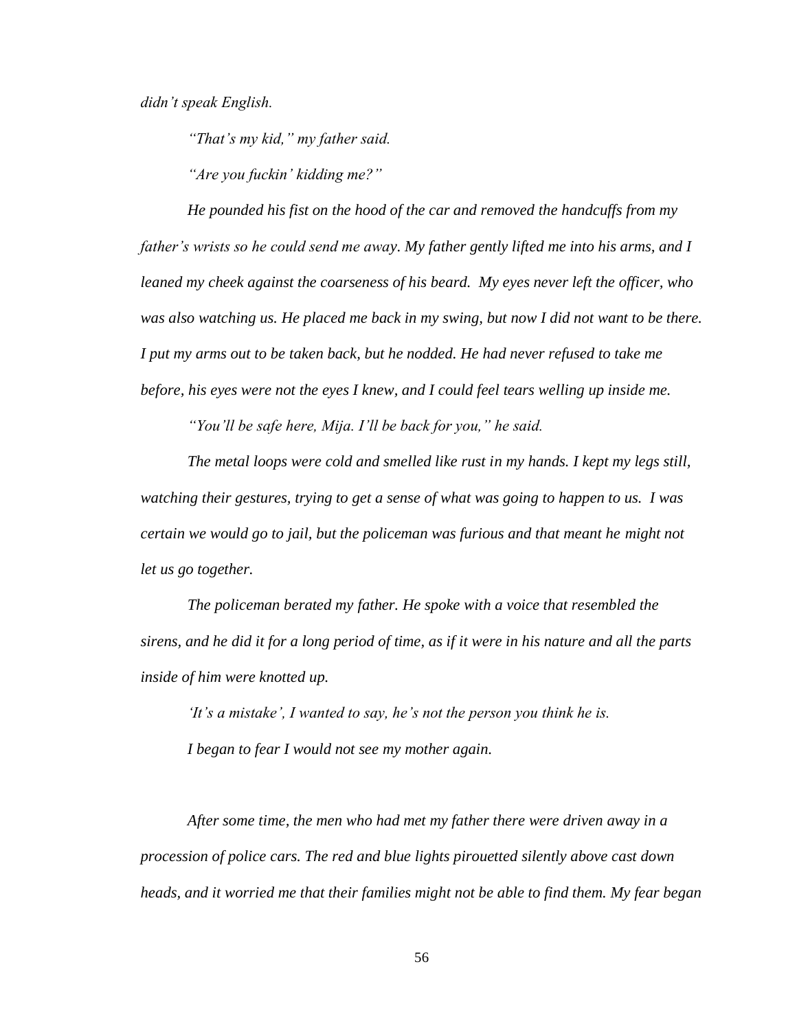*didn't speak English.*

*"That's my kid," my father said.*

*"Are you fuckin' kidding me?"*

*He pounded his fist on the hood of the car and removed the handcuffs from my father's wrists so he could send me away. My father gently lifted me into his arms, and I leaned my cheek against the coarseness of his beard. My eyes never left the officer, who was also watching us. He placed me back in my swing, but now I did not want to be there. I put my arms out to be taken back, but he nodded. He had never refused to take me before, his eyes were not the eyes I knew, and I could feel tears welling up inside me.*

*"You'll be safe here, Mija. I'll be back for you," he said.*

*The metal loops were cold and smelled like rust in my hands. I kept my legs still, watching their gestures, trying to get a sense of what was going to happen to us. I was certain we would go to jail, but the policeman was furious and that meant he might not let us go together.*

*The policeman berated my father. He spoke with a voice that resembled the sirens, and he did it for a long period of time, as if it were in his nature and all the parts inside of him were knotted up.*

*'It's a mistake', I wanted to say, he's not the person you think he is.*

*I began to fear I would not see my mother again.*

*After some time, the men who had met my father there were driven away in a procession of police cars. The red and blue lights pirouetted silently above cast down heads, and it worried me that their families might not be able to find them. My fear began*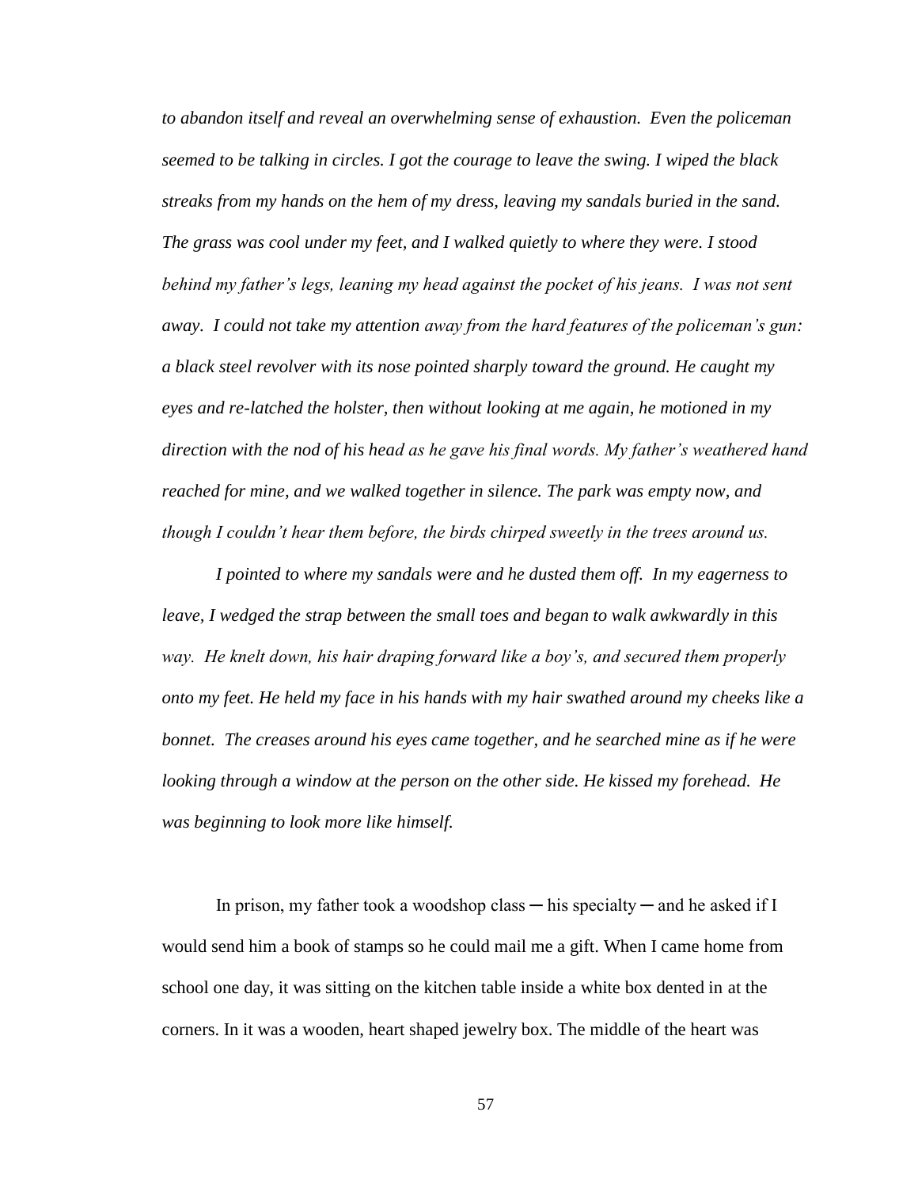*to abandon itself and reveal an overwhelming sense of exhaustion. Even the policeman seemed to be talking in circles. I got the courage to leave the swing. I wiped the black streaks from my hands on the hem of my dress, leaving my sandals buried in the sand. The grass was cool under my feet, and I walked quietly to where they were. I stood behind my father's legs, leaning my head against the pocket of his jeans. I was not sent away. I could not take my attention away from the hard features of the policeman's gun: a black steel revolver with its nose pointed sharply toward the ground. He caught my eyes and re-latched the holster, then without looking at me again, he motioned in my direction with the nod of his head as he gave his final words. My father's weathered hand reached for mine, and we walked together in silence. The park was empty now, and though I couldn't hear them before, the birds chirped sweetly in the trees around us.*

*I pointed to where my sandals were and he dusted them off. In my eagerness to leave, I wedged the strap between the small toes and began to walk awkwardly in this way. He knelt down, his hair draping forward like a boy's, and secured them properly onto my feet. He held my face in his hands with my hair swathed around my cheeks like a bonnet. The creases around his eyes came together, and he searched mine as if he were looking through a window at the person on the other side. He kissed my forehead. He was beginning to look more like himself.*

In prison, my father took a woodshop class ─ his specialty ─ and he asked if I would send him a book of stamps so he could mail me a gift. When I came home from school one day, it was sitting on the kitchen table inside a white box dented in at the corners. In it was a wooden, heart shaped jewelry box. The middle of the heart was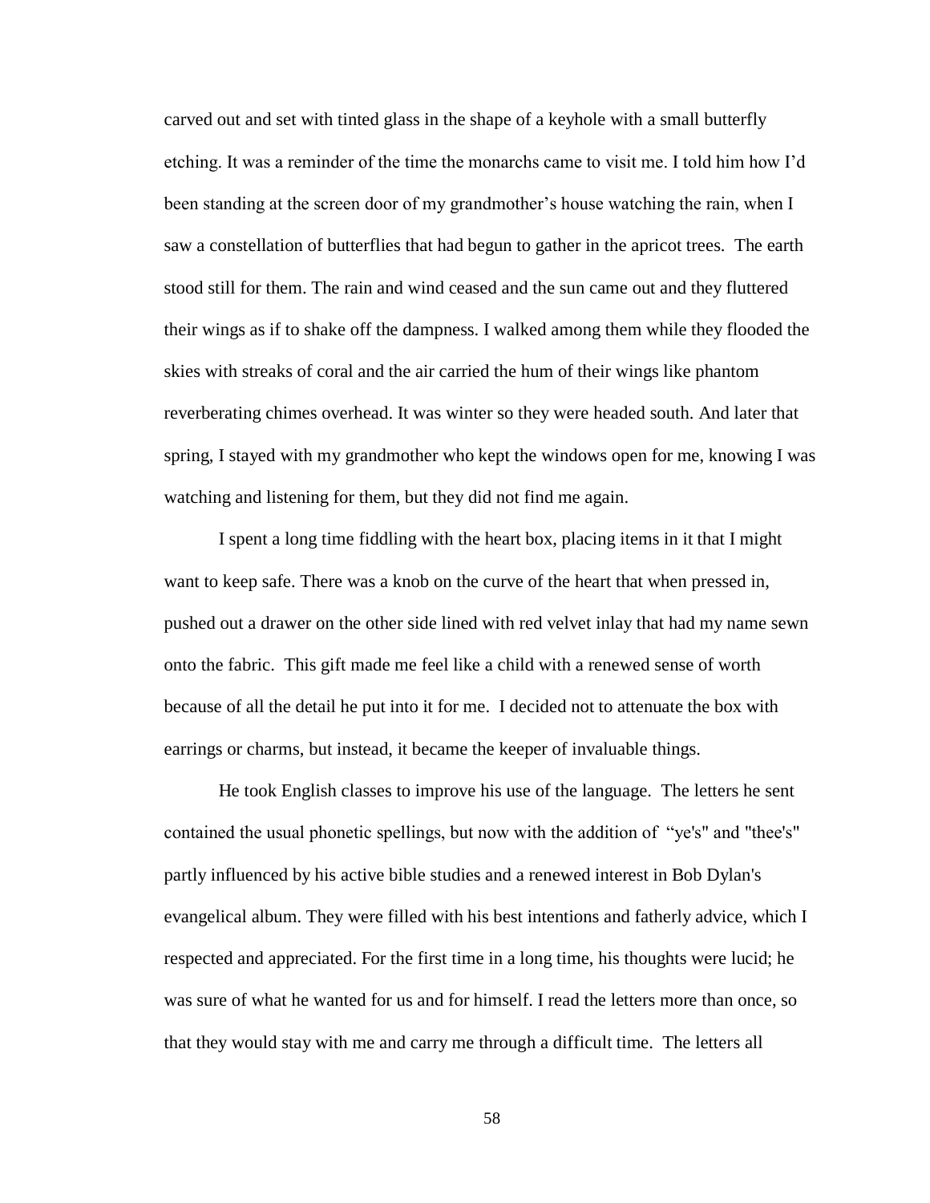carved out and set with tinted glass in the shape of a keyhole with a small butterfly etching. It was a reminder of the time the monarchs came to visit me. I told him how I'd been standing at the screen door of my grandmother's house watching the rain, when I saw a constellation of butterflies that had begun to gather in the apricot trees. The earth stood still for them. The rain and wind ceased and the sun came out and they fluttered their wings as if to shake off the dampness. I walked among them while they flooded the skies with streaks of coral and the air carried the hum of their wings like phantom reverberating chimes overhead. It was winter so they were headed south. And later that spring, I stayed with my grandmother who kept the windows open for me, knowing I was watching and listening for them, but they did not find me again.

I spent a long time fiddling with the heart box, placing items in it that I might want to keep safe. There was a knob on the curve of the heart that when pressed in, pushed out a drawer on the other side lined with red velvet inlay that had my name sewn onto the fabric. This gift made me feel like a child with a renewed sense of worth because of all the detail he put into it for me. I decided not to attenuate the box with earrings or charms, but instead, it became the keeper of invaluable things.

He took English classes to improve his use of the language. The letters he sent contained the usual phonetic spellings, but now with the addition of "ye's" and "thee's" partly influenced by his active bible studies and a renewed interest in Bob Dylan's evangelical album. They were filled with his best intentions and fatherly advice, which I respected and appreciated. For the first time in a long time, his thoughts were lucid; he was sure of what he wanted for us and for himself. I read the letters more than once, so that they would stay with me and carry me through a difficult time. The letters all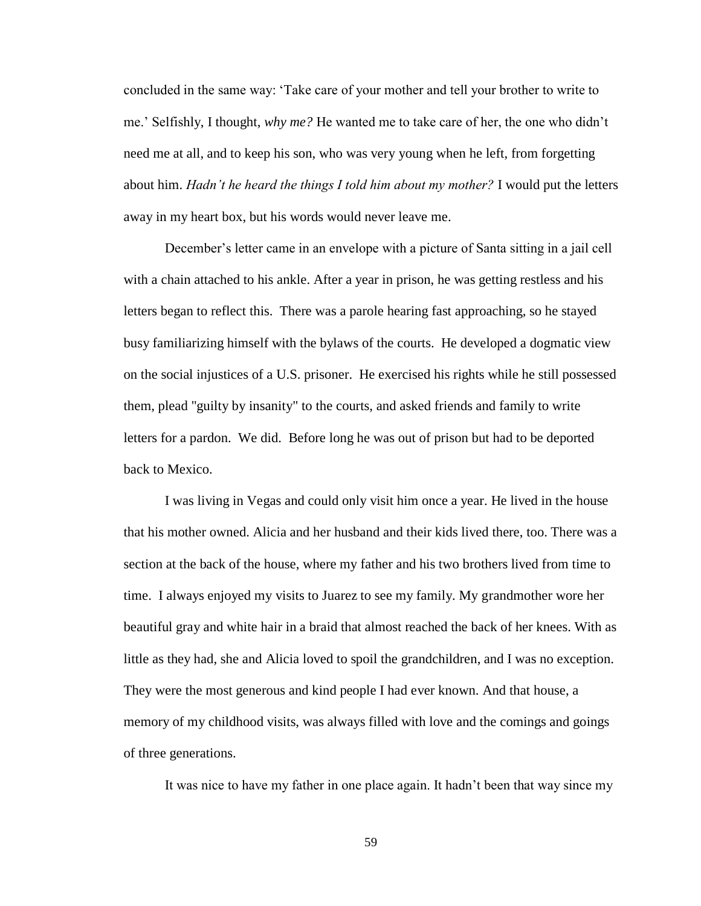concluded in the same way: 'Take care of your mother and tell your brother to write to me.' Selfishly, I thought, *why me?* He wanted me to take care of her, the one who didn't need me at all, and to keep his son, who was very young when he left, from forgetting about him. *Hadn't he heard the things I told him about my mother?* I would put the letters away in my heart box, but his words would never leave me.

December's letter came in an envelope with a picture of Santa sitting in a jail cell with a chain attached to his ankle. After a year in prison, he was getting restless and his letters began to reflect this. There was a parole hearing fast approaching, so he stayed busy familiarizing himself with the bylaws of the courts. He developed a dogmatic view on the social injustices of a U.S. prisoner. He exercised his rights while he still possessed them, plead "guilty by insanity" to the courts, and asked friends and family to write letters for a pardon. We did. Before long he was out of prison but had to be deported back to Mexico.

I was living in Vegas and could only visit him once a year. He lived in the house that his mother owned. Alicia and her husband and their kids lived there, too. There was a section at the back of the house, where my father and his two brothers lived from time to time. I always enjoyed my visits to Juarez to see my family. My grandmother wore her beautiful gray and white hair in a braid that almost reached the back of her knees. With as little as they had, she and Alicia loved to spoil the grandchildren, and I was no exception. They were the most generous and kind people I had ever known. And that house, a memory of my childhood visits, was always filled with love and the comings and goings of three generations.

It was nice to have my father in one place again. It hadn't been that way since my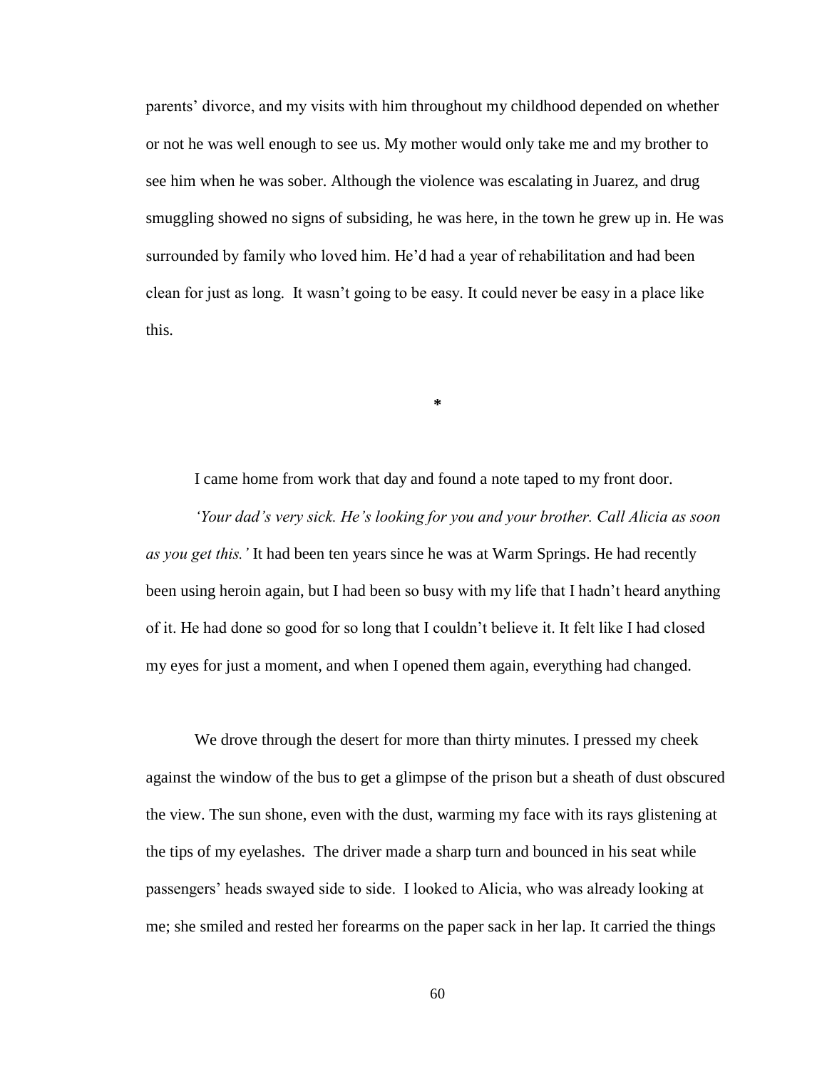parents' divorce, and my visits with him throughout my childhood depended on whether or not he was well enough to see us. My mother would only take me and my brother to see him when he was sober. Although the violence was escalating in Juarez, and drug smuggling showed no signs of subsiding, he was here, in the town he grew up in. He was surrounded by family who loved him. He'd had a year of rehabilitation and had been clean for just as long. It wasn't going to be easy. It could never be easy in a place like this.

*

I came home from work that day and found a note taped to my front door.

*'Your dad's very sick. He's looking for you and your brother. Call Alicia as soon as you get this.'* It had been ten years since he was at Warm Springs. He had recently been using heroin again, but I had been so busy with my life that I hadn't heard anything of it. He had done so good for so long that I couldn't believe it. It felt like I had closed my eyes for just a moment, and when I opened them again, everything had changed.

We drove through the desert for more than thirty minutes. I pressed my cheek against the window of the bus to get a glimpse of the prison but a sheath of dust obscured the view. The sun shone, even with the dust, warming my face with its rays glistening at the tips of my eyelashes. The driver made a sharp turn and bounced in his seat while passengers' heads swayed side to side. I looked to Alicia, who was already looking at me; she smiled and rested her forearms on the paper sack in her lap. It carried the things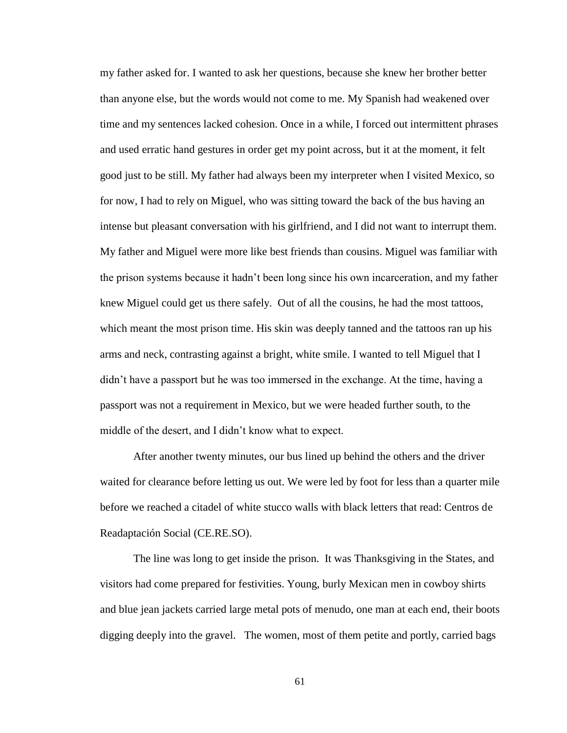my father asked for. I wanted to ask her questions, because she knew her brother better than anyone else, but the words would not come to me. My Spanish had weakened over time and my sentences lacked cohesion. Once in a while, I forced out intermittent phrases and used erratic hand gestures in order get my point across, but it at the moment, it felt good just to be still. My father had always been my interpreter when I visited Mexico, so for now, I had to rely on Miguel, who was sitting toward the back of the bus having an intense but pleasant conversation with his girlfriend, and I did not want to interrupt them. My father and Miguel were more like best friends than cousins. Miguel was familiar with the prison systems because it hadn't been long since his own incarceration, and my father knew Miguel could get us there safely. Out of all the cousins, he had the most tattoos, which meant the most prison time. His skin was deeply tanned and the tattoos ran up his arms and neck, contrasting against a bright, white smile. I wanted to tell Miguel that I didn't have a passport but he was too immersed in the exchange. At the time, having a passport was not a requirement in Mexico, but we were headed further south, to the middle of the desert, and I didn't know what to expect.

After another twenty minutes, our bus lined up behind the others and the driver waited for clearance before letting us out. We were led by foot for less than a quarter mile before we reached a citadel of white stucco walls with black letters that read: Centros de Readaptación Social (CE.RE.SO).

The line was long to get inside the prison. It was Thanksgiving in the States, and visitors had come prepared for festivities. Young, burly Mexican men in cowboy shirts and blue jean jackets carried large metal pots of menudo, one man at each end, their boots digging deeply into the gravel. The women, most of them petite and portly, carried bags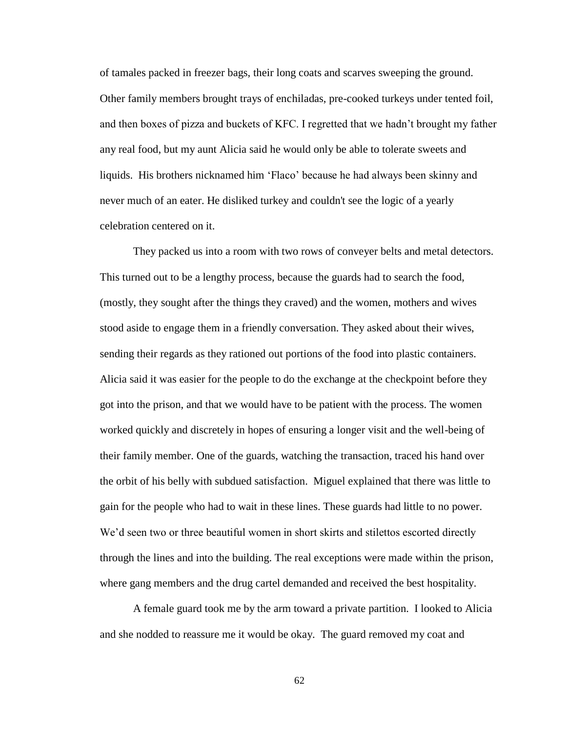of tamales packed in freezer bags, their long coats and scarves sweeping the ground. Other family members brought trays of enchiladas, pre-cooked turkeys under tented foil, and then boxes of pizza and buckets of KFC. I regretted that we hadn't brought my father any real food, but my aunt Alicia said he would only be able to tolerate sweets and liquids. His brothers nicknamed him 'Flaco' because he had always been skinny and never much of an eater. He disliked turkey and couldn't see the logic of a yearly celebration centered on it.

They packed us into a room with two rows of conveyer belts and metal detectors. This turned out to be a lengthy process, because the guards had to search the food, (mostly, they sought after the things they craved) and the women, mothers and wives stood aside to engage them in a friendly conversation. They asked about their wives, sending their regards as they rationed out portions of the food into plastic containers. Alicia said it was easier for the people to do the exchange at the checkpoint before they got into the prison, and that we would have to be patient with the process. The women worked quickly and discretely in hopes of ensuring a longer visit and the well-being of their family member. One of the guards, watching the transaction, traced his hand over the orbit of his belly with subdued satisfaction. Miguel explained that there was little to gain for the people who had to wait in these lines. These guards had little to no power. We'd seen two or three beautiful women in short skirts and stilettos escorted directly through the lines and into the building. The real exceptions were made within the prison, where gang members and the drug cartel demanded and received the best hospitality.

A female guard took me by the arm toward a private partition. I looked to Alicia and she nodded to reassure me it would be okay. The guard removed my coat and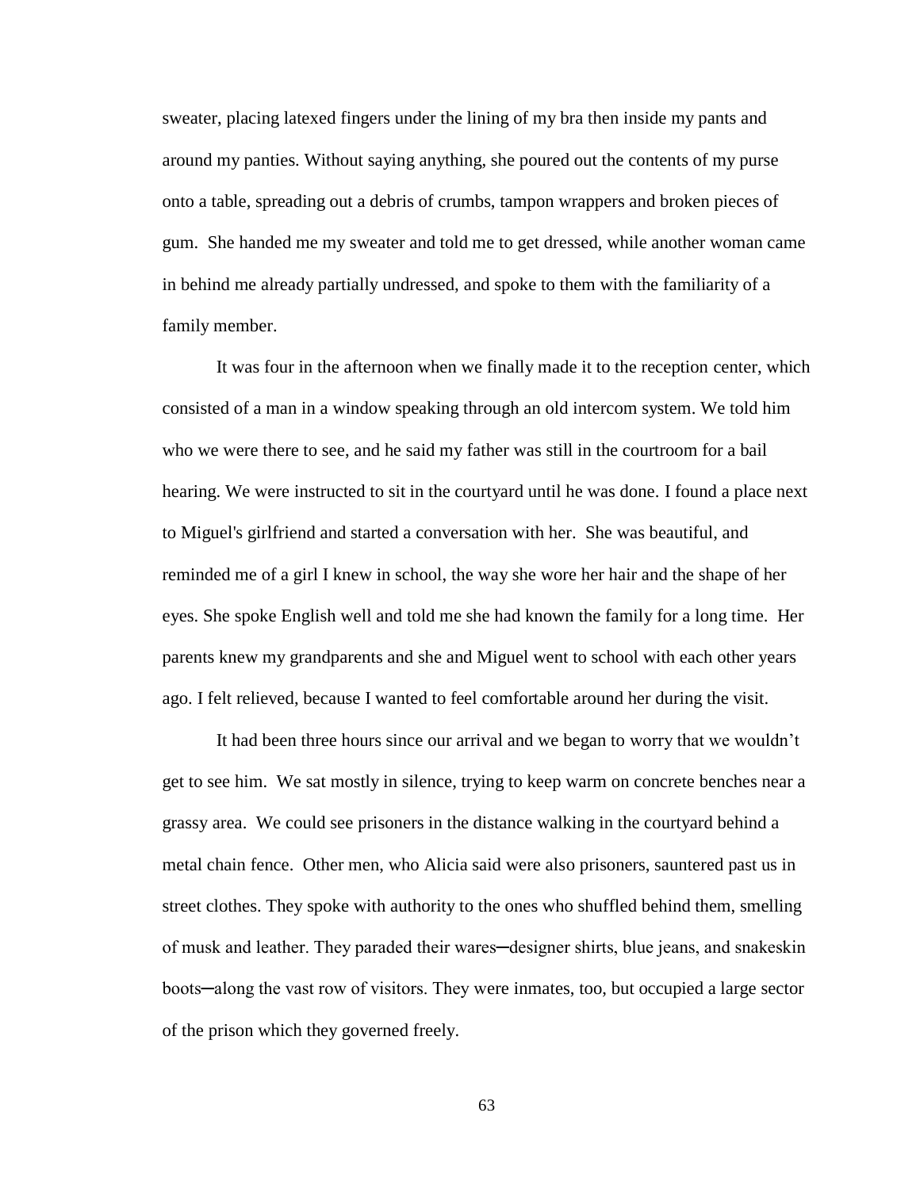sweater, placing latexed fingers under the lining of my bra then inside my pants and around my panties. Without saying anything, she poured out the contents of my purse onto a table, spreading out a debris of crumbs, tampon wrappers and broken pieces of gum. She handed me my sweater and told me to get dressed, while another woman came in behind me already partially undressed, and spoke to them with the familiarity of a family member.

It was four in the afternoon when we finally made it to the reception center, which consisted of a man in a window speaking through an old intercom system. We told him who we were there to see, and he said my father was still in the courtroom for a bail hearing. We were instructed to sit in the courtyard until he was done. I found a place next to Miguel's girlfriend and started a conversation with her. She was beautiful, and reminded me of a girl I knew in school, the way she wore her hair and the shape of her eyes. She spoke English well and told me she had known the family for a long time. Her parents knew my grandparents and she and Miguel went to school with each other years ago. I felt relieved, because I wanted to feel comfortable around her during the visit.

It had been three hours since our arrival and we began to worry that we wouldn't get to see him. We sat mostly in silence, trying to keep warm on concrete benches near a grassy area. We could see prisoners in the distance walking in the courtyard behind a metal chain fence. Other men, who Alicia said were also prisoners, sauntered past us in street clothes. They spoke with authority to the ones who shuffled behind them, smelling of musk and leather. They paraded their wares─designer shirts, blue jeans, and snakeskin boots─along the vast row of visitors. They were inmates, too, but occupied a large sector of the prison which they governed freely.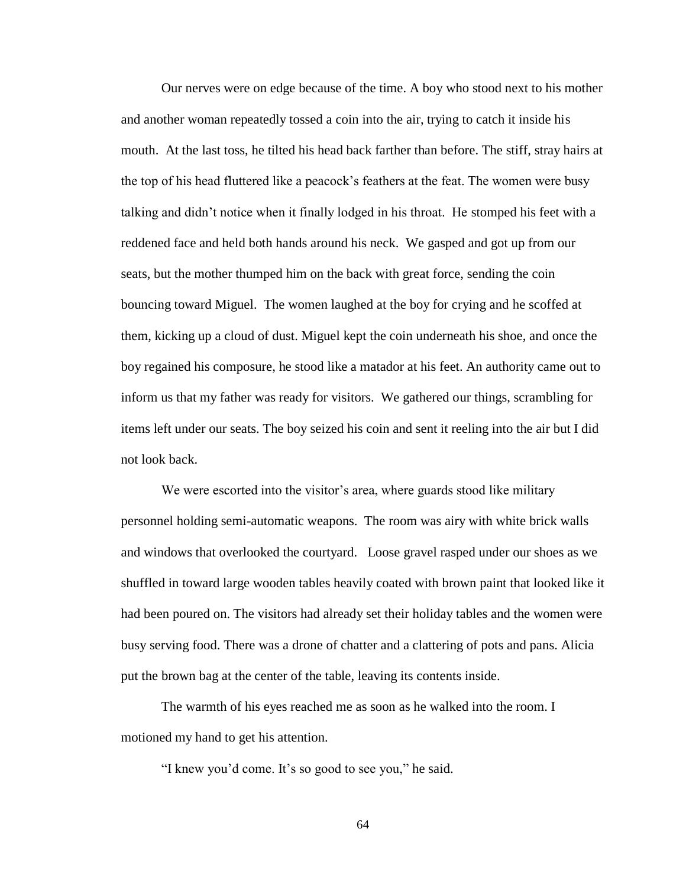Our nerves were on edge because of the time. A boy who stood next to his mother and another woman repeatedly tossed a coin into the air, trying to catch it inside his mouth. At the last toss, he tilted his head back farther than before. The stiff, stray hairs at the top of his head fluttered like a peacock's feathers at the feat. The women were busy talking and didn't notice when it finally lodged in his throat. He stomped his feet with a reddened face and held both hands around his neck. We gasped and got up from our seats, but the mother thumped him on the back with great force, sending the coin bouncing toward Miguel. The women laughed at the boy for crying and he scoffed at them, kicking up a cloud of dust. Miguel kept the coin underneath his shoe, and once the boy regained his composure, he stood like a matador at his feet. An authority came out to inform us that my father was ready for visitors. We gathered our things, scrambling for items left under our seats. The boy seized his coin and sent it reeling into the air but I did not look back.

We were escorted into the visitor's area, where guards stood like military personnel holding semi-automatic weapons. The room was airy with white brick walls and windows that overlooked the courtyard. Loose gravel rasped under our shoes as we shuffled in toward large wooden tables heavily coated with brown paint that looked like it had been poured on. The visitors had already set their holiday tables and the women were busy serving food. There was a drone of chatter and a clattering of pots and pans. Alicia put the brown bag at the center of the table, leaving its contents inside.

The warmth of his eyes reached me as soon as he walked into the room. I motioned my hand to get his attention.

"I knew you'd come. It's so good to see you," he said.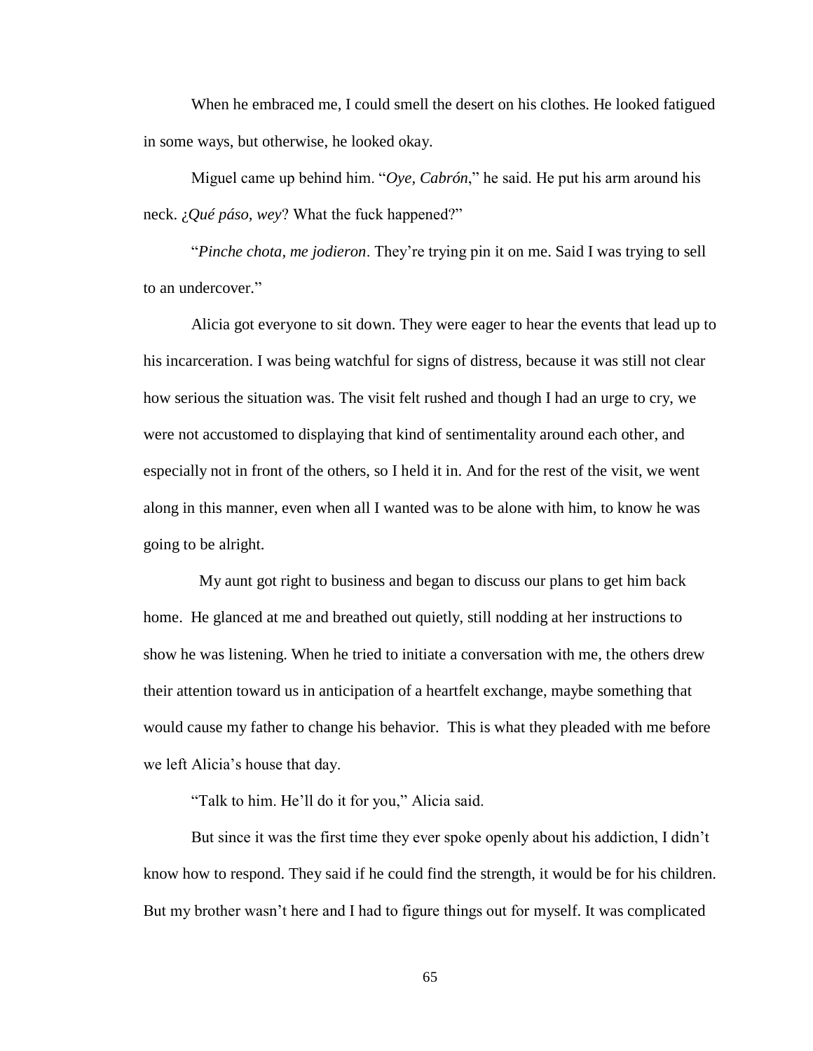When he embraced me, I could smell the desert on his clothes. He looked fatigued in some ways, but otherwise, he looked okay.

Miguel came up behind him. "*Oye, Cabrón*," he said. He put his arm around his neck. *¿Qué páso, wey*? What the fuck happened?"

"*Pinche chota, me jodieron*. They're trying pin it on me. Said I was trying to sell to an undercover."

Alicia got everyone to sit down. They were eager to hear the events that lead up to his incarceration. I was being watchful for signs of distress, because it was still not clear how serious the situation was. The visit felt rushed and though I had an urge to cry, we were not accustomed to displaying that kind of sentimentality around each other, and especially not in front of the others, so I held it in. And for the rest of the visit, we went along in this manner, even when all I wanted was to be alone with him, to know he was going to be alright.

My aunt got right to business and began to discuss our plans to get him back home. He glanced at me and breathed out quietly, still nodding at her instructions to show he was listening. When he tried to initiate a conversation with me, the others drew their attention toward us in anticipation of a heartfelt exchange, maybe something that would cause my father to change his behavior. This is what they pleaded with me before we left Alicia's house that day.

"Talk to him. He'll do it for you," Alicia said.

But since it was the first time they ever spoke openly about his addiction, I didn't know how to respond. They said if he could find the strength, it would be for his children. But my brother wasn't here and I had to figure things out for myself. It was complicated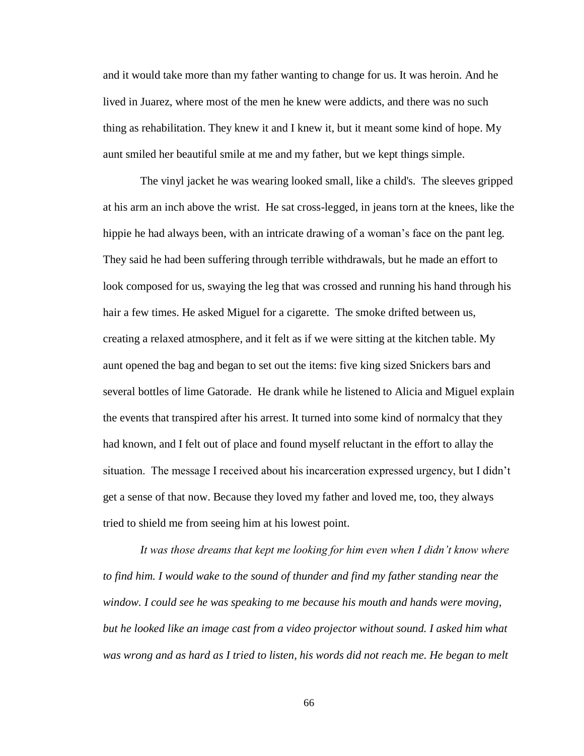and it would take more than my father wanting to change for us. It was heroin. And he lived in Juarez, where most of the men he knew were addicts, and there was no such thing as rehabilitation. They knew it and I knew it, but it meant some kind of hope. My aunt smiled her beautiful smile at me and my father, but we kept things simple.

The vinyl jacket he was wearing looked small, like a child's. The sleeves gripped at his arm an inch above the wrist. He sat cross-legged, in jeans torn at the knees, like the hippie he had always been, with an intricate drawing of a woman's face on the pant leg. They said he had been suffering through terrible withdrawals, but he made an effort to look composed for us, swaying the leg that was crossed and running his hand through his hair a few times. He asked Miguel for a cigarette. The smoke drifted between us, creating a relaxed atmosphere, and it felt as if we were sitting at the kitchen table. My aunt opened the bag and began to set out the items: five king sized Snickers bars and several bottles of lime Gatorade. He drank while he listened to Alicia and Miguel explain the events that transpired after his arrest. It turned into some kind of normalcy that they had known, and I felt out of place and found myself reluctant in the effort to allay the situation. The message I received about his incarceration expressed urgency, but I didn't get a sense of that now. Because they loved my father and loved me, too, they always tried to shield me from seeing him at his lowest point.

*It was those dreams that kept me looking for him even when I didn't know where to find him. I would wake to the sound of thunder and find my father standing near the window. I could see he was speaking to me because his mouth and hands were moving, but he looked like an image cast from a video projector without sound. I asked him what was wrong and as hard as I tried to listen, his words did not reach me. He began to melt*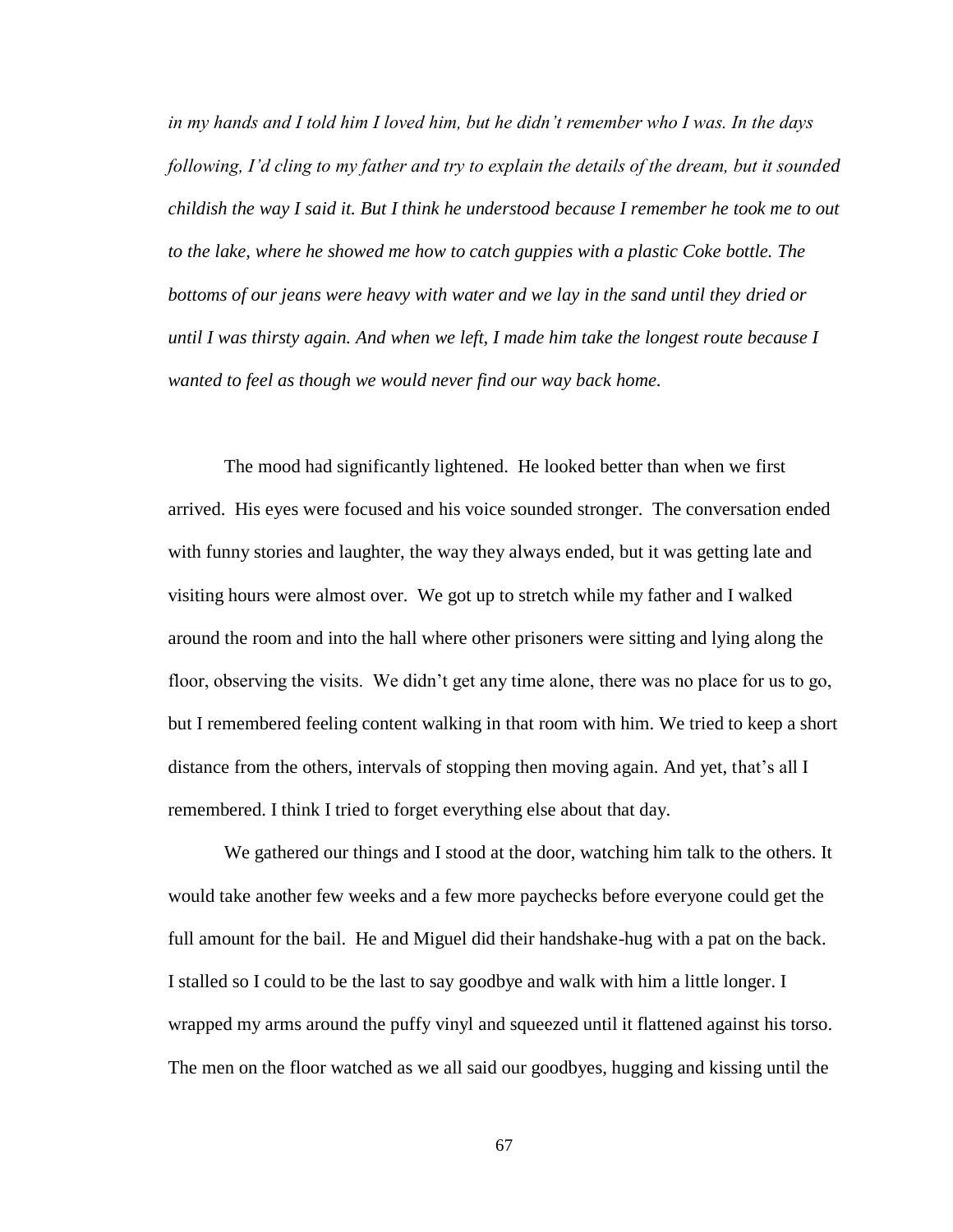*in my hands and I told him I loved him, but he didn't remember who I was. In the days following, I'd cling to my father and try to explain the details of the dream, but it sounded childish the way I said it. But I think he understood because I remember he took me to out to the lake, where he showed me how to catch guppies with a plastic Coke bottle. The bottoms of our jeans were heavy with water and we lay in the sand until they dried or until I was thirsty again. And when we left, I made him take the longest route because I wanted to feel as though we would never find our way back home.*

The mood had significantly lightened. He looked better than when we first arrived. His eyes were focused and his voice sounded stronger. The conversation ended with funny stories and laughter, the way they always ended, but it was getting late and visiting hours were almost over. We got up to stretch while my father and I walked around the room and into the hall where other prisoners were sitting and lying along the floor, observing the visits. We didn't get any time alone, there was no place for us to go, but I remembered feeling content walking in that room with him. We tried to keep a short distance from the others, intervals of stopping then moving again. And yet, that's all I remembered. I think I tried to forget everything else about that day.

We gathered our things and I stood at the door, watching him talk to the others. It would take another few weeks and a few more paychecks before everyone could get the full amount for the bail. He and Miguel did their handshake-hug with a pat on the back. I stalled so I could to be the last to say goodbye and walk with him a little longer. I wrapped my arms around the puffy vinyl and squeezed until it flattened against his torso. The men on the floor watched as we all said our goodbyes, hugging and kissing until the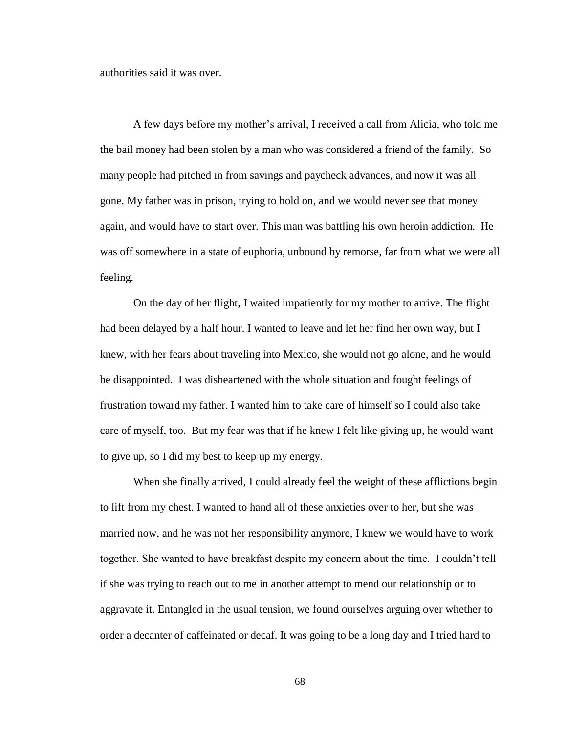authorities said it was over.

A few days before my mother's arrival, I received a call from Alicia, who told me the bail money had been stolen by a man who was considered a friend of the family. So many people had pitched in from savings and paycheck advances, and now it was all gone. My father was in prison, trying to hold on, and we would never see that money again, and would have to start over. This man was battling his own heroin addiction. He was off somewhere in a state of euphoria, unbound by remorse, far from what we were all feeling.

On the day of her flight, I waited impatiently for my mother to arrive. The flight had been delayed by a half hour. I wanted to leave and let her find her own way, but I knew, with her fears about traveling into Mexico, she would not go alone, and he would be disappointed. I was disheartened with the whole situation and fought feelings of frustration toward my father. I wanted him to take care of himself so I could also take care of myself, too. But my fear was that if he knew I felt like giving up, he would want to give up, so I did my best to keep up my energy.

When she finally arrived, I could already feel the weight of these afflictions begin to lift from my chest. I wanted to hand all of these anxieties over to her, but she was married now, and he was not her responsibility anymore, I knew we would have to work together. She wanted to have breakfast despite my concern about the time. I couldn't tell if she was trying to reach out to me in another attempt to mend our relationship or to aggravate it. Entangled in the usual tension, we found ourselves arguing over whether to order a decanter of caffeinated or decaf. It was going to be a long day and I tried hard to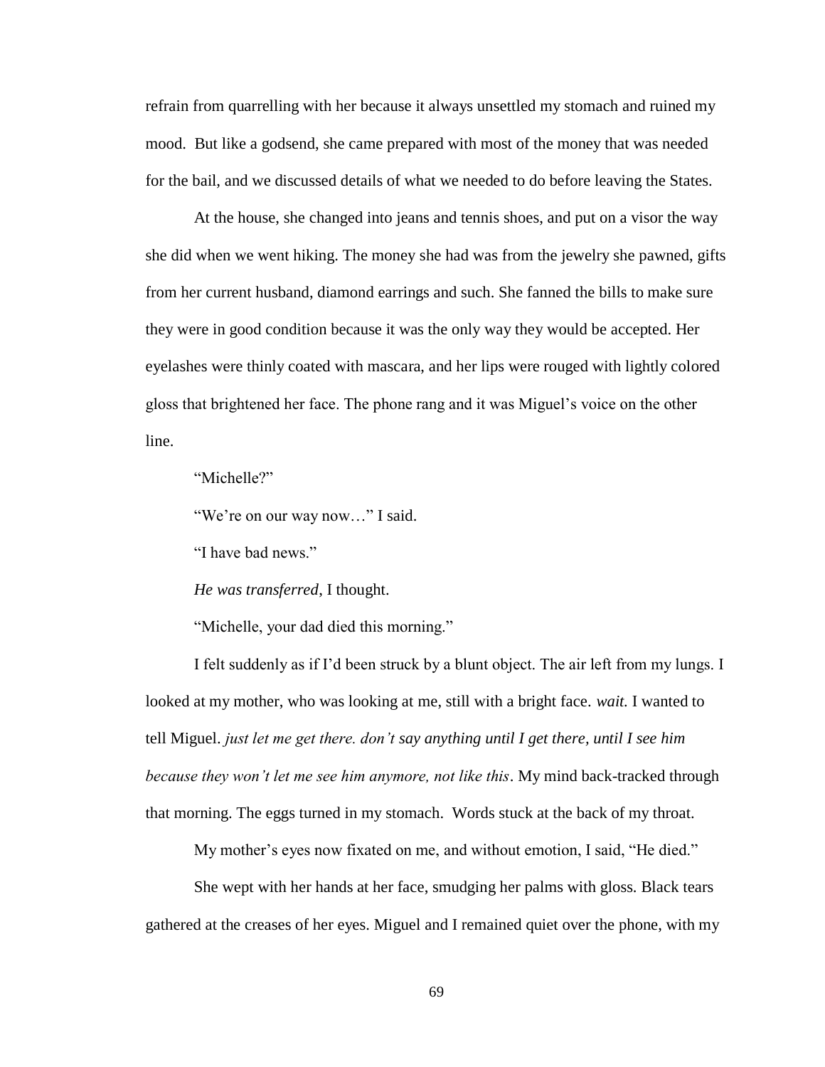refrain from quarrelling with her because it always unsettled my stomach and ruined my mood.  But like a godsend, she came prepared with most of the money that was needed for the bail, and we discussed details of what we needed to do before leaving the States.

At the house, she changed into jeans and tennis shoes, and put on a visor the way she did when we went hiking. The money she had was from the jewelry she pawned, gifts from her current husband, diamond earrings and such. She fanned the bills to make sure they were in good condition because it was the only way they would be accepted. Her eyelashes were thinly coated with mascara, and her lips were rouged with lightly colored gloss that brightened her face. The phone rang and it was Miguel's voice on the other line.

"Michelle?"

"We're on our way now…" I said.

"I have bad news."

*He was transferred*, I thought.

"Michelle, your dad died this morning."

I felt suddenly as if I'd been struck by a blunt object. The air left from my lungs. I looked at my mother, who was looking at me, still with a bright face. *wait.* I wanted to tell Miguel. *just let me get there. don't say anything until I get there, until I see him because they won't let me see him anymore, not like this*. My mind back-tracked through that morning. The eggs turned in my stomach.  Words stuck at the back of my throat.

My mother's eyes now fixated on me, and without emotion, I said, "He died."

She wept with her hands at her face, smudging her palms with gloss. Black tears gathered at the creases of her eyes. Miguel and I remained quiet over the phone, with my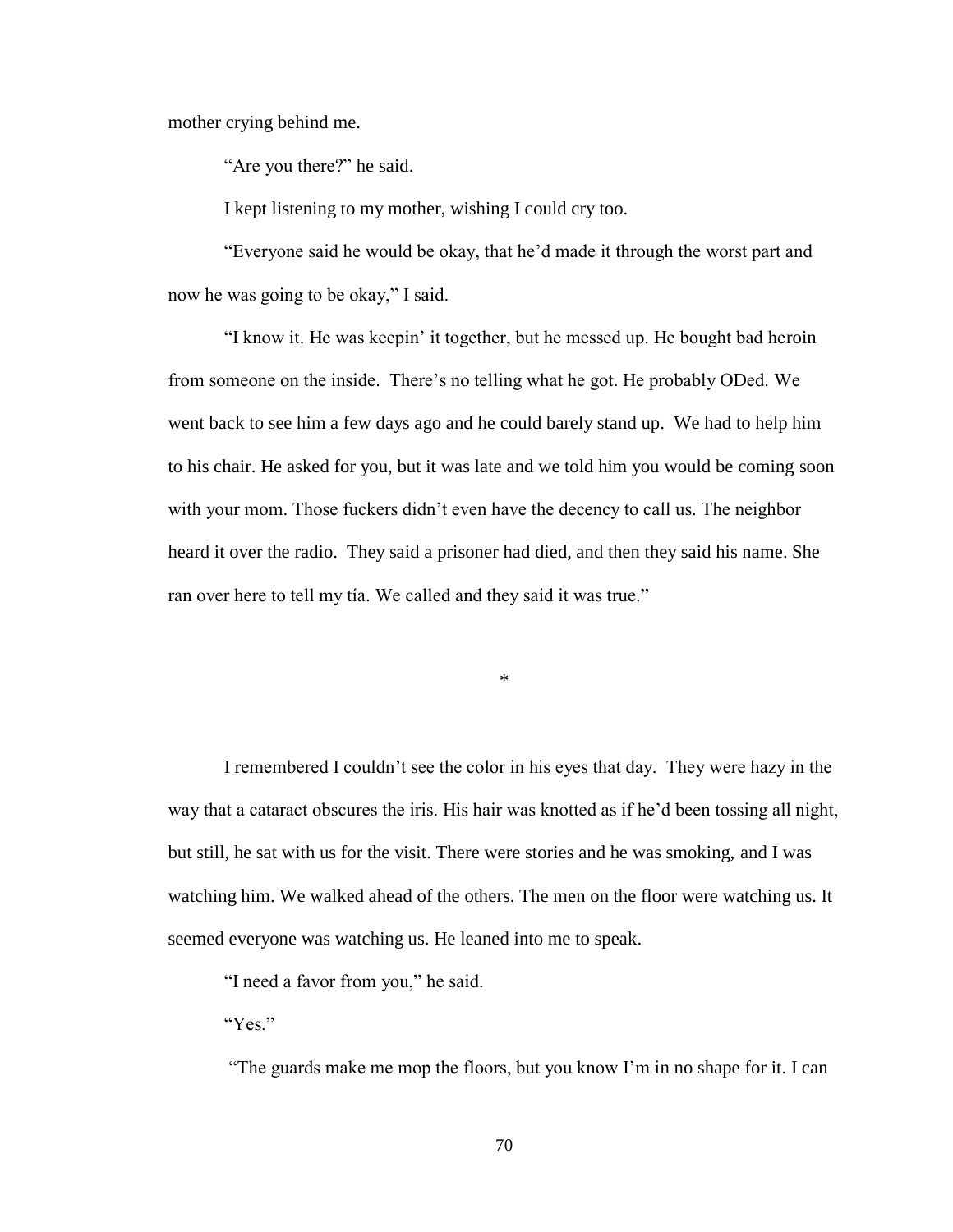mother crying behind me.

"Are you there?" he said.

I kept listening to my mother, wishing I could cry too.

"Everyone said he would be okay, that he'd made it through the worst part and now he was going to be okay," I said.

"I know it. He was keepin' it together, but he messed up. He bought bad heroin from someone on the inside. There's no telling what he got. He probably ODed. We went back to see him a few days ago and he could barely stand up. We had to help him to his chair. He asked for you, but it was late and we told him you would be coming soon with your mom. Those fuckers didn't even have the decency to call us. The neighbor heard it over the radio. They said a prisoner had died, and then they said his name. She ran over here to tell my tía. We called and they said it was true."

*

I remembered I couldn't see the color in his eyes that day. They were hazy in the way that a cataract obscures the iris. His hair was knotted as if he'd been tossing all night, but still, he sat with us for the visit. There were stories and he was smoking, and I was watching him. We walked ahead of the others. The men on the floor were watching us. It seemed everyone was watching us. He leaned into me to speak.

"I need a favor from you," he said.

"Yes."

"The guards make me mop the floors, but you know I'm in no shape for it. I can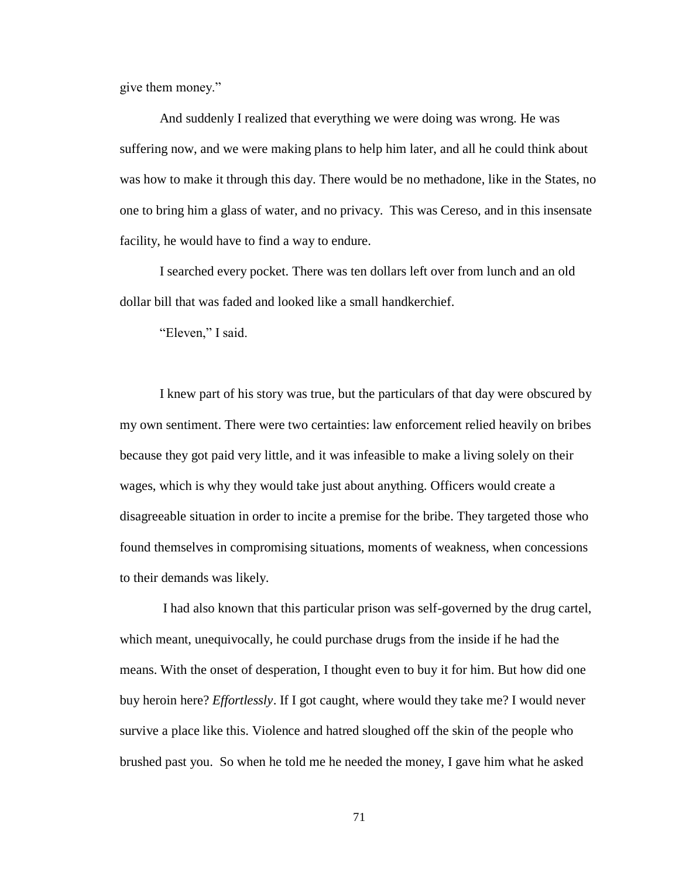give them money."

And suddenly I realized that everything we were doing was wrong. He was suffering now, and we were making plans to help him later, and all he could think about was how to make it through this day. There would be no methadone, like in the States, no one to bring him a glass of water, and no privacy. This was Cereso, and in this insensate facility, he would have to find a way to endure.

I searched every pocket. There was ten dollars left over from lunch and an old dollar bill that was faded and looked like a small handkerchief.

"Eleven," I said.

I knew part of his story was true, but the particulars of that day were obscured by my own sentiment. There were two certainties: law enforcement relied heavily on bribes because they got paid very little, and it was infeasible to make a living solely on their wages, which is why they would take just about anything. Officers would create a disagreeable situation in order to incite a premise for the bribe. They targeted those who found themselves in compromising situations, moments of weakness, when concessions to their demands was likely.

I had also known that this particular prison was self-governed by the drug cartel, which meant, unequivocally, he could purchase drugs from the inside if he had the means. With the onset of desperation, I thought even to buy it for him. But how did one buy heroin here? *Effortlessly*. If I got caught, where would they take me? I would never survive a place like this. Violence and hatred sloughed off the skin of the people who brushed past you. So when he told me he needed the money, I gave him what he asked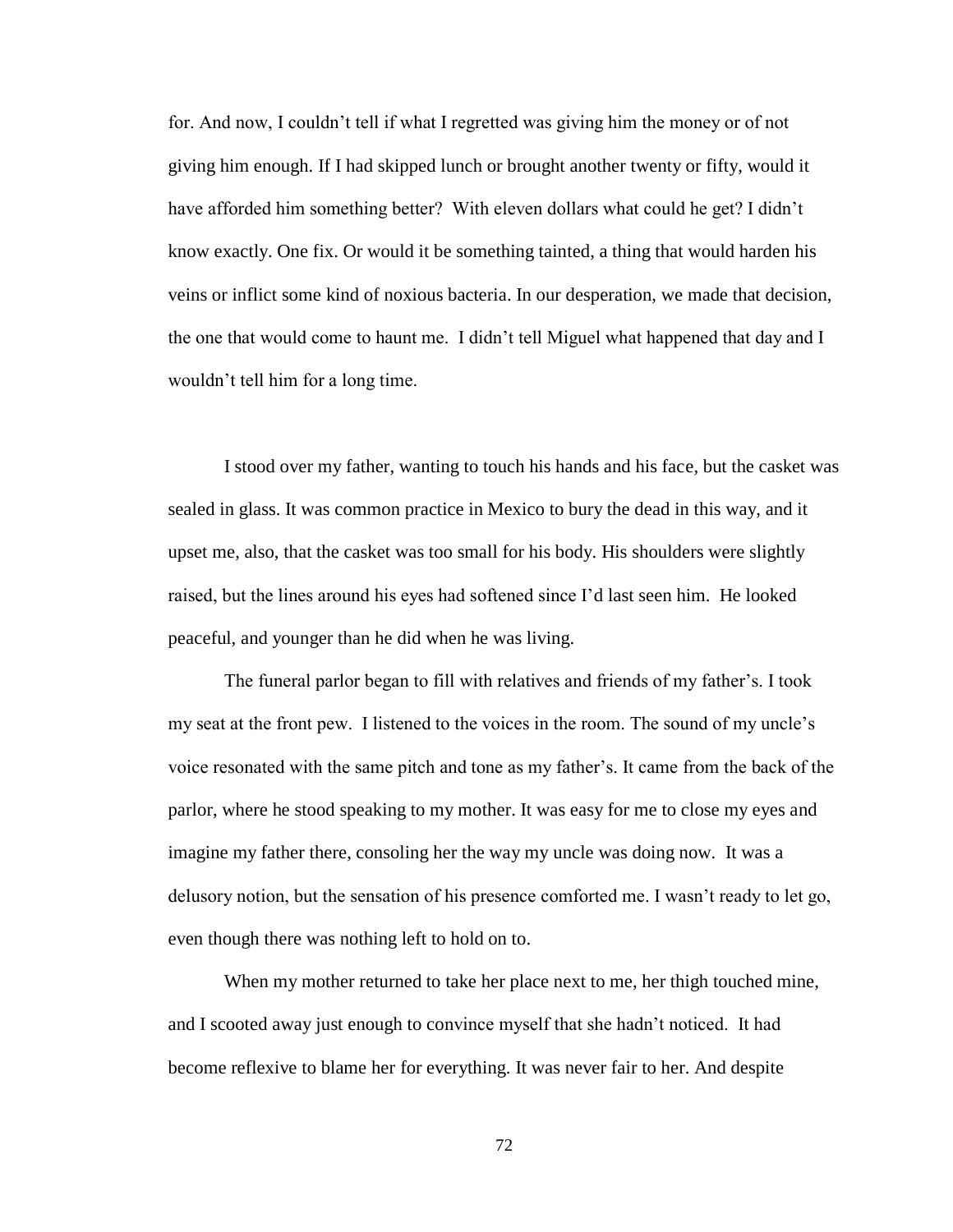for. And now, I couldn't tell if what I regretted was giving him the money or of not giving him enough. If I had skipped lunch or brought another twenty or fifty, would it have afforded him something better? With eleven dollars what could he get? I didn't know exactly. One fix. Or would it be something tainted, a thing that would harden his veins or inflict some kind of noxious bacteria. In our desperation, we made that decision, the one that would come to haunt me. I didn't tell Miguel what happened that day and I wouldn't tell him for a long time.

I stood over my father, wanting to touch his hands and his face, but the casket was sealed in glass. It was common practice in Mexico to bury the dead in this way, and it upset me, also, that the casket was too small for his body. His shoulders were slightly raised, but the lines around his eyes had softened since I'd last seen him. He looked peaceful, and younger than he did when he was living.

The funeral parlor began to fill with relatives and friends of my father's. I took my seat at the front pew. I listened to the voices in the room. The sound of my uncle's voice resonated with the same pitch and tone as my father's. It came from the back of the parlor, where he stood speaking to my mother. It was easy for me to close my eyes and imagine my father there, consoling her the way my uncle was doing now. It was a delusory notion, but the sensation of his presence comforted me. I wasn't ready to let go, even though there was nothing left to hold on to.

When my mother returned to take her place next to me, her thigh touched mine, and I scooted away just enough to convince myself that she hadn't noticed. It had become reflexive to blame her for everything. It was never fair to her. And despite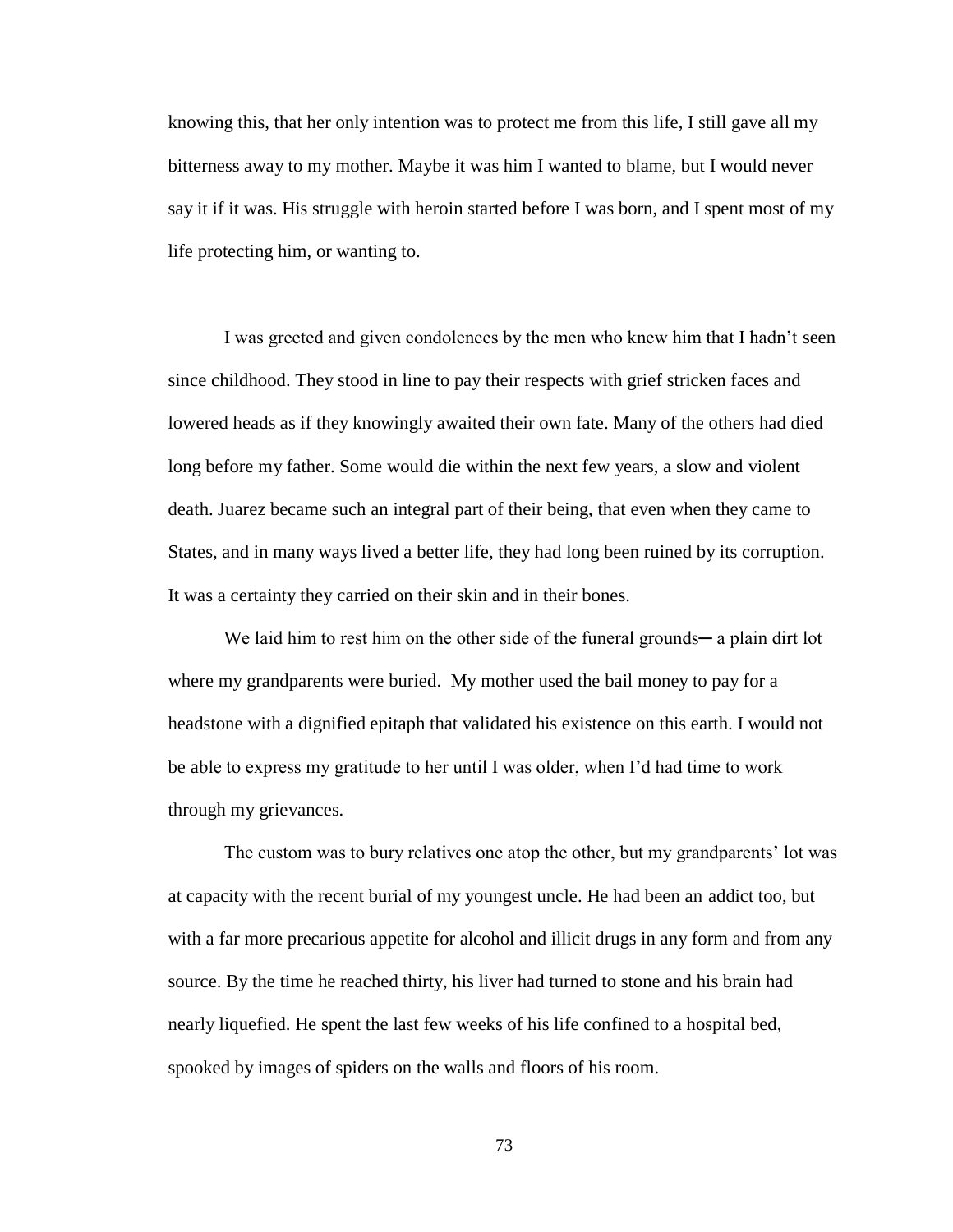knowing this, that her only intention was to protect me from this life, I still gave all my bitterness away to my mother. Maybe it was him I wanted to blame, but I would never say it if it was. His struggle with heroin started before I was born, and I spent most of my life protecting him, or wanting to.

I was greeted and given condolences by the men who knew him that I hadn't seen since childhood. They stood in line to pay their respects with grief stricken faces and lowered heads as if they knowingly awaited their own fate. Many of the others had died long before my father. Some would die within the next few years, a slow and violent death. Juarez became such an integral part of their being, that even when they came to States, and in many ways lived a better life, they had long been ruined by its corruption. It was a certainty they carried on their skin and in their bones.

We laid him to rest him on the other side of the funeral grounds─ a plain dirt lot where my grandparents were buried. My mother used the bail money to pay for a headstone with a dignified epitaph that validated his existence on this earth. I would not be able to express my gratitude to her until I was older, when I'd had time to work through my grievances.

The custom was to bury relatives one atop the other, but my grandparents' lot was at capacity with the recent burial of my youngest uncle. He had been an addict too, but with a far more precarious appetite for alcohol and illicit drugs in any form and from any source. By the time he reached thirty, his liver had turned to stone and his brain had nearly liquefied. He spent the last few weeks of his life confined to a hospital bed, spooked by images of spiders on the walls and floors of his room.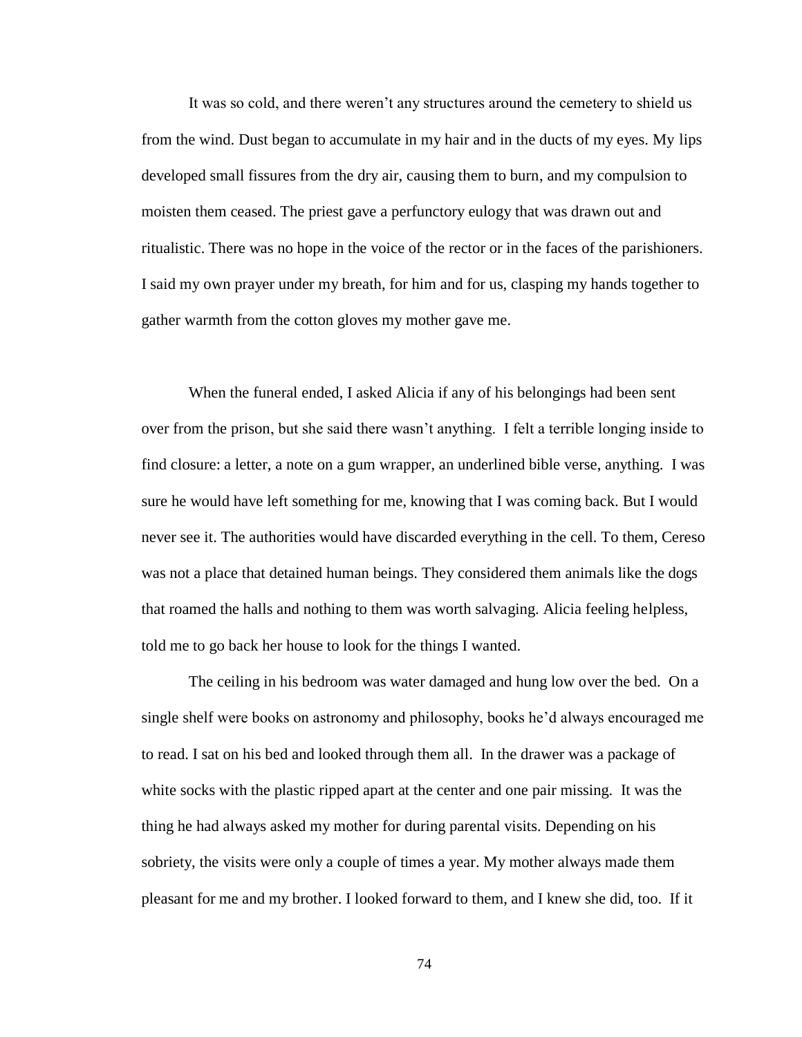It was so cold, and there weren't any structures around the cemetery to shield us from the wind. Dust began to accumulate in my hair and in the ducts of my eyes. My lips developed small fissures from the dry air, causing them to burn, and my compulsion to moisten them ceased. The priest gave a perfunctory eulogy that was drawn out and ritualistic. There was no hope in the voice of the rector or in the faces of the parishioners. I said my own prayer under my breath, for him and for us, clasping my hands together to gather warmth from the cotton gloves my mother gave me.

When the funeral ended, I asked Alicia if any of his belongings had been sent over from the prison, but she said there wasn't anything. I felt a terrible longing inside to find closure: a letter, a note on a gum wrapper, an underlined bible verse, anything. I was sure he would have left something for me, knowing that I was coming back. But I would never see it. The authorities would have discarded everything in the cell. To them, Cereso was not a place that detained human beings. They considered them animals like the dogs that roamed the halls and nothing to them was worth salvaging. Alicia feeling helpless, told me to go back her house to look for the things I wanted.

The ceiling in his bedroom was water damaged and hung low over the bed. On a single shelf were books on astronomy and philosophy, books he'd always encouraged me to read. I sat on his bed and looked through them all. In the drawer was a package of white socks with the plastic ripped apart at the center and one pair missing. It was the thing he had always asked my mother for during parental visits. Depending on his sobriety, the visits were only a couple of times a year. My mother always made them pleasant for me and my brother. I looked forward to them, and I knew she did, too. If it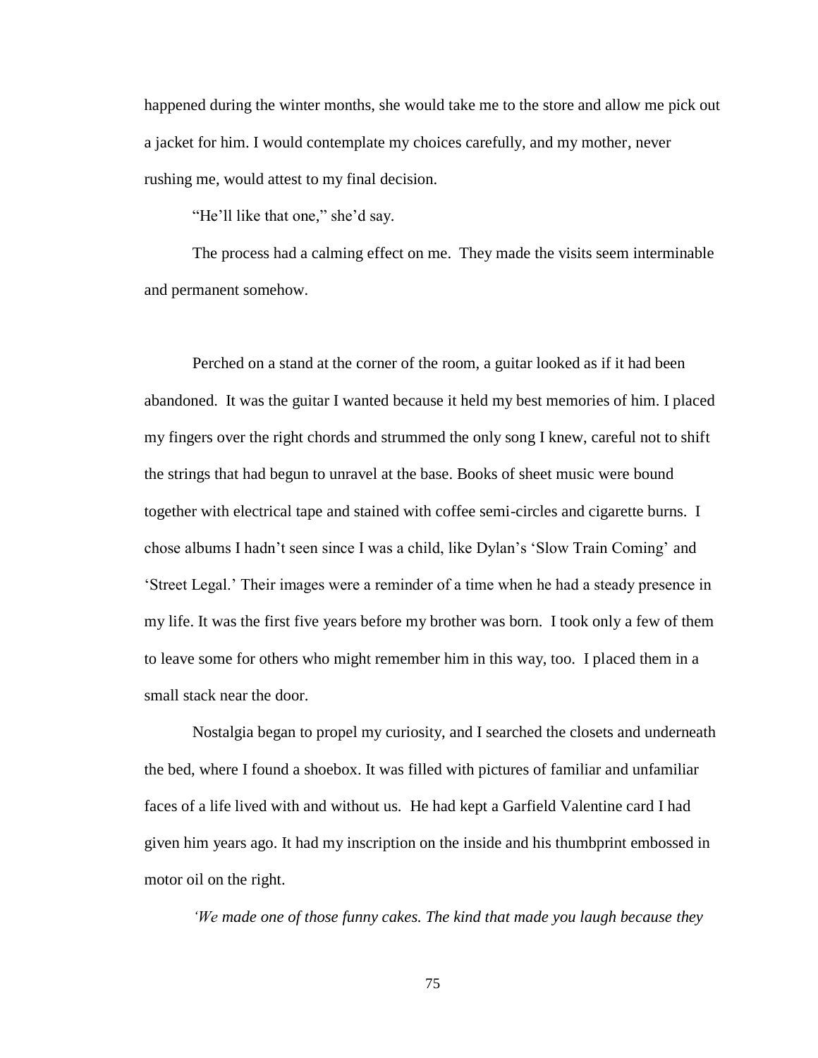happened during the winter months, she would take me to the store and allow me pick out a jacket for him. I would contemplate my choices carefully, and my mother, never rushing me, would attest to my final decision.

"He'll like that one," she'd say.

The process had a calming effect on me. They made the visits seem interminable and permanent somehow.

Perched on a stand at the corner of the room, a guitar looked as if it had been abandoned. It was the guitar I wanted because it held my best memories of him. I placed my fingers over the right chords and strummed the only song I knew, careful not to shift the strings that had begun to unravel at the base. Books of sheet music were bound together with electrical tape and stained with coffee semi-circles and cigarette burns. I chose albums I hadn't seen since I was a child, like Dylan's 'Slow Train Coming' and 'Street Legal.' Their images were a reminder of a time when he had a steady presence in my life. It was the first five years before my brother was born. I took only a few of them to leave some for others who might remember him in this way, too. I placed them in a small stack near the door.

Nostalgia began to propel my curiosity, and I searched the closets and underneath the bed, where I found a shoebox. It was filled with pictures of familiar and unfamiliar faces of a life lived with and without us. He had kept a Garfield Valentine card I had given him years ago. It had my inscription on the inside and his thumbprint embossed in motor oil on the right.

*'We made one of those funny cakes. The kind that made you laugh because they*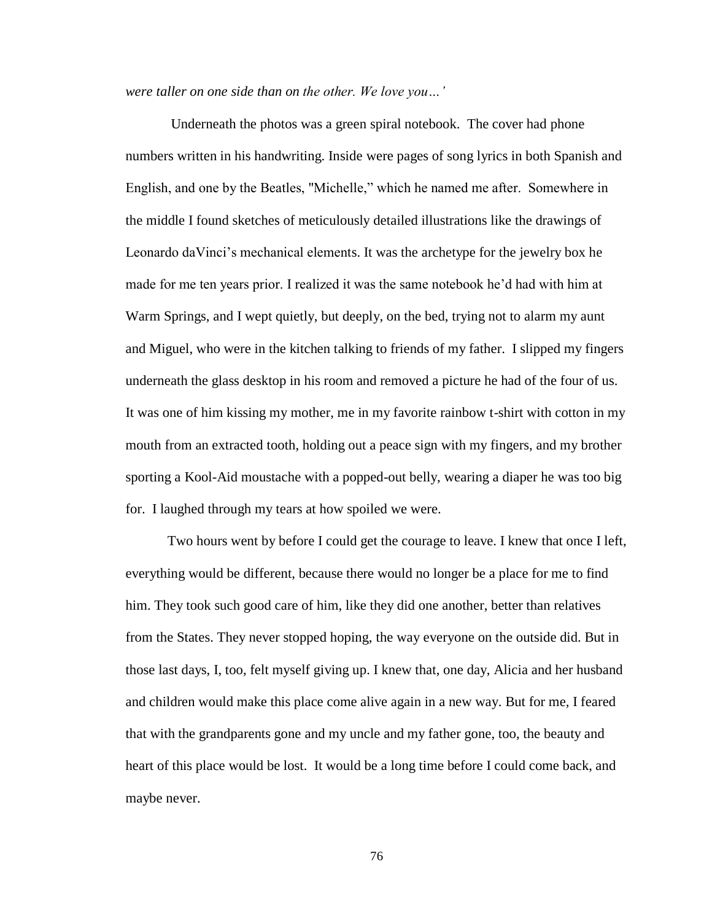*were taller on one side than on the other. We love you…'*

Underneath the photos was a green spiral notebook. The cover had phone numbers written in his handwriting. Inside were pages of song lyrics in both Spanish and English, and one by the Beatles, "Michelle," which he named me after. Somewhere in the middle I found sketches of meticulously detailed illustrations like the drawings of Leonardo daVinci's mechanical elements. It was the archetype for the jewelry box he made for me ten years prior. I realized it was the same notebook he'd had with him at Warm Springs, and I wept quietly, but deeply, on the bed, trying not to alarm my aunt and Miguel, who were in the kitchen talking to friends of my father. I slipped my fingers underneath the glass desktop in his room and removed a picture he had of the four of us. It was one of him kissing my mother, me in my favorite rainbow t-shirt with cotton in my mouth from an extracted tooth, holding out a peace sign with my fingers, and my brother sporting a Kool-Aid moustache with a popped-out belly, wearing a diaper he was too big for. I laughed through my tears at how spoiled we were.

Two hours went by before I could get the courage to leave. I knew that once I left, everything would be different, because there would no longer be a place for me to find him. They took such good care of him, like they did one another, better than relatives from the States. They never stopped hoping, the way everyone on the outside did. But in those last days, I, too, felt myself giving up. I knew that, one day, Alicia and her husband and children would make this place come alive again in a new way. But for me, I feared that with the grandparents gone and my uncle and my father gone, too, the beauty and heart of this place would be lost. It would be a long time before I could come back, and maybe never.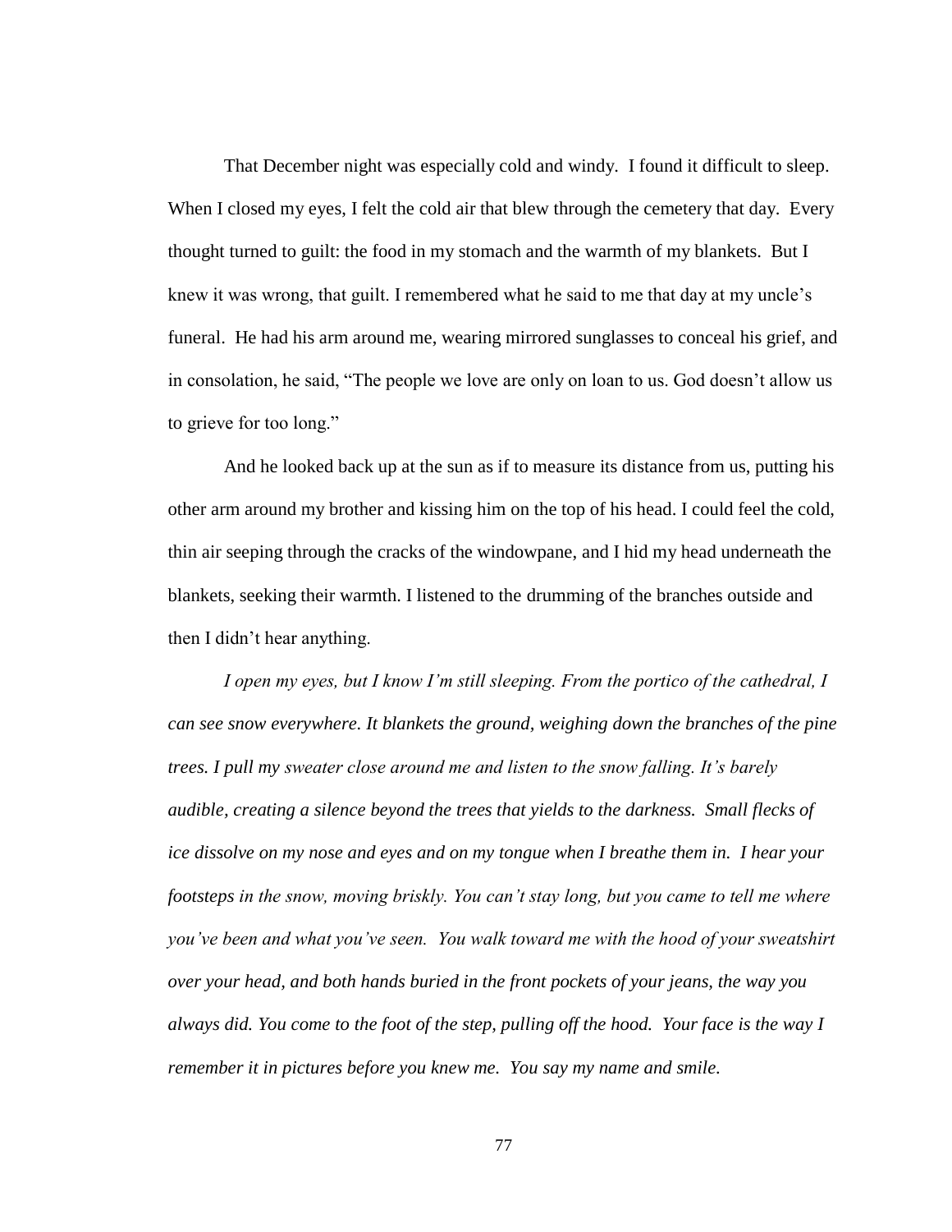That December night was especially cold and windy. I found it difficult to sleep. When I closed my eyes, I felt the cold air that blew through the cemetery that day. Every thought turned to guilt: the food in my stomach and the warmth of my blankets. But I knew it was wrong, that guilt. I remembered what he said to me that day at my uncle's funeral. He had his arm around me, wearing mirrored sunglasses to conceal his grief, and in consolation, he said, "The people we love are only on loan to us. God doesn't allow us to grieve for too long."

And he looked back up at the sun as if to measure its distance from us, putting his other arm around my brother and kissing him on the top of his head. I could feel the cold, thin air seeping through the cracks of the windowpane, and I hid my head underneath the blankets, seeking their warmth. I listened to the drumming of the branches outside and then I didn't hear anything.

*I open my eyes, but I know I'm still sleeping. From the portico of the cathedral, I can see snow everywhere. It blankets the ground, weighing down the branches of the pine trees. I pull my sweater close around me and listen to the snow falling. It's barely audible, creating a silence beyond the trees that yields to the darkness. Small flecks of ice dissolve on my nose and eyes and on my tongue when I breathe them in. I hear your footsteps in the snow, moving briskly. You can't stay long, but you came to tell me where you've been and what you've seen. You walk toward me with the hood of your sweatshirt over your head, and both hands buried in the front pockets of your jeans, the way you always did. You come to the foot of the step, pulling off the hood. Your face is the way I remember it in pictures before you knew me. You say my name and smile.*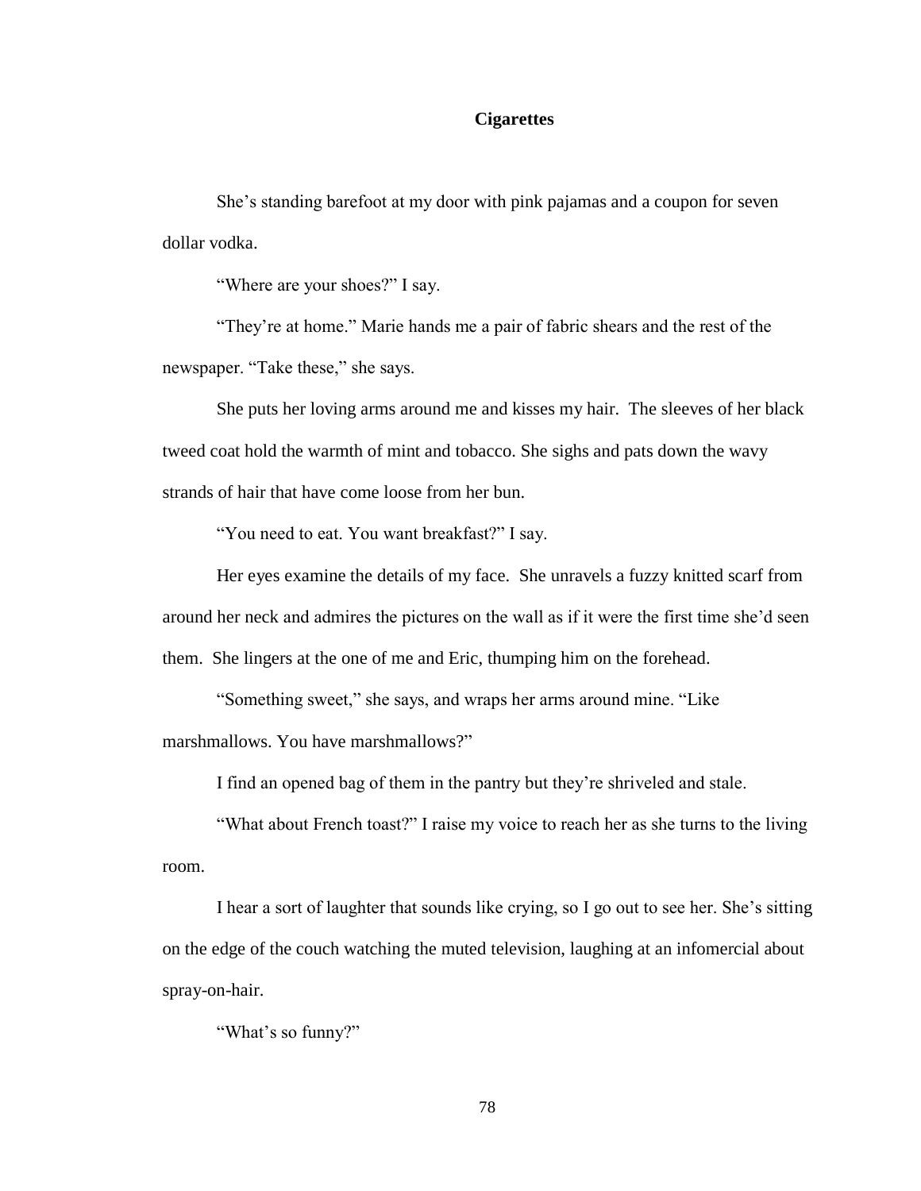**Cigarettes**

She's standing barefoot at my door with pink pajamas and a coupon for seven dollar vodka.

"Where are your shoes?" I say.

"They're at home." Marie hands me a pair of fabric shears and the rest of the newspaper. "Take these," she says.

She puts her loving arms around me and kisses my hair.  The sleeves of her black tweed coat hold the warmth of mint and tobacco. She sighs and pats down the wavy strands of hair that have come loose from her bun.

"You need to eat. You want breakfast?" I say.

Her eyes examine the details of my face.  She unravels a fuzzy knitted scarf from around her neck and admires the pictures on the wall as if it were the first time she'd seen them.  She lingers at the one of me and Eric, thumping him on the forehead.

"Something sweet," she says, and wraps her arms around mine. "Like marshmallows. You have marshmallows?"

I find an opened bag of them in the pantry but they're shriveled and stale.

"What about French toast?" I raise my voice to reach her as she turns to the living room.

I hear a sort of laughter that sounds like crying, so I go out to see her. She's sitting on the edge of the couch watching the muted television, laughing at an infomercial about spray-on-hair.

"What's so funny?"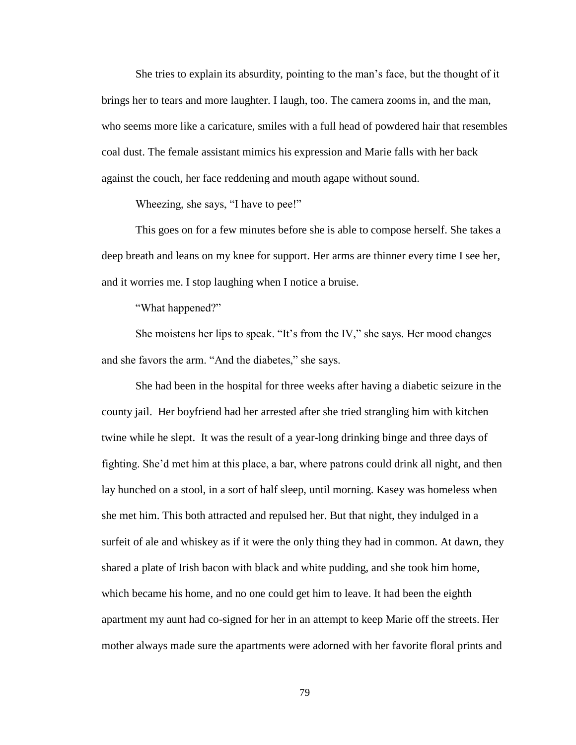She tries to explain its absurdity, pointing to the man's face, but the thought of it brings her to tears and more laughter. I laugh, too. The camera zooms in, and the man, who seems more like a caricature, smiles with a full head of powdered hair that resembles coal dust. The female assistant mimics his expression and Marie falls with her back against the couch, her face reddening and mouth agape without sound.

Wheezing, she says, "I have to pee!"

This goes on for a few minutes before she is able to compose herself. She takes a deep breath and leans on my knee for support. Her arms are thinner every time I see her, and it worries me. I stop laughing when I notice a bruise.

"What happened?"

She moistens her lips to speak. "It's from the IV," she says. Her mood changes and she favors the arm. "And the diabetes," she says.

She had been in the hospital for three weeks after having a diabetic seizure in the county jail. Her boyfriend had her arrested after she tried strangling him with kitchen twine while he slept. It was the result of a year-long drinking binge and three days of fighting. She'd met him at this place, a bar, where patrons could drink all night, and then lay hunched on a stool, in a sort of half sleep, until morning. Kasey was homeless when she met him. This both attracted and repulsed her. But that night, they indulged in a surfeit of ale and whiskey as if it were the only thing they had in common. At dawn, they shared a plate of Irish bacon with black and white pudding, and she took him home, which became his home, and no one could get him to leave. It had been the eighth apartment my aunt had co-signed for her in an attempt to keep Marie off the streets. Her mother always made sure the apartments were adorned with her favorite floral prints and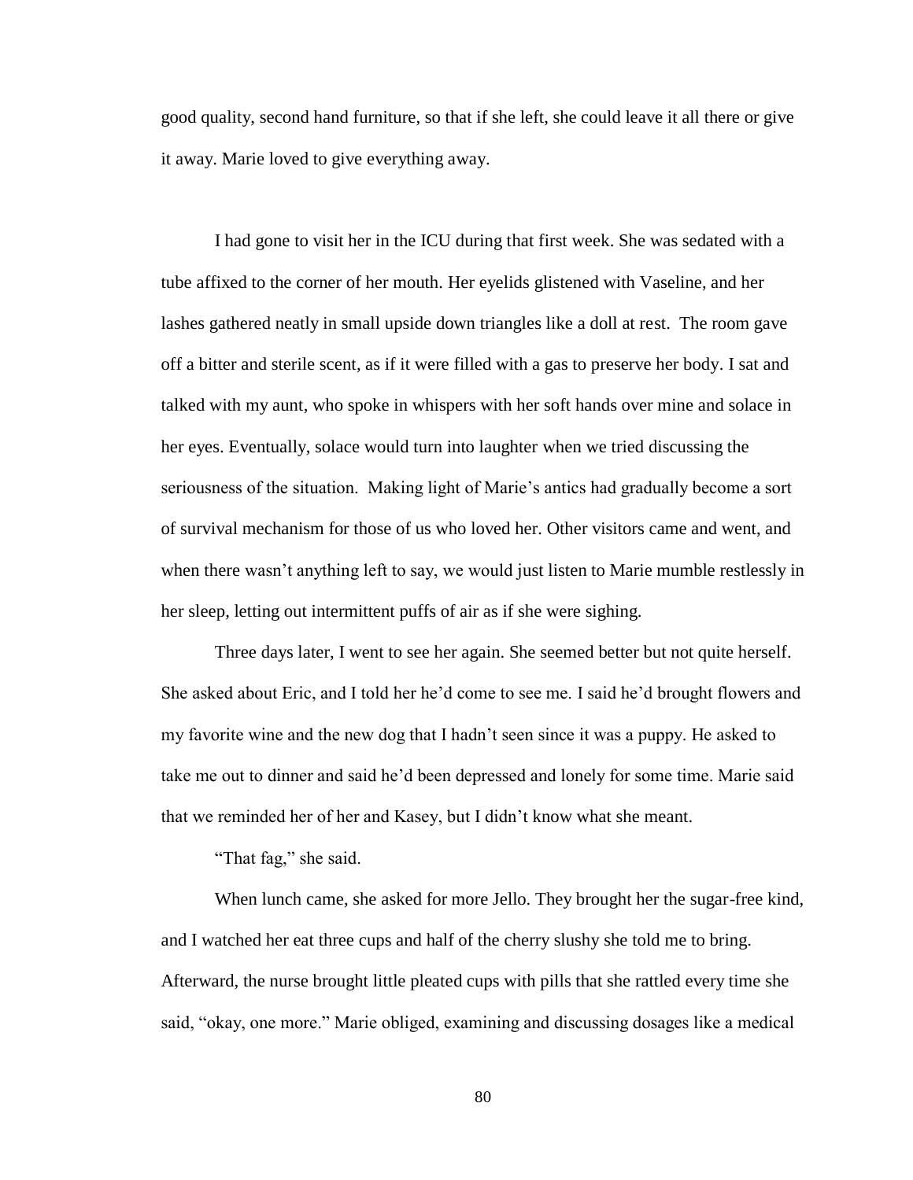good quality, second hand furniture, so that if she left, she could leave it all there or give it away. Marie loved to give everything away.

I had gone to visit her in the ICU during that first week. She was sedated with a tube affixed to the corner of her mouth. Her eyelids glistened with Vaseline, and her lashes gathered neatly in small upside down triangles like a doll at rest. The room gave off a bitter and sterile scent, as if it were filled with a gas to preserve her body. I sat and talked with my aunt, who spoke in whispers with her soft hands over mine and solace in her eyes. Eventually, solace would turn into laughter when we tried discussing the seriousness of the situation. Making light of Marie's antics had gradually become a sort of survival mechanism for those of us who loved her. Other visitors came and went, and when there wasn't anything left to say, we would just listen to Marie mumble restlessly in her sleep, letting out intermittent puffs of air as if she were sighing.

Three days later, I went to see her again. She seemed better but not quite herself. She asked about Eric, and I told her he'd come to see me. I said he'd brought flowers and my favorite wine and the new dog that I hadn't seen since it was a puppy. He asked to take me out to dinner and said he'd been depressed and lonely for some time. Marie said that we reminded her of her and Kasey, but I didn't know what she meant.

"That fag," she said.

When lunch came, she asked for more Jello. They brought her the sugar-free kind, and I watched her eat three cups and half of the cherry slushy she told me to bring. Afterward, the nurse brought little pleated cups with pills that she rattled every time she said, "okay, one more." Marie obliged, examining and discussing dosages like a medical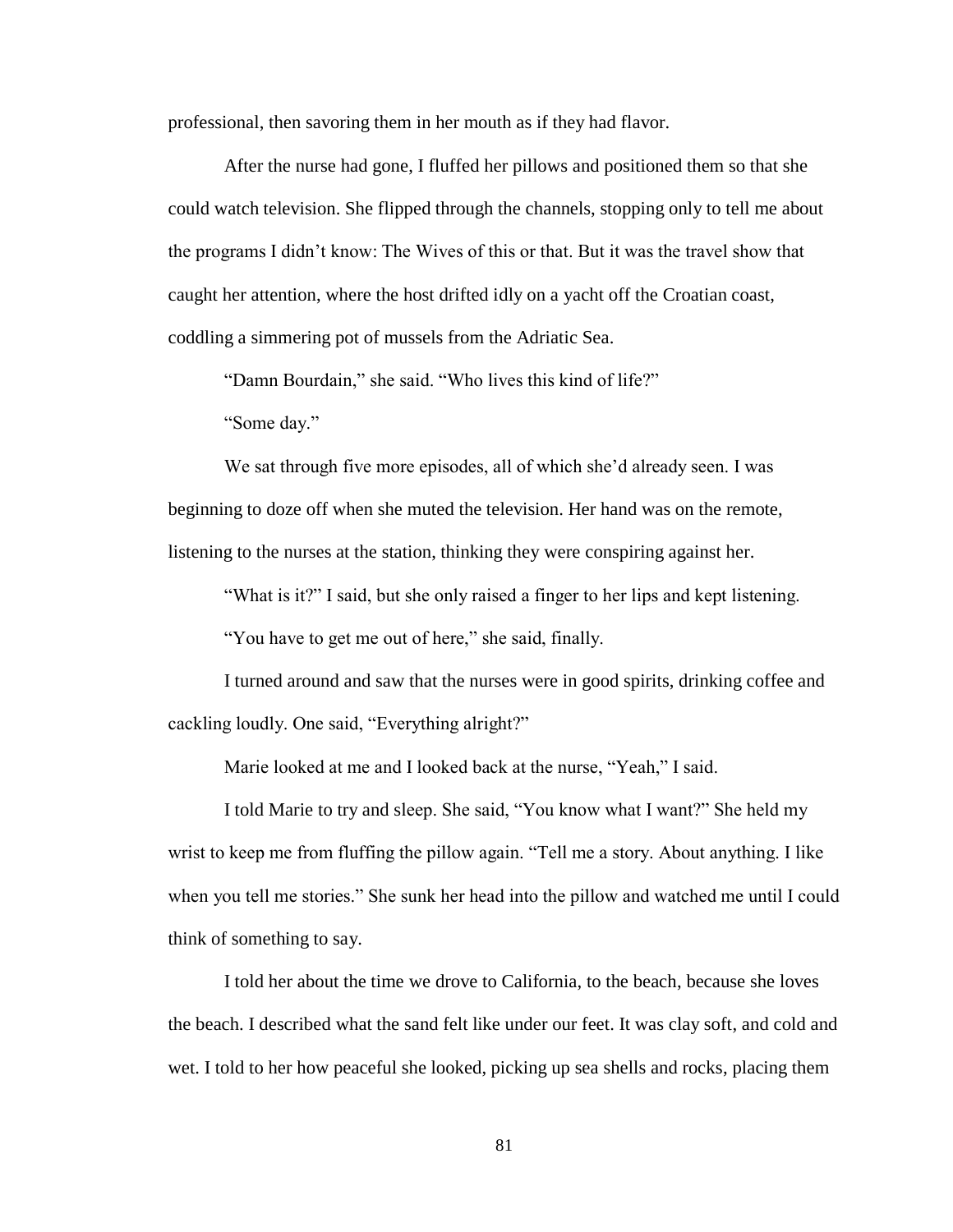professional, then savoring them in her mouth as if they had flavor.

After the nurse had gone, I fluffed her pillows and positioned them so that she could watch television. She flipped through the channels, stopping only to tell me about the programs I didn't know: The Wives of this or that. But it was the travel show that caught her attention, where the host drifted idly on a yacht off the Croatian coast, coddling a simmering pot of mussels from the Adriatic Sea.

"Damn Bourdain," she said. "Who lives this kind of life?"

"Some day."

We sat through five more episodes, all of which she'd already seen. I was beginning to doze off when she muted the television. Her hand was on the remote, listening to the nurses at the station, thinking they were conspiring against her.

"What is it?" I said, but she only raised a finger to her lips and kept listening.

"You have to get me out of here," she said, finally.

I turned around and saw that the nurses were in good spirits, drinking coffee and cackling loudly. One said, "Everything alright?"

Marie looked at me and I looked back at the nurse, "Yeah," I said.

I told Marie to try and sleep. She said, "You know what I want?" She held my wrist to keep me from fluffing the pillow again. "Tell me a story. About anything. I like when you tell me stories." She sunk her head into the pillow and watched me until I could think of something to say.

I told her about the time we drove to California, to the beach, because she loves the beach. I described what the sand felt like under our feet. It was clay soft, and cold and wet. I told to her how peaceful she looked, picking up sea shells and rocks, placing them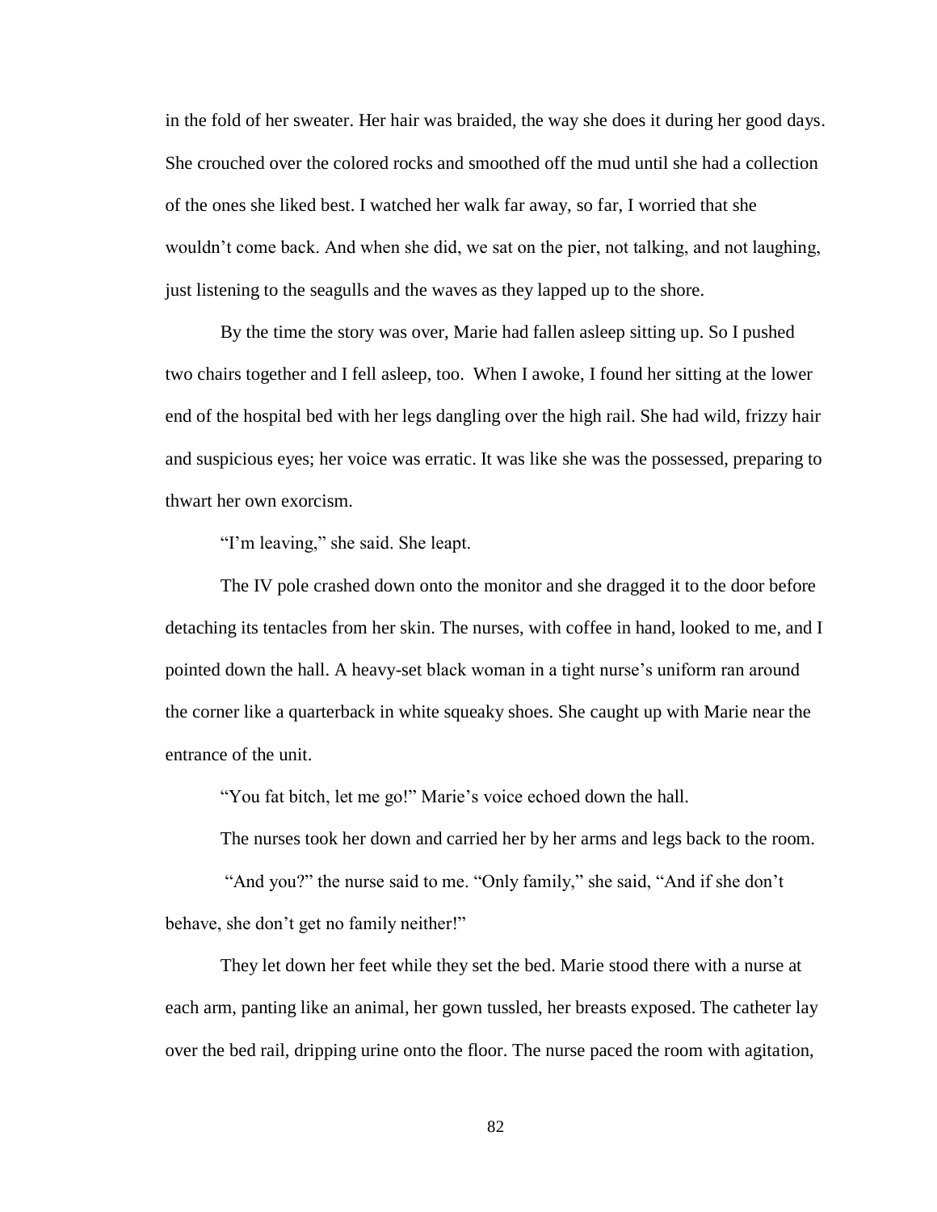in the fold of her sweater. Her hair was braided, the way she does it during her good days. She crouched over the colored rocks and smoothed off the mud until she had a collection of the ones she liked best. I watched her walk far away, so far, I worried that she wouldn't come back. And when she did, we sat on the pier, not talking, and not laughing, just listening to the seagulls and the waves as they lapped up to the shore.

By the time the story was over, Marie had fallen asleep sitting up. So I pushed two chairs together and I fell asleep, too. When I awoke, I found her sitting at the lower end of the hospital bed with her legs dangling over the high rail. She had wild, frizzy hair and suspicious eyes; her voice was erratic. It was like she was the possessed, preparing to thwart her own exorcism.

"I'm leaving," she said. She leapt.

The IV pole crashed down onto the monitor and she dragged it to the door before detaching its tentacles from her skin. The nurses, with coffee in hand, looked to me, and I pointed down the hall. A heavy-set black woman in a tight nurse's uniform ran around the corner like a quarterback in white squeaky shoes. She caught up with Marie near the entrance of the unit.

"You fat bitch, let me go!" Marie's voice echoed down the hall.

The nurses took her down and carried her by her arms and legs back to the room.

"And you?" the nurse said to me. "Only family," she said, "And if she don't behave, she don't get no family neither!"

They let down her feet while they set the bed. Marie stood there with a nurse at each arm, panting like an animal, her gown tussled, her breasts exposed. The catheter lay over the bed rail, dripping urine onto the floor. The nurse paced the room with agitation,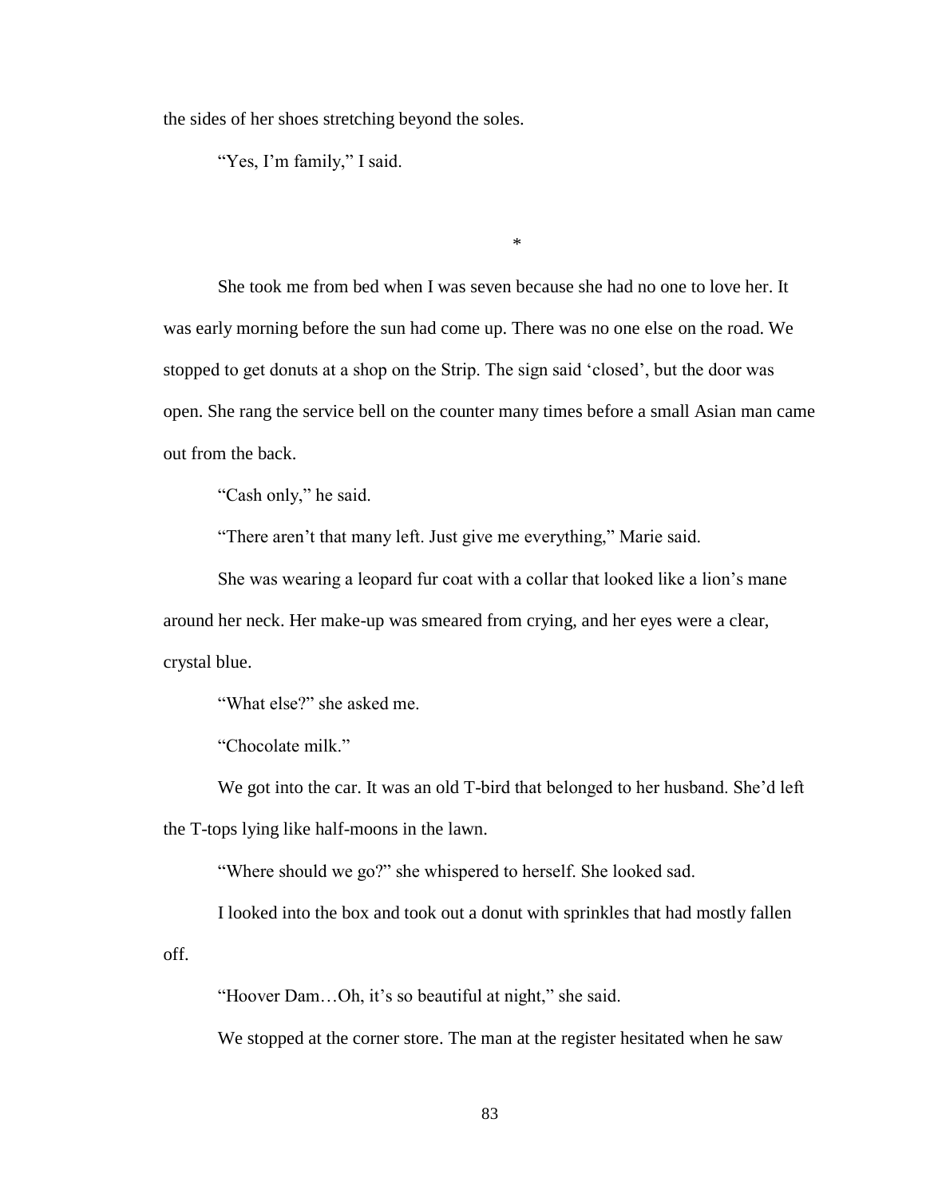the sides of her shoes stretching beyond the soles.

"Yes, I'm family," I said.

*

She took me from bed when I was seven because she had no one to love her. It was early morning before the sun had come up. There was no one else on the road. We stopped to get donuts at a shop on the Strip. The sign said 'closed', but the door was open. She rang the service bell on the counter many times before a small Asian man came out from the back.

"Cash only," he said.

"There aren't that many left. Just give me everything," Marie said.

She was wearing a leopard fur coat with a collar that looked like a lion's mane around her neck. Her make-up was smeared from crying, and her eyes were a clear, crystal blue.

"What else?" she asked me.

"Chocolate milk."

We got into the car. It was an old T-bird that belonged to her husband. She'd left the T-tops lying like half-moons in the lawn.

"Where should we go?" she whispered to herself. She looked sad.

I looked into the box and took out a donut with sprinkles that had mostly fallen off.

"Hoover Dam…Oh, it's so beautiful at night," she said.

We stopped at the corner store. The man at the register hesitated when he saw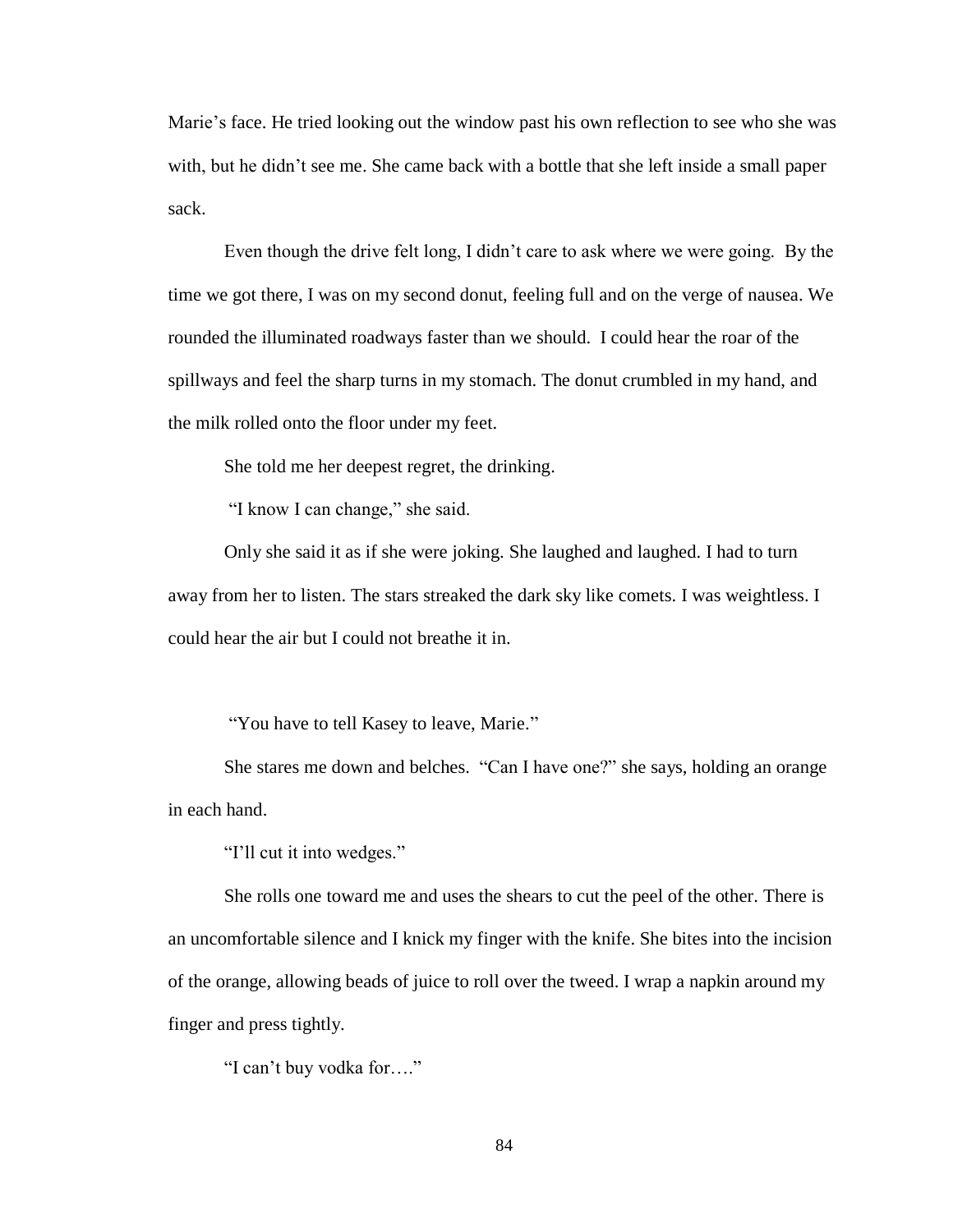Marie's face. He tried looking out the window past his own reflection to see who she was with, but he didn't see me. She came back with a bottle that she left inside a small paper sack.

Even though the drive felt long, I didn't care to ask where we were going. By the time we got there, I was on my second donut, feeling full and on the verge of nausea. We rounded the illuminated roadways faster than we should. I could hear the roar of the spillways and feel the sharp turns in my stomach. The donut crumbled in my hand, and the milk rolled onto the floor under my feet.

She told me her deepest regret, the drinking.

"I know I can change," she said.

Only she said it as if she were joking. She laughed and laughed. I had to turn away from her to listen. The stars streaked the dark sky like comets. I was weightless. I could hear the air but I could not breathe it in.

"You have to tell Kasey to leave, Marie."

She stares me down and belches. "Can I have one?" she says, holding an orange in each hand.

"I'll cut it into wedges."

She rolls one toward me and uses the shears to cut the peel of the other. There is an uncomfortable silence and I knick my finger with the knife. She bites into the incision of the orange, allowing beads of juice to roll over the tweed. I wrap a napkin around my finger and press tightly.

"I can't buy vodka for…."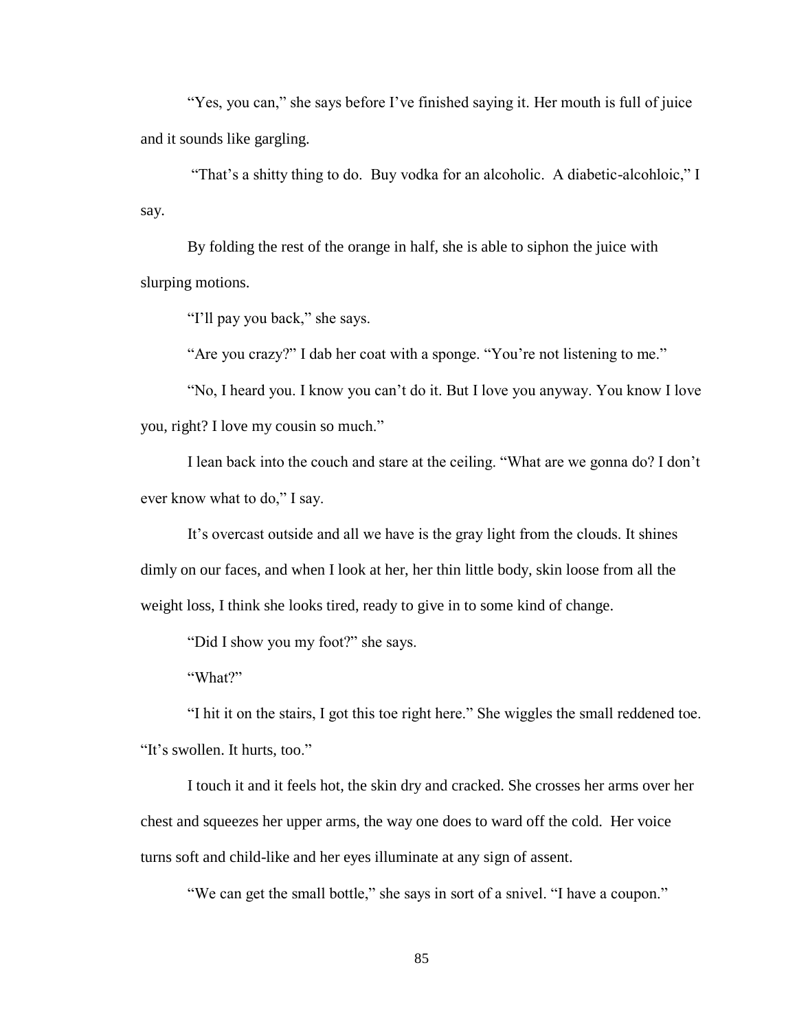"Yes, you can," she says before I've finished saying it. Her mouth is full of juice and it sounds like gargling.

"That's a shitty thing to do. Buy vodka for an alcoholic. A diabetic-alcohloic," I say.

By folding the rest of the orange in half, she is able to siphon the juice with slurping motions.

"I'll pay you back," she says.

"Are you crazy?" I dab her coat with a sponge. "You're not listening to me."

"No, I heard you. I know you can't do it. But I love you anyway. You know I love you, right? I love my cousin so much."

I lean back into the couch and stare at the ceiling. "What are we gonna do? I don't ever know what to do," I say.

It's overcast outside and all we have is the gray light from the clouds. It shines dimly on our faces, and when I look at her, her thin little body, skin loose from all the weight loss, I think she looks tired, ready to give in to some kind of change.

"Did I show you my foot?" she says.

"What?"

"I hit it on the stairs, I got this toe right here." She wiggles the small reddened toe. "It's swollen. It hurts, too."

I touch it and it feels hot, the skin dry and cracked. She crosses her arms over her chest and squeezes her upper arms, the way one does to ward off the cold. Her voice turns soft and child-like and her eyes illuminate at any sign of assent.

"We can get the small bottle," she says in sort of a snivel. "I have a coupon."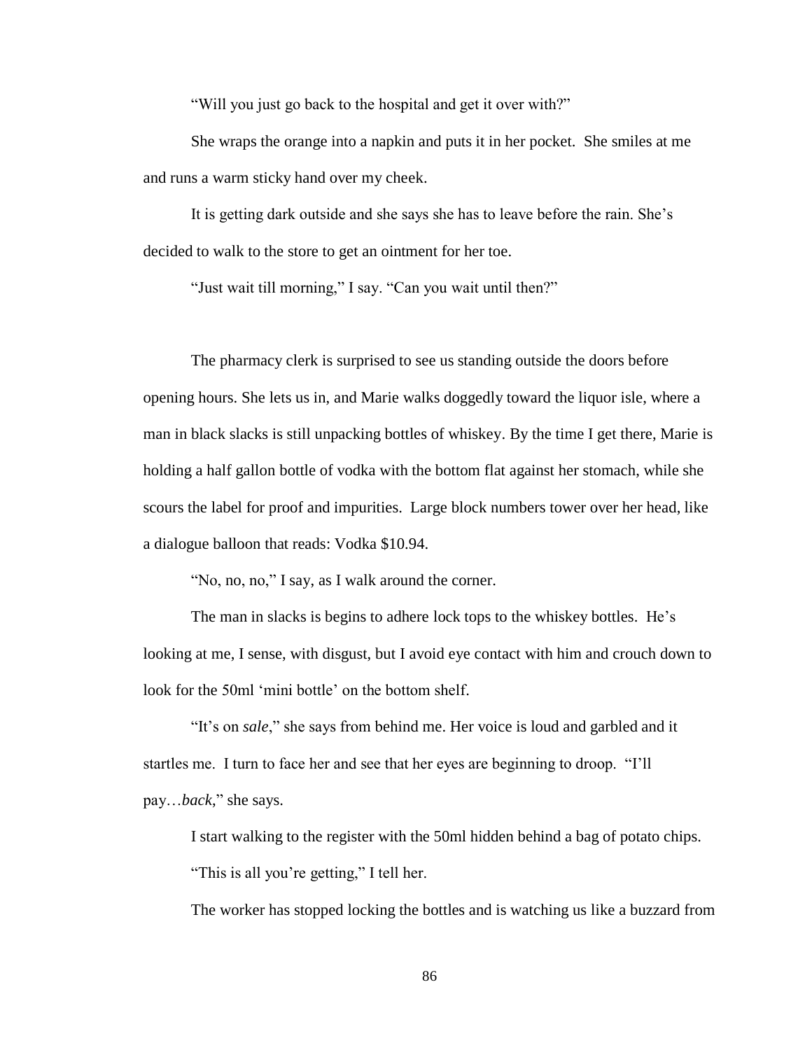"Will you just go back to the hospital and get it over with?"

She wraps the orange into a napkin and puts it in her pocket. She smiles at me and runs a warm sticky hand over my cheek.

It is getting dark outside and she says she has to leave before the rain. She's decided to walk to the store to get an ointment for her toe.

"Just wait till morning," I say. "Can you wait until then?"

The pharmacy clerk is surprised to see us standing outside the doors before opening hours. She lets us in, and Marie walks doggedly toward the liquor isle, where a man in black slacks is still unpacking bottles of whiskey. By the time I get there, Marie is holding a half gallon bottle of vodka with the bottom flat against her stomach, while she scours the label for proof and impurities. Large block numbers tower over her head, like a dialogue balloon that reads: Vodka $10.94.

"No, no, no," I say, as I walk around the corner.

The man in slacks is begins to adhere lock tops to the whiskey bottles. He's looking at me, I sense, with disgust, but I avoid eye contact with him and crouch down to look for the 50ml 'mini bottle' on the bottom shelf.

"It's on *sale*," she says from behind me. Her voice is loud and garbled and it startles me. I turn to face her and see that her eyes are beginning to droop. "I'll pay…*back*," she says.

I start walking to the register with the 50ml hidden behind a bag of potato chips.

"This is all you're getting," I tell her.

The worker has stopped locking the bottles and is watching us like a buzzard from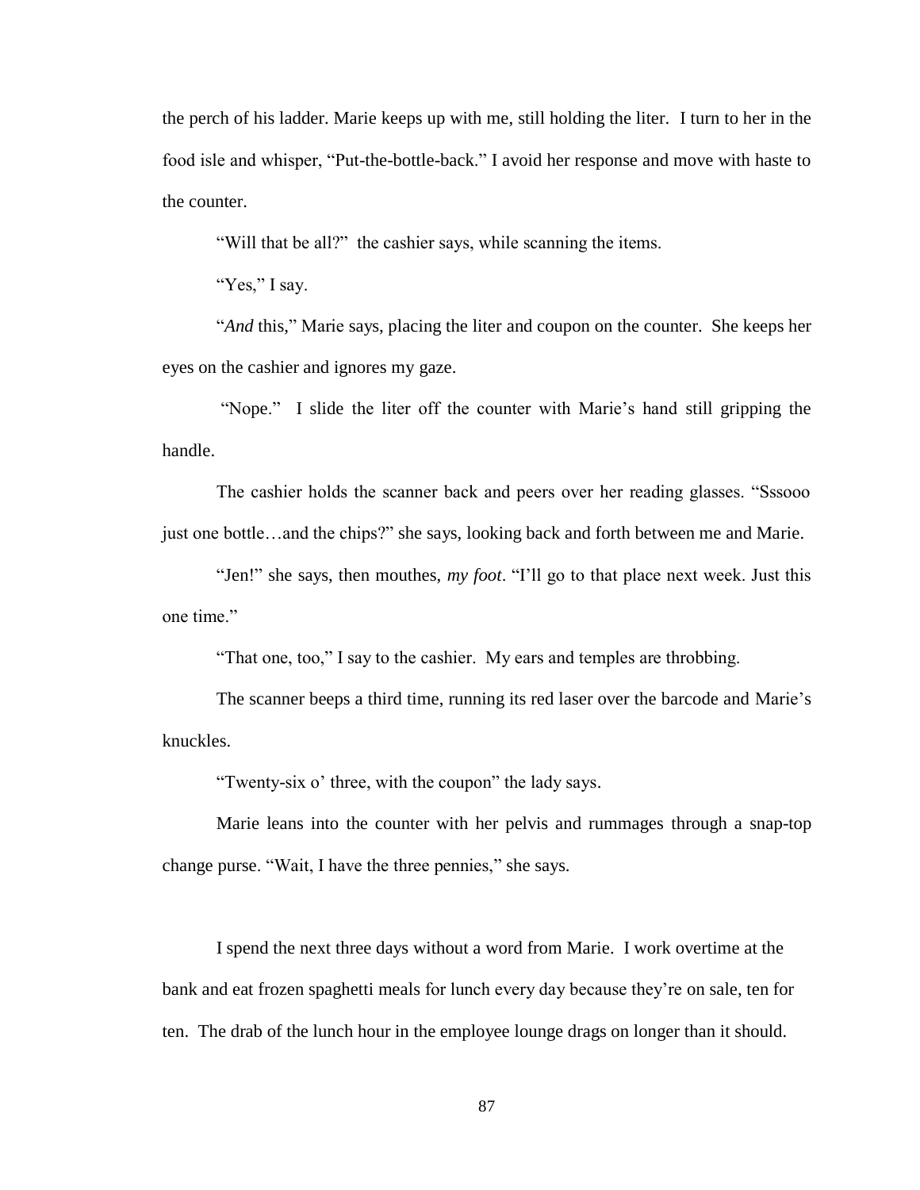the perch of his ladder. Marie keeps up with me, still holding the liter. I turn to her in the food isle and whisper, "Put-the-bottle-back." I avoid her response and move with haste to the counter.

"Will that be all?" the cashier says, while scanning the items.

"Yes," I say.

"*And* this," Marie says, placing the liter and coupon on the counter. She keeps her eyes on the cashier and ignores my gaze.

"Nope." I slide the liter off the counter with Marie's hand still gripping the handle.

The cashier holds the scanner back and peers over her reading glasses. "Sssooo just one bottle…and the chips?" she says, looking back and forth between me and Marie.

"Jen!" she says, then mouthes, *my foot*. "I'll go to that place next week. Just this one time."

"That one, too," I say to the cashier. My ears and temples are throbbing.

The scanner beeps a third time, running its red laser over the barcode and Marie's knuckles.

"Twenty-six o' three, with the coupon" the lady says.

Marie leans into the counter with her pelvis and rummages through a snap-top change purse. "Wait, I have the three pennies," she says.

I spend the next three days without a word from Marie. I work overtime at the bank and eat frozen spaghetti meals for lunch every day because they're on sale, ten for ten. The drab of the lunch hour in the employee lounge drags on longer than it should.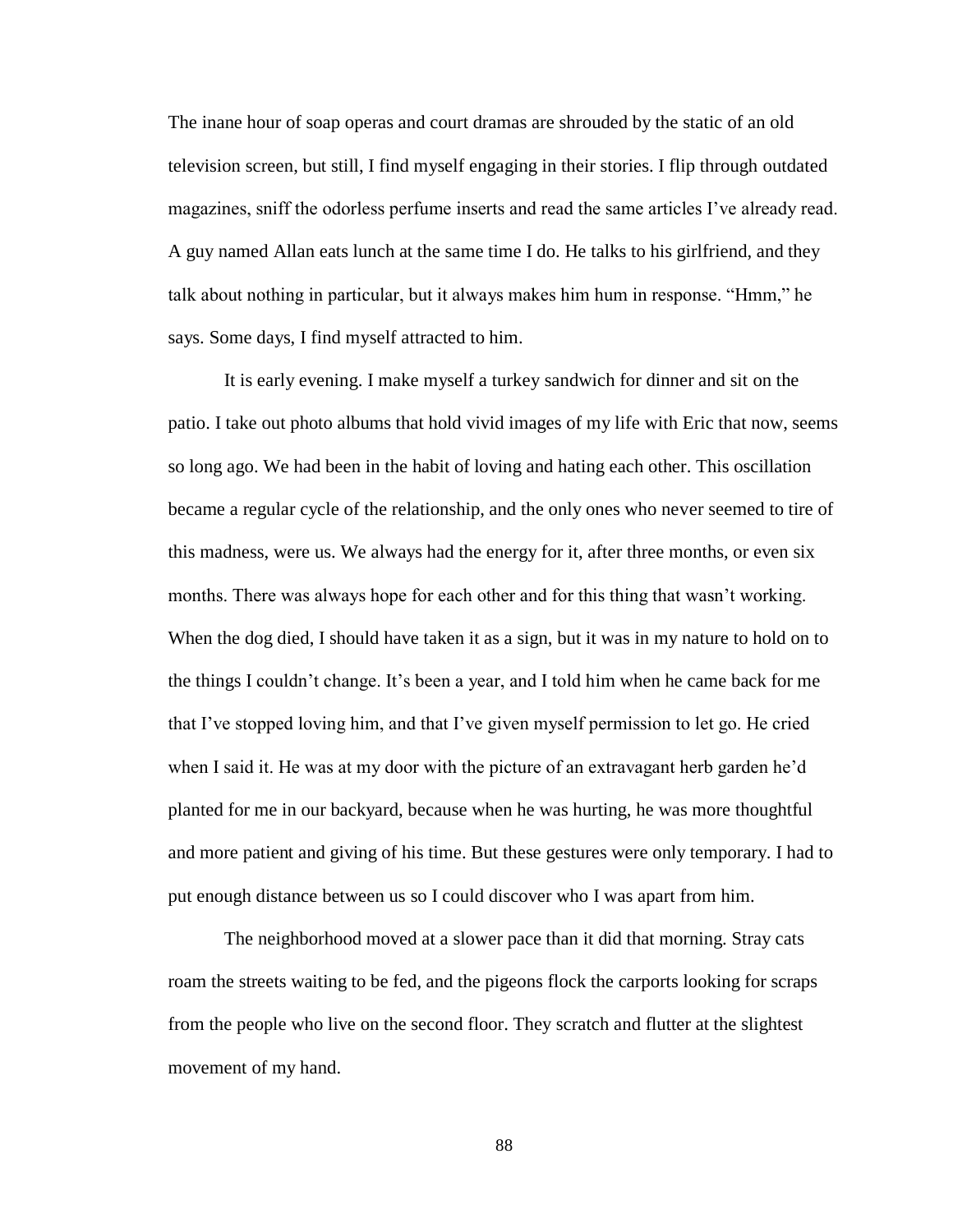The inane hour of soap operas and court dramas are shrouded by the static of an old television screen, but still, I find myself engaging in their stories. I flip through outdated magazines, sniff the odorless perfume inserts and read the same articles I've already read. A guy named Allan eats lunch at the same time I do. He talks to his girlfriend, and they talk about nothing in particular, but it always makes him hum in response. "Hmm," he says. Some days, I find myself attracted to him.

It is early evening. I make myself a turkey sandwich for dinner and sit on the patio. I take out photo albums that hold vivid images of my life with Eric that now, seems so long ago. We had been in the habit of loving and hating each other. This oscillation became a regular cycle of the relationship, and the only ones who never seemed to tire of this madness, were us. We always had the energy for it, after three months, or even six months. There was always hope for each other and for this thing that wasn't working. When the dog died, I should have taken it as a sign, but it was in my nature to hold on to the things I couldn't change. It's been a year, and I told him when he came back for me that I've stopped loving him, and that I've given myself permission to let go. He cried when I said it. He was at my door with the picture of an extravagant herb garden he'd planted for me in our backyard, because when he was hurting, he was more thoughtful and more patient and giving of his time. But these gestures were only temporary. I had to put enough distance between us so I could discover who I was apart from him.

The neighborhood moved at a slower pace than it did that morning. Stray cats roam the streets waiting to be fed, and the pigeons flock the carports looking for scraps from the people who live on the second floor. They scratch and flutter at the slightest movement of my hand.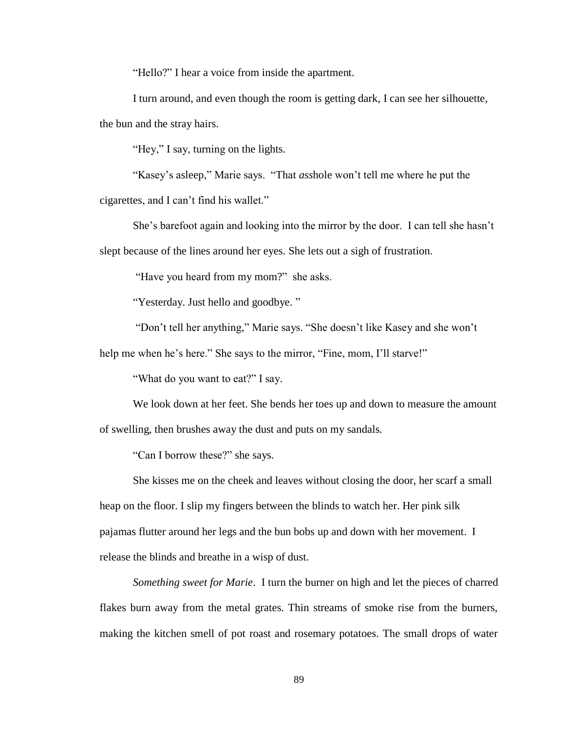"Hello?" I hear a voice from inside the apartment.

I turn around, and even though the room is getting dark, I can see her silhouette, the bun and the stray hairs.

"Hey," I say, turning on the lights.

"Kasey's asleep," Marie says. "That *ass*hole won't tell me where he put the cigarettes, and I can't find his wallet."

She's barefoot again and looking into the mirror by the door. I can tell she hasn't slept because of the lines around her eyes. She lets out a sigh of frustration.

"Have you heard from my mom?" she asks.

"Yesterday. Just hello and goodbye."

"Don't tell her anything," Marie says. "She doesn't like Kasey and she won't help me when he's here." She says to the mirror, "Fine, mom, I'll starve!"

"What do you want to eat?" I say.

We look down at her feet. She bends her toes up and down to measure the amount of swelling, then brushes away the dust and puts on my sandals.

"Can I borrow these?" she says.

She kisses me on the cheek and leaves without closing the door, her scarf a small heap on the floor. I slip my fingers between the blinds to watch her. Her pink silk pajamas flutter around her legs and the bun bobs up and down with her movement. I release the blinds and breathe in a wisp of dust.

*Something sweet for Marie*. I turn the burner on high and let the pieces of charred flakes burn away from the metal grates. Thin streams of smoke rise from the burners, making the kitchen smell of pot roast and rosemary potatoes. The small drops of water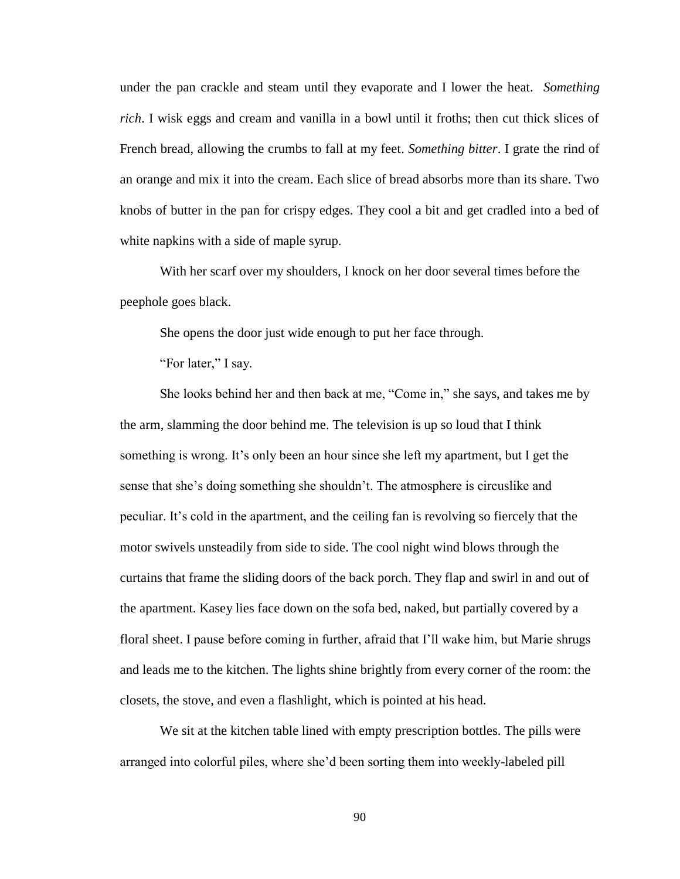under the pan crackle and steam until they evaporate and I lower the heat. *Something rich*. I wisk eggs and cream and vanilla in a bowl until it froths; then cut thick slices of French bread, allowing the crumbs to fall at my feet. *Something bitter*. I grate the rind of an orange and mix it into the cream. Each slice of bread absorbs more than its share. Two knobs of butter in the pan for crispy edges. They cool a bit and get cradled into a bed of white napkins with a side of maple syrup.

With her scarf over my shoulders, I knock on her door several times before the peephole goes black.

She opens the door just wide enough to put her face through.

"For later," I say.

She looks behind her and then back at me, "Come in," she says, and takes me by the arm, slamming the door behind me. The television is up so loud that I think something is wrong. It's only been an hour since she left my apartment, but I get the sense that she's doing something she shouldn't. The atmosphere is circuslike and peculiar. It's cold in the apartment, and the ceiling fan is revolving so fiercely that the motor swivels unsteadily from side to side. The cool night wind blows through the curtains that frame the sliding doors of the back porch. They flap and swirl in and out of the apartment. Kasey lies face down on the sofa bed, naked, but partially covered by a floral sheet. I pause before coming in further, afraid that I'll wake him, but Marie shrugs and leads me to the kitchen. The lights shine brightly from every corner of the room: the closets, the stove, and even a flashlight, which is pointed at his head.

We sit at the kitchen table lined with empty prescription bottles. The pills were arranged into colorful piles, where she'd been sorting them into weekly-labeled pill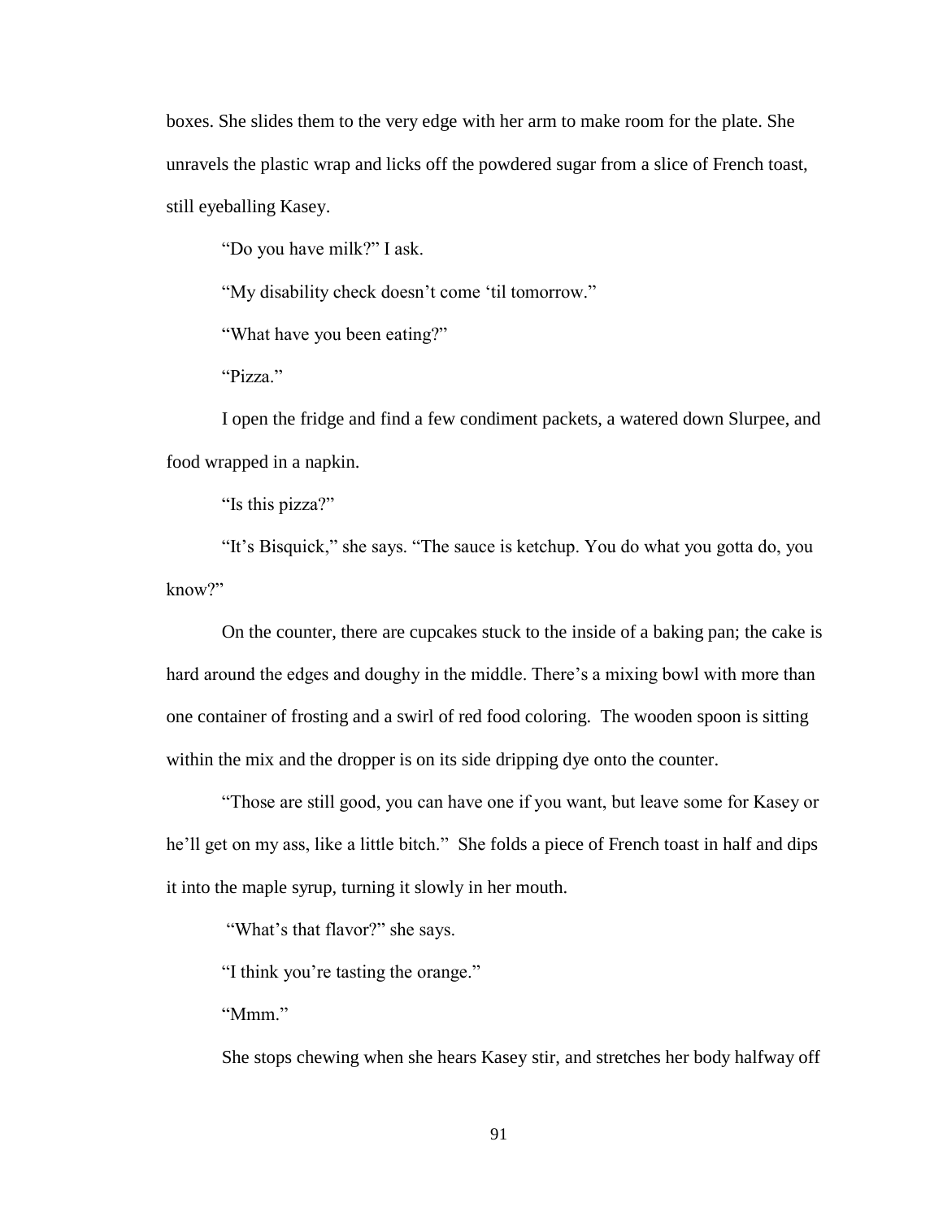boxes. She slides them to the very edge with her arm to make room for the plate. She unravels the plastic wrap and licks off the powdered sugar from a slice of French toast, still eyeballing Kasey.

"Do you have milk?" I ask.

"My disability check doesn't come 'til tomorrow."

"What have you been eating?"

"Pizza."

I open the fridge and find a few condiment packets, a watered down Slurpee, and food wrapped in a napkin.

"Is this pizza?"

"It's Bisquick," she says. "The sauce is ketchup. You do what you gotta do, you know?"

On the counter, there are cupcakes stuck to the inside of a baking pan; the cake is hard around the edges and doughy in the middle. There's a mixing bowl with more than one container of frosting and a swirl of red food coloring. The wooden spoon is sitting within the mix and the dropper is on its side dripping dye onto the counter.

"Those are still good, you can have one if you want, but leave some for Kasey or he'll get on my ass, like a little bitch." She folds a piece of French toast in half and dips it into the maple syrup, turning it slowly in her mouth.

"What's that flavor?" she says.

"I think you're tasting the orange."

"Mmm."

She stops chewing when she hears Kasey stir, and stretches her body halfway off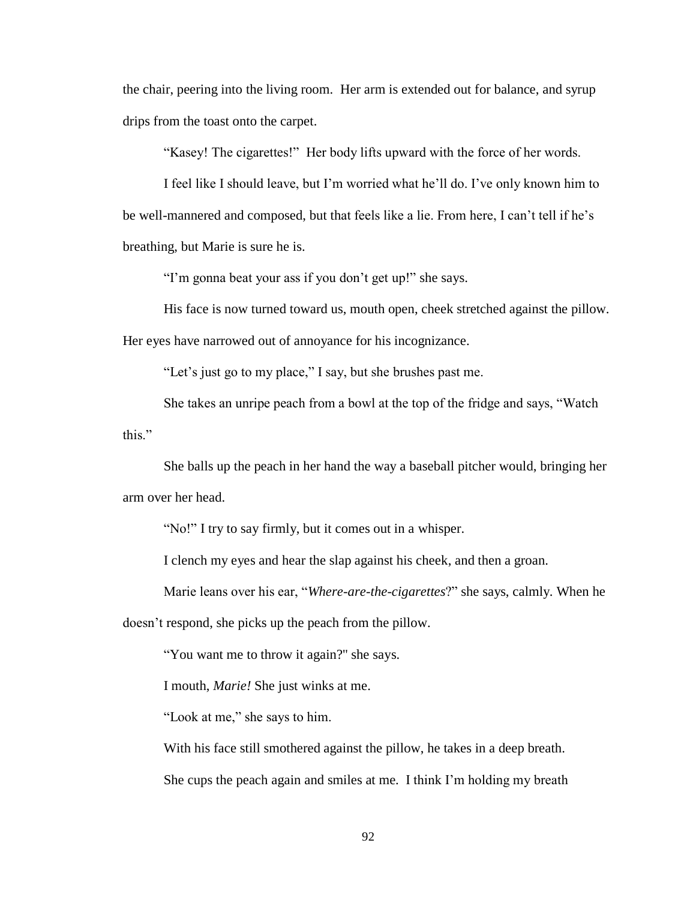the chair, peering into the living room. Her arm is extended out for balance, and syrup drips from the toast onto the carpet.

"Kasey! The cigarettes!" Her body lifts upward with the force of her words.

I feel like I should leave, but I'm worried what he'll do. I've only known him to be well-mannered and composed, but that feels like a lie. From here, I can't tell if he's breathing, but Marie is sure he is.

"I'm gonna beat your ass if you don't get up!" she says.

His face is now turned toward us, mouth open, cheek stretched against the pillow. Her eyes have narrowed out of annoyance for his incognizance.

"Let's just go to my place," I say, but she brushes past me.

She takes an unripe peach from a bowl at the top of the fridge and says, "Watch this."

She balls up the peach in her hand the way a baseball pitcher would, bringing her arm over her head.

"No!" I try to say firmly, but it comes out in a whisper.

I clench my eyes and hear the slap against his cheek, and then a groan.

Marie leans over his ear, "*Where-are-the-cigarettes*?" she says, calmly. When he doesn't respond, she picks up the peach from the pillow.

"You want me to throw it again?" she says.

I mouth, *Marie!* She just winks at me.

"Look at me," she says to him.

With his face still smothered against the pillow, he takes in a deep breath.

She cups the peach again and smiles at me. I think I'm holding my breath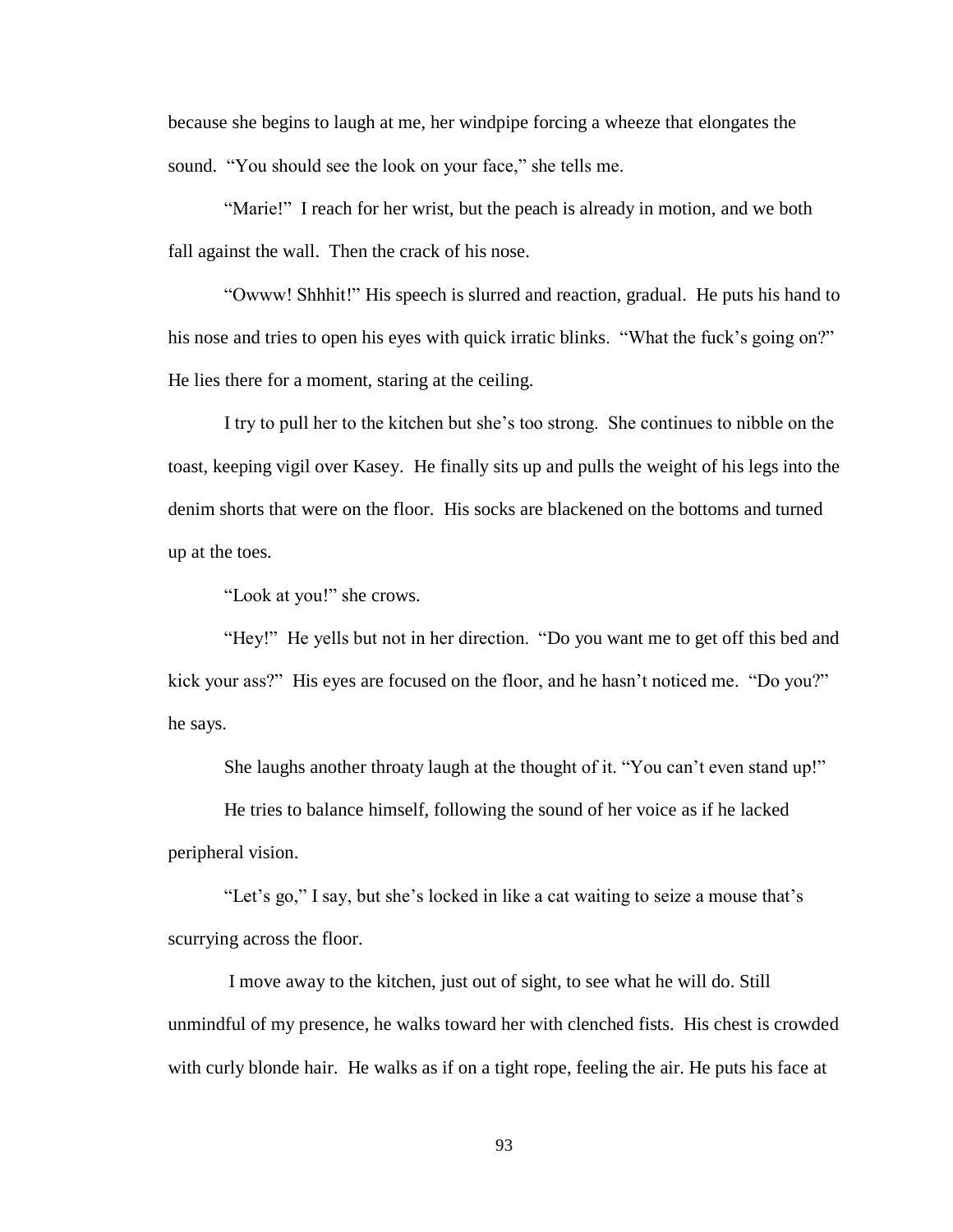because she begins to laugh at me, her windpipe forcing a wheeze that elongates the sound. "You should see the look on your face," she tells me.

"Marie!" I reach for her wrist, but the peach is already in motion, and we both fall against the wall. Then the crack of his nose.

"Owww! Shhhit!" His speech is slurred and reaction, gradual. He puts his hand to his nose and tries to open his eyes with quick irratic blinks. "What the fuck's going on?" He lies there for a moment, staring at the ceiling.

I try to pull her to the kitchen but she's too strong. She continues to nibble on the toast, keeping vigil over Kasey. He finally sits up and pulls the weight of his legs into the denim shorts that were on the floor. His socks are blackened on the bottoms and turned up at the toes.

"Look at you!" she crows.

"Hey!" He yells but not in her direction. "Do you want me to get off this bed and kick your ass?" His eyes are focused on the floor, and he hasn't noticed me. "Do you?" he says.

She laughs another throaty laugh at the thought of it. "You can't even stand up!"

He tries to balance himself, following the sound of her voice as if he lacked peripheral vision.

"Let's go," I say, but she's locked in like a cat waiting to seize a mouse that's scurrying across the floor.

I move away to the kitchen, just out of sight, to see what he will do. Still unmindful of my presence, he walks toward her with clenched fists. His chest is crowded with curly blonde hair. He walks as if on a tight rope, feeling the air. He puts his face at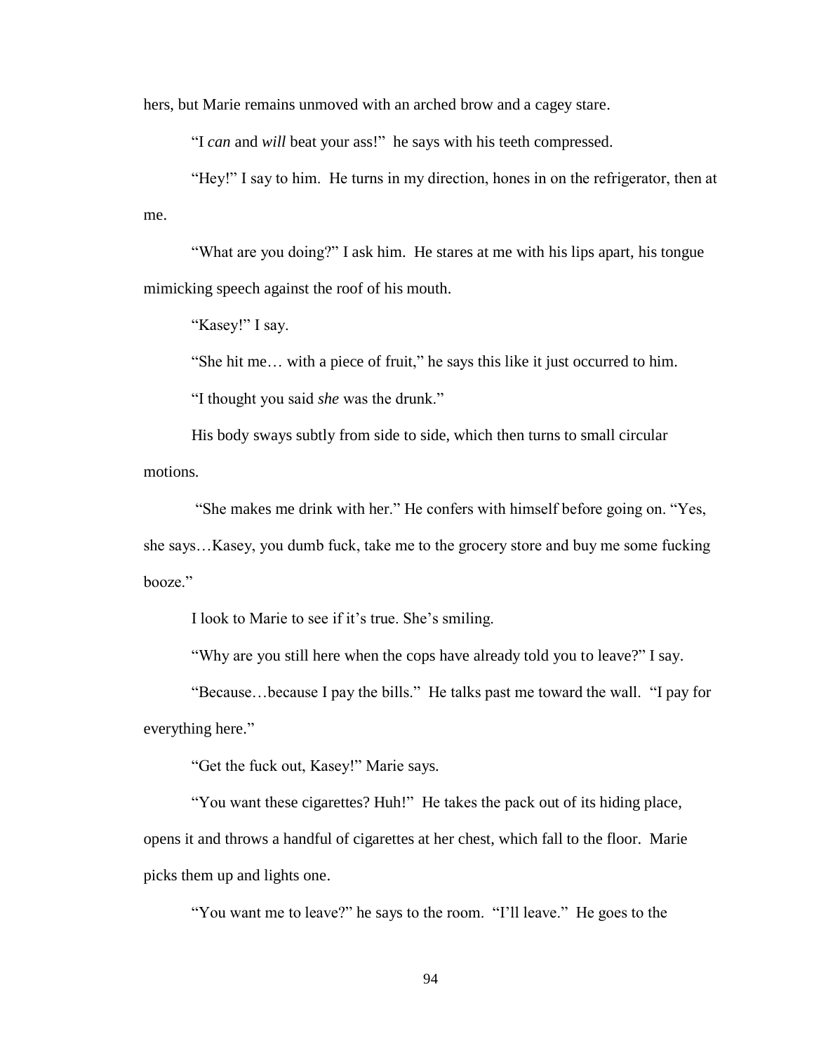hers, but Marie remains unmoved with an arched brow and a cagey stare.

"I *can* and *will* beat your ass!" he says with his teeth compressed.

"Hey!" I say to him. He turns in my direction, hones in on the refrigerator, then at me.

"What are you doing?" I ask him. He stares at me with his lips apart, his tongue mimicking speech against the roof of his mouth.

"Kasey!" I say.

"She hit me… with a piece of fruit," he says this like it just occurred to him.

"I thought you said *she* was the drunk."

His body sways subtly from side to side, which then turns to small circular motions.

"She makes me drink with her." He confers with himself before going on. "Yes, she says…Kasey, you dumb fuck, take me to the grocery store and buy me some fucking booze."

I look to Marie to see if it's true. She's smiling.

"Why are you still here when the cops have already told you to leave?" I say.

"Because…because I pay the bills." He talks past me toward the wall. "I pay for everything here."

"Get the fuck out, Kasey!" Marie says.

"You want these cigarettes? Huh!" He takes the pack out of its hiding place, opens it and throws a handful of cigarettes at her chest, which fall to the floor. Marie picks them up and lights one.

"You want me to leave?" he says to the room. "I'll leave." He goes to the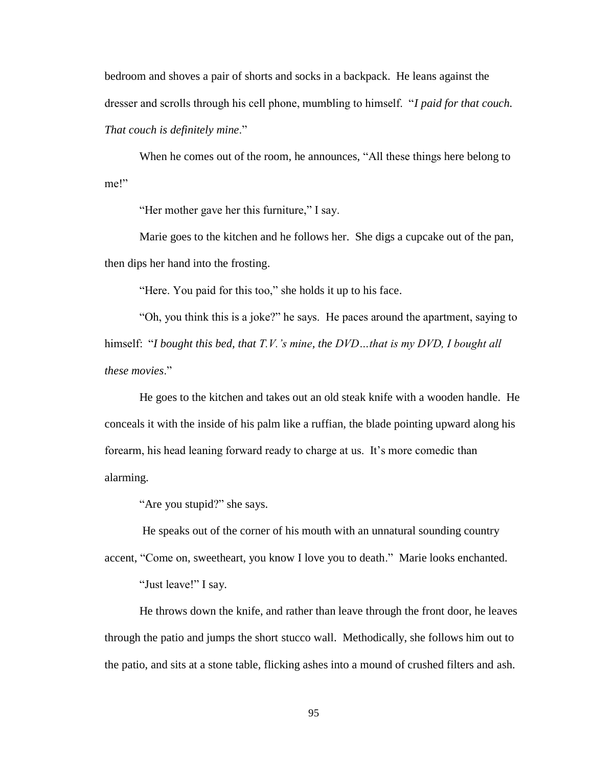bedroom and shoves a pair of shorts and socks in a backpack. He leans against the dresser and scrolls through his cell phone, mumbling to himself. "*I paid for that couch. That couch is definitely mine*."

When he comes out of the room, he announces, "All these things here belong to me!"

"Her mother gave her this furniture," I say.

Marie goes to the kitchen and he follows her. She digs a cupcake out of the pan, then dips her hand into the frosting.

"Here. You paid for this too," she holds it up to his face.

"Oh, you think this is a joke?" he says. He paces around the apartment, saying to himself: "*I bought this bed, that T.V.'s mine, the DVD…that is my DVD, I bought all these movies*."

He goes to the kitchen and takes out an old steak knife with a wooden handle. He conceals it with the inside of his palm like a ruffian, the blade pointing upward along his forearm, his head leaning forward ready to charge at us. It's more comedic than alarming.

"Are you stupid?" she says.

He speaks out of the corner of his mouth with an unnatural sounding country accent, "Come on, sweetheart, you know I love you to death." Marie looks enchanted.

"Just leave!" I say.

He throws down the knife, and rather than leave through the front door, he leaves through the patio and jumps the short stucco wall. Methodically, she follows him out to the patio, and sits at a stone table, flicking ashes into a mound of crushed filters and ash.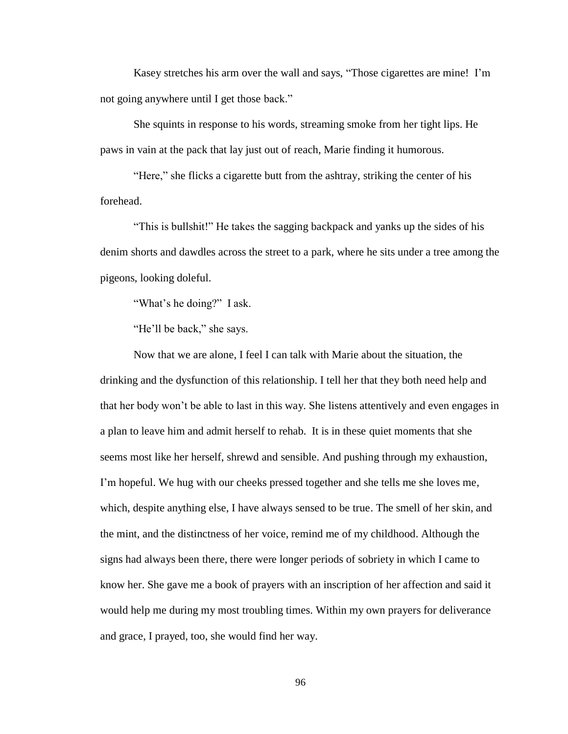Kasey stretches his arm over the wall and says, "Those cigarettes are mine!  I'm not going anywhere until I get those back."

She squints in response to his words, streaming smoke from her tight lips. He paws in vain at the pack that lay just out of reach, Marie finding it humorous.

"Here," she flicks a cigarette butt from the ashtray, striking the center of his forehead.

"This is bullshit!" He takes the sagging backpack and yanks up the sides of his denim shorts and dawdles across the street to a park, where he sits under a tree among the pigeons, looking doleful.

"What's he doing?"  I ask.

"He'll be back," she says.

Now that we are alone, I feel I can talk with Marie about the situation, the drinking and the dysfunction of this relationship. I tell her that they both need help and that her body won't be able to last in this way. She listens attentively and even engages in a plan to leave him and admit herself to rehab.  It is in these quiet moments that she seems most like her herself, shrewd and sensible. And pushing through my exhaustion, I'm hopeful. We hug with our cheeks pressed together and she tells me she loves me, which, despite anything else, I have always sensed to be true. The smell of her skin, and the mint, and the distinctness of her voice, remind me of my childhood. Although the signs had always been there, there were longer periods of sobriety in which I came to know her. She gave me a book of prayers with an inscription of her affection and said it would help me during my most troubling times. Within my own prayers for deliverance and grace, I prayed, too, she would find her way.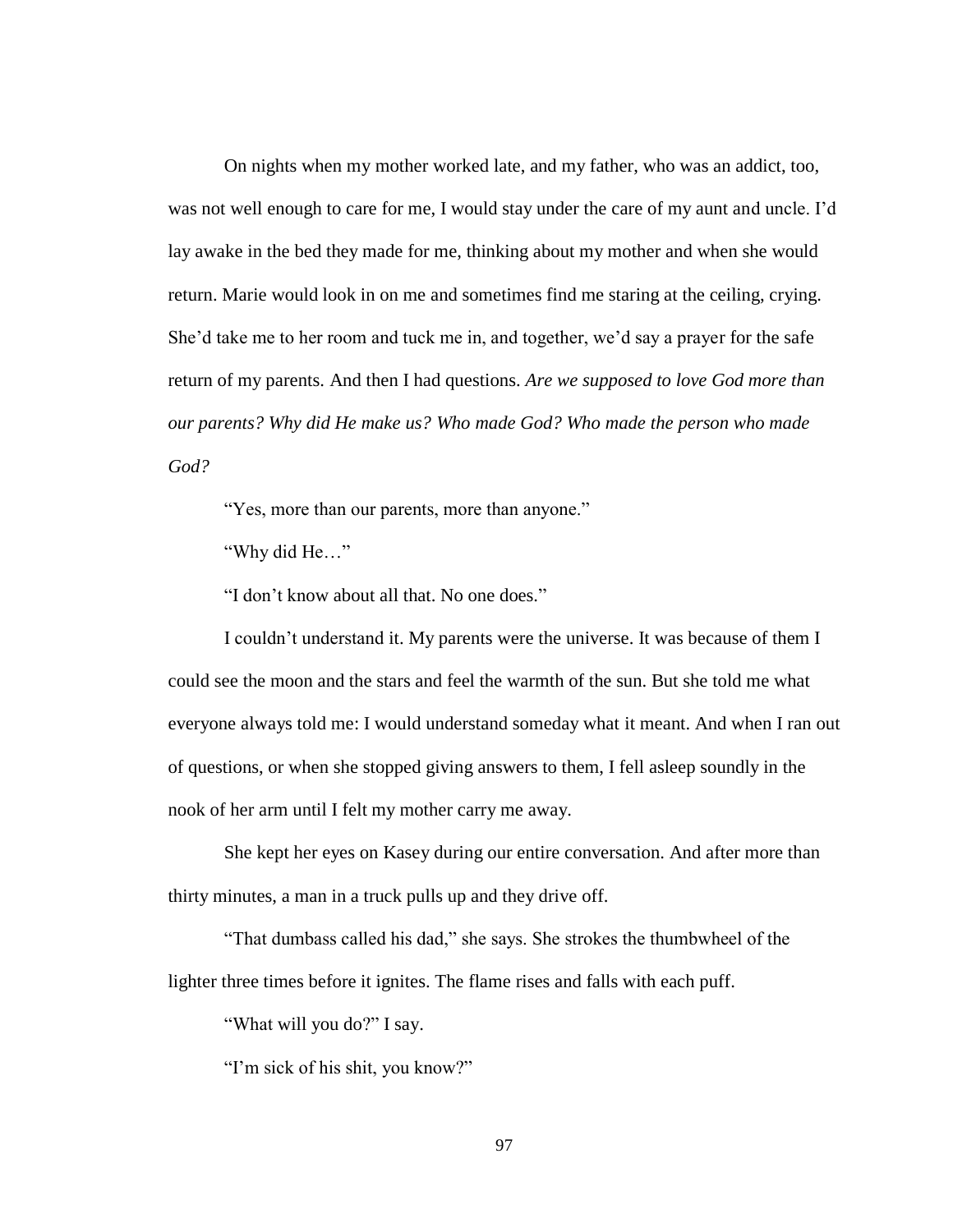On nights when my mother worked late, and my father, who was an addict, too, was not well enough to care for me, I would stay under the care of my aunt and uncle. I'd lay awake in the bed they made for me, thinking about my mother and when she would return. Marie would look in on me and sometimes find me staring at the ceiling, crying. She'd take me to her room and tuck me in, and together, we'd say a prayer for the safe return of my parents. And then I had questions. *Are we supposed to love God more than our parents? Why did He make us? Who made God? Who made the person who made God?*

"Yes, more than our parents, more than anyone."

"Why did He…"

"I don't know about all that. No one does."

I couldn't understand it. My parents were the universe. It was because of them I could see the moon and the stars and feel the warmth of the sun. But she told me what everyone always told me: I would understand someday what it meant. And when I ran out of questions, or when she stopped giving answers to them, I fell asleep soundly in the nook of her arm until I felt my mother carry me away.

She kept her eyes on Kasey during our entire conversation. And after more than thirty minutes, a man in a truck pulls up and they drive off.

"That dumbass called his dad," she says. She strokes the thumbwheel of the lighter three times before it ignites. The flame rises and falls with each puff.

"What will you do?" I say.

"I'm sick of his shit, you know?"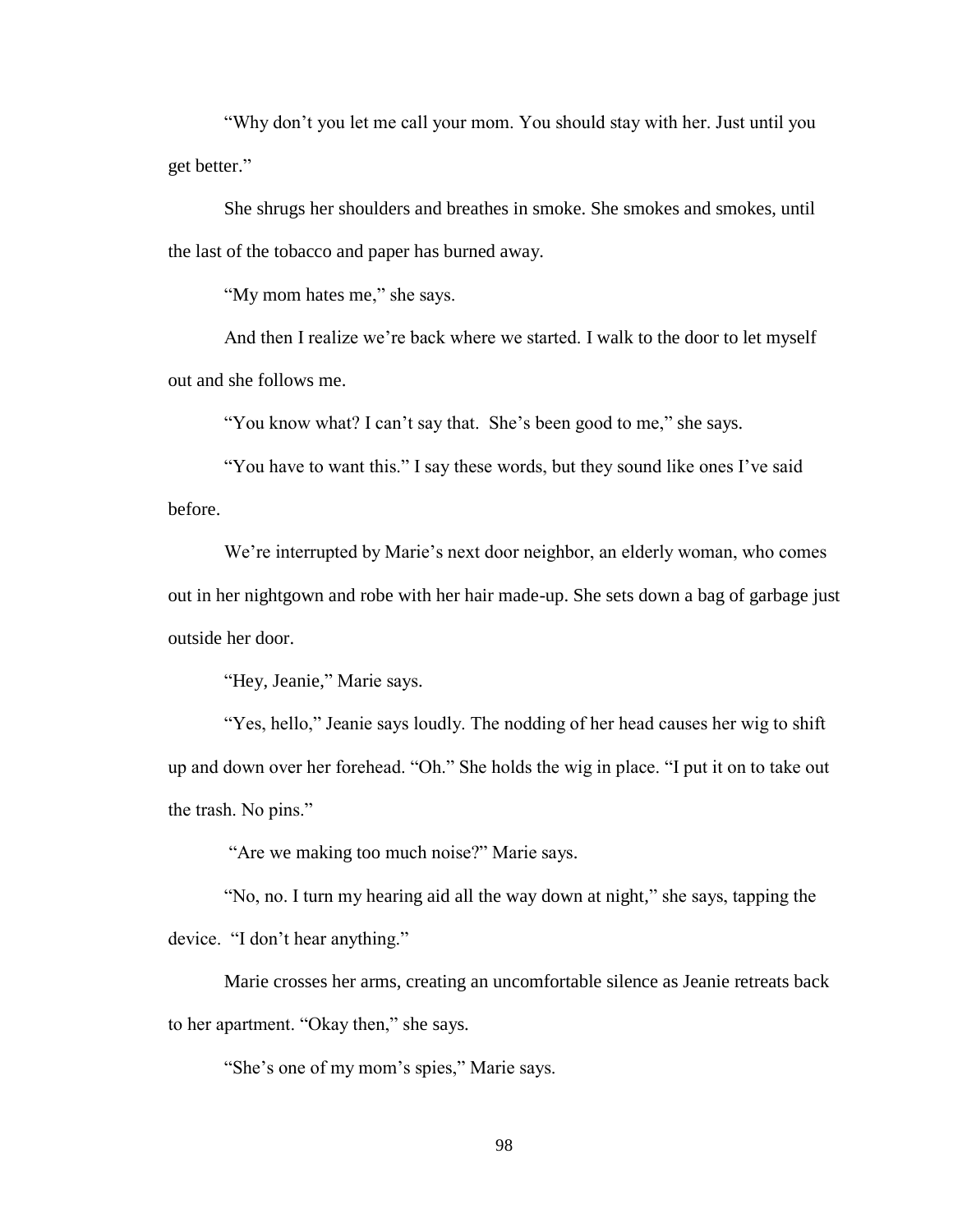"Why don't you let me call your mom. You should stay with her. Just until you get better."

She shrugs her shoulders and breathes in smoke. She smokes and smokes, until the last of the tobacco and paper has burned away.

"My mom hates me," she says.

And then I realize we're back where we started. I walk to the door to let myself out and she follows me.

"You know what? I can't say that. She's been good to me," she says.

"You have to want this." I say these words, but they sound like ones I've said before.

We're interrupted by Marie's next door neighbor, an elderly woman, who comes out in her nightgown and robe with her hair made-up. She sets down a bag of garbage just outside her door.

"Hey, Jeanie," Marie says.

"Yes, hello," Jeanie says loudly. The nodding of her head causes her wig to shift up and down over her forehead. "Oh." She holds the wig in place. "I put it on to take out the trash. No pins."

"Are we making too much noise?" Marie says.

"No, no. I turn my hearing aid all the way down at night," she says, tapping the device. "I don't hear anything."

Marie crosses her arms, creating an uncomfortable silence as Jeanie retreats back to her apartment. "Okay then," she says.

"She's one of my mom's spies," Marie says.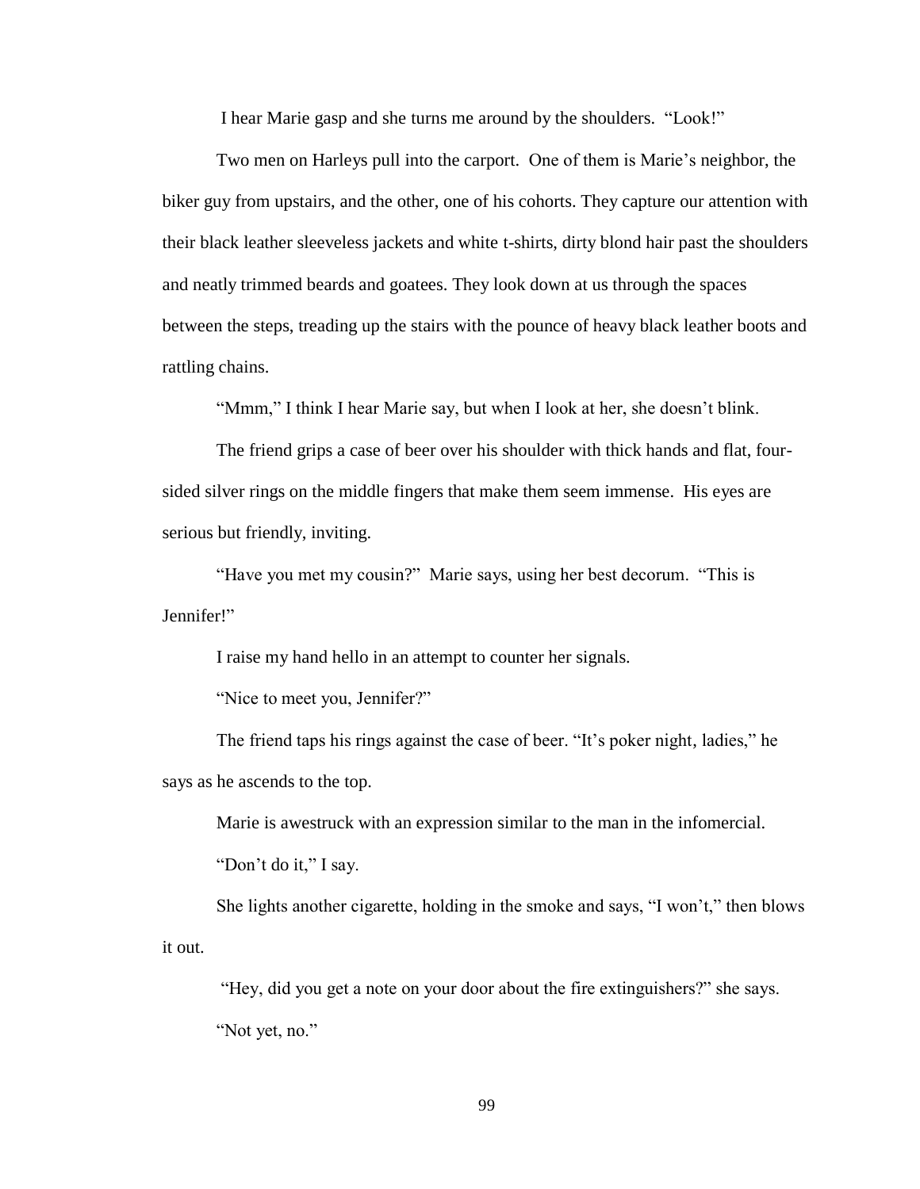I hear Marie gasp and she turns me around by the shoulders. "Look!"

Two men on Harleys pull into the carport. One of them is Marie's neighbor, the biker guy from upstairs, and the other, one of his cohorts. They capture our attention with their black leather sleeveless jackets and white t-shirts, dirty blond hair past the shoulders and neatly trimmed beards and goatees. They look down at us through the spaces between the steps, treading up the stairs with the pounce of heavy black leather boots and rattling chains.

"Mmm," I think I hear Marie say, but when I look at her, she doesn't blink.

The friend grips a case of beer over his shoulder with thick hands and flat, four-sided silver rings on the middle fingers that make them seem immense. His eyes are serious but friendly, inviting.

"Have you met my cousin?" Marie says, using her best decorum. "This is Jennifer!"

I raise my hand hello in an attempt to counter her signals.

"Nice to meet you, Jennifer?"

The friend taps his rings against the case of beer. "It's poker night, ladies," he says as he ascends to the top.

Marie is awestruck with an expression similar to the man in the infomercial.

"Don't do it," I say.

She lights another cigarette, holding in the smoke and says, "I won't," then blows it out.

"Hey, did you get a note on your door about the fire extinguishers?" she says.

"Not yet, no."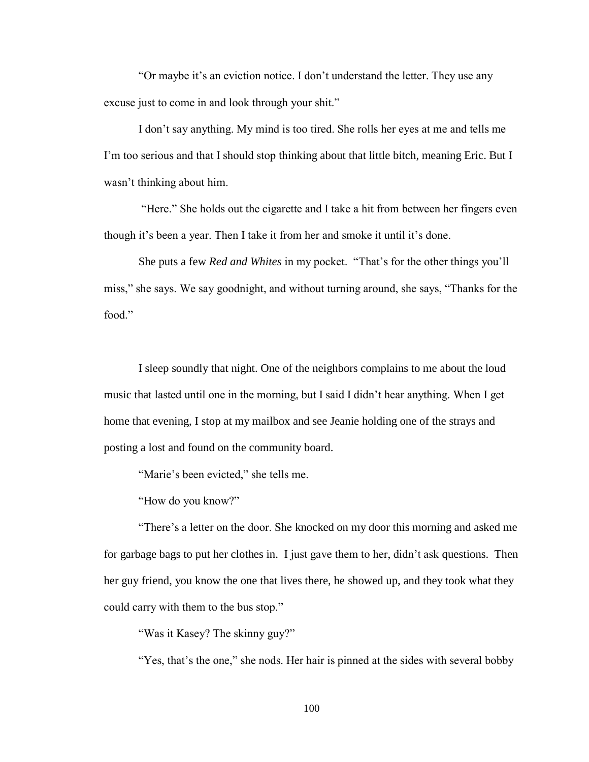"Or maybe it's an eviction notice. I don't understand the letter. They use any excuse just to come in and look through your shit."

I don't say anything. My mind is too tired. She rolls her eyes at me and tells me I'm too serious and that I should stop thinking about that little bitch, meaning Eric. But I wasn't thinking about him.

"Here." She holds out the cigarette and I take a hit from between her fingers even though it's been a year. Then I take it from her and smoke it until it's done.

She puts a few *Red and Whites* in my pocket. "That's for the other things you'll miss," she says. We say goodnight, and without turning around, she says, "Thanks for the food."

I sleep soundly that night. One of the neighbors complains to me about the loud music that lasted until one in the morning, but I said I didn't hear anything. When I get home that evening, I stop at my mailbox and see Jeanie holding one of the strays and posting a lost and found on the community board.

"Marie's been evicted," she tells me.

"How do you know?"

"There's a letter on the door. She knocked on my door this morning and asked me for garbage bags to put her clothes in. I just gave them to her, didn't ask questions. Then her guy friend, you know the one that lives there, he showed up, and they took what they could carry with them to the bus stop."

"Was it Kasey? The skinny guy?"

"Yes, that's the one," she nods. Her hair is pinned at the sides with several bobby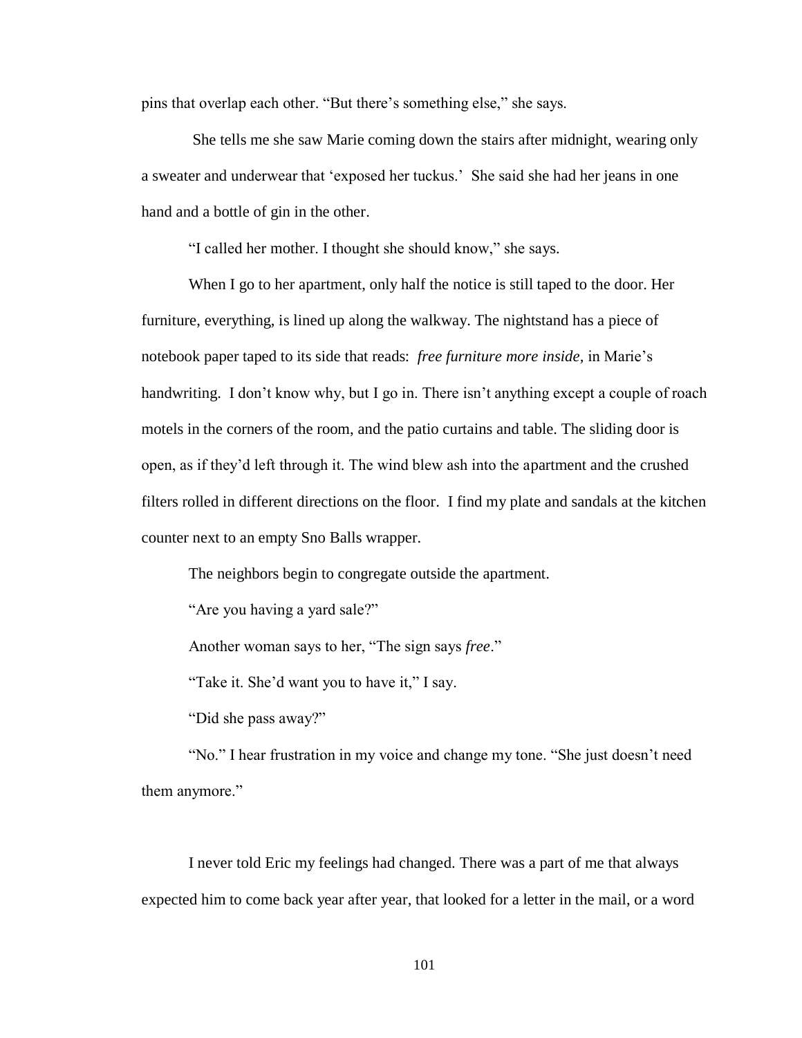pins that overlap each other. "But there's something else," she says.

She tells me she saw Marie coming down the stairs after midnight, wearing only a sweater and underwear that 'exposed her tuckus.' She said she had her jeans in one hand and a bottle of gin in the other.

"I called her mother. I thought she should know," she says.

When I go to her apartment, only half the notice is still taped to the door. Her furniture, everything, is lined up along the walkway. The nightstand has a piece of notebook paper taped to its side that reads: *free furniture more inside,* in Marie's handwriting. I don't know why, but I go in. There isn't anything except a couple of roach motels in the corners of the room, and the patio curtains and table. The sliding door is open, as if they'd left through it. The wind blew ash into the apartment and the crushed filters rolled in different directions on the floor. I find my plate and sandals at the kitchen counter next to an empty Sno Balls wrapper.

The neighbors begin to congregate outside the apartment.

"Are you having a yard sale?"

Another woman says to her, "The sign says *free*."

"Take it. She'd want you to have it," I say.

"Did she pass away?"

"No." I hear frustration in my voice and change my tone. "She just doesn't need them anymore."

I never told Eric my feelings had changed. There was a part of me that always expected him to come back year after year, that looked for a letter in the mail, or a word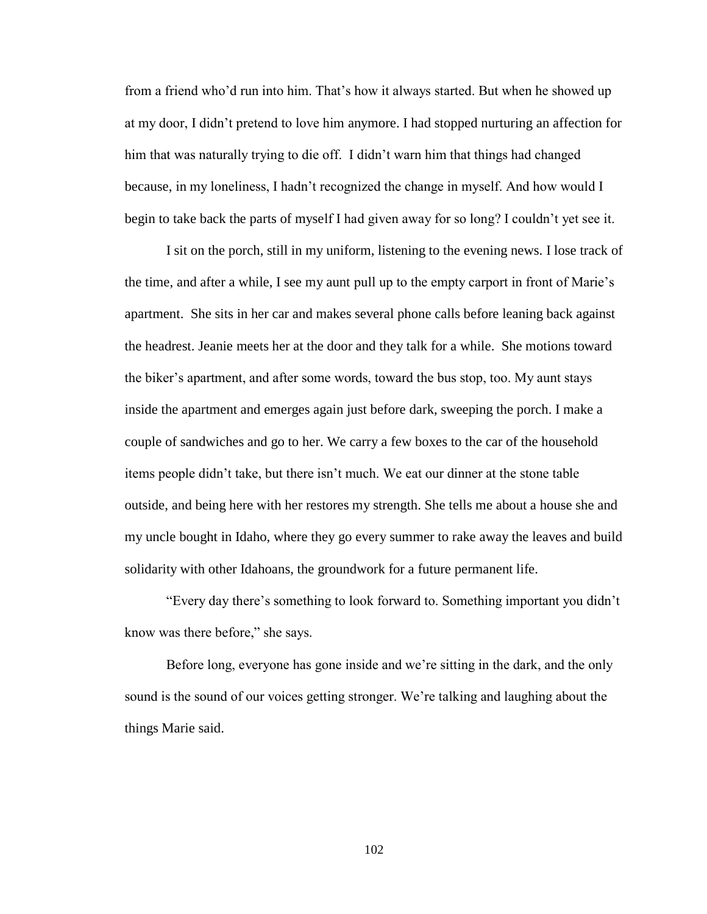from a friend who'd run into him. That's how it always started. But when he showed up at my door, I didn't pretend to love him anymore. I had stopped nurturing an affection for him that was naturally trying to die off. I didn't warn him that things had changed because, in my loneliness, I hadn't recognized the change in myself. And how would I begin to take back the parts of myself I had given away for so long? I couldn't yet see it.

I sit on the porch, still in my uniform, listening to the evening news. I lose track of the time, and after a while, I see my aunt pull up to the empty carport in front of Marie's apartment. She sits in her car and makes several phone calls before leaning back against the headrest. Jeanie meets her at the door and they talk for a while. She motions toward the biker's apartment, and after some words, toward the bus stop, too. My aunt stays inside the apartment and emerges again just before dark, sweeping the porch. I make a couple of sandwiches and go to her. We carry a few boxes to the car of the household items people didn't take, but there isn't much. We eat our dinner at the stone table outside, and being here with her restores my strength. She tells me about a house she and my uncle bought in Idaho, where they go every summer to rake away the leaves and build solidarity with other Idahoans, the groundwork for a future permanent life.

"Every day there's something to look forward to. Something important you didn't know was there before," she says.

Before long, everyone has gone inside and we're sitting in the dark, and the only sound is the sound of our voices getting stronger. We're talking and laughing about the things Marie said.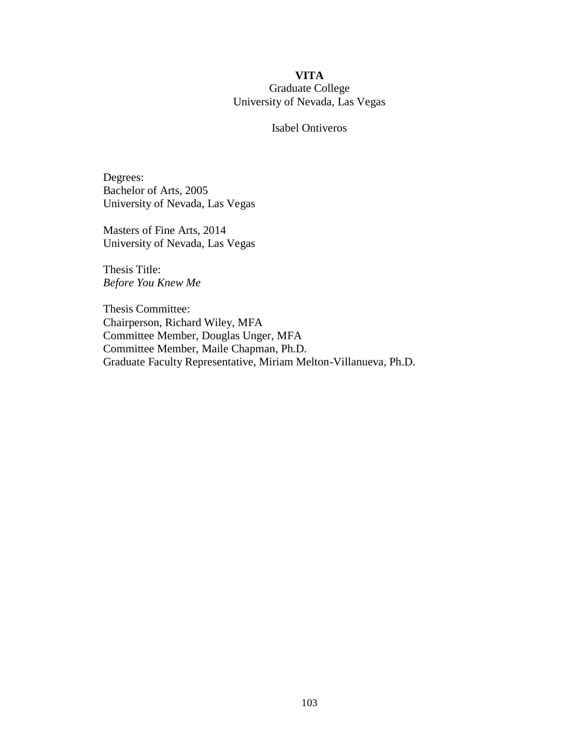# VITA

Graduate College
University of Nevada, Las Vegas

Isabel Ontiveros

Degrees:
Bachelor of Arts, 2005
University of Nevada, Las Vegas

Masters of Fine Arts, 2014
University of Nevada, Las Vegas

Thesis Title:
*Before You Knew Me*

Thesis Committee:
Chairperson, Richard Wiley, MFA
Committee Member, Douglas Unger, MFA
Committee Member, Maile Chapman, Ph.D.
Graduate Faculty Representative, Miriam Melton-Villanueva, Ph.D.